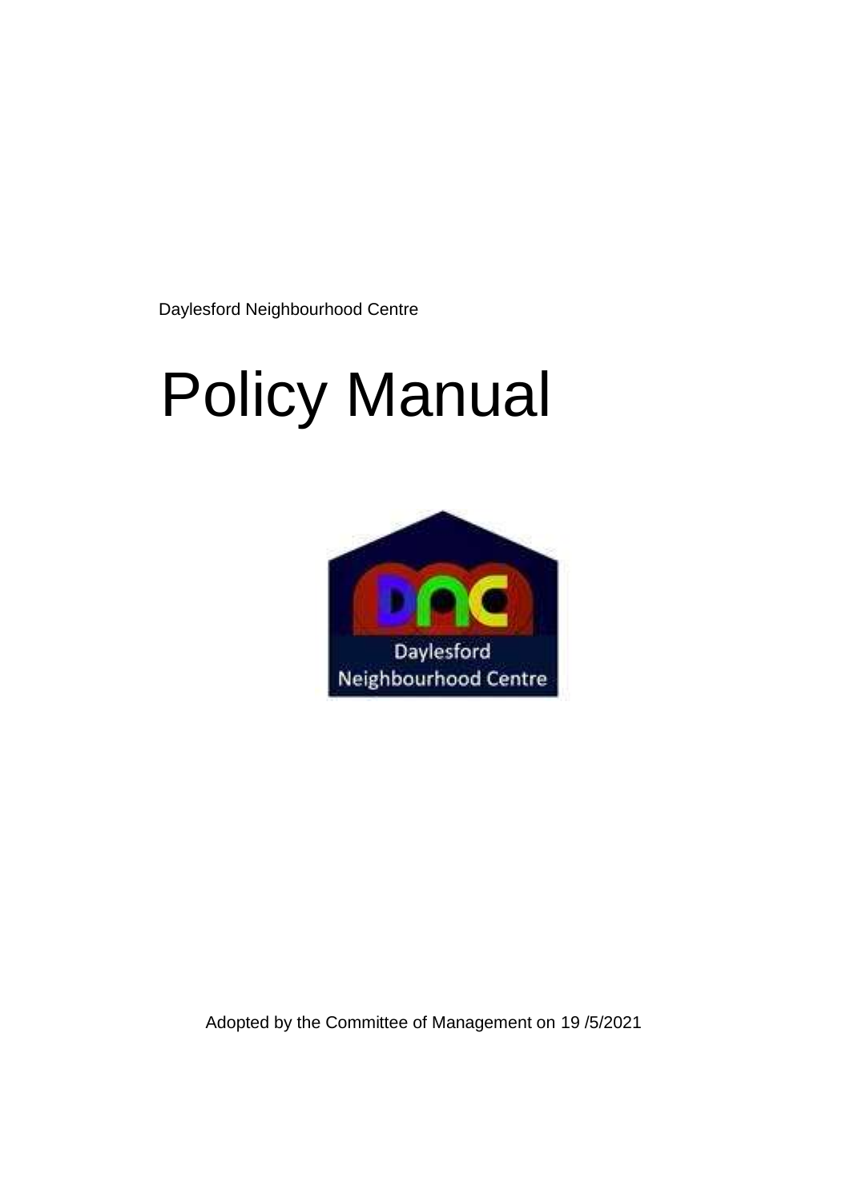Daylesford Neighbourhood Centre

# Policy Manual

Adopted by the Committee of Management on 19 /5/2021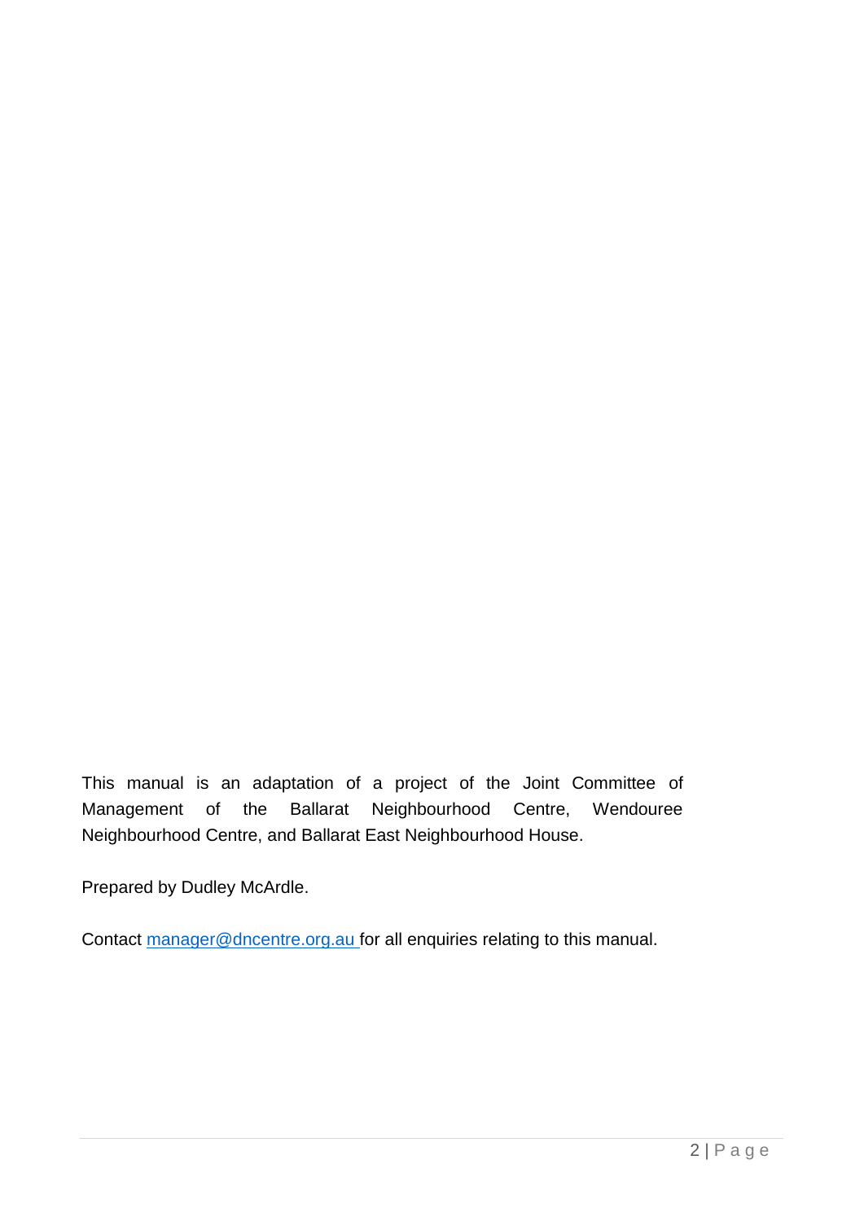This manual is an adaptation of a project of the Joint Committee of Management of the Ballarat Neighbourhood Centre, Wendouree Neighbourhood Centre, and Ballarat East Neighbourhood House.

Prepared by Dudley McArdle.

Contact [manager@dncentre.org.au](mailto:manager@dncentre.org.au) for all enquiries relating to this manual.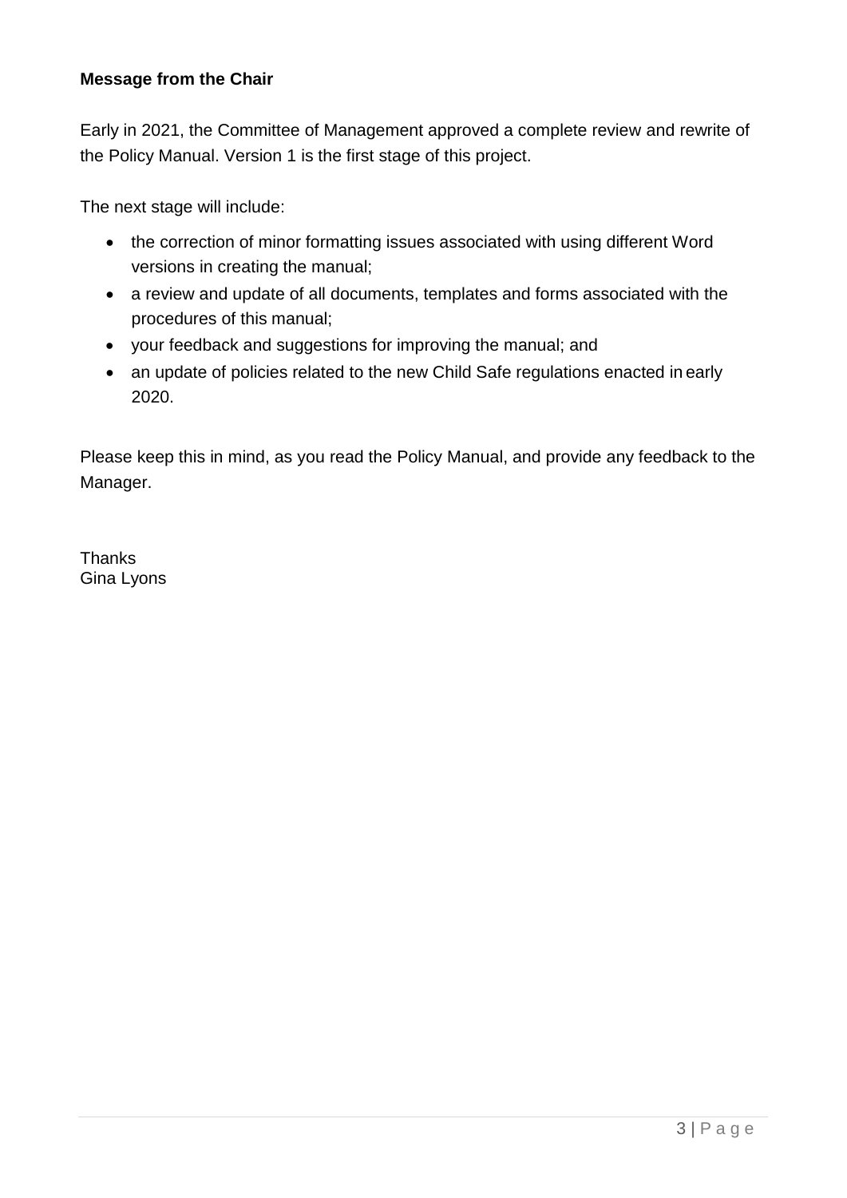**Message from the Chair**

Early in 2021, the Committee of Management approved a complete review and rewrite of the Policy Manual. Version 1 is the first stage of this project.

The next stage will include:

- the correction of minor formatting issues associated with using different Word versions in creating the manual;
- a review and update of all documents, templates and forms associated with the procedures of this manual;
- your feedback and suggestions for improving the manual; and
- an update of policies related to the new Child Safe regulations enacted in early 2020.

Please keep this in mind, as you read the Policy Manual, and provide any feedback to the Manager.

Thanks
Gina Lyons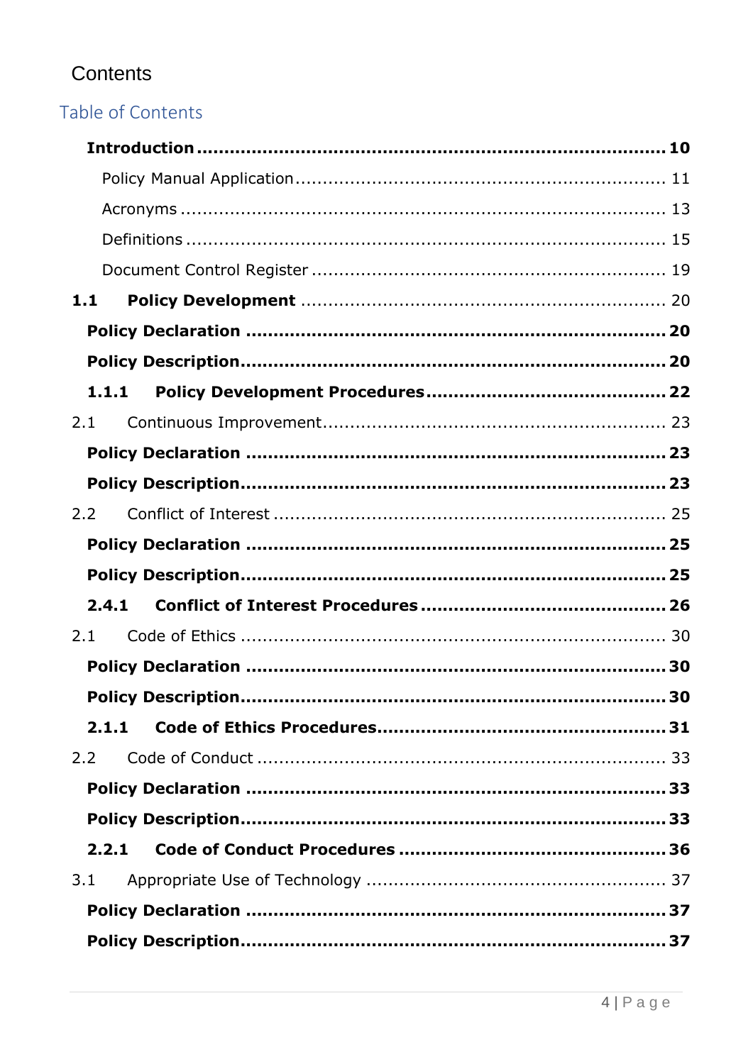# Contents

## Table of Contents

**Introduction** .......... **10**

Policy Manual Application .......... 11

Acronyms .......... 13

Definitions .......... 15

Document Control Register .......... 19

**1.1 Policy Development** .......... 20

**Policy Declaration** .......... **20**

**Policy Description** .......... **20**

**1.1.1 Policy Development Procedures** .......... **22**

2.1 Continuous Improvement .......... 23

**Policy Declaration** .......... **23**

**Policy Description** .......... **23**

2.2 Conflict of Interest .......... 25

**Policy Declaration** .......... **25**

**Policy Description** .......... **25**

**2.4.1 Conflict of Interest Procedures** .......... **26**

2.1 Code of Ethics .......... 30

**Policy Declaration** .......... **30**

**Policy Description** .......... **30**

**2.1.1 Code of Ethics Procedures** .......... **31**

2.2 Code of Conduct .......... 33

**Policy Declaration** .......... **33**

**Policy Description** .......... **33**

**2.2.1 Code of Conduct Procedures** .......... **36**

3.1 Appropriate Use of Technology .......... 37

**Policy Declaration** .......... **37**

**Policy Description** .......... **37**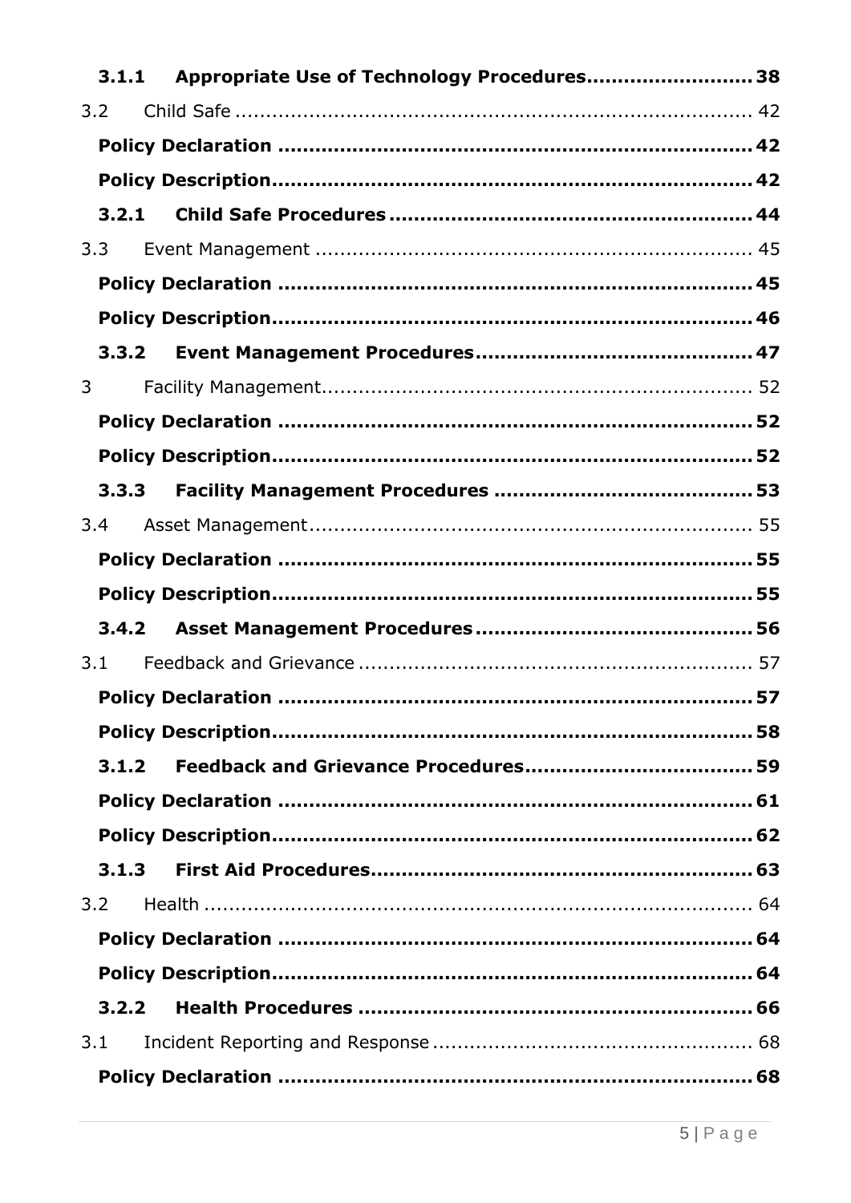**3.1.1 Appropriate Use of Technology Procedures....................................38**

3.2 Child Safe ........................................................................................ 42

**Policy Declaration ..........................................................................42**

**Policy Description...........................................................................42**

**3.2.1 Child Safe Procedures .........................................................44**

3.3 Event Management ........................................................................ 45

**Policy Declaration ..........................................................................45**

**Policy Description...........................................................................46**

**3.3.2 Event Management Procedures...........................................47**

3 Facility Management........................................................................ 52

**Policy Declaration ..........................................................................52**

**Policy Description...........................................................................52**

**3.3.3 Facility Management Procedures .........................................53**

3.4 Asset Management.......................................................................... 55

**Policy Declaration ..........................................................................55**

**Policy Description...........................................................................55**

**3.4.2 Asset Management Procedures ...........................................56**

3.1 Feedback and Grievance ................................................................. 57

**Policy Declaration ..........................................................................57**

**Policy Description...........................................................................58**

**3.1.2 Feedback and Grievance Procedures...................................59**

**Policy Declaration ..........................................................................61**

**Policy Description...........................................................................62**

**3.1.3 First Aid Procedures............................................................63**

3.2 Health ............................................................................................ 64

**Policy Declaration ..........................................................................64**

**Policy Description...........................................................................64**

**3.2.2 Health Procedures ..............................................................66**

3.1 Incident Reporting and Response .................................................... 68

**Policy Declaration ..........................................................................68**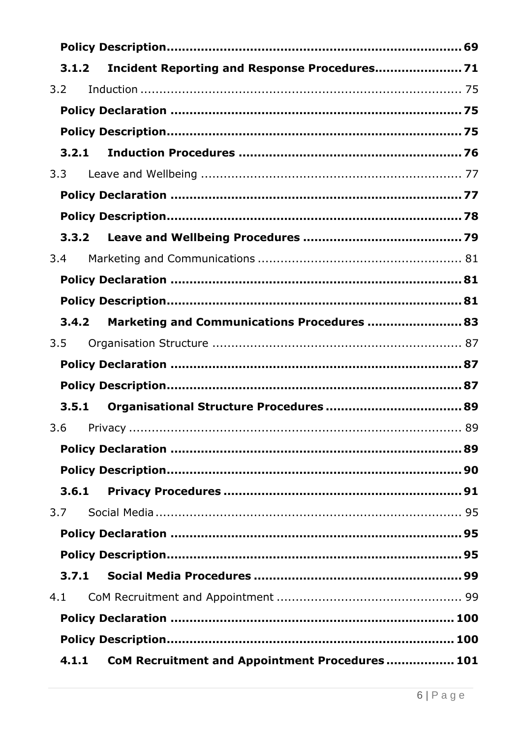**Policy Description....................................................................... 69**

**3.1.2 Incident Reporting and Response Procedures...................... 71**

3.2 Induction ................................................................................ 75

**Policy Declaration ...................................................................... 75**

**Policy Description....................................................................... 75**

**3.2.1 Induction Procedures ......................................................... 76**

3.3 Leave and Wellbeing ................................................................ 77

**Policy Declaration ...................................................................... 77**

**Policy Description....................................................................... 78**

**3.3.2 Leave and Wellbeing Procedures ......................................... 79**

3.4 Marketing and Communications ................................................ 81

**Policy Declaration ...................................................................... 81**

**Policy Description....................................................................... 81**

**3.4.2 Marketing and Communications Procedures ......................... 83**

3.5 Organisation Structure ............................................................. 87

**Policy Declaration ...................................................................... 87**

**Policy Description....................................................................... 87**

**3.5.1 Organisational Structure Procedures ................................... 89**

3.6 Privacy .................................................................................... 89

**Policy Declaration ...................................................................... 89**

**Policy Description....................................................................... 90**

**3.6.1 Privacy Procedures ............................................................. 91**

3.7 Social Media ............................................................................ 95

**Policy Declaration ...................................................................... 95**

**Policy Description....................................................................... 95**

**3.7.1 Social Media Procedures ..................................................... 99**

4.1 CoM Recruitment and Appointment ........................................... 99

**Policy Declaration ...................................................................... 100**

**Policy Description....................................................................... 100**

**4.1.1 CoM Recruitment and Appointment Procedures ................. 101**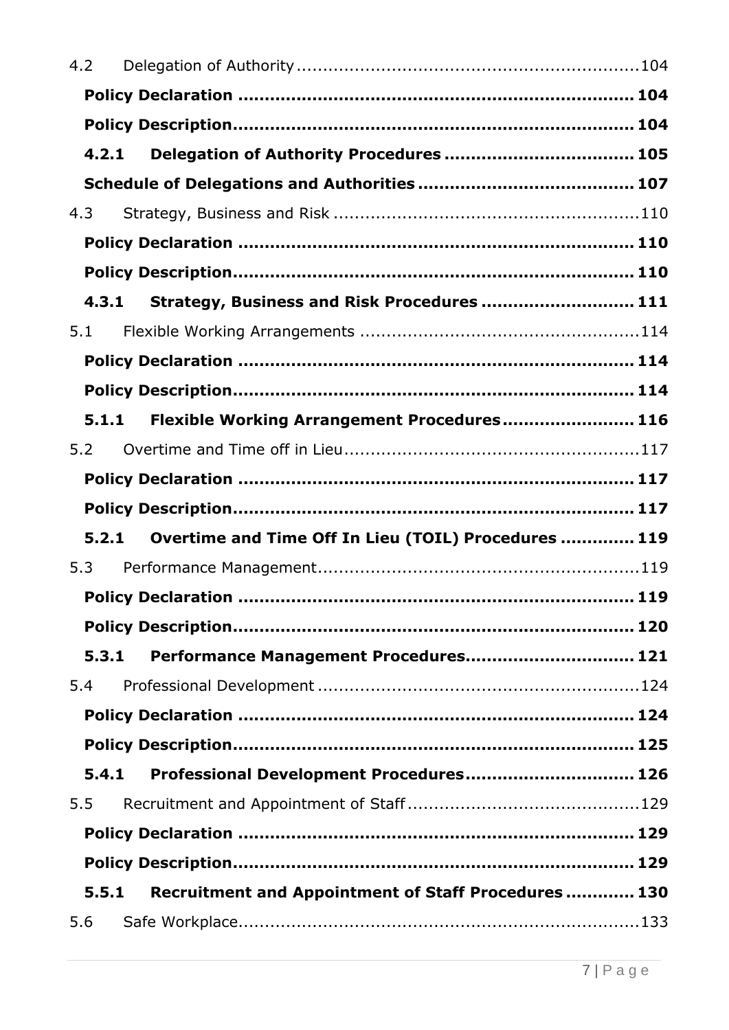4.2 Delegation of Authority ................................................................104

**Policy Declaration ........................................................................ 104**

**Policy Description......................................................................... 104**

**4.2.1 Delegation of Authority Procedures ................................... 105**

**Schedule of Delegations and Authorities ........................................ 107**

4.3 Strategy, Business and Risk ........................................................110

**Policy Declaration ........................................................................ 110**

**Policy Description......................................................................... 110**

**4.3.1 Strategy, Business and Risk Procedures ............................ 111**

5.1 Flexible Working Arrangements ...................................................114

**Policy Declaration ........................................................................ 114**

**Policy Description......................................................................... 114**

**5.1.1 Flexible Working Arrangement Procedures......................... 116**

5.2 Overtime and Time off in Lieu......................................................117

**Policy Declaration ........................................................................ 117**

**Policy Description......................................................................... 117**

**5.2.1 Overtime and Time Off In Lieu (TOIL) Procedures ............. 119**

5.3 Performance Management...........................................................119

**Policy Declaration ........................................................................ 119**

**Policy Description......................................................................... 120**

**5.3.1 Performance Management Procedures............................... 121**

5.4 Professional Development ...........................................................124

**Policy Declaration ........................................................................ 124**

**Policy Description......................................................................... 125**

**5.4.1 Professional Development Procedures............................... 126**

5.5 Recruitment and Appointment of Staff ..........................................129

**Policy Declaration ........................................................................ 129**

**Policy Description......................................................................... 129**

**5.5.1 Recruitment and Appointment of Staff Procedures ............ 130**

5.6 Safe Workplace..........................................................................133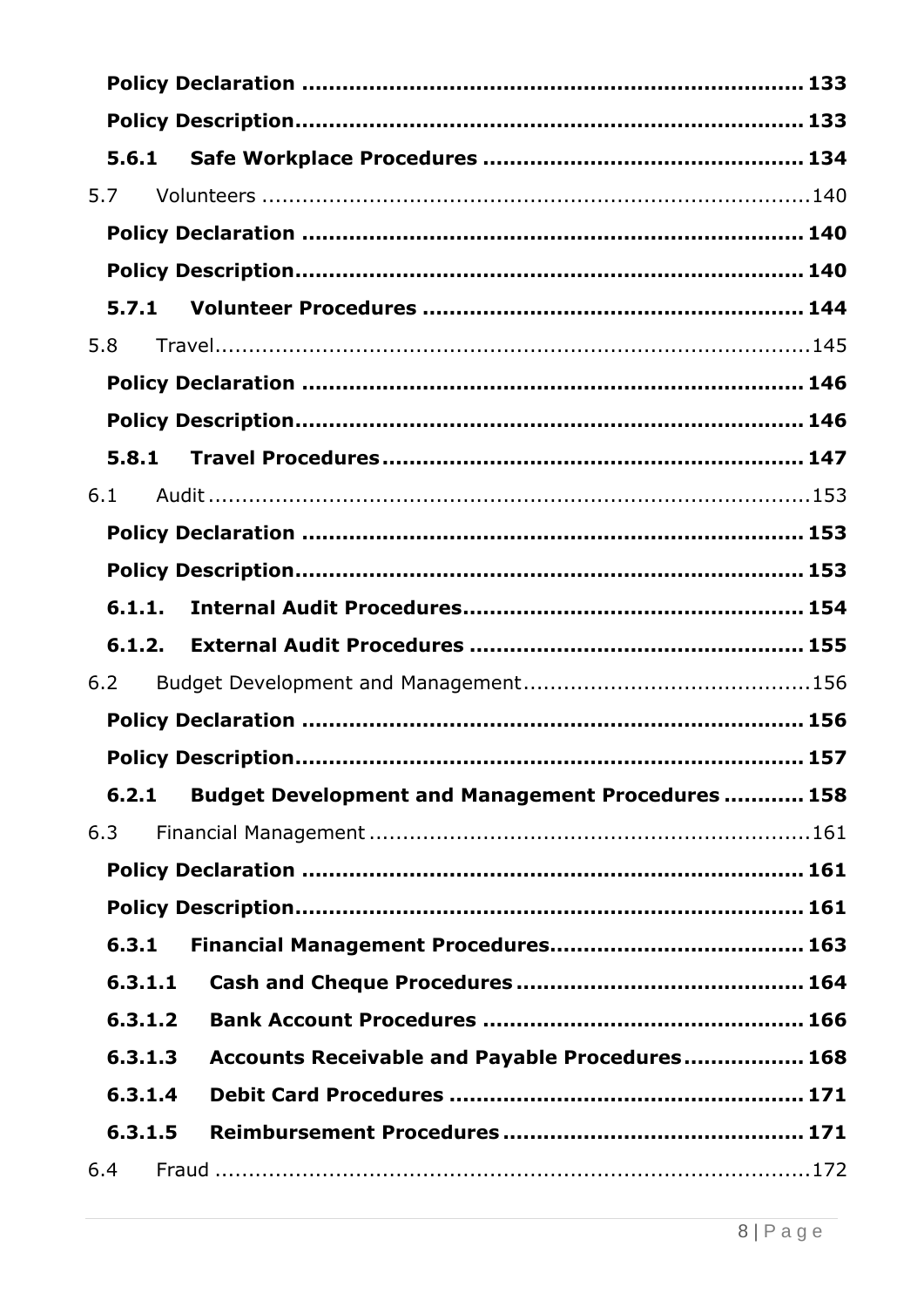**Policy Declaration** ........................................................................ **133**

**Policy Description**......................................................................... **133**

**5.6.1 Safe Workplace Procedures** ............................................... **134**

5.7 Volunteers .................................................................................140

**Policy Declaration** ........................................................................ **140**

**Policy Description**......................................................................... **140**

**5.7.1 Volunteer Procedures** ........................................................ **144**

5.8 Travel.........................................................................................145

**Policy Declaration** ........................................................................ **146**

**Policy Description**......................................................................... **146**

**5.8.1 Travel Procedures**.............................................................. **147**

6.1 Audit ..........................................................................................153

**Policy Declaration** ........................................................................ **153**

**Policy Description**......................................................................... **153**

**6.1.1. Internal Audit Procedures**.................................................. **154**

**6.1.2. External Audit Procedures** ................................................. **155**

6.2 Budget Development and Management..........................................156

**Policy Declaration** ........................................................................ **156**

**Policy Description**......................................................................... **157**

**6.2.1 Budget Development and Management Procedures** ........... **158**

6.3 Financial Management .................................................................161

**Policy Declaration** ........................................................................ **161**

**Policy Description**......................................................................... **161**

**6.3.1 Financial Management Procedures**.................................... **163**

**6.3.1.1 Cash and Cheque Procedures** .......................................... **164**

**6.3.1.2 Bank Account Procedures** ............................................... **166**

**6.3.1.3 Accounts Receivable and Payable Procedures**................. **168**

**6.3.1.4 Debit Card Procedures** .................................................... **171**

**6.3.1.5 Reimbursement Procedures** ............................................ **171**

6.4 Fraud .........................................................................................172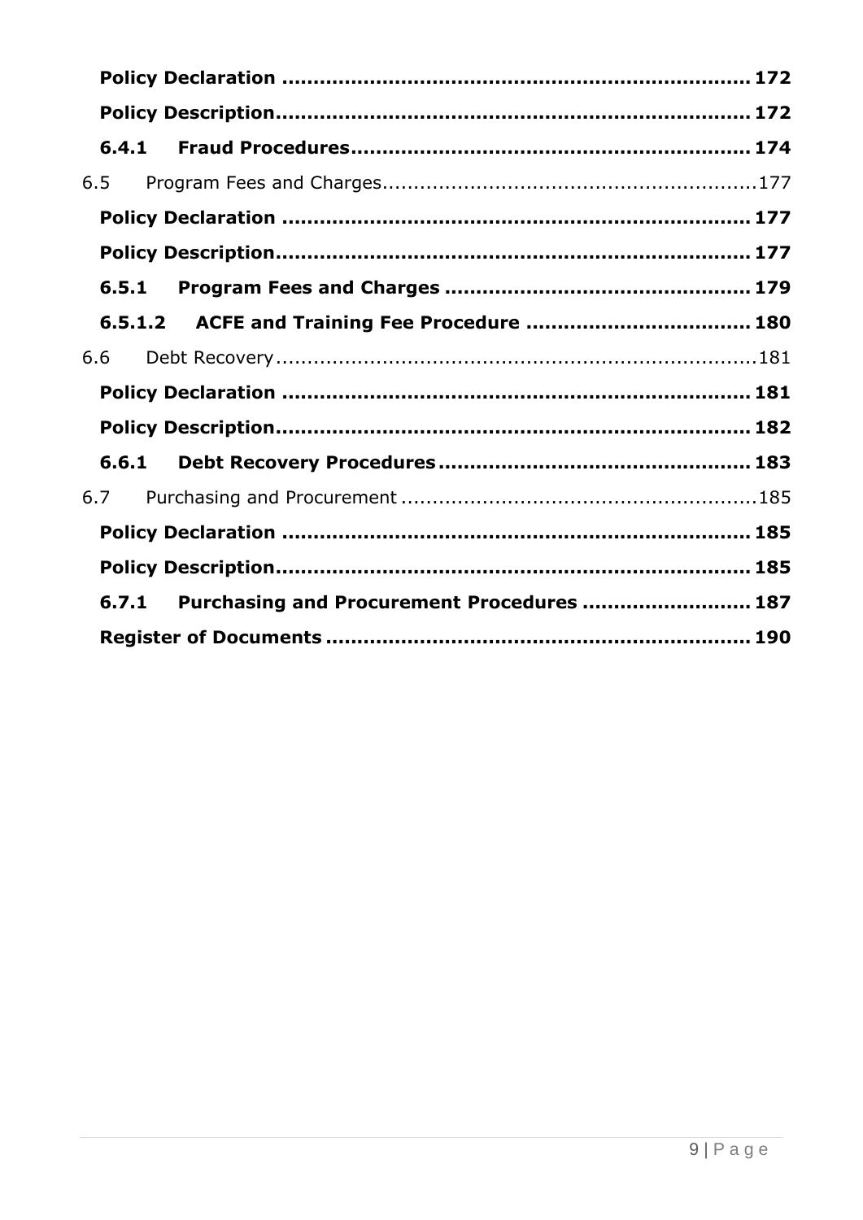**Policy Declaration ........................................................................ 172**

**Policy Description......................................................................... 172**

**6.4.1 Fraud Procedures............................................................ 174**

6.5 Program Fees and Charges...........................................................177

**Policy Declaration ........................................................................ 177**

**Policy Description......................................................................... 177**

**6.5.1 Program Fees and Charges ............................................... 179**

**6.5.1.2 ACFE and Training Fee Procedure ................................... 180**

6.6 Debt Recovery.............................................................................181

**Policy Declaration ........................................................................ 181**

**Policy Description......................................................................... 182**

**6.6.1 Debt Recovery Procedures................................................ 183**

6.7 Purchasing and Procurement .........................................................185

**Policy Declaration ........................................................................ 185**

**Policy Description......................................................................... 185**

**6.7.1 Purchasing and Procurement Procedures .......................... 187**

**Register of Documents ................................................................. 190**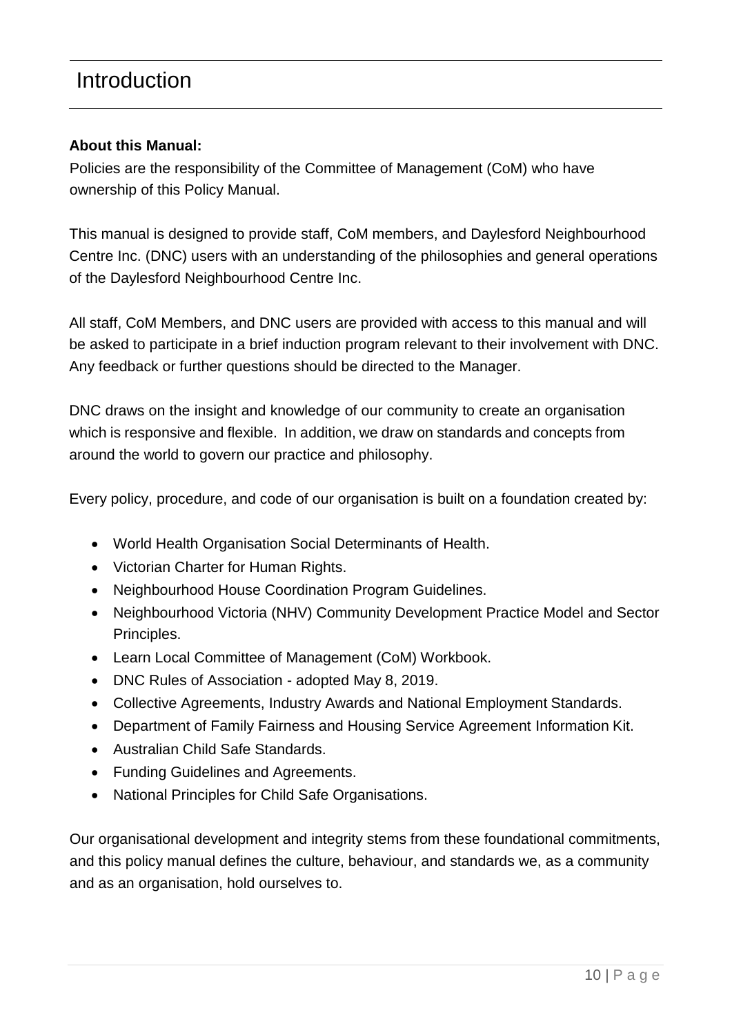# Introduction

**About this Manual:**

Policies are the responsibility of the Committee of Management (CoM) who have ownership of this Policy Manual.

This manual is designed to provide staff, CoM members, and Daylesford Neighbourhood Centre Inc. (DNC) users with an understanding of the philosophies and general operations of the Daylesford Neighbourhood Centre Inc.

All staff, CoM Members, and DNC users are provided with access to this manual and will be asked to participate in a brief induction program relevant to their involvement with DNC. Any feedback or further questions should be directed to the Manager.

DNC draws on the insight and knowledge of our community to create an organisation which is responsive and flexible. In addition, we draw on standards and concepts from around the world to govern our practice and philosophy.

Every policy, procedure, and code of our organisation is built on a foundation created by:

- World Health Organisation Social Determinants of Health.
- Victorian Charter for Human Rights.
- Neighbourhood House Coordination Program Guidelines.
- Neighbourhood Victoria (NHV) Community Development Practice Model and Sector Principles.
- Learn Local Committee of Management (CoM) Workbook.
- DNC Rules of Association - adopted May 8, 2019.
- Collective Agreements, Industry Awards and National Employment Standards.
- Department of Family Fairness and Housing Service Agreement Information Kit.
- Australian Child Safe Standards.
- Funding Guidelines and Agreements.
- National Principles for Child Safe Organisations.

Our organisational development and integrity stems from these foundational commitments, and this policy manual defines the culture, behaviour, and standards we, as a community and as an organisation, hold ourselves to.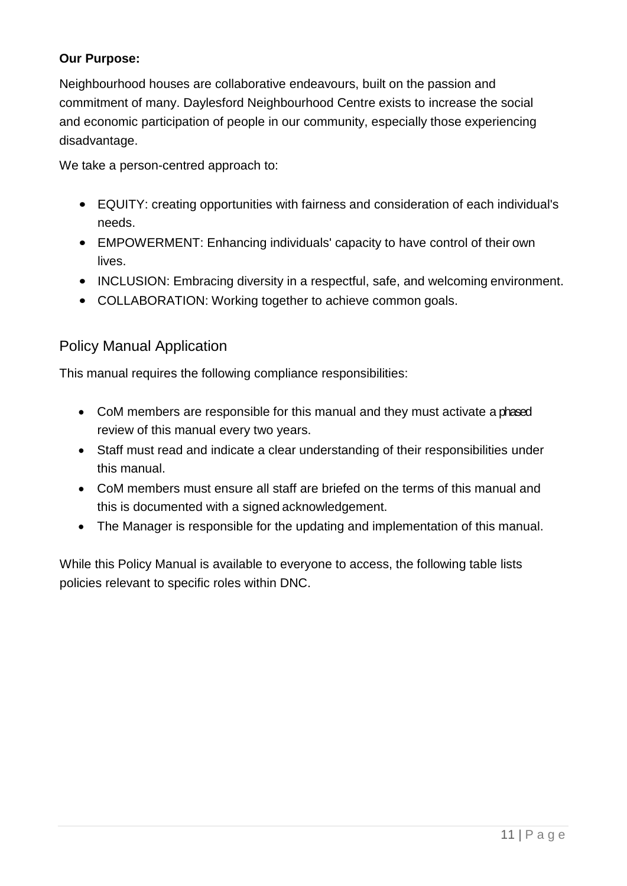**Our Purpose:**

Neighbourhood houses are collaborative endeavours, built on the passion and commitment of many. Daylesford Neighbourhood Centre exists to increase the social and economic participation of people in our community, especially those experiencing disadvantage.

We take a person-centred approach to:

- EQUITY: creating opportunities with fairness and consideration of each individual's needs.
- EMPOWERMENT: Enhancing individuals' capacity to have control of their own lives.
- INCLUSION: Embracing diversity in a respectful, safe, and welcoming environment.
- COLLABORATION: Working together to achieve common goals.

## Policy Manual Application

This manual requires the following compliance responsibilities:

- CoM members are responsible for this manual and they must activate a phased review of this manual every two years.
- Staff must read and indicate a clear understanding of their responsibilities under this manual.
- CoM members must ensure all staff are briefed on the terms of this manual and this is documented with a signed acknowledgement.
- The Manager is responsible for the updating and implementation of this manual.

While this Policy Manual is available to everyone to access, the following table lists policies relevant to specific roles within DNC.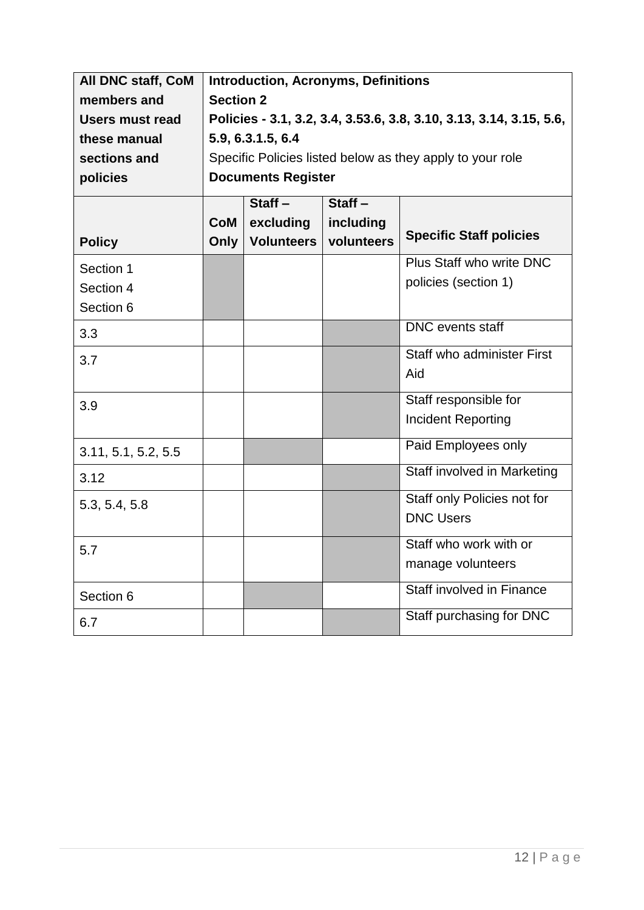| All DNC staff, CoM members and Users must read these manual sections and policies | **Introduction, Acronyms, Definitions**<br>**Section 2**<br>**Policies - 3.1, 3.2, 3.4, 3.53.6, 3.8, 3.10, 3.13, 3.14, 3.15, 5.6, 5.9, 6.3.1.5, 6.4**<br>Specific Policies listed below as they apply to your role<br>**Documents Register** | | | |
|---|---|---|---|---|
| **Policy** | **CoM Only** | **Staff – excluding Volunteers** | **Staff – including volunteers** | **Specific Staff policies** |
| Section 1<br>Section 4<br>Section 6 | | | | Plus Staff who write DNC policies (section 1) |
| 3.3 | | | | DNC events staff |
| 3.7 | | | | Staff who administer First Aid |
| 3.9 | | | | Staff responsible for Incident Reporting |
| 3.11, 5.1, 5.2, 5.5 | | | | Paid Employees only |
| 3.12 | | | | Staff involved in Marketing |
| 5.3, 5.4, 5.8 | | | | Staff only Policies not for DNC Users |
| 5.7 | | | | Staff who work with or manage volunteers |
| Section 6 | | | | Staff involved in Finance |
| 6.7 | | | | Staff purchasing for DNC |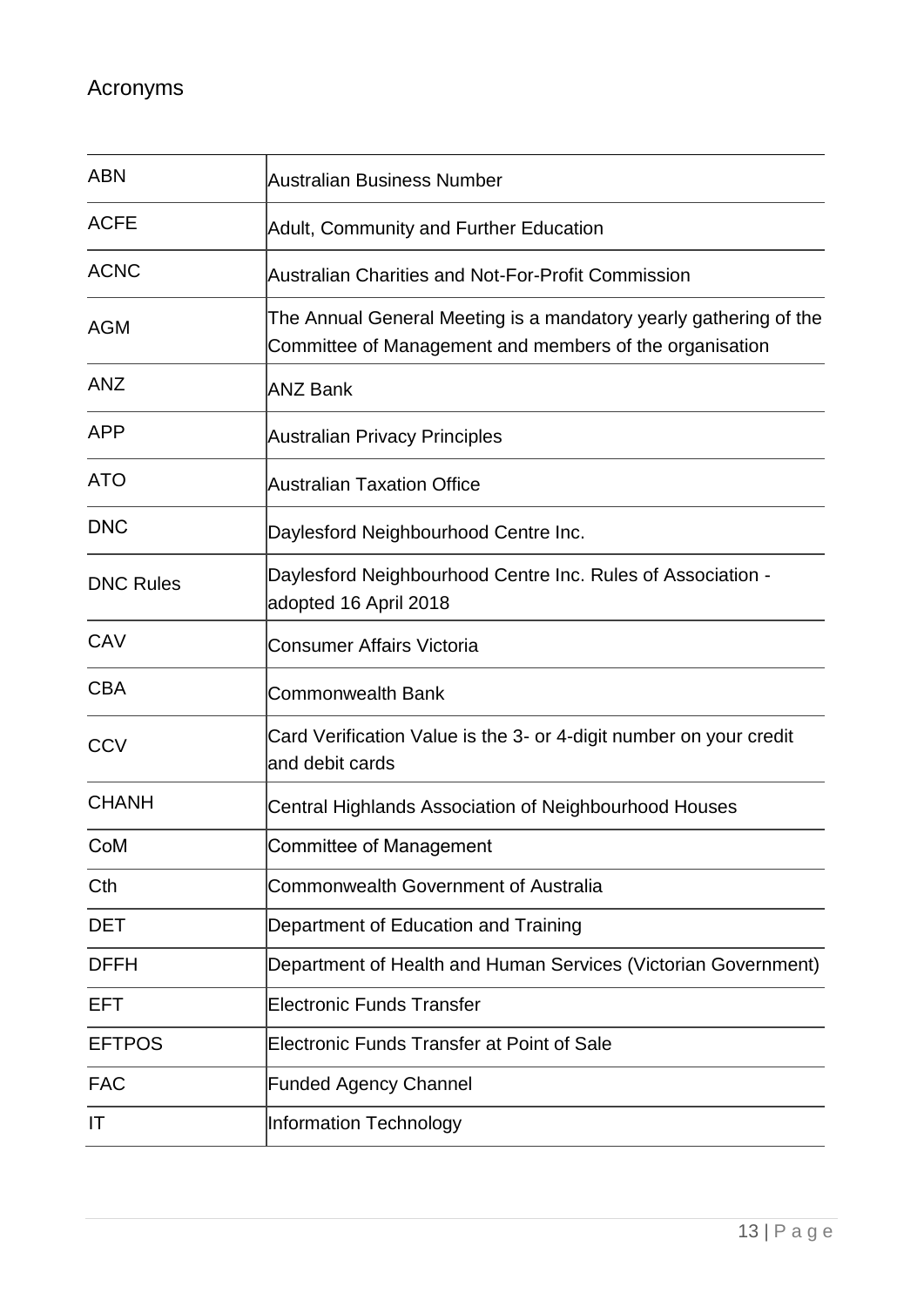## Acronyms

| | |
|---|---|
| ABN | Australian Business Number |
| ACFE | Adult, Community and Further Education |
| ACNC | Australian Charities and Not-For-Profit Commission |
| AGM | The Annual General Meeting is a mandatory yearly gathering of the Committee of Management and members of the organisation |
| ANZ | ANZ Bank |
| APP | Australian Privacy Principles |
| ATO | Australian Taxation Office |
| DNC | Daylesford Neighbourhood Centre Inc. |
| DNC Rules | Daylesford Neighbourhood Centre Inc. Rules of Association - adopted 16 April 2018 |
| CAV | Consumer Affairs Victoria |
| CBA | Commonwealth Bank |
| CCV | Card Verification Value is the 3- or 4-digit number on your credit and debit cards |
| CHANH | Central Highlands Association of Neighbourhood Houses |
| CoM | Committee of Management |
| Cth | Commonwealth Government of Australia |
| DET | Department of Education and Training |
| DFFH | Department of Health and Human Services (Victorian Government) |
| EFT | Electronic Funds Transfer |
| EFTPOS | Electronic Funds Transfer at Point of Sale |
| FAC | Funded Agency Channel |
| IT | Information Technology |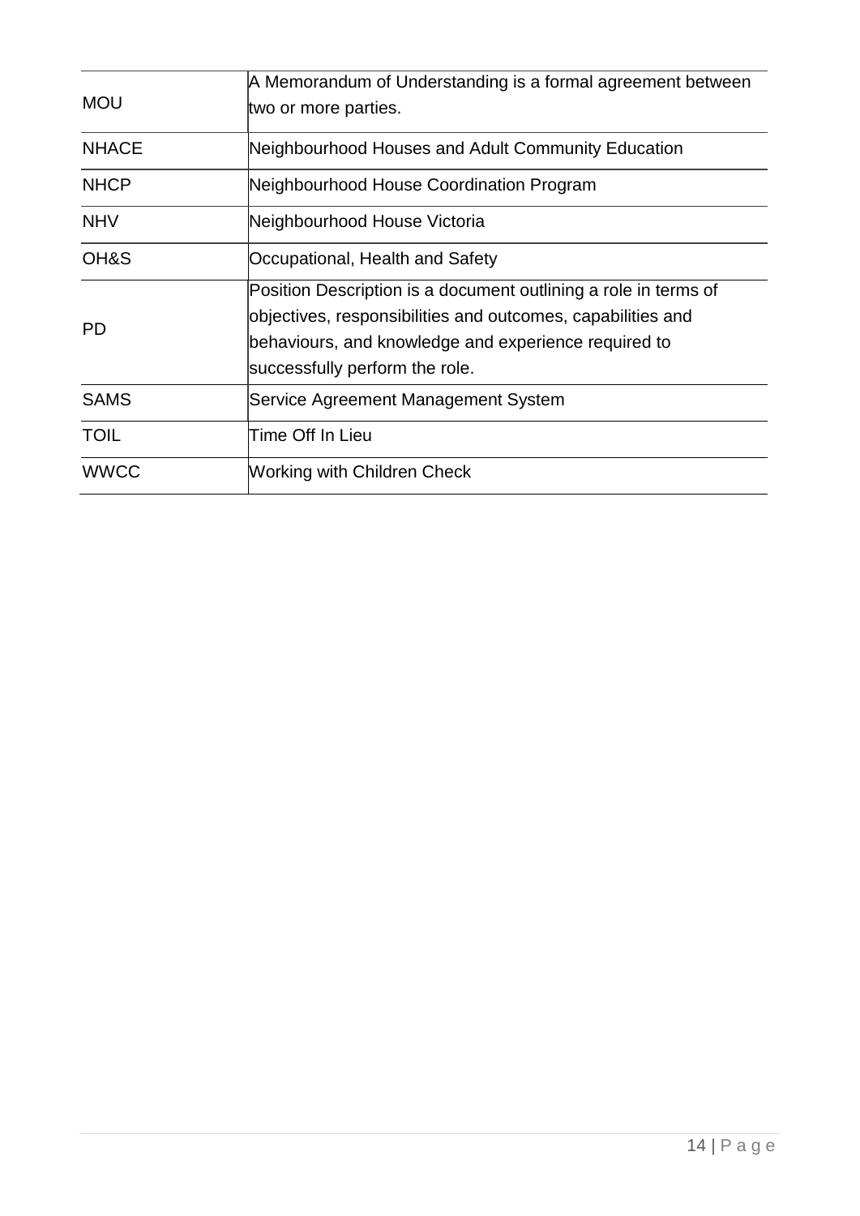| | |
|---|---|
| MOU | A Memorandum of Understanding is a formal agreement between two or more parties. |
| NHACE | Neighbourhood Houses and Adult Community Education |
| NHCP | Neighbourhood House Coordination Program |
| NHV | Neighbourhood House Victoria |
| OH&S | Occupational, Health and Safety |
| PD | Position Description is a document outlining a role in terms of objectives, responsibilities and outcomes, capabilities and behaviours, and knowledge and experience required to successfully perform the role. |
| SAMS | Service Agreement Management System |
| TOIL | Time Off In Lieu |
| WWCC | Working with Children Check |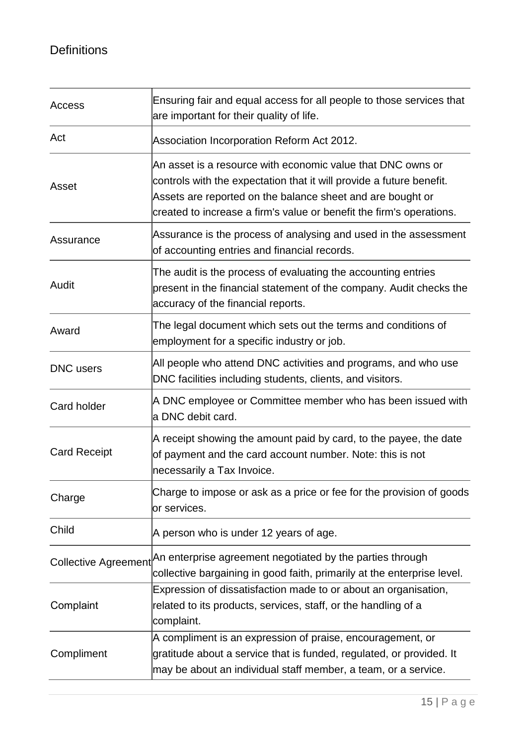## Definitions

| | |
|---|---|
| Access | Ensuring fair and equal access for all people to those services that are important for their quality of life. |
| Act | Association Incorporation Reform Act 2012. |
| Asset | An asset is a resource with economic value that DNC owns or controls with the expectation that it will provide a future benefit. Assets are reported on the balance sheet and are bought or created to increase a firm's value or benefit the firm's operations. |
| Assurance | Assurance is the process of analysing and used in the assessment of accounting entries and financial records. |
| Audit | The audit is the process of evaluating the accounting entries present in the financial statement of the company. Audit checks the accuracy of the financial reports. |
| Award | The legal document which sets out the terms and conditions of employment for a specific industry or job. |
| DNC users | All people who attend DNC activities and programs, and who use DNC facilities including students, clients, and visitors. |
| Card holder | A DNC employee or Committee member who has been issued with a DNC debit card. |
| Card Receipt | A receipt showing the amount paid by card, to the payee, the date of payment and the card account number. Note: this is not necessarily a Tax Invoice. |
| Charge | Charge to impose or ask as a price or fee for the provision of goods or services. |
| Child | A person who is under 12 years of age. |
| Collective Agreement | An enterprise agreement negotiated by the parties through collective bargaining in good faith, primarily at the enterprise level. |
| Complaint | Expression of dissatisfaction made to or about an organisation, related to its products, services, staff, or the handling of a complaint. |
| Compliment | A compliment is an expression of praise, encouragement, or gratitude about a service that is funded, regulated, or provided. It may be about an individual staff member, a team, or a service. |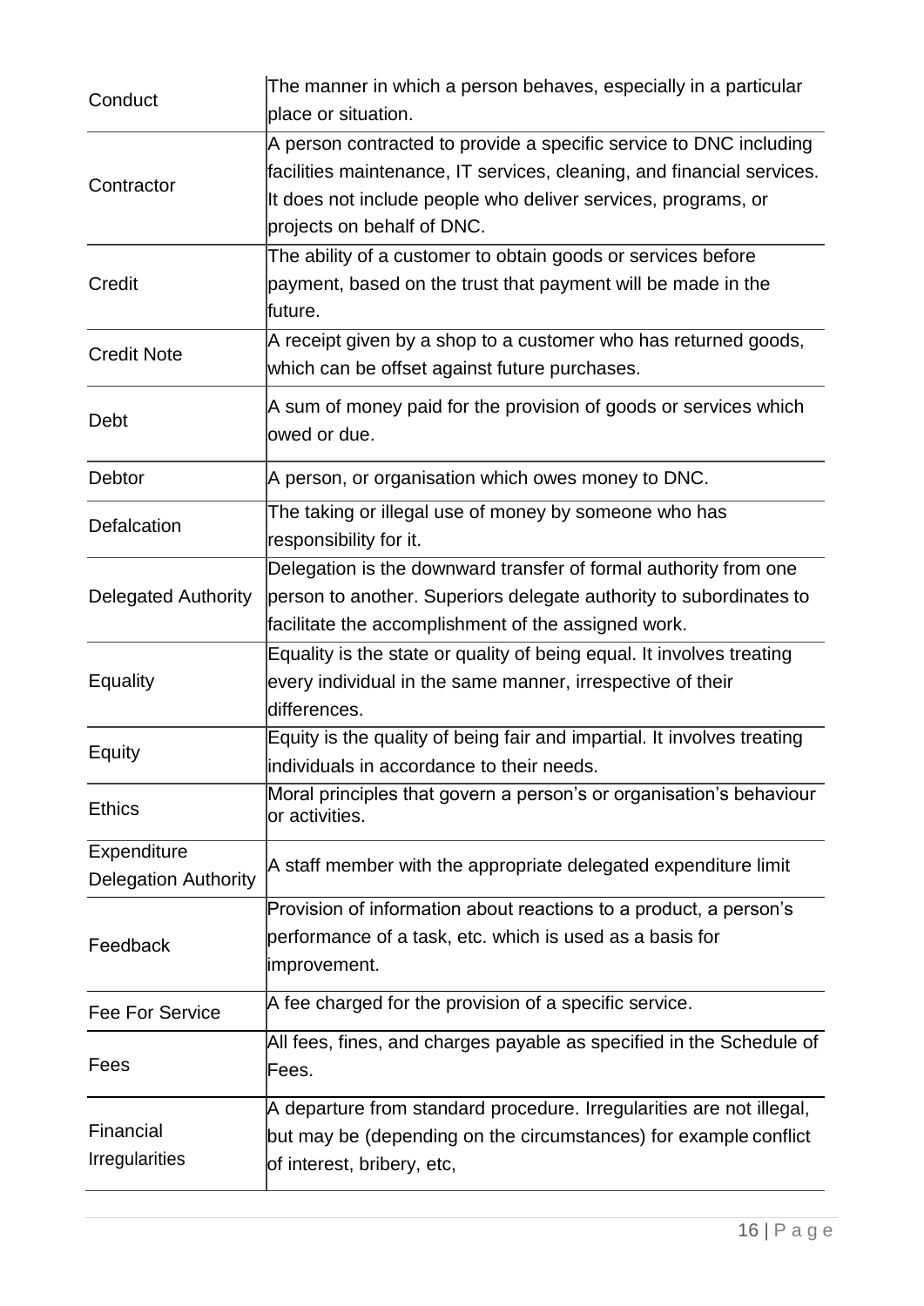| | |
|---|---|
| Conduct | The manner in which a person behaves, especially in a particular place or situation. |
| Contractor | A person contracted to provide a specific service to DNC including facilities maintenance, IT services, cleaning, and financial services. It does not include people who deliver services, programs, or projects on behalf of DNC. |
| Credit | The ability of a customer to obtain goods or services before payment, based on the trust that payment will be made in the future. |
| Credit Note | A receipt given by a shop to a customer who has returned goods, which can be offset against future purchases. |
| Debt | A sum of money paid for the provision of goods or services which owed or due. |
| Debtor | A person, or organisation which owes money to DNC. |
| Defalcation | The taking or illegal use of money by someone who has responsibility for it. |
| Delegated Authority | Delegation is the downward transfer of formal authority from one person to another. Superiors delegate authority to subordinates to facilitate the accomplishment of the assigned work. |
| Equality | Equality is the state or quality of being equal. It involves treating every individual in the same manner, irrespective of their differences. |
| Equity | Equity is the quality of being fair and impartial. It involves treating individuals in accordance to their needs. |
| Ethics | Moral principles that govern a person's or organisation's behaviour or activities. |
| Expenditure Delegation Authority | A staff member with the appropriate delegated expenditure limit |
| Feedback | Provision of information about reactions to a product, a person's performance of a task, etc. which is used as a basis for improvement. |
| Fee For Service | A fee charged for the provision of a specific service. |
| Fees | All fees, fines, and charges payable as specified in the Schedule of Fees. |
| Financial Irregularities | A departure from standard procedure. Irregularities are not illegal, but may be (depending on the circumstances) for example conflict of interest, bribery, etc, |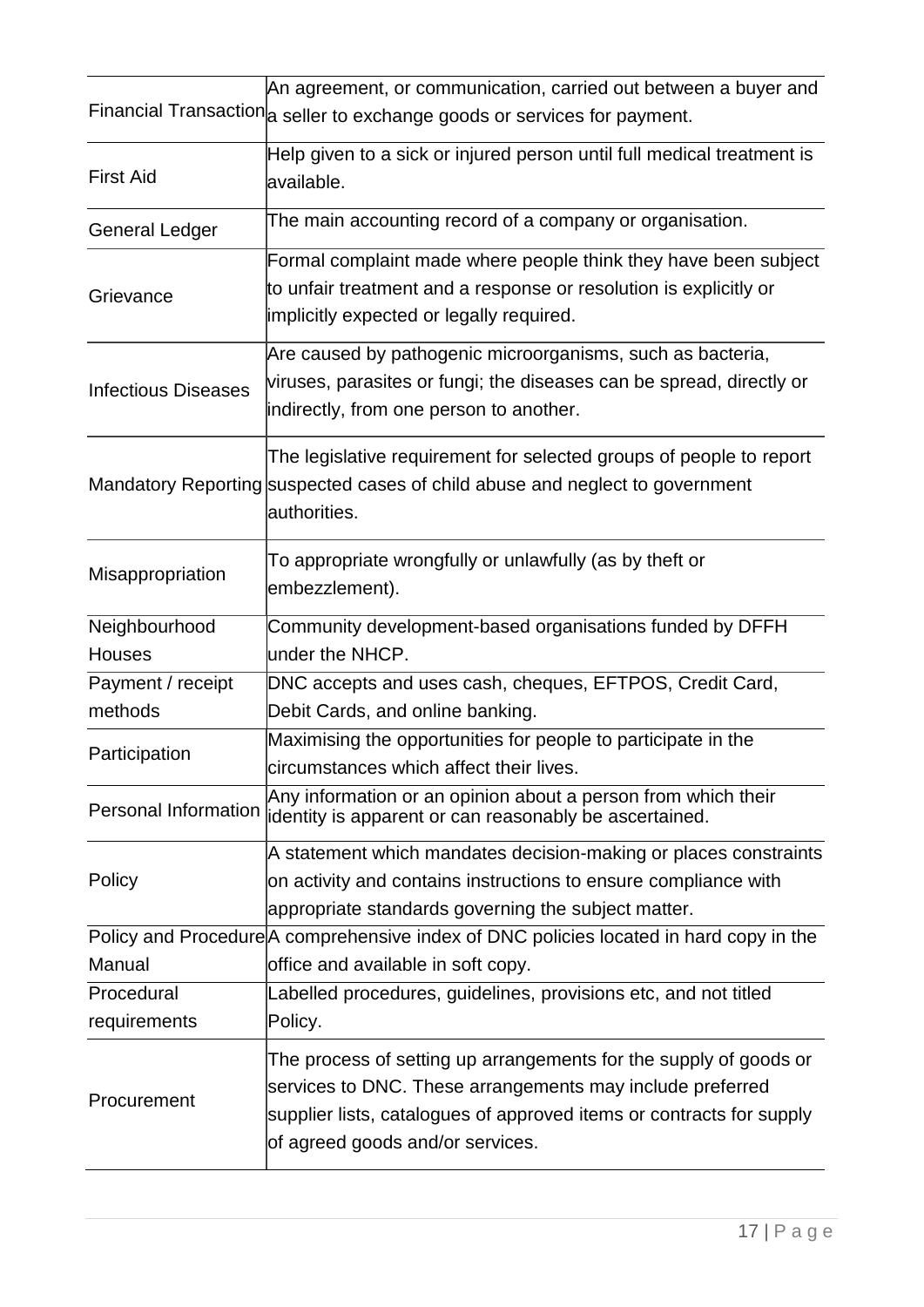| | |
|---|---|
| Financial Transaction | An agreement, or communication, carried out between a buyer and a seller to exchange goods or services for payment. |
| First Aid | Help given to a sick or injured person until full medical treatment is available. |
| General Ledger | The main accounting record of a company or organisation. |
| Grievance | Formal complaint made where people think they have been subject to unfair treatment and a response or resolution is explicitly or implicitly expected or legally required. |
| Infectious Diseases | Are caused by pathogenic microorganisms, such as bacteria, viruses, parasites or fungi; the diseases can be spread, directly or indirectly, from one person to another. |
| Mandatory Reporting | The legislative requirement for selected groups of people to report suspected cases of child abuse and neglect to government authorities. |
| Misappropriation | To appropriate wrongfully or unlawfully (as by theft or embezzlement). |
| Neighbourhood Houses | Community development-based organisations funded by DFFH under the NHCP. |
| Payment / receipt methods | DNC accepts and uses cash, cheques, EFTPOS, Credit Card, Debit Cards, and online banking. |
| Participation | Maximising the opportunities for people to participate in the circumstances which affect their lives. |
| Personal Information | Any information or an opinion about a person from which their identity is apparent or can reasonably be ascertained. |
| Policy | A statement which mandates decision-making or places constraints on activity and contains instructions to ensure compliance with appropriate standards governing the subject matter. |
| Policy and Procedure Manual | A comprehensive index of DNC policies located in hard copy in the office and available in soft copy. |
| Procedural requirements | Labelled procedures, guidelines, provisions etc, and not titled Policy. |
| Procurement | The process of setting up arrangements for the supply of goods or services to DNC. These arrangements may include preferred supplier lists, catalogues of approved items or contracts for supply of agreed goods and/or services. |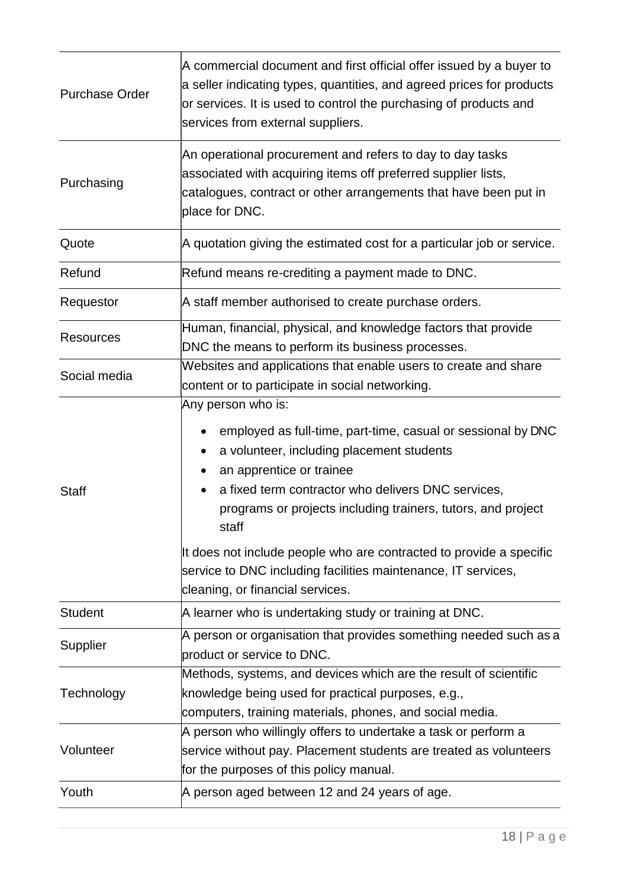| | |
|---|---|
| Purchase Order | A commercial document and first official offer issued by a buyer to a seller indicating types, quantities, and agreed prices for products or services. It is used to control the purchasing of products and services from external suppliers. |
| Purchasing | An operational procurement and refers to day to day tasks associated with acquiring items off preferred supplier lists, catalogues, contract or other arrangements that have been put in place for DNC. |
| Quote | A quotation giving the estimated cost for a particular job or service. |
| Refund | Refund means re-crediting a payment made to DNC. |
| Requestor | A staff member authorised to create purchase orders. |
| Resources | Human, financial, physical, and knowledge factors that provide DNC the means to perform its business processes. |
| Social media | Websites and applications that enable users to create and share content or to participate in social networking. |
| Staff | Any person who is: <br>• employed as full-time, part-time, casual or sessional by DNC <br>• a volunteer, including placement students <br>• an apprentice or trainee <br>• a fixed term contractor who delivers DNC services, programs or projects including trainers, tutors, and project staff <br><br>It does not include people who are contracted to provide a specific service to DNC including facilities maintenance, IT services, cleaning, or financial services. |
| Student | A learner who is undertaking study or training at DNC. |
| Supplier | A person or organisation that provides something needed such as a product or service to DNC. |
| Technology | Methods, systems, and devices which are the result of scientific knowledge being used for practical purposes, e.g., computers, training materials, phones, and social media. |
| Volunteer | A person who willingly offers to undertake a task or perform a service without pay. Placement students are treated as volunteers for the purposes of this policy manual. |
| Youth | A person aged between 12 and 24 years of age. |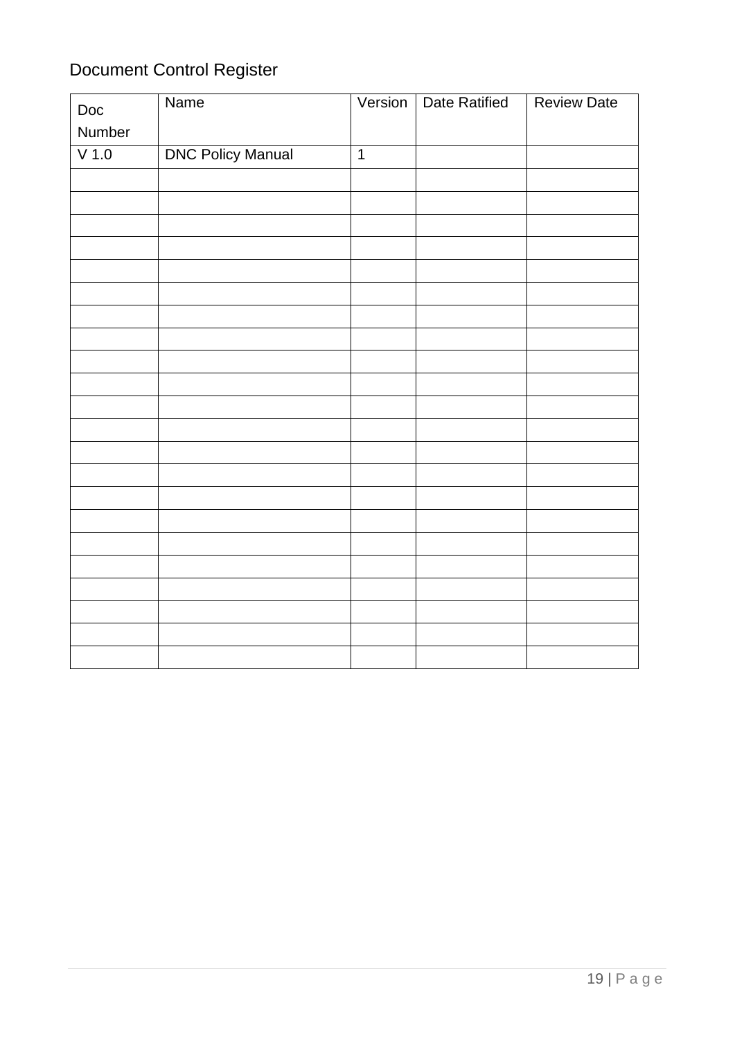# Document Control Register

| Doc Number | Name | Version | Date Ratified | Review Date |
|---|---|---|---|---|
| V 1.0 | DNC Policy Manual | 1 | | |
| | | | | |
| | | | | |
| | | | | |
| | | | | |
| | | | | |
| | | | | |
| | | | | |
| | | | | |
| | | | | |
| | | | | |
| | | | | |
| | | | | |
| | | | | |
| | | | | |
| | | | | |
| | | | | |
| | | | | |
| | | | | |
| | | | | |
| | | | | |
| | | | | |
| | | | | |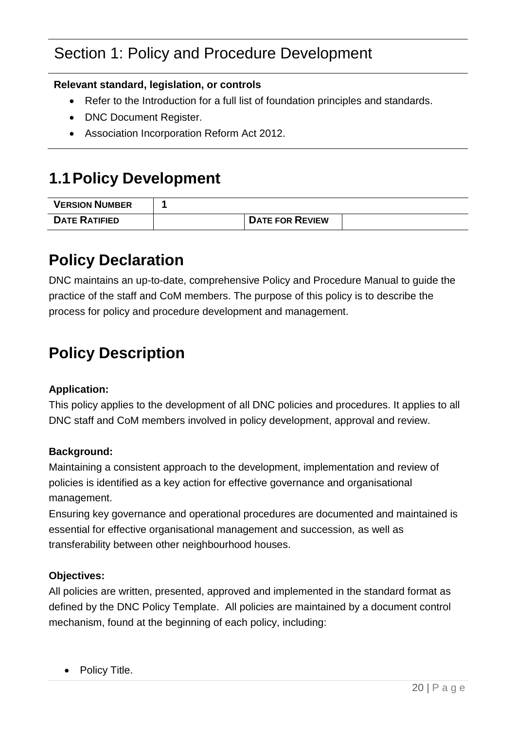# Section 1: Policy and Procedure Development

**Relevant standard, legislation, or controls**

- Refer to the Introduction for a full list of foundation principles and standards.
- DNC Document Register.
- Association Incorporation Reform Act 2012.

## 1.1 Policy Development

| **VERSION NUMBER** | **1** | | |
|---|---|---|---|
| **DATE RATIFIED** | | **DATE FOR REVIEW** | |

## Policy Declaration

DNC maintains an up-to-date, comprehensive Policy and Procedure Manual to guide the practice of the staff and CoM members. The purpose of this policy is to describe the process for policy and procedure development and management.

## Policy Description

**Application:**

This policy applies to the development of all DNC policies and procedures. It applies to all DNC staff and CoM members involved in policy development, approval and review.

**Background:**

Maintaining a consistent approach to the development, implementation and review of policies is identified as a key action for effective governance and organisational management.

Ensuring key governance and operational procedures are documented and maintained is essential for effective organisational management and succession, as well as transferability between other neighbourhood houses.

**Objectives:**

All policies are written, presented, approved and implemented in the standard format as defined by the DNC Policy Template. All policies are maintained by a document control mechanism, found at the beginning of each policy, including:

- Policy Title.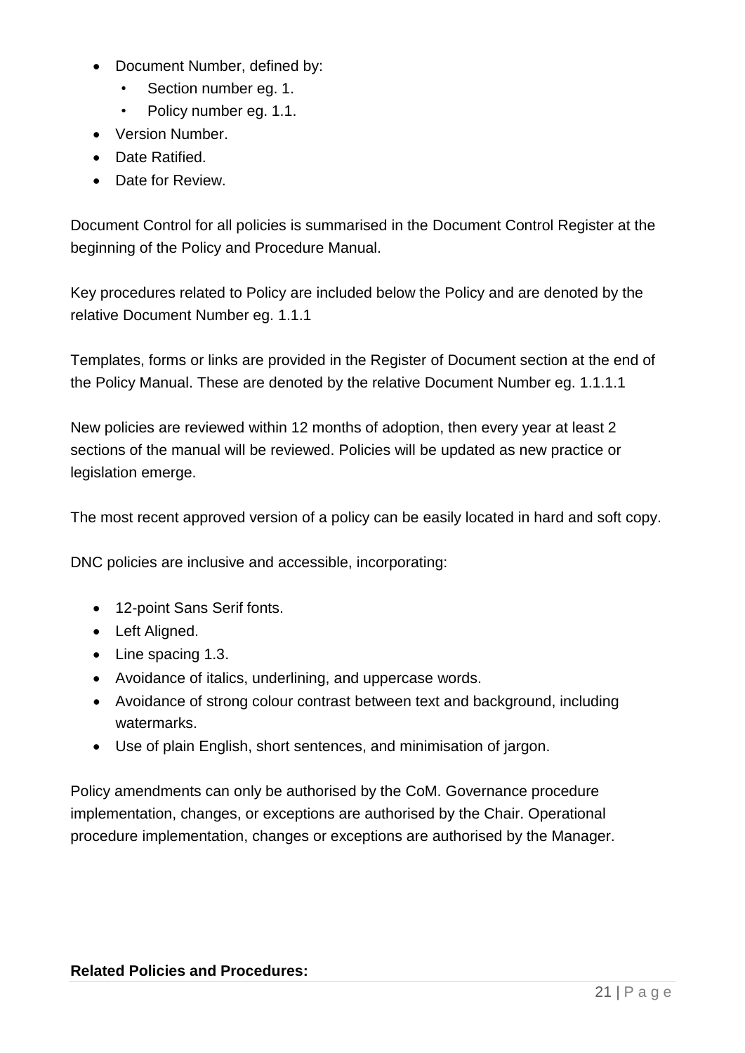- Document Number, defined by:
  - Section number eg. 1.
  - Policy number eg. 1.1.
- Version Number.
- Date Ratified.
- Date for Review.

Document Control for all policies is summarised in the Document Control Register at the beginning of the Policy and Procedure Manual.

Key procedures related to Policy are included below the Policy and are denoted by the relative Document Number eg. 1.1.1

Templates, forms or links are provided in the Register of Document section at the end of the Policy Manual. These are denoted by the relative Document Number eg. 1.1.1.1

New policies are reviewed within 12 months of adoption, then every year at least 2 sections of the manual will be reviewed. Policies will be updated as new practice or legislation emerge.

The most recent approved version of a policy can be easily located in hard and soft copy.

DNC policies are inclusive and accessible, incorporating:

- 12-point Sans Serif fonts.
- Left Aligned.
- Line spacing 1.3.
- Avoidance of italics, underlining, and uppercase words.
- Avoidance of strong colour contrast between text and background, including watermarks.
- Use of plain English, short sentences, and minimisation of jargon.

Policy amendments can only be authorised by the CoM. Governance procedure implementation, changes, or exceptions are authorised by the Chair. Operational procedure implementation, changes or exceptions are authorised by the Manager.

**Related Policies and Procedures:**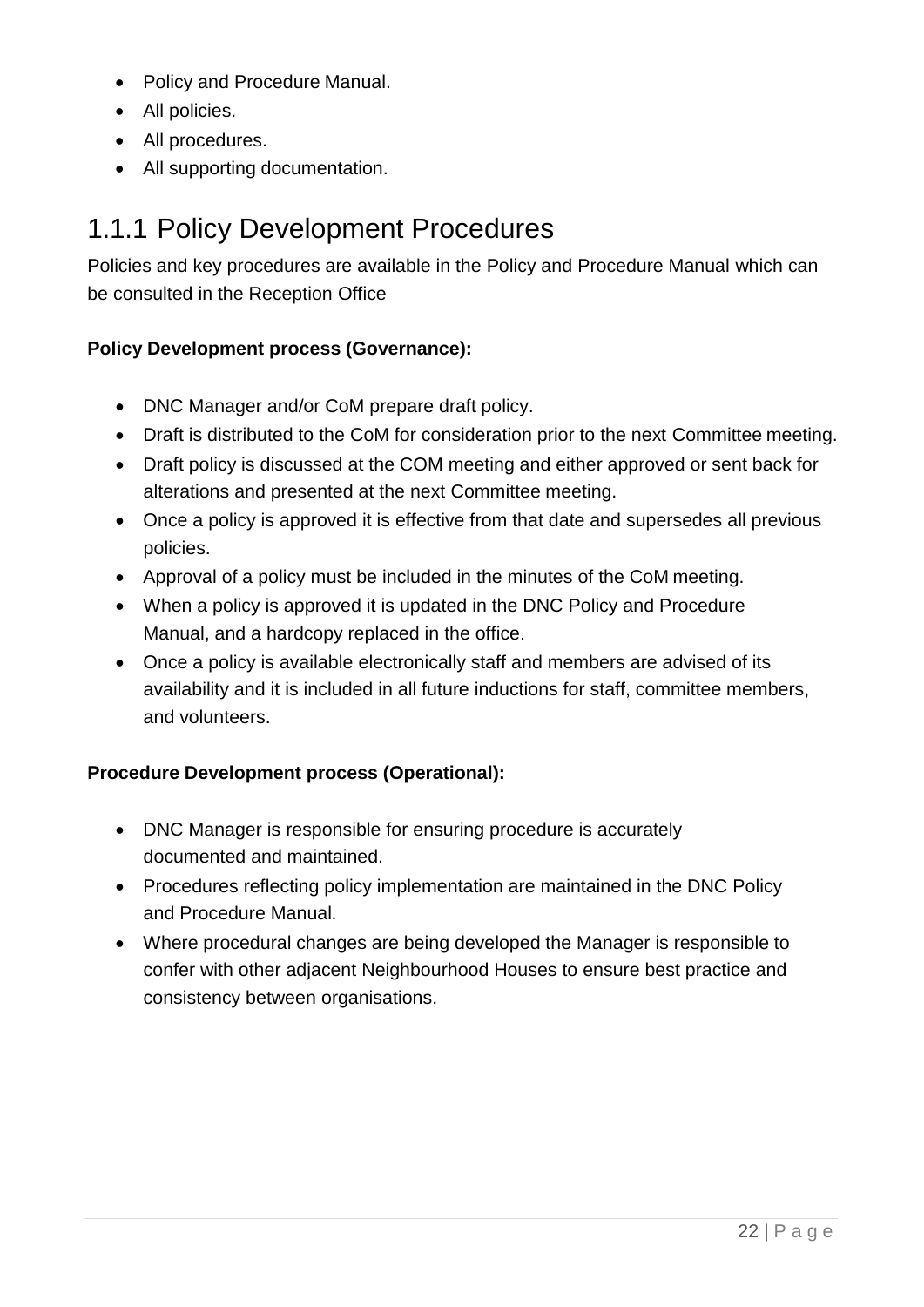- Policy and Procedure Manual.
- All policies.
- All procedures.
- All supporting documentation.

## 1.1.1 Policy Development Procedures

Policies and key procedures are available in the Policy and Procedure Manual which can be consulted in the Reception Office

**Policy Development process (Governance):**

- DNC Manager and/or CoM prepare draft policy.
- Draft is distributed to the CoM for consideration prior to the next Committee meeting.
- Draft policy is discussed at the COM meeting and either approved or sent back for alterations and presented at the next Committee meeting.
- Once a policy is approved it is effective from that date and supersedes all previous policies.
- Approval of a policy must be included in the minutes of the CoM meeting.
- When a policy is approved it is updated in the DNC Policy and Procedure Manual, and a hardcopy replaced in the office.
- Once a policy is available electronically staff and members are advised of its availability and it is included in all future inductions for staff, committee members, and volunteers.

**Procedure Development process (Operational):**

- DNC Manager is responsible for ensuring procedure is accurately documented and maintained.
- Procedures reflecting policy implementation are maintained in the DNC Policy and Procedure Manual.
- Where procedural changes are being developed the Manager is responsible to confer with other adjacent Neighbourhood Houses to ensure best practice and consistency between organisations.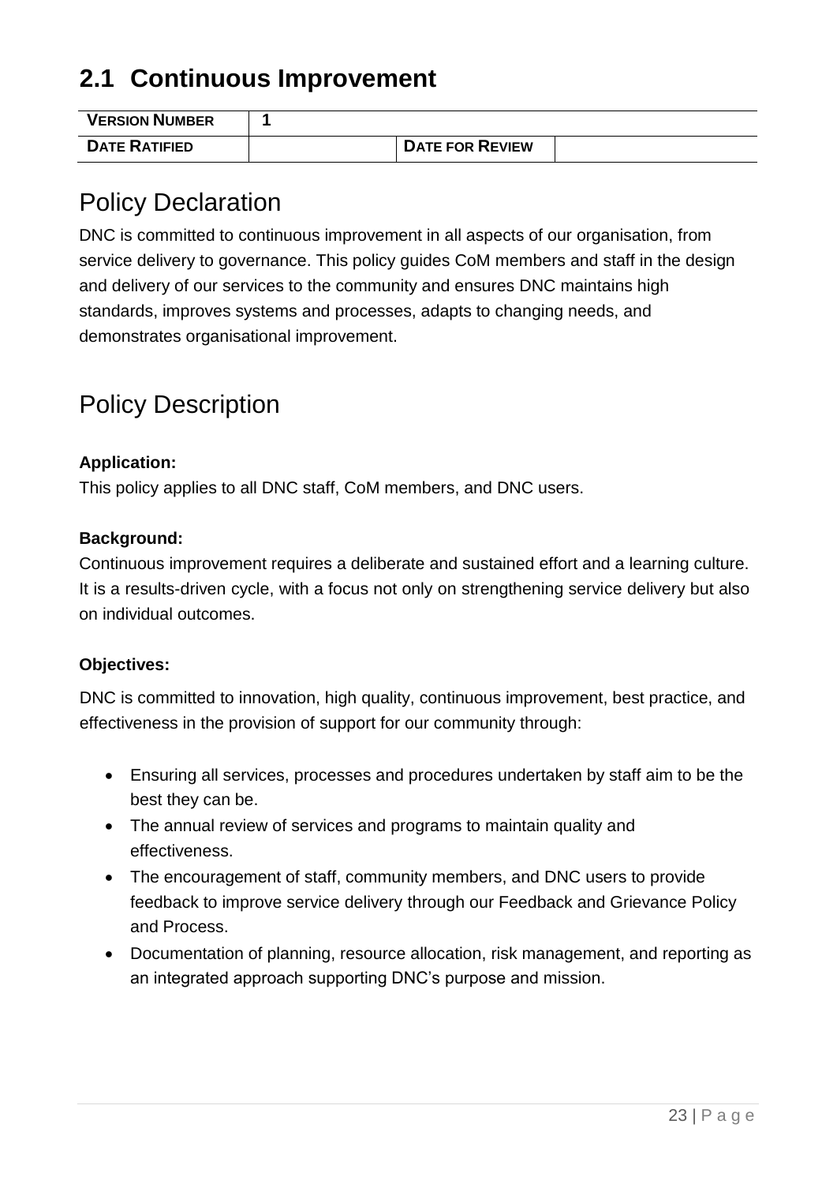## 2.1 Continuous Improvement

| VERSION NUMBER | 1 | | |
|---|---|---|---|
| DATE RATIFIED | | DATE FOR REVIEW | |

# Policy Declaration

DNC is committed to continuous improvement in all aspects of our organisation, from service delivery to governance. This policy guides CoM members and staff in the design and delivery of our services to the community and ensures DNC maintains high standards, improves systems and processes, adapts to changing needs, and demonstrates organisational improvement.

# Policy Description

**Application:**

This policy applies to all DNC staff, CoM members, and DNC users.

**Background:**

Continuous improvement requires a deliberate and sustained effort and a learning culture. It is a results-driven cycle, with a focus not only on strengthening service delivery but also on individual outcomes.

**Objectives:**

DNC is committed to innovation, high quality, continuous improvement, best practice, and effectiveness in the provision of support for our community through:

- Ensuring all services, processes and procedures undertaken by staff aim to be the best they can be.
- The annual review of services and programs to maintain quality and effectiveness.
- The encouragement of staff, community members, and DNC users to provide feedback to improve service delivery through our Feedback and Grievance Policy and Process.
- Documentation of planning, resource allocation, risk management, and reporting as an integrated approach supporting DNC's purpose and mission.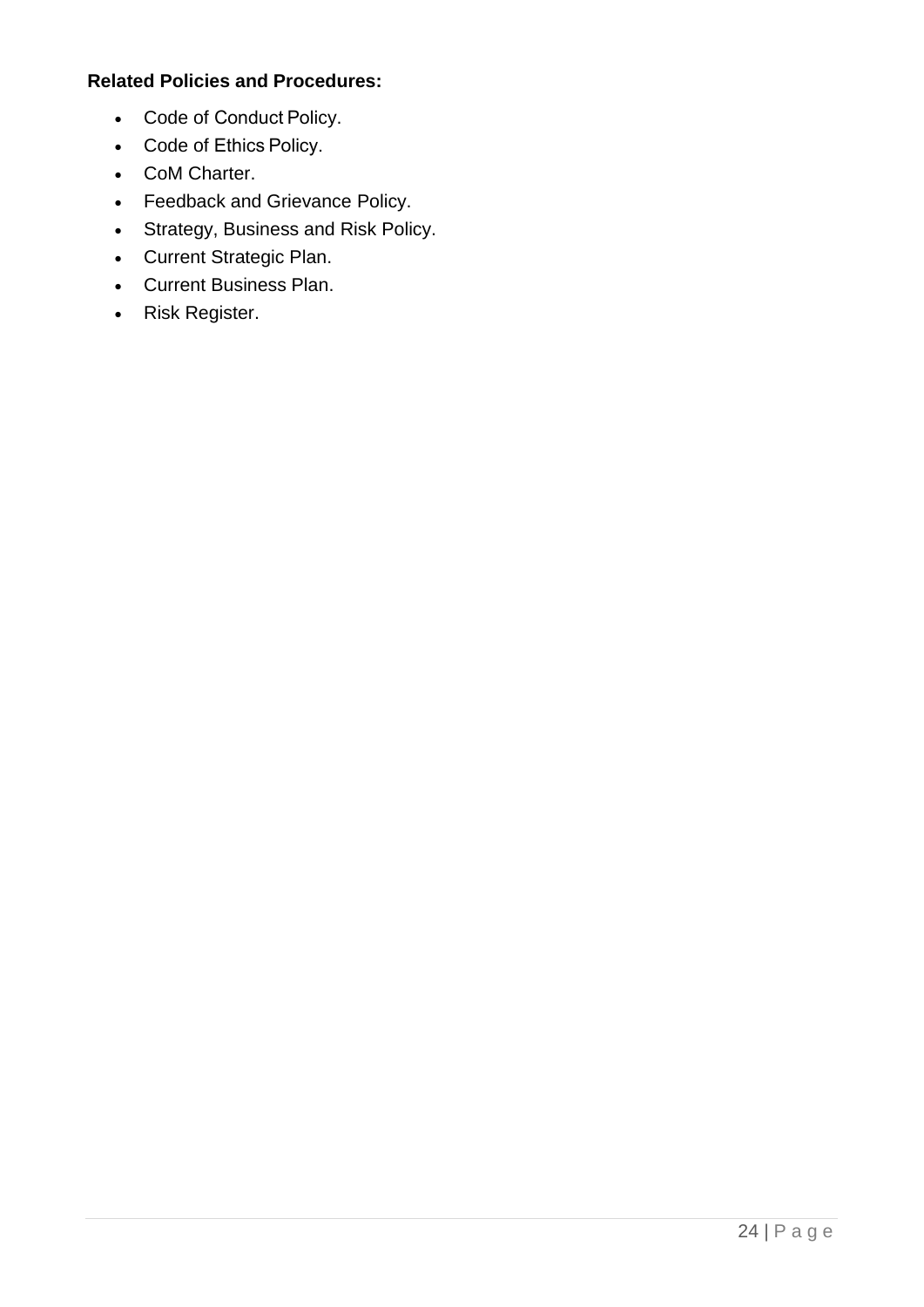**Related Policies and Procedures:**

- Code of Conduct Policy.
- Code of Ethics Policy.
- CoM Charter.
- Feedback and Grievance Policy.
- Strategy, Business and Risk Policy.
- Current Strategic Plan.
- Current Business Plan.
- Risk Register.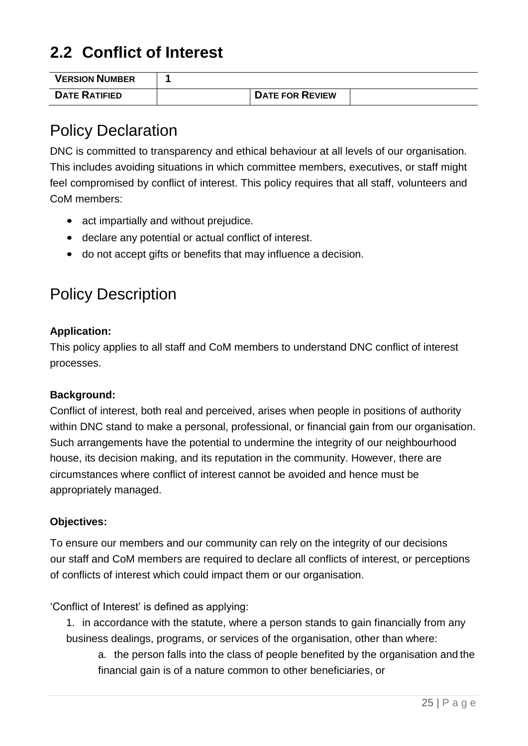## 2.2 Conflict of Interest

| **VERSION NUMBER** | **1** | | |
|---|---|---|---|
| **DATE RATIFIED** | | **DATE FOR REVIEW** | |

## Policy Declaration

DNC is committed to transparency and ethical behaviour at all levels of our organisation. This includes avoiding situations in which committee members, executives, or staff might feel compromised by conflict of interest. This policy requires that all staff, volunteers and CoM members:

- act impartially and without prejudice.
- declare any potential or actual conflict of interest.
- do not accept gifts or benefits that may influence a decision.

## Policy Description

**Application:**
This policy applies to all staff and CoM members to understand DNC conflict of interest processes.

**Background:**
Conflict of interest, both real and perceived, arises when people in positions of authority within DNC stand to make a personal, professional, or financial gain from our organisation. Such arrangements have the potential to undermine the integrity of our neighbourhood house, its decision making, and its reputation in the community. However, there are circumstances where conflict of interest cannot be avoided and hence must be appropriately managed.

**Objectives:**

To ensure our members and our community can rely on the integrity of our decisions our staff and CoM members are required to declare all conflicts of interest, or perceptions of conflicts of interest which could impact them or our organisation.

'Conflict of Interest' is defined as applying:

1. in accordance with the statute, where a person stands to gain financially from any business dealings, programs, or services of the organisation, other than where:
    a. the person falls into the class of people benefited by the organisation and the financial gain is of a nature common to other beneficiaries, or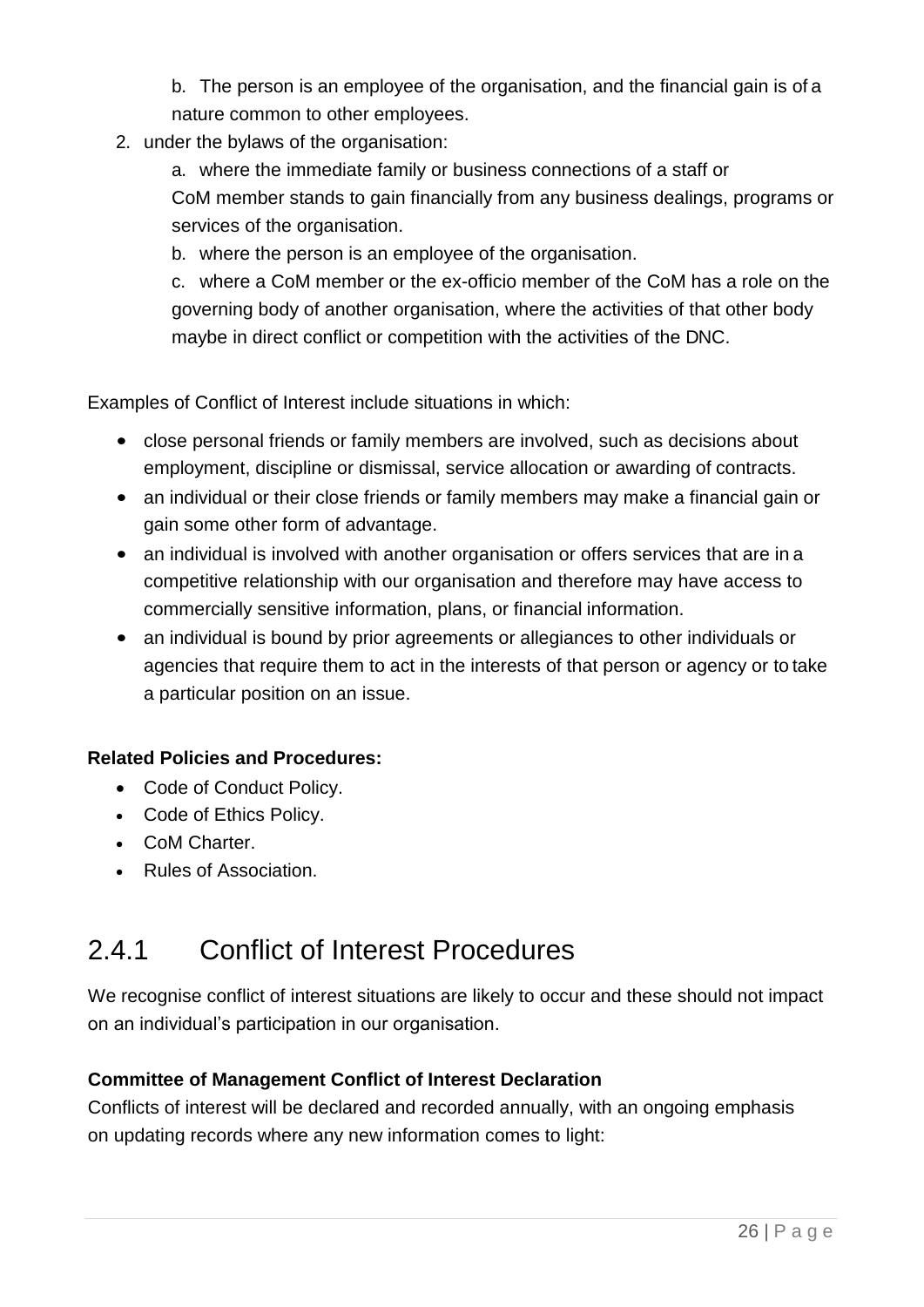b. The person is an employee of the organisation, and the financial gain is of a nature common to other employees.

2. under the bylaws of the organisation:

   a. where the immediate family or business connections of a staff or CoM member stands to gain financially from any business dealings, programs or services of the organisation.

   b. where the person is an employee of the organisation.

   c. where a CoM member or the ex-officio member of the CoM has a role on the governing body of another organisation, where the activities of that other body maybe in direct conflict or competition with the activities of the DNC.

Examples of Conflict of Interest include situations in which:

- close personal friends or family members are involved, such as decisions about employment, discipline or dismissal, service allocation or awarding of contracts.
- an individual or their close friends or family members may make a financial gain or gain some other form of advantage.
- an individual is involved with another organisation or offers services that are in a competitive relationship with our organisation and therefore may have access to commercially sensitive information, plans, or financial information.
- an individual is bound by prior agreements or allegiances to other individuals or agencies that require them to act in the interests of that person or agency or to take a particular position on an issue.

**Related Policies and Procedures:**

- Code of Conduct Policy.
- Code of Ethics Policy.
- CoM Charter.
- Rules of Association.

## 2.4.1 Conflict of Interest Procedures

We recognise conflict of interest situations are likely to occur and these should not impact on an individual's participation in our organisation.

**Committee of Management Conflict of Interest Declaration**

Conflicts of interest will be declared and recorded annually, with an ongoing emphasis on updating records where any new information comes to light: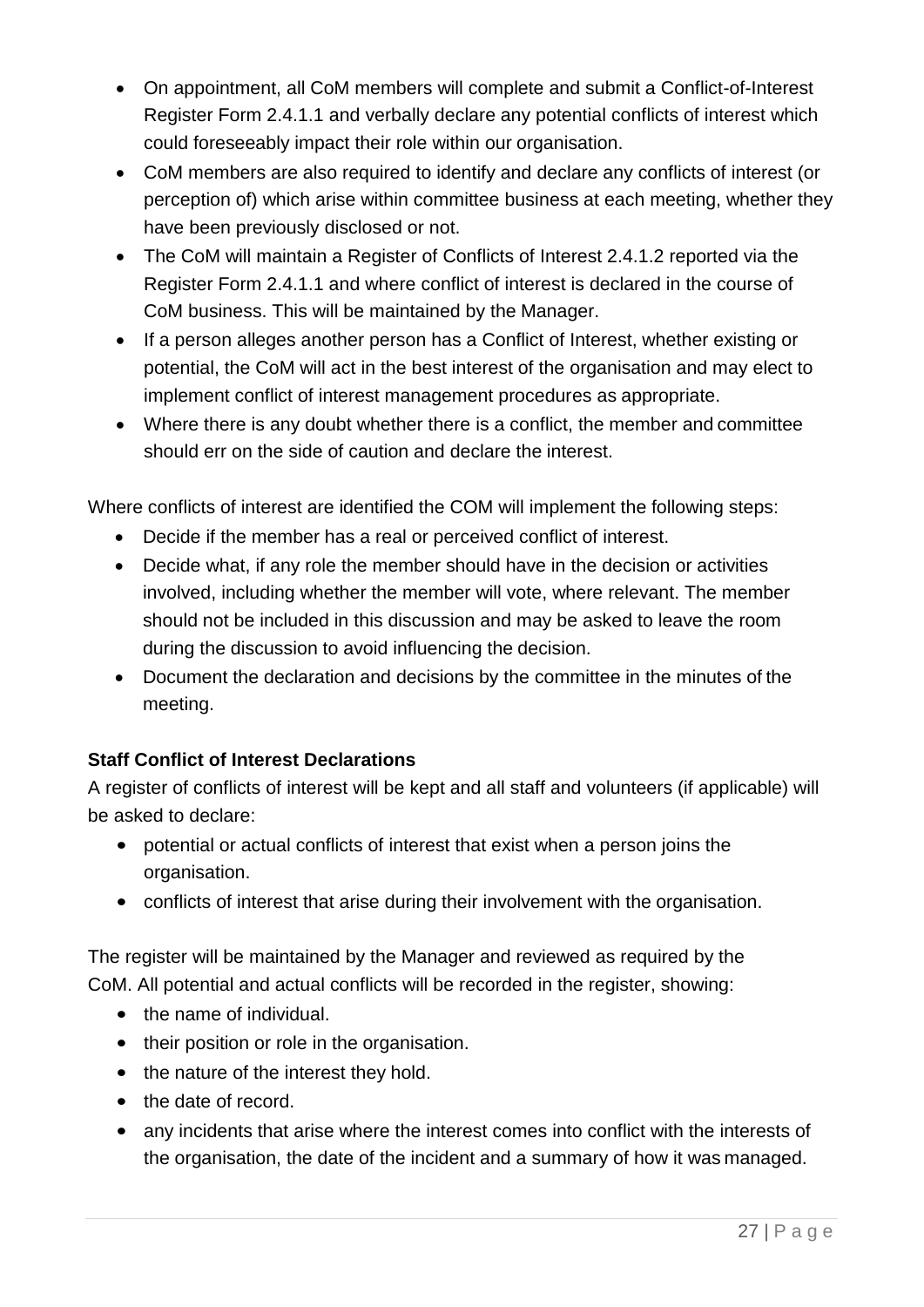- On appointment, all CoM members will complete and submit a Conflict-of-Interest Register Form 2.4.1.1 and verbally declare any potential conflicts of interest which could foreseeably impact their role within our organisation.
- CoM members are also required to identify and declare any conflicts of interest (or perception of) which arise within committee business at each meeting, whether they have been previously disclosed or not.
- The CoM will maintain a Register of Conflicts of Interest 2.4.1.2 reported via the Register Form 2.4.1.1 and where conflict of interest is declared in the course of CoM business. This will be maintained by the Manager.
- If a person alleges another person has a Conflict of Interest, whether existing or potential, the CoM will act in the best interest of the organisation and may elect to implement conflict of interest management procedures as appropriate.
- Where there is any doubt whether there is a conflict, the member and committee should err on the side of caution and declare the interest.

Where conflicts of interest are identified the COM will implement the following steps:

- Decide if the member has a real or perceived conflict of interest.
- Decide what, if any role the member should have in the decision or activities involved, including whether the member will vote, where relevant. The member should not be included in this discussion and may be asked to leave the room during the discussion to avoid influencing the decision.
- Document the declaration and decisions by the committee in the minutes of the meeting.

**Staff Conflict of Interest Declarations**

A register of conflicts of interest will be kept and all staff and volunteers (if applicable) will be asked to declare:

- potential or actual conflicts of interest that exist when a person joins the organisation.
- conflicts of interest that arise during their involvement with the organisation.

The register will be maintained by the Manager and reviewed as required by the CoM. All potential and actual conflicts will be recorded in the register, showing:

- the name of individual.
- their position or role in the organisation.
- the nature of the interest they hold.
- the date of record.
- any incidents that arise where the interest comes into conflict with the interests of the organisation, the date of the incident and a summary of how it was managed.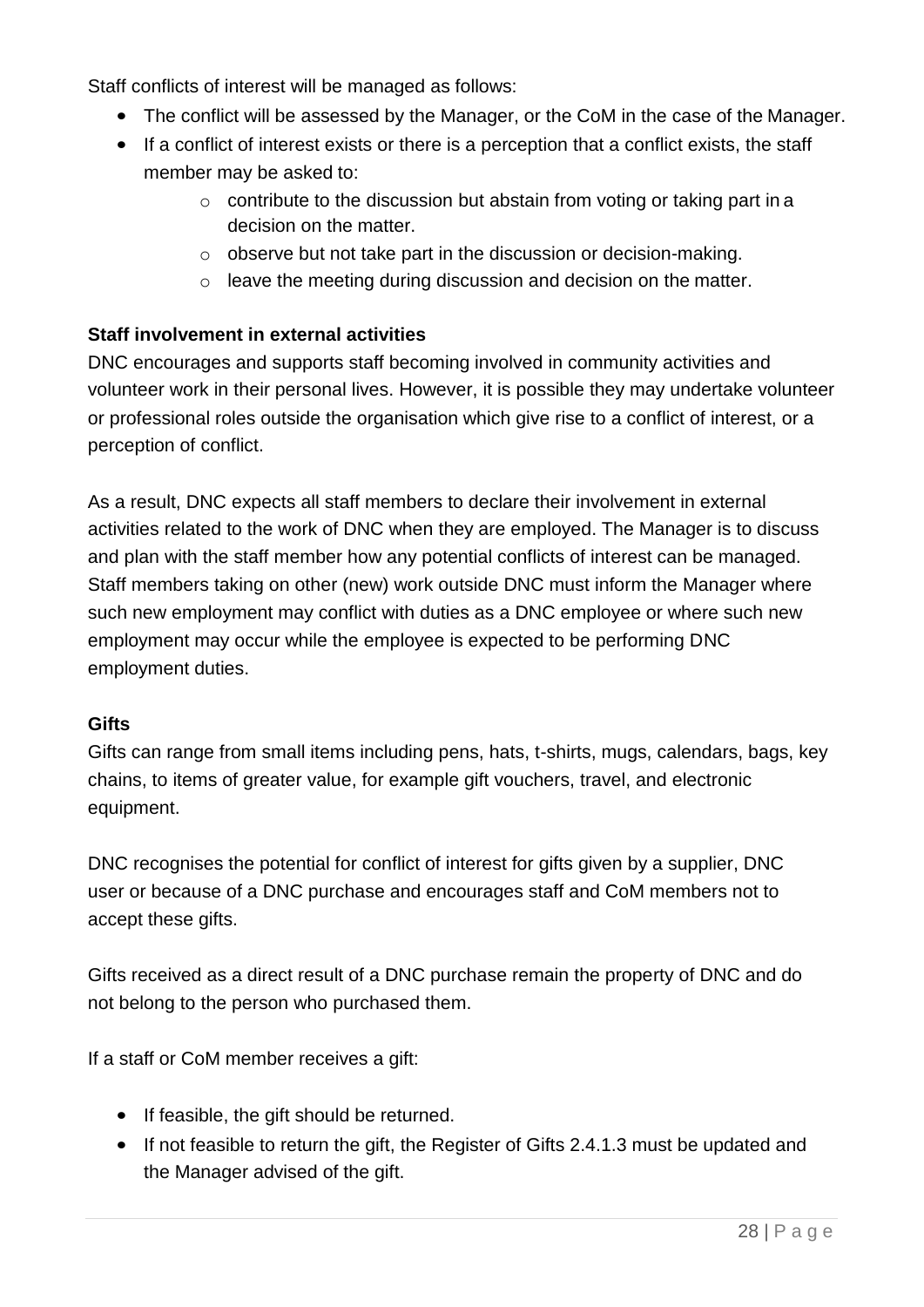Staff conflicts of interest will be managed as follows:

- The conflict will be assessed by the Manager, or the CoM in the case of the Manager.
- If a conflict of interest exists or there is a perception that a conflict exists, the staff member may be asked to:
    - contribute to the discussion but abstain from voting or taking part in a decision on the matter.
    - observe but not take part in the discussion or decision-making.
    - leave the meeting during discussion and decision on the matter.

**Staff involvement in external activities**

DNC encourages and supports staff becoming involved in community activities and volunteer work in their personal lives. However, it is possible they may undertake volunteer or professional roles outside the organisation which give rise to a conflict of interest, or a perception of conflict.

As a result, DNC expects all staff members to declare their involvement in external activities related to the work of DNC when they are employed. The Manager is to discuss and plan with the staff member how any potential conflicts of interest can be managed. Staff members taking on other (new) work outside DNC must inform the Manager where such new employment may conflict with duties as a DNC employee or where such new employment may occur while the employee is expected to be performing DNC employment duties.

**Gifts**

Gifts can range from small items including pens, hats, t-shirts, mugs, calendars, bags, key chains, to items of greater value, for example gift vouchers, travel, and electronic equipment.

DNC recognises the potential for conflict of interest for gifts given by a supplier, DNC user or because of a DNC purchase and encourages staff and CoM members not to accept these gifts.

Gifts received as a direct result of a DNC purchase remain the property of DNC and do not belong to the person who purchased them.

If a staff or CoM member receives a gift:

- If feasible, the gift should be returned.
- If not feasible to return the gift, the Register of Gifts 2.4.1.3 must be updated and the Manager advised of the gift.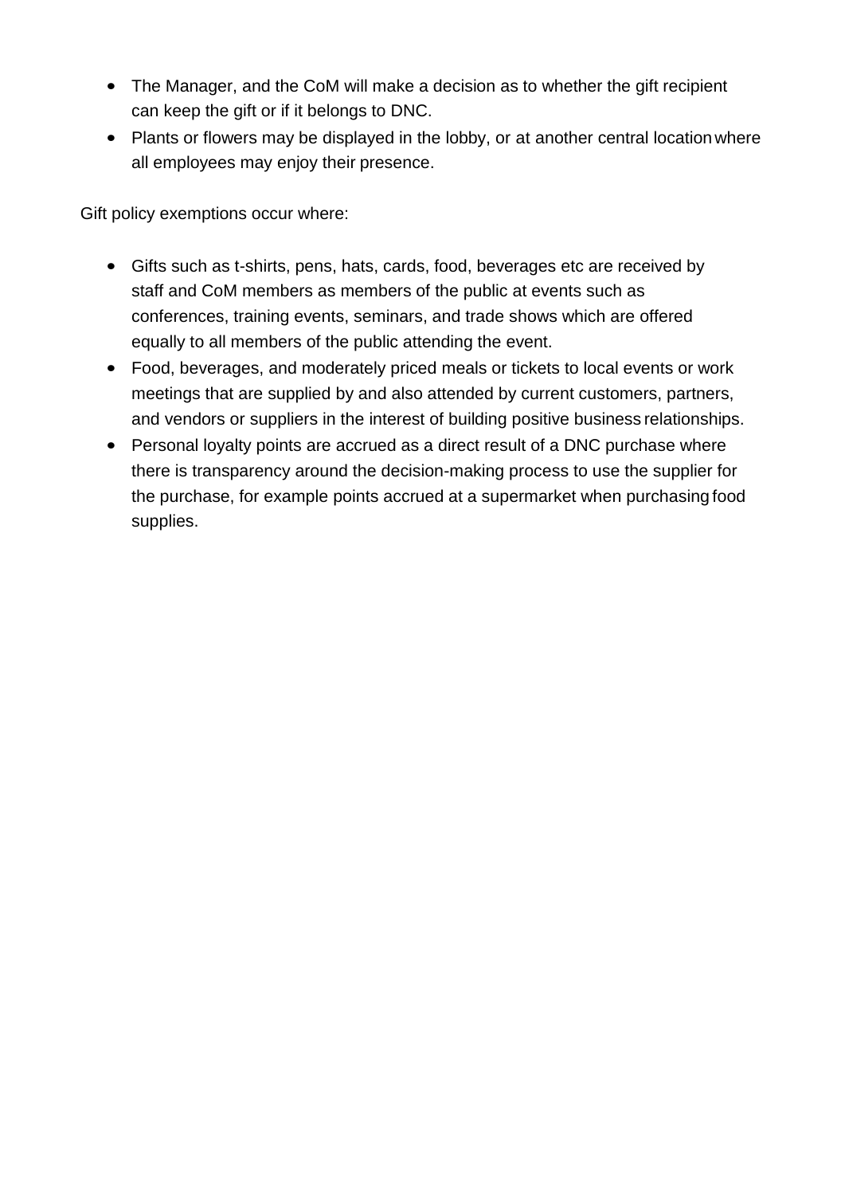- The Manager, and the CoM will make a decision as to whether the gift recipient can keep the gift or if it belongs to DNC.
- Plants or flowers may be displayed in the lobby, or at another central location where all employees may enjoy their presence.

Gift policy exemptions occur where:

- Gifts such as t-shirts, pens, hats, cards, food, beverages etc are received by staff and CoM members as members of the public at events such as conferences, training events, seminars, and trade shows which are offered equally to all members of the public attending the event.
- Food, beverages, and moderately priced meals or tickets to local events or work meetings that are supplied by and also attended by current customers, partners, and vendors or suppliers in the interest of building positive business relationships.
- Personal loyalty points are accrued as a direct result of a DNC purchase where there is transparency around the decision-making process to use the supplier for the purchase, for example points accrued at a supermarket when purchasing food supplies.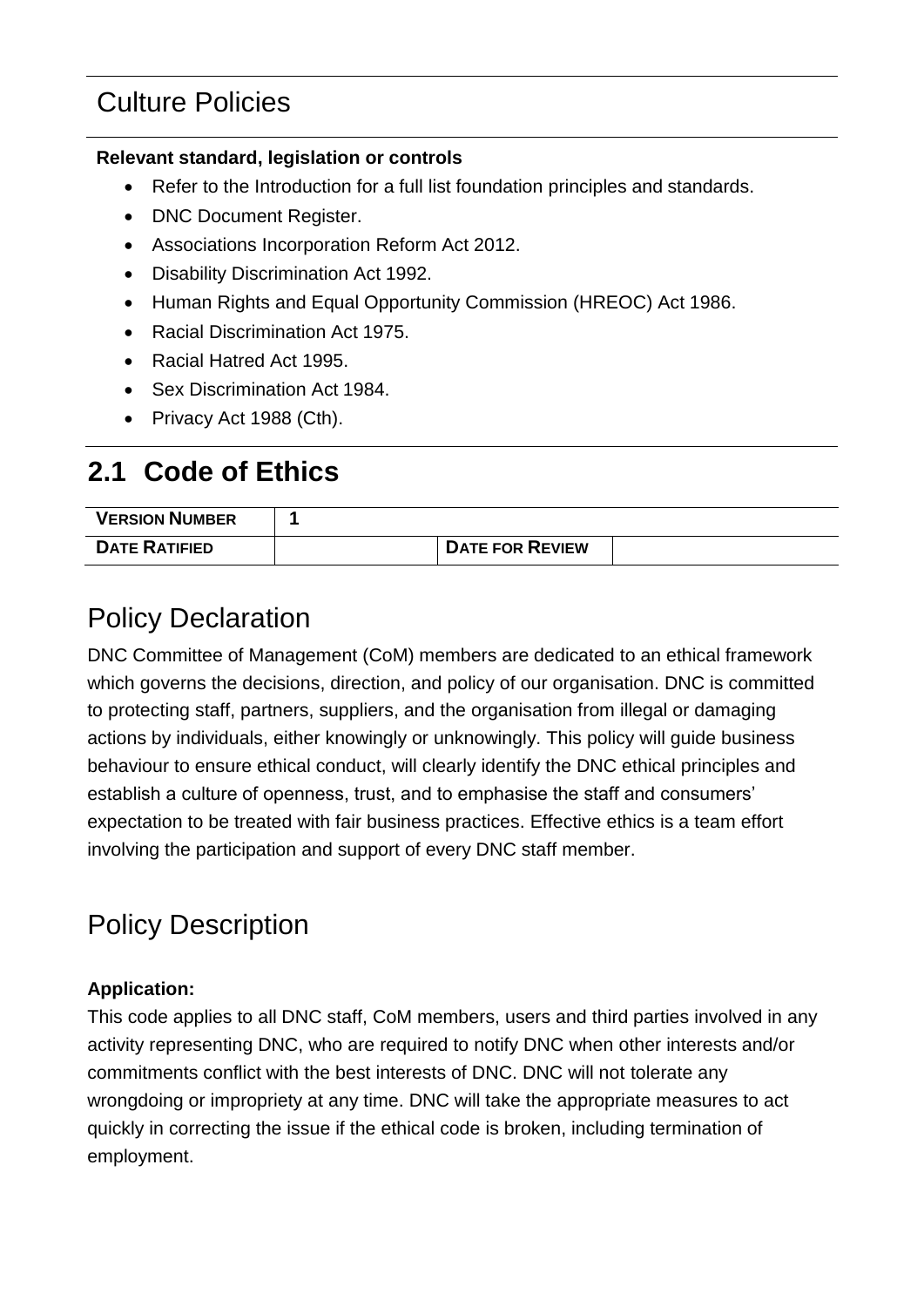# Culture Policies

**Relevant standard, legislation or controls**

- Refer to the Introduction for a full list foundation principles and standards.
- DNC Document Register.
- Associations Incorporation Reform Act 2012.
- Disability Discrimination Act 1992.
- Human Rights and Equal Opportunity Commission (HREOC) Act 1986.
- Racial Discrimination Act 1975.
- Racial Hatred Act 1995.
- Sex Discrimination Act 1984.
- Privacy Act 1988 (Cth).

## 2.1 Code of Ethics

| VERSION NUMBER | 1 | | |
|---|---|---|---|
| DATE RATIFIED | | DATE FOR REVIEW | |

## Policy Declaration

DNC Committee of Management (CoM) members are dedicated to an ethical framework which governs the decisions, direction, and policy of our organisation. DNC is committed to protecting staff, partners, suppliers, and the organisation from illegal or damaging actions by individuals, either knowingly or unknowingly. This policy will guide business behaviour to ensure ethical conduct, will clearly identify the DNC ethical principles and establish a culture of openness, trust, and to emphasise the staff and consumers' expectation to be treated with fair business practices. Effective ethics is a team effort involving the participation and support of every DNC staff member.

## Policy Description

**Application:**

This code applies to all DNC staff, CoM members, users and third parties involved in any activity representing DNC, who are required to notify DNC when other interests and/or commitments conflict with the best interests of DNC. DNC will not tolerate any wrongdoing or impropriety at any time. DNC will take the appropriate measures to act quickly in correcting the issue if the ethical code is broken, including termination of employment.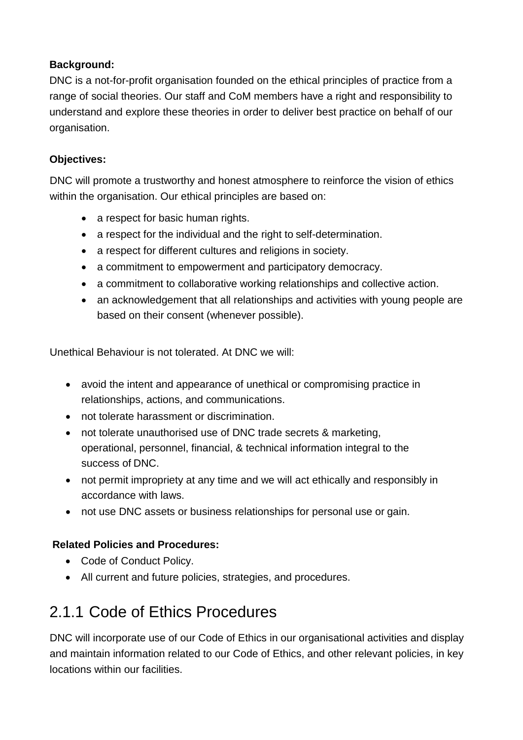**Background:**

DNC is a not-for-profit organisation founded on the ethical principles of practice from a range of social theories. Our staff and CoM members have a right and responsibility to understand and explore these theories in order to deliver best practice on behalf of our organisation.

**Objectives:**

DNC will promote a trustworthy and honest atmosphere to reinforce the vision of ethics within the organisation. Our ethical principles are based on:

- a respect for basic human rights.
- a respect for the individual and the right to self-determination.
- a respect for different cultures and religions in society.
- a commitment to empowerment and participatory democracy.
- a commitment to collaborative working relationships and collective action.
- an acknowledgement that all relationships and activities with young people are based on their consent (whenever possible).

Unethical Behaviour is not tolerated. At DNC we will:

- avoid the intent and appearance of unethical or compromising practice in relationships, actions, and communications.
- not tolerate harassment or discrimination.
- not tolerate unauthorised use of DNC trade secrets & marketing, operational, personnel, financial, & technical information integral to the success of DNC.
- not permit impropriety at any time and we will act ethically and responsibly in accordance with laws.
- not use DNC assets or business relationships for personal use or gain.

**Related Policies and Procedures:**

- Code of Conduct Policy.
- All current and future policies, strategies, and procedures.

## 2.1.1 Code of Ethics Procedures

DNC will incorporate use of our Code of Ethics in our organisational activities and display and maintain information related to our Code of Ethics, and other relevant policies, in key locations within our facilities.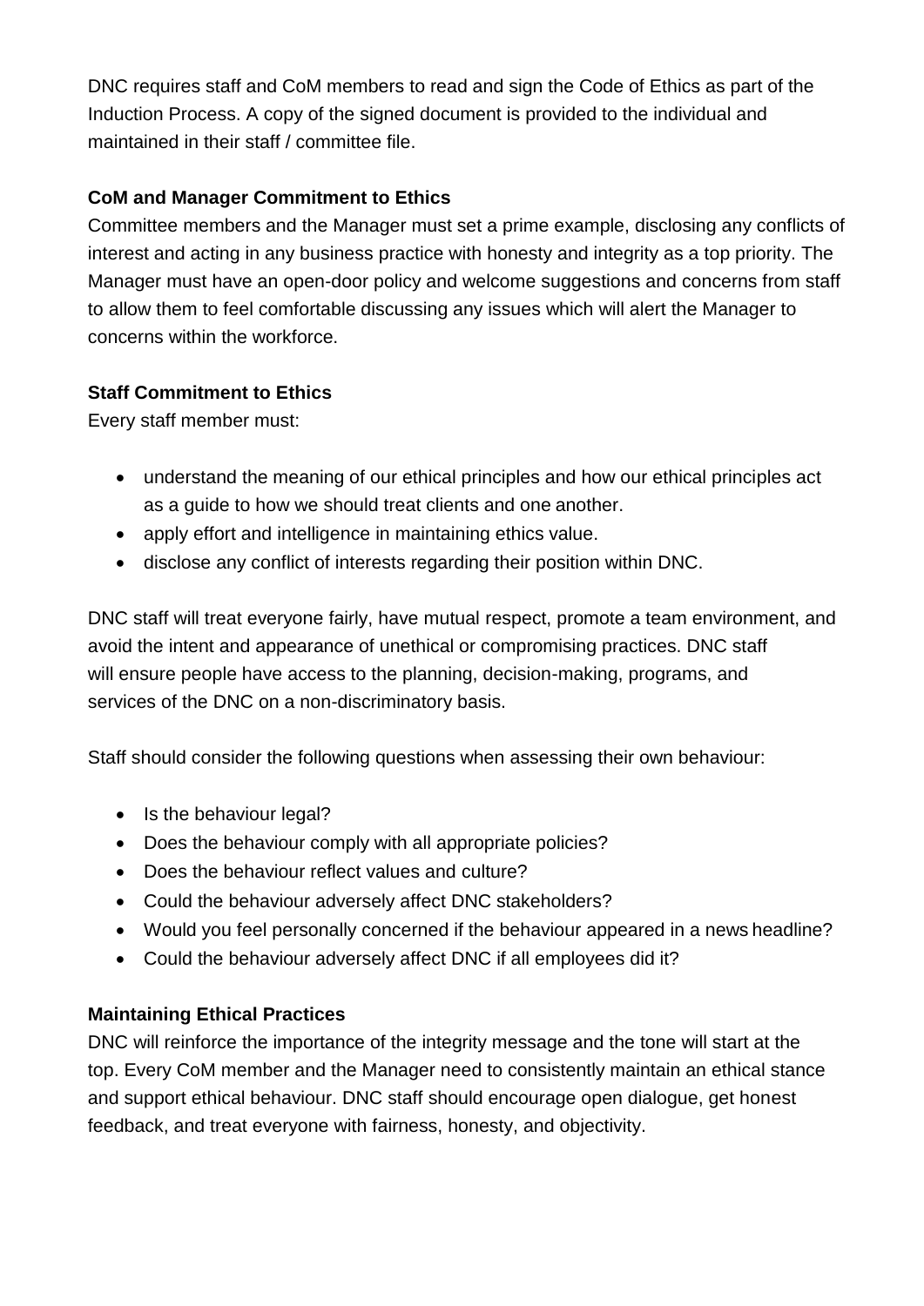DNC requires staff and CoM members to read and sign the Code of Ethics as part of the Induction Process. A copy of the signed document is provided to the individual and maintained in their staff / committee file.

**CoM and Manager Commitment to Ethics**

Committee members and the Manager must set a prime example, disclosing any conflicts of interest and acting in any business practice with honesty and integrity as a top priority. The Manager must have an open-door policy and welcome suggestions and concerns from staff to allow them to feel comfortable discussing any issues which will alert the Manager to concerns within the workforce.

**Staff Commitment to Ethics**

Every staff member must:

- understand the meaning of our ethical principles and how our ethical principles act as a guide to how we should treat clients and one another.
- apply effort and intelligence in maintaining ethics value.
- disclose any conflict of interests regarding their position within DNC.

DNC staff will treat everyone fairly, have mutual respect, promote a team environment, and avoid the intent and appearance of unethical or compromising practices. DNC staff will ensure people have access to the planning, decision-making, programs, and services of the DNC on a non-discriminatory basis.

Staff should consider the following questions when assessing their own behaviour:

- Is the behaviour legal?
- Does the behaviour comply with all appropriate policies?
- Does the behaviour reflect values and culture?
- Could the behaviour adversely affect DNC stakeholders?
- Would you feel personally concerned if the behaviour appeared in a news headline?
- Could the behaviour adversely affect DNC if all employees did it?

**Maintaining Ethical Practices**

DNC will reinforce the importance of the integrity message and the tone will start at the top. Every CoM member and the Manager need to consistently maintain an ethical stance and support ethical behaviour. DNC staff should encourage open dialogue, get honest feedback, and treat everyone with fairness, honesty, and objectivity.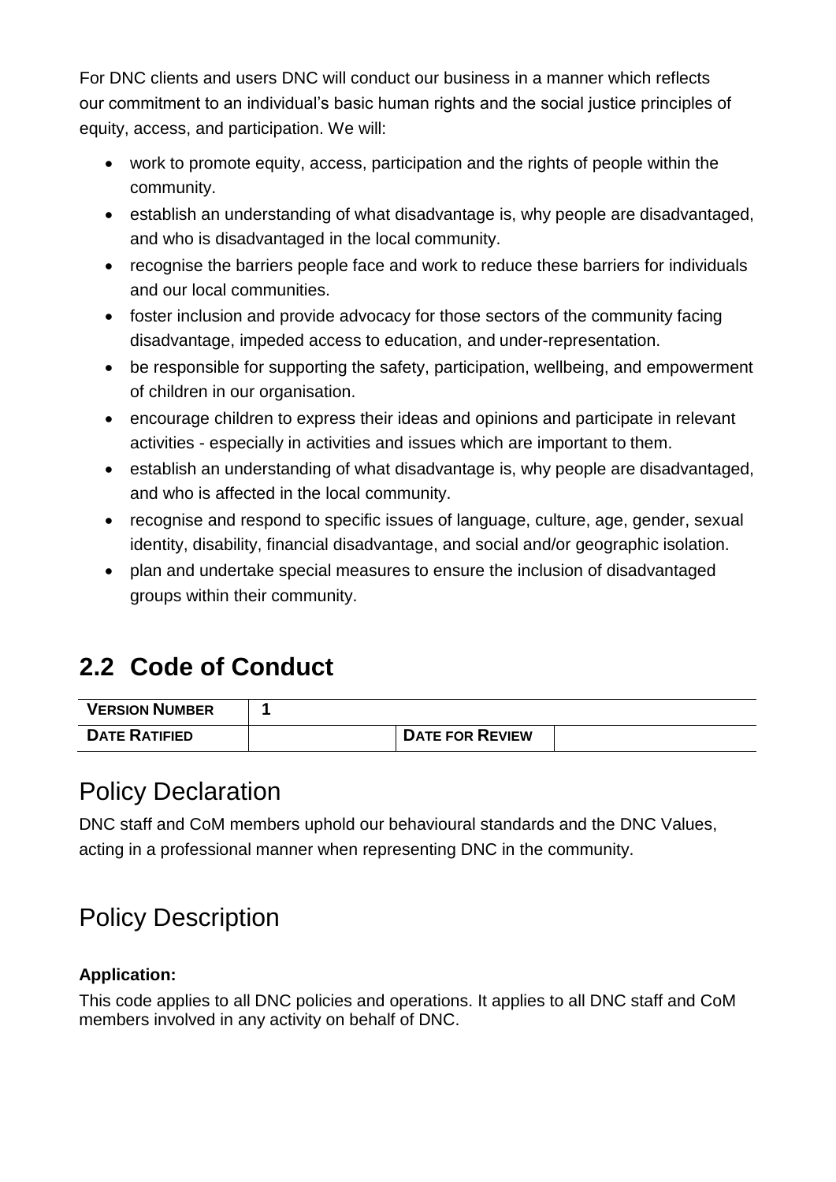For DNC clients and users DNC will conduct our business in a manner which reflects our commitment to an individual's basic human rights and the social justice principles of equity, access, and participation. We will:

- work to promote equity, access, participation and the rights of people within the community.
- establish an understanding of what disadvantage is, why people are disadvantaged, and who is disadvantaged in the local community.
- recognise the barriers people face and work to reduce these barriers for individuals and our local communities.
- foster inclusion and provide advocacy for those sectors of the community facing disadvantage, impeded access to education, and under-representation.
- be responsible for supporting the safety, participation, wellbeing, and empowerment of children in our organisation.
- encourage children to express their ideas and opinions and participate in relevant activities - especially in activities and issues which are important to them.
- establish an understanding of what disadvantage is, why people are disadvantaged, and who is affected in the local community.
- recognise and respond to specific issues of language, culture, age, gender, sexual identity, disability, financial disadvantage, and social and/or geographic isolation.
- plan and undertake special measures to ensure the inclusion of disadvantaged groups within their community.

## 2.2 Code of Conduct

| **VERSION NUMBER** | 1 | | |
|---|---|---|---|
| **DATE RATIFIED** | | **DATE FOR REVIEW** | |

## Policy Declaration

DNC staff and CoM members uphold our behavioural standards and the DNC Values, acting in a professional manner when representing DNC in the community.

## Policy Description

**Application:**

This code applies to all DNC policies and operations. It applies to all DNC staff and CoM members involved in any activity on behalf of DNC.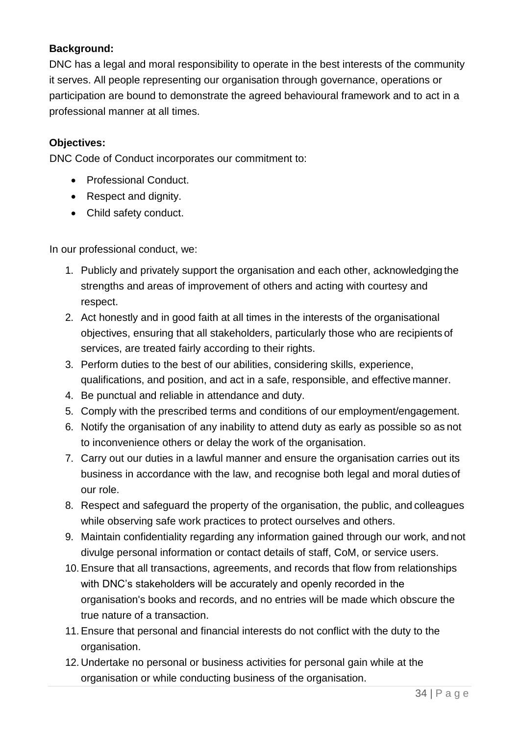**Background:**

DNC has a legal and moral responsibility to operate in the best interests of the community it serves. All people representing our organisation through governance, operations or participation are bound to demonstrate the agreed behavioural framework and to act in a professional manner at all times.

**Objectives:**

DNC Code of Conduct incorporates our commitment to:

- Professional Conduct.
- Respect and dignity.
- Child safety conduct.

In our professional conduct, we:

1. Publicly and privately support the organisation and each other, acknowledging the strengths and areas of improvement of others and acting with courtesy and respect.
2. Act honestly and in good faith at all times in the interests of the organisational objectives, ensuring that all stakeholders, particularly those who are recipients of services, are treated fairly according to their rights.
3. Perform duties to the best of our abilities, considering skills, experience, qualifications, and position, and act in a safe, responsible, and effective manner.
4. Be punctual and reliable in attendance and duty.
5. Comply with the prescribed terms and conditions of our employment/engagement.
6. Notify the organisation of any inability to attend duty as early as possible so as not to inconvenience others or delay the work of the organisation.
7. Carry out our duties in a lawful manner and ensure the organisation carries out its business in accordance with the law, and recognise both legal and moral duties of our role.
8. Respect and safeguard the property of the organisation, the public, and colleagues while observing safe work practices to protect ourselves and others.
9. Maintain confidentiality regarding any information gained through our work, and not divulge personal information or contact details of staff, CoM, or service users.
10. Ensure that all transactions, agreements, and records that flow from relationships with DNC's stakeholders will be accurately and openly recorded in the organisation's books and records, and no entries will be made which obscure the true nature of a transaction.
11. Ensure that personal and financial interests do not conflict with the duty to the organisation.
12. Undertake no personal or business activities for personal gain while at the organisation or while conducting business of the organisation.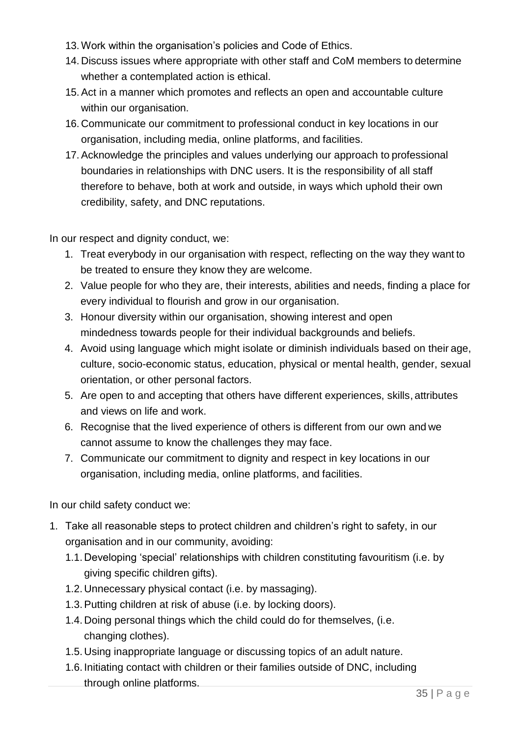13. Work within the organisation's policies and Code of Ethics.
14. Discuss issues where appropriate with other staff and CoM members to determine whether a contemplated action is ethical.
15. Act in a manner which promotes and reflects an open and accountable culture within our organisation.
16. Communicate our commitment to professional conduct in key locations in our organisation, including media, online platforms, and facilities.
17. Acknowledge the principles and values underlying our approach to professional boundaries in relationships with DNC users. It is the responsibility of all staff therefore to behave, both at work and outside, in ways which uphold their own credibility, safety, and DNC reputations.

In our respect and dignity conduct, we:

1. Treat everybody in our organisation with respect, reflecting on the way they want to be treated to ensure they know they are welcome.
2. Value people for who they are, their interests, abilities and needs, finding a place for every individual to flourish and grow in our organisation.
3. Honour diversity within our organisation, showing interest and open mindedness towards people for their individual backgrounds and beliefs.
4. Avoid using language which might isolate or diminish individuals based on their age, culture, socio-economic status, education, physical or mental health, gender, sexual orientation, or other personal factors.
5. Are open to and accepting that others have different experiences, skills, attributes and views on life and work.
6. Recognise that the lived experience of others is different from our own and we cannot assume to know the challenges they may face.
7. Communicate our commitment to dignity and respect in key locations in our organisation, including media, online platforms, and facilities.

In our child safety conduct we:

1. Take all reasonable steps to protect children and children's right to safety, in our organisation and in our community, avoiding:
   - 1.1. Developing 'special' relationships with children constituting favouritism (i.e. by giving specific children gifts).
   - 1.2. Unnecessary physical contact (i.e. by massaging).
   - 1.3. Putting children at risk of abuse (i.e. by locking doors).
   - 1.4. Doing personal things which the child could do for themselves, (i.e. changing clothes).
   - 1.5. Using inappropriate language or discussing topics of an adult nature.
   - 1.6. Initiating contact with children or their families outside of DNC, including through online platforms.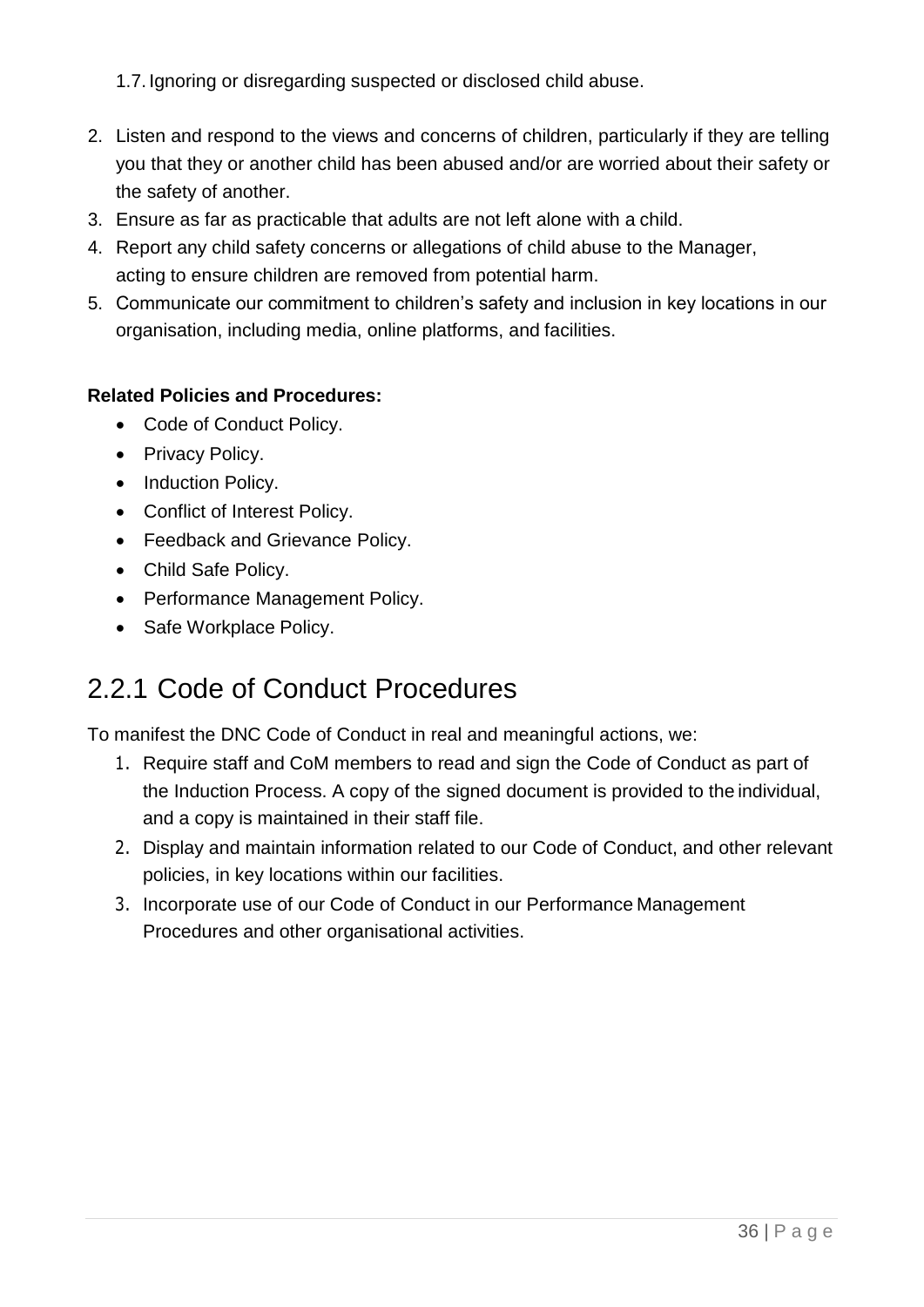1.7. Ignoring or disregarding suspected or disclosed child abuse.

2. Listen and respond to the views and concerns of children, particularly if they are telling you that they or another child has been abused and/or are worried about their safety or the safety of another.
3. Ensure as far as practicable that adults are not left alone with a child.
4. Report any child safety concerns or allegations of child abuse to the Manager, acting to ensure children are removed from potential harm.
5. Communicate our commitment to children's safety and inclusion in key locations in our organisation, including media, online platforms, and facilities.

**Related Policies and Procedures:**

- Code of Conduct Policy.
- Privacy Policy.
- Induction Policy.
- Conflict of Interest Policy.
- Feedback and Grievance Policy.
- Child Safe Policy.
- Performance Management Policy.
- Safe Workplace Policy.

## 2.2.1 Code of Conduct Procedures

To manifest the DNC Code of Conduct in real and meaningful actions, we:

1. Require staff and CoM members to read and sign the Code of Conduct as part of the Induction Process. A copy of the signed document is provided to the individual, and a copy is maintained in their staff file.
2. Display and maintain information related to our Code of Conduct, and other relevant policies, in key locations within our facilities.
3. Incorporate use of our Code of Conduct in our Performance Management Procedures and other organisational activities.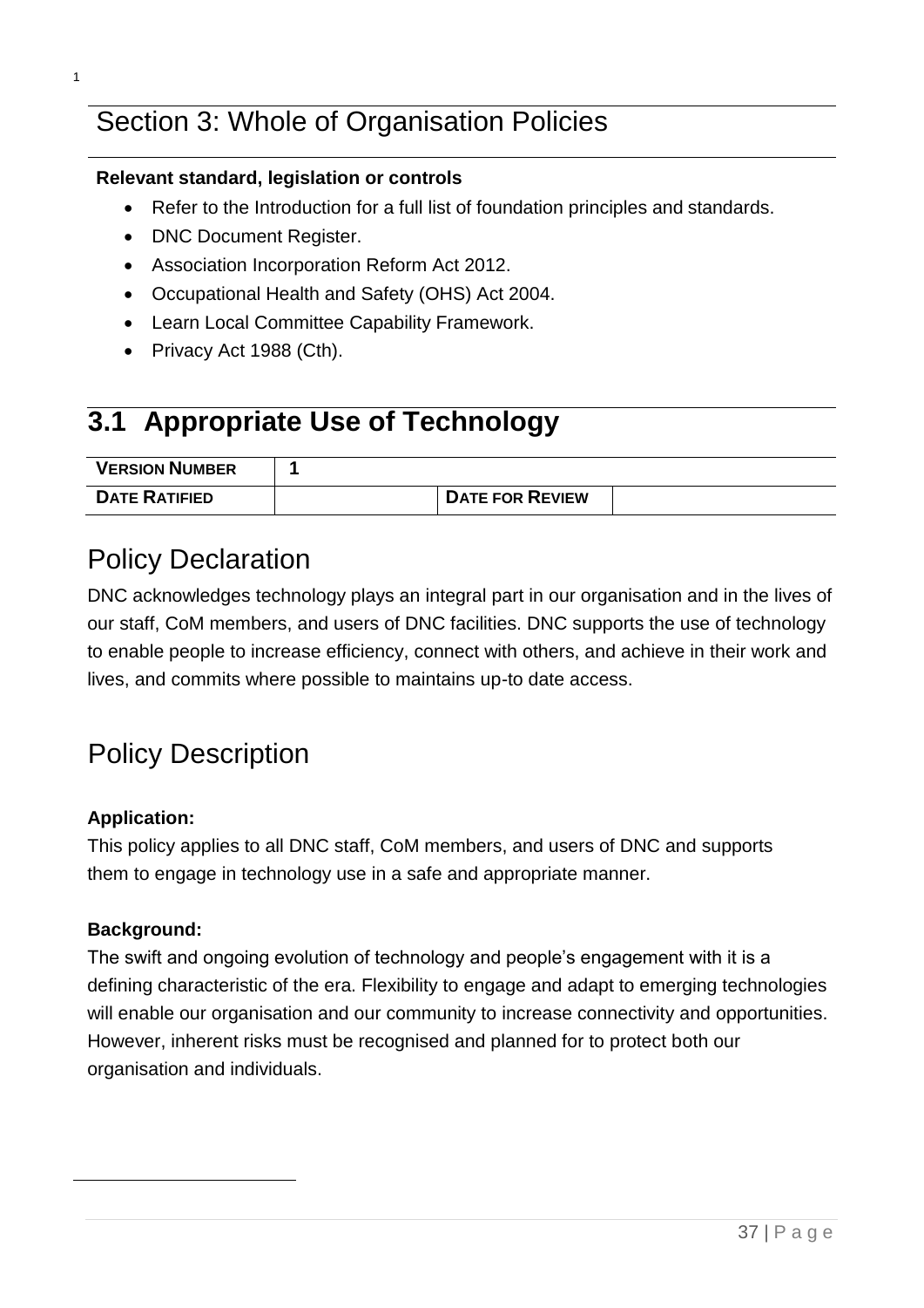# Section 3: Whole of Organisation Policies

**Relevant standard, legislation or controls**

- Refer to the Introduction for a full list of foundation principles and standards.
- DNC Document Register.
- Association Incorporation Reform Act 2012.
- Occupational Health and Safety (OHS) Act 2004.
- Learn Local Committee Capability Framework.
- Privacy Act 1988 (Cth).

## 3.1 Appropriate Use of Technology

| VERSION NUMBER | 1 | | |
|---|---|---|---|
| DATE RATIFIED | | DATE FOR REVIEW | |

## Policy Declaration

DNC acknowledges technology plays an integral part in our organisation and in the lives of our staff, CoM members, and users of DNC facilities. DNC supports the use of technology to enable people to increase efficiency, connect with others, and achieve in their work and lives, and commits where possible to maintains up-to date access.

## Policy Description

**Application:**

This policy applies to all DNC staff, CoM members, and users of DNC and supports them to engage in technology use in a safe and appropriate manner.

**Background:**

The swift and ongoing evolution of technology and people's engagement with it is a defining characteristic of the era. Flexibility to engage and adapt to emerging technologies will enable our organisation and our community to increase connectivity and opportunities. However, inherent risks must be recognised and planned for to protect both our organisation and individuals.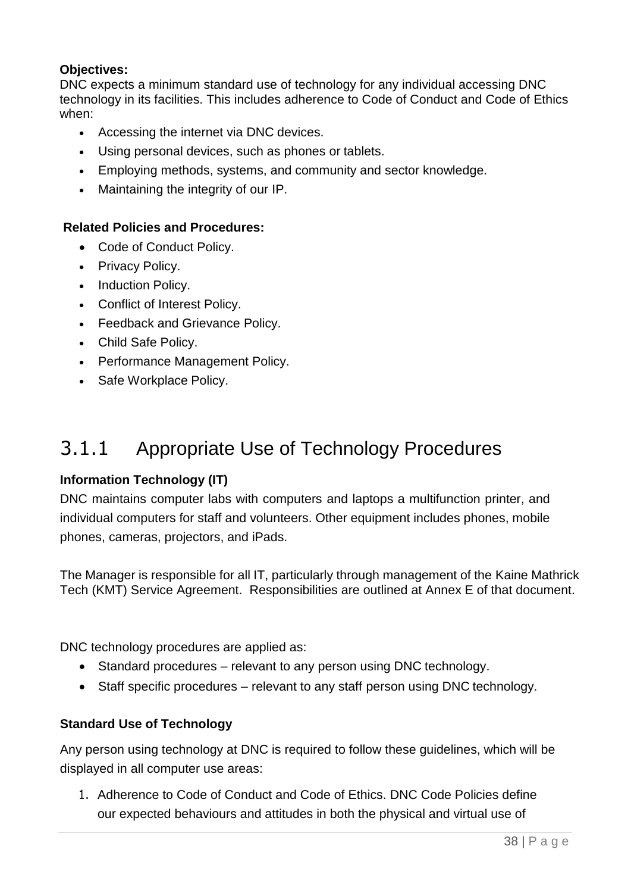**Objectives:**

DNC expects a minimum standard use of technology for any individual accessing DNC technology in its facilities. This includes adherence to Code of Conduct and Code of Ethics when:

- Accessing the internet via DNC devices.
- Using personal devices, such as phones or tablets.
- Employing methods, systems, and community and sector knowledge.
- Maintaining the integrity of our IP.

**Related Policies and Procedures:**

- Code of Conduct Policy.
- Privacy Policy.
- Induction Policy.
- Conflict of Interest Policy.
- Feedback and Grievance Policy.
- Child Safe Policy.
- Performance Management Policy.
- Safe Workplace Policy.

### 3.1.1 Appropriate Use of Technology Procedures

**Information Technology (IT)**

DNC maintains computer labs with computers and laptops a multifunction printer, and individual computers for staff and volunteers. Other equipment includes phones, mobile phones, cameras, projectors, and iPads.

The Manager is responsible for all IT, particularly through management of the Kaine Mathrick Tech (KMT) Service Agreement. Responsibilities are outlined at Annex E of that document.

DNC technology procedures are applied as:

- Standard procedures – relevant to any person using DNC technology.
- Staff specific procedures – relevant to any staff person using DNC technology.

**Standard Use of Technology**

Any person using technology at DNC is required to follow these guidelines, which will be displayed in all computer use areas:

1. Adherence to Code of Conduct and Code of Ethics. DNC Code Policies define our expected behaviours and attitudes in both the physical and virtual use of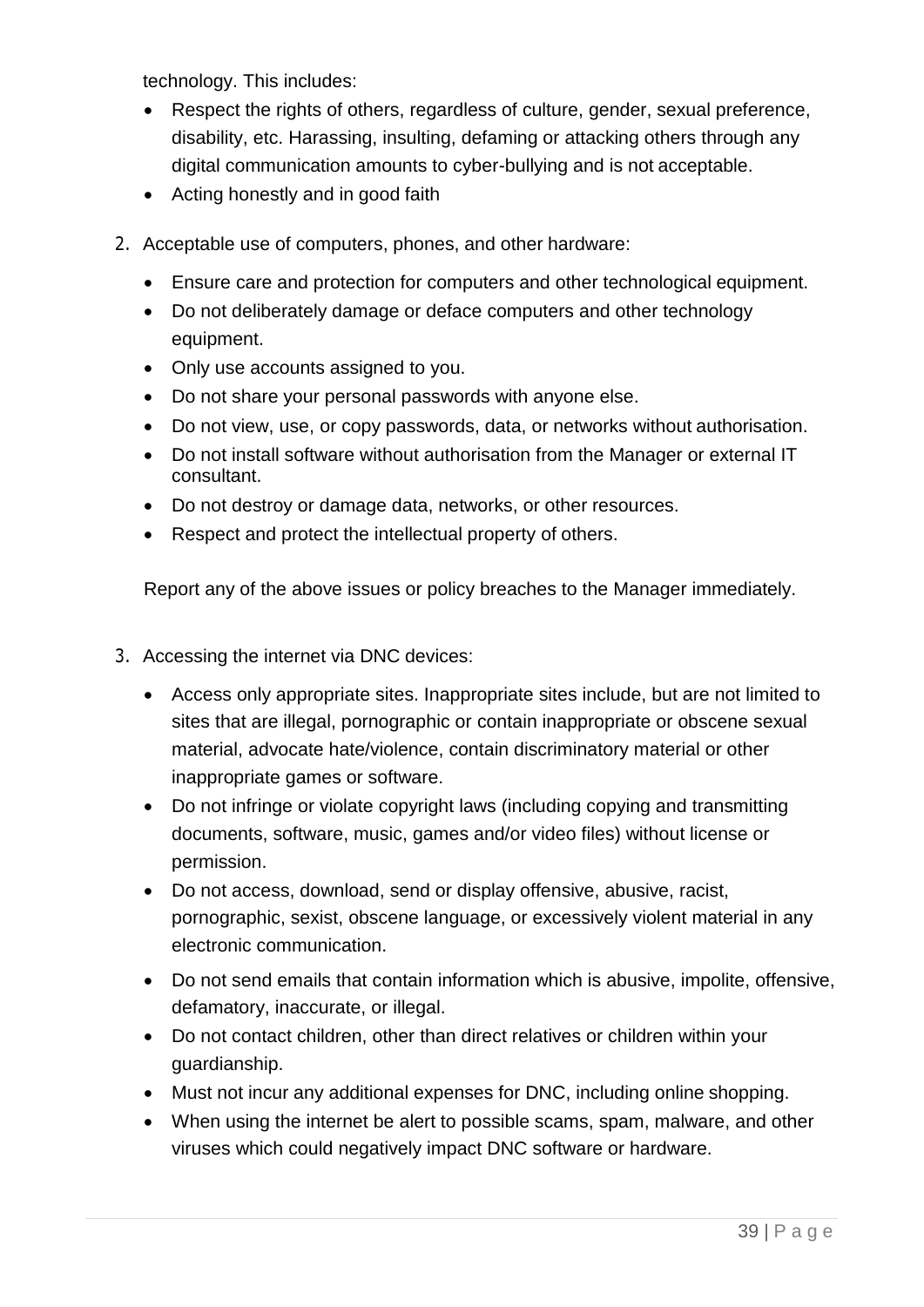technology. This includes:

- Respect the rights of others, regardless of culture, gender, sexual preference, disability, etc. Harassing, insulting, defaming or attacking others through any digital communication amounts to cyber-bullying and is not acceptable.
- Acting honestly and in good faith

2. Acceptable use of computers, phones, and other hardware:

- Ensure care and protection for computers and other technological equipment.
- Do not deliberately damage or deface computers and other technology equipment.
- Only use accounts assigned to you.
- Do not share your personal passwords with anyone else.
- Do not view, use, or copy passwords, data, or networks without authorisation.
- Do not install software without authorisation from the Manager or external IT consultant.
- Do not destroy or damage data, networks, or other resources.
- Respect and protect the intellectual property of others.

Report any of the above issues or policy breaches to the Manager immediately.

3. Accessing the internet via DNC devices:

- Access only appropriate sites. Inappropriate sites include, but are not limited to sites that are illegal, pornographic or contain inappropriate or obscene sexual material, advocate hate/violence, contain discriminatory material or other inappropriate games or software.
- Do not infringe or violate copyright laws (including copying and transmitting documents, software, music, games and/or video files) without license or permission.
- Do not access, download, send or display offensive, abusive, racist, pornographic, sexist, obscene language, or excessively violent material in any electronic communication.
- Do not send emails that contain information which is abusive, impolite, offensive, defamatory, inaccurate, or illegal.
- Do not contact children, other than direct relatives or children within your guardianship.
- Must not incur any additional expenses for DNC, including online shopping.
- When using the internet be alert to possible scams, spam, malware, and other viruses which could negatively impact DNC software or hardware.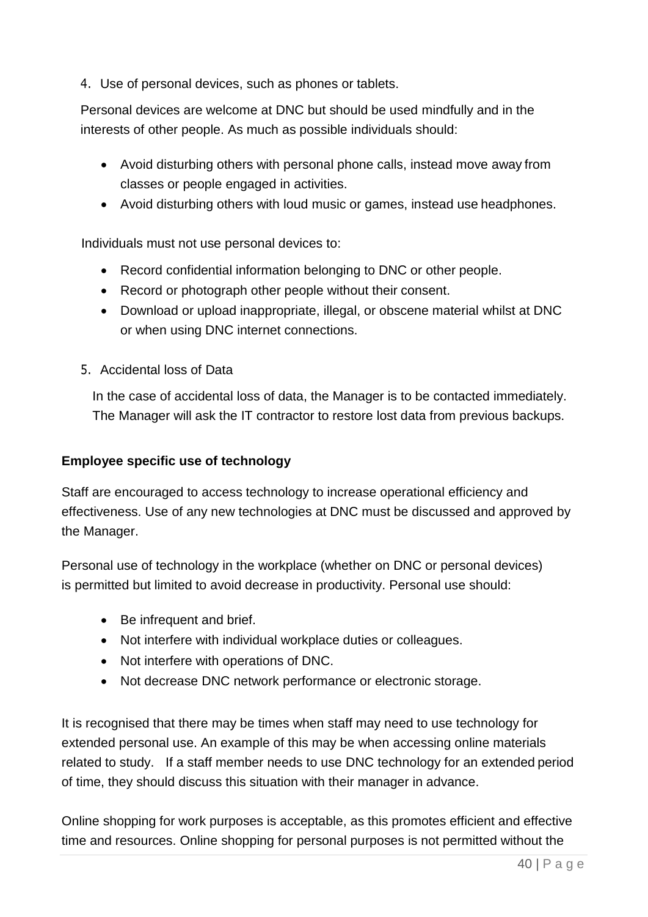4. Use of personal devices, such as phones or tablets.

Personal devices are welcome at DNC but should be used mindfully and in the interests of other people. As much as possible individuals should:

- Avoid disturbing others with personal phone calls, instead move away from classes or people engaged in activities.
- Avoid disturbing others with loud music or games, instead use headphones.

Individuals must not use personal devices to:

- Record confidential information belonging to DNC or other people.
- Record or photograph other people without their consent.
- Download or upload inappropriate, illegal, or obscene material whilst at DNC or when using DNC internet connections.

5. Accidental loss of Data

In the case of accidental loss of data, the Manager is to be contacted immediately. The Manager will ask the IT contractor to restore lost data from previous backups.

**Employee specific use of technology**

Staff are encouraged to access technology to increase operational efficiency and effectiveness. Use of any new technologies at DNC must be discussed and approved by the Manager.

Personal use of technology in the workplace (whether on DNC or personal devices) is permitted but limited to avoid decrease in productivity. Personal use should:

- Be infrequent and brief.
- Not interfere with individual workplace duties or colleagues.
- Not interfere with operations of DNC.
- Not decrease DNC network performance or electronic storage.

It is recognised that there may be times when staff may need to use technology for extended personal use. An example of this may be when accessing online materials related to study. If a staff member needs to use DNC technology for an extended period of time, they should discuss this situation with their manager in advance.

Online shopping for work purposes is acceptable, as this promotes efficient and effective time and resources. Online shopping for personal purposes is not permitted without the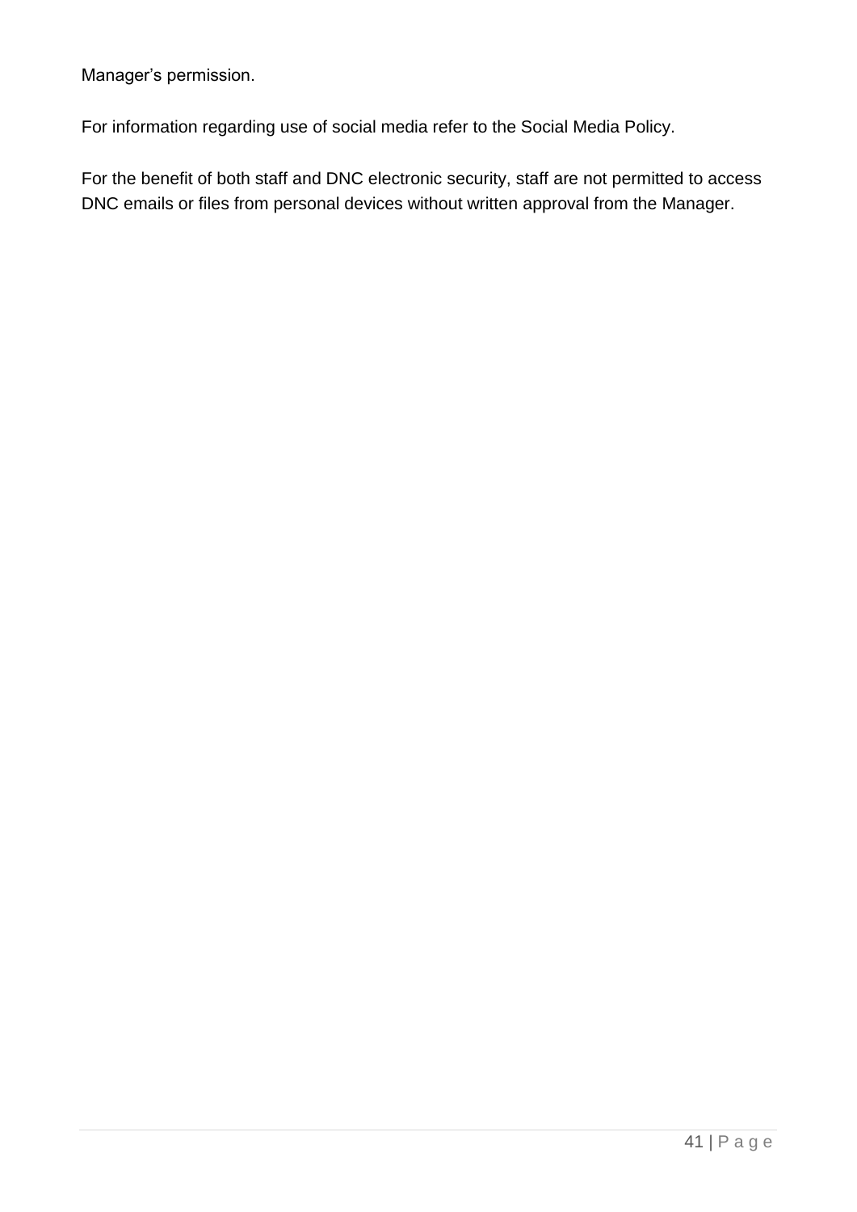Manager's permission.

For information regarding use of social media refer to the Social Media Policy.

For the benefit of both staff and DNC electronic security, staff are not permitted to access DNC emails or files from personal devices without written approval from the Manager.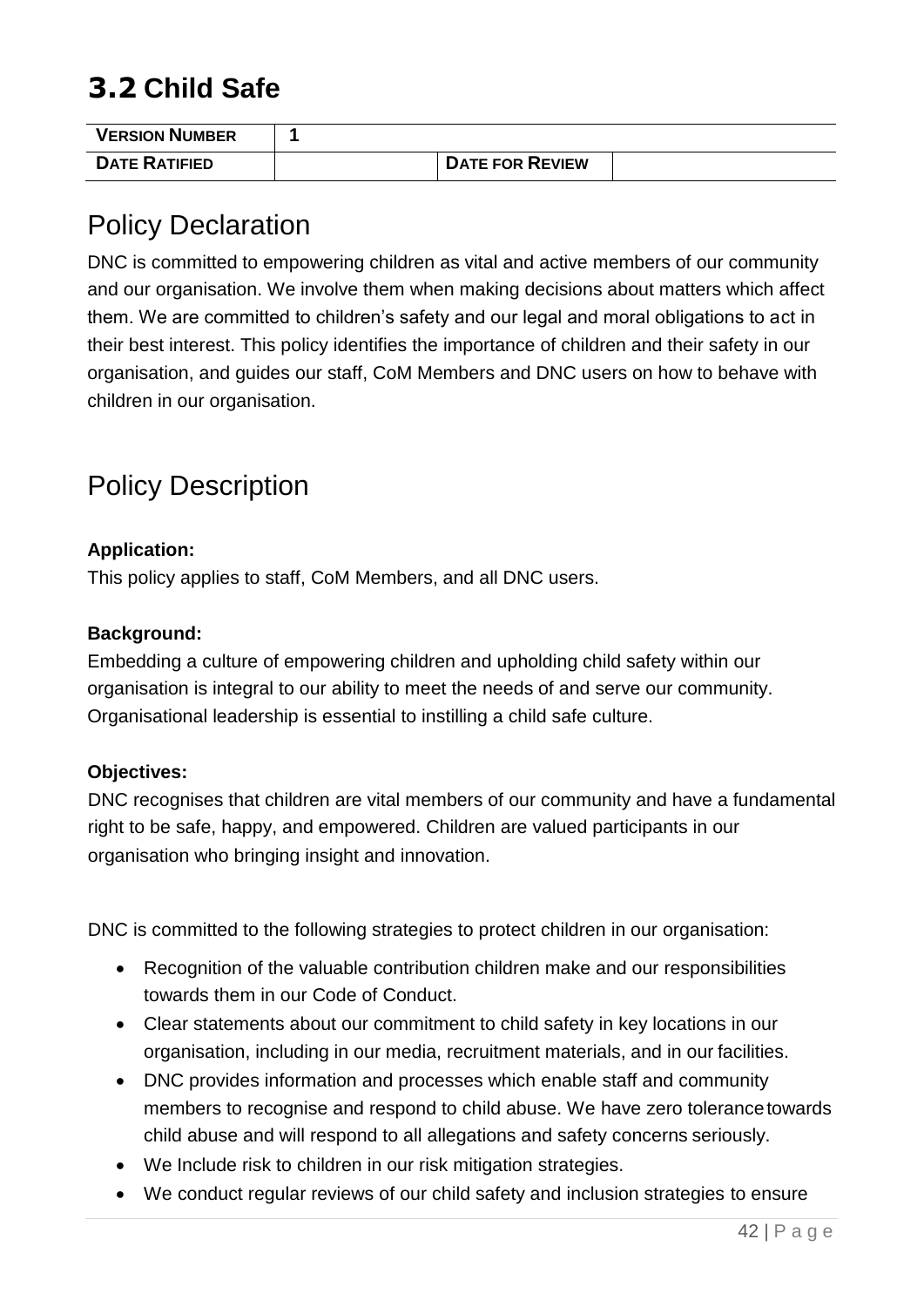# 3.2 Child Safe

| VERSION NUMBER | 1 | | |
| --- | --- | --- | --- |
| DATE RATIFIED | | DATE FOR REVIEW | |

## Policy Declaration

DNC is committed to empowering children as vital and active members of our community and our organisation. We involve them when making decisions about matters which affect them. We are committed to children's safety and our legal and moral obligations to act in their best interest. This policy identifies the importance of children and their safety in our organisation, and guides our staff, CoM Members and DNC users on how to behave with children in our organisation.

## Policy Description

**Application:**

This policy applies to staff, CoM Members, and all DNC users.

**Background:**

Embedding a culture of empowering children and upholding child safety within our organisation is integral to our ability to meet the needs of and serve our community. Organisational leadership is essential to instilling a child safe culture.

**Objectives:**

DNC recognises that children are vital members of our community and have a fundamental right to be safe, happy, and empowered. Children are valued participants in our organisation who bringing insight and innovation.

DNC is committed to the following strategies to protect children in our organisation:

- Recognition of the valuable contribution children make and our responsibilities towards them in our Code of Conduct.
- Clear statements about our commitment to child safety in key locations in our organisation, including in our media, recruitment materials, and in our facilities.
- DNC provides information and processes which enable staff and community members to recognise and respond to child abuse. We have zero tolerance towards child abuse and will respond to all allegations and safety concerns seriously.
- We Include risk to children in our risk mitigation strategies.
- We conduct regular reviews of our child safety and inclusion strategies to ensure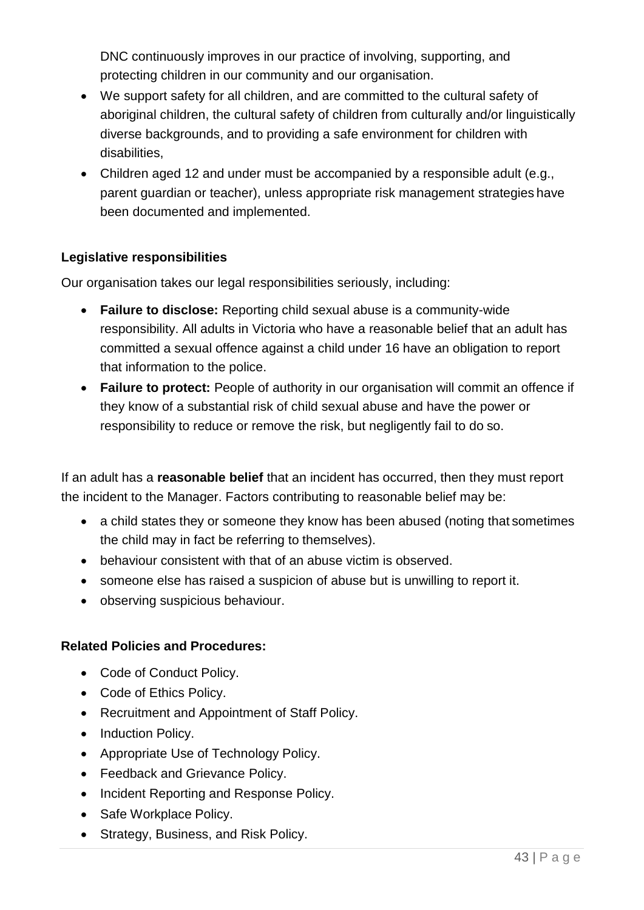DNC continuously improves in our practice of involving, supporting, and protecting children in our community and our organisation.

- We support safety for all children, and are committed to the cultural safety of aboriginal children, the cultural safety of children from culturally and/or linguistically diverse backgrounds, and to providing a safe environment for children with disabilities,
- Children aged 12 and under must be accompanied by a responsible adult (e.g., parent guardian or teacher), unless appropriate risk management strategies have been documented and implemented.

**Legislative responsibilities**

Our organisation takes our legal responsibilities seriously, including:

- **Failure to disclose:** Reporting child sexual abuse is a community-wide responsibility. All adults in Victoria who have a reasonable belief that an adult has committed a sexual offence against a child under 16 have an obligation to report that information to the police.
- **Failure to protect:** People of authority in our organisation will commit an offence if they know of a substantial risk of child sexual abuse and have the power or responsibility to reduce or remove the risk, but negligently fail to do so.

If an adult has a **reasonable belief** that an incident has occurred, then they must report the incident to the Manager. Factors contributing to reasonable belief may be:

- a child states they or someone they know has been abused (noting that sometimes the child may in fact be referring to themselves).
- behaviour consistent with that of an abuse victim is observed.
- someone else has raised a suspicion of abuse but is unwilling to report it.
- observing suspicious behaviour.

**Related Policies and Procedures:**

- Code of Conduct Policy.
- Code of Ethics Policy.
- Recruitment and Appointment of Staff Policy.
- Induction Policy.
- Appropriate Use of Technology Policy.
- Feedback and Grievance Policy.
- Incident Reporting and Response Policy.
- Safe Workplace Policy.
- Strategy, Business, and Risk Policy.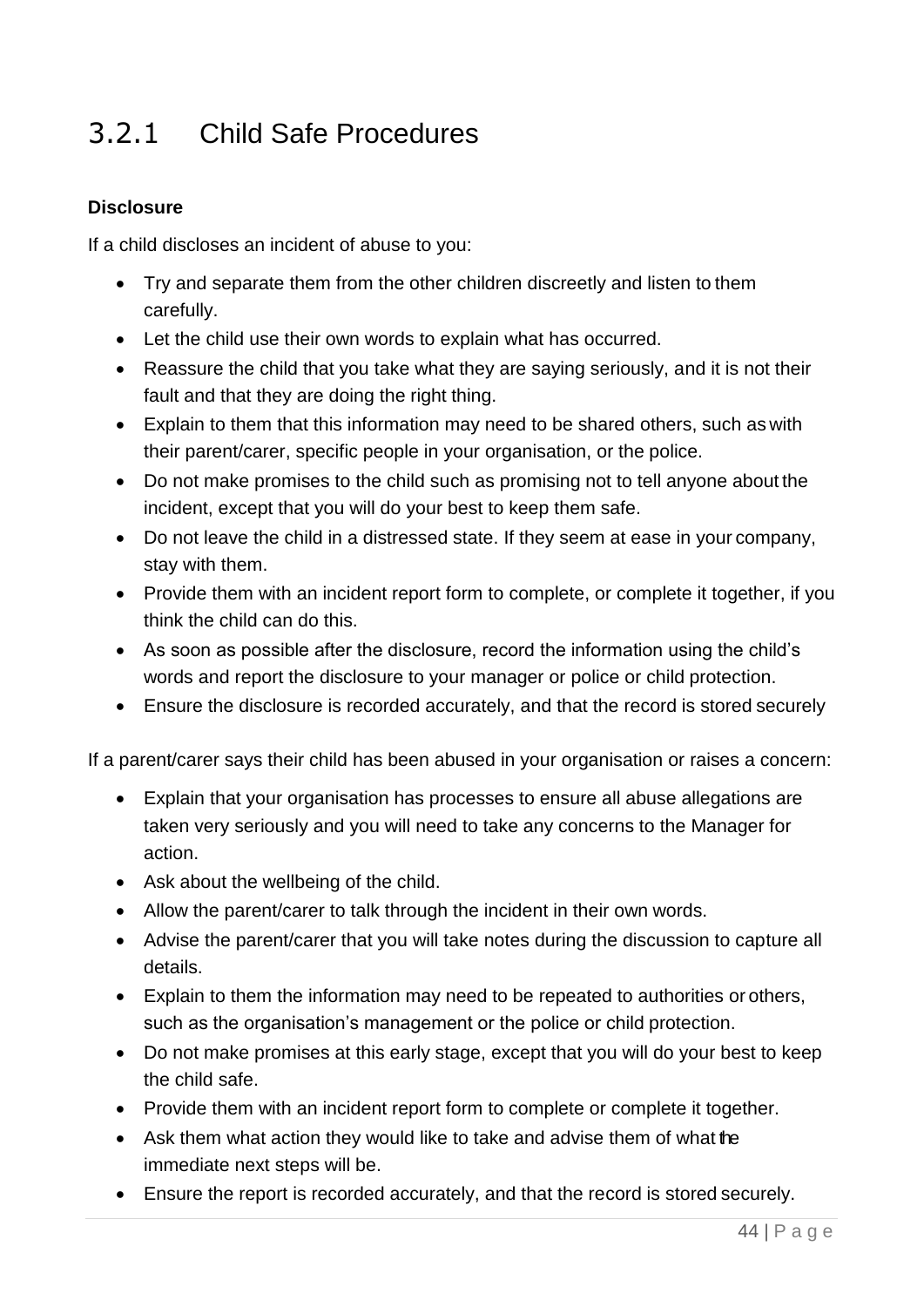## 3.2.1 Child Safe Procedures

**Disclosure**

If a child discloses an incident of abuse to you:

- Try and separate them from the other children discreetly and listen to them carefully.
- Let the child use their own words to explain what has occurred.
- Reassure the child that you take what they are saying seriously, and it is not their fault and that they are doing the right thing.
- Explain to them that this information may need to be shared others, such as with their parent/carer, specific people in your organisation, or the police.
- Do not make promises to the child such as promising not to tell anyone about the incident, except that you will do your best to keep them safe.
- Do not leave the child in a distressed state. If they seem at ease in your company, stay with them.
- Provide them with an incident report form to complete, or complete it together, if you think the child can do this.
- As soon as possible after the disclosure, record the information using the child's words and report the disclosure to your manager or police or child protection.
- Ensure the disclosure is recorded accurately, and that the record is stored securely

If a parent/carer says their child has been abused in your organisation or raises a concern:

- Explain that your organisation has processes to ensure all abuse allegations are taken very seriously and you will need to take any concerns to the Manager for action.
- Ask about the wellbeing of the child.
- Allow the parent/carer to talk through the incident in their own words.
- Advise the parent/carer that you will take notes during the discussion to capture all details.
- Explain to them the information may need to be repeated to authorities or others, such as the organisation's management or the police or child protection.
- Do not make promises at this early stage, except that you will do your best to keep the child safe.
- Provide them with an incident report form to complete or complete it together.
- Ask them what action they would like to take and advise them of what the immediate next steps will be.
- Ensure the report is recorded accurately, and that the record is stored securely.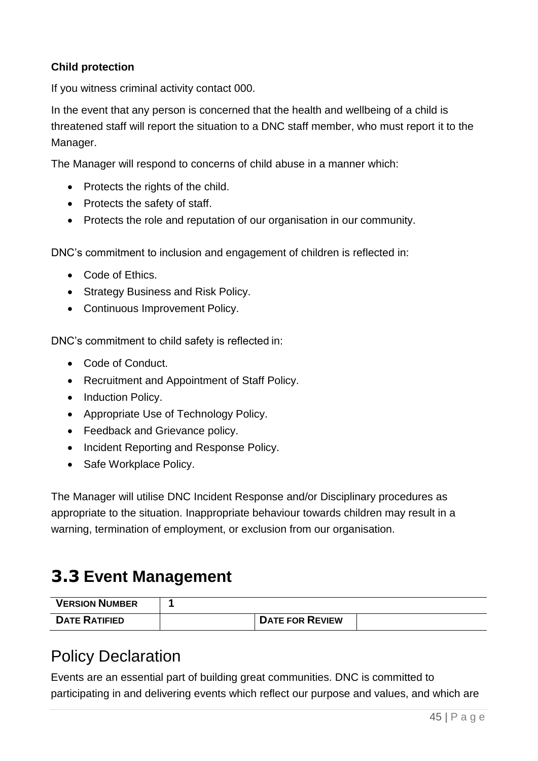**Child protection**

If you witness criminal activity contact 000.

In the event that any person is concerned that the health and wellbeing of a child is threatened staff will report the situation to a DNC staff member, who must report it to the Manager.

The Manager will respond to concerns of child abuse in a manner which:

- Protects the rights of the child.
- Protects the safety of staff.
- Protects the role and reputation of our organisation in our community.

DNC's commitment to inclusion and engagement of children is reflected in:

- Code of Ethics.
- Strategy Business and Risk Policy.
- Continuous Improvement Policy.

DNC's commitment to child safety is reflected in:

- Code of Conduct.
- Recruitment and Appointment of Staff Policy.
- Induction Policy.
- Appropriate Use of Technology Policy.
- Feedback and Grievance policy.
- Incident Reporting and Response Policy.
- Safe Workplace Policy.

The Manager will utilise DNC Incident Response and/or Disciplinary procedures as appropriate to the situation. Inappropriate behaviour towards children may result in a warning, termination of employment, or exclusion from our organisation.

# 3.3 Event Management

| **VERSION NUMBER** | 1 | | |
|---|---|---|---|
| **DATE RATIFIED** | | **DATE FOR REVIEW** | |

## Policy Declaration

Events are an essential part of building great communities. DNC is committed to participating in and delivering events which reflect our purpose and values, and which are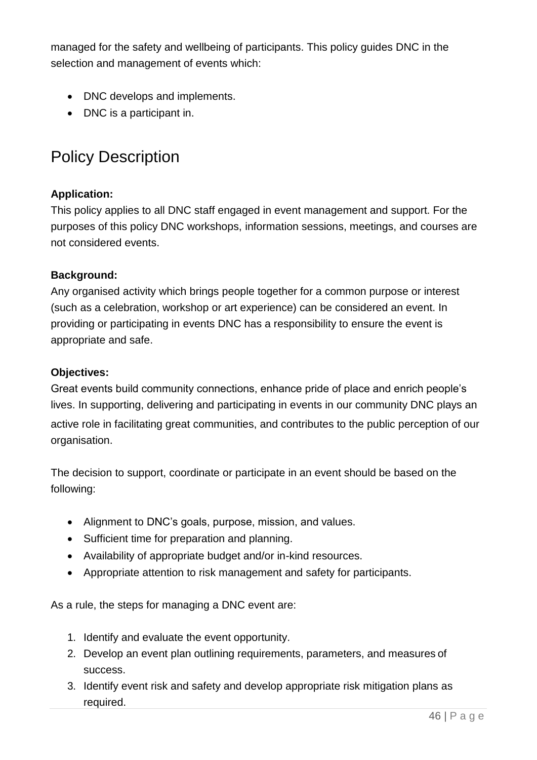managed for the safety and wellbeing of participants. This policy guides DNC in the selection and management of events which:

- DNC develops and implements.
- DNC is a participant in.

## Policy Description

**Application:**
This policy applies to all DNC staff engaged in event management and support. For the purposes of this policy DNC workshops, information sessions, meetings, and courses are not considered events.

**Background:**
Any organised activity which brings people together for a common purpose or interest (such as a celebration, workshop or art experience) can be considered an event. In providing or participating in events DNC has a responsibility to ensure the event is appropriate and safe.

**Objectives:**
Great events build community connections, enhance pride of place and enrich people's lives. In supporting, delivering and participating in events in our community DNC plays an active role in facilitating great communities, and contributes to the public perception of our organisation.

The decision to support, coordinate or participate in an event should be based on the following:

- Alignment to DNC's goals, purpose, mission, and values.
- Sufficient time for preparation and planning.
- Availability of appropriate budget and/or in-kind resources.
- Appropriate attention to risk management and safety for participants.

As a rule, the steps for managing a DNC event are:

1. Identify and evaluate the event opportunity.
2. Develop an event plan outlining requirements, parameters, and measures of success.
3. Identify event risk and safety and develop appropriate risk mitigation plans as required.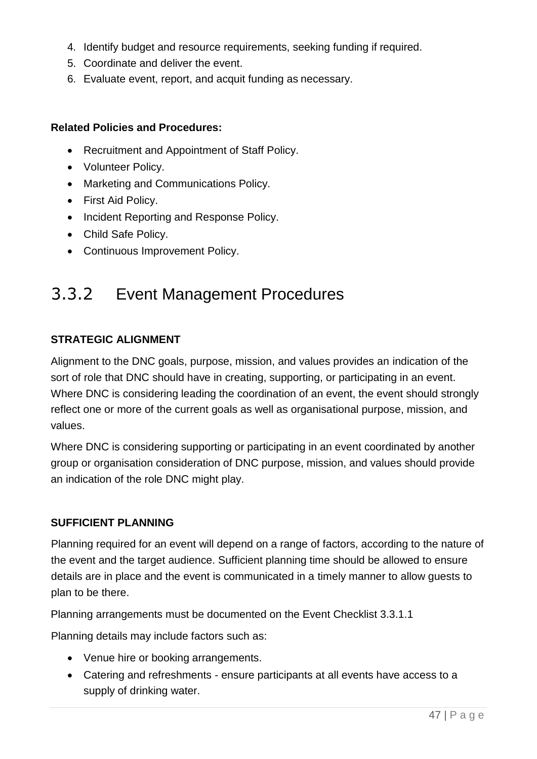4. Identify budget and resource requirements, seeking funding if required.
5. Coordinate and deliver the event.
6. Evaluate event, report, and acquit funding as necessary.

**Related Policies and Procedures:**

- Recruitment and Appointment of Staff Policy.
- Volunteer Policy.
- Marketing and Communications Policy.
- First Aid Policy.
- Incident Reporting and Response Policy.
- Child Safe Policy.
- Continuous Improvement Policy.

## 3.3.2 Event Management Procedures

**STRATEGIC ALIGNMENT**

Alignment to the DNC goals, purpose, mission, and values provides an indication of the sort of role that DNC should have in creating, supporting, or participating in an event. Where DNC is considering leading the coordination of an event, the event should strongly reflect one or more of the current goals as well as organisational purpose, mission, and values.

Where DNC is considering supporting or participating in an event coordinated by another group or organisation consideration of DNC purpose, mission, and values should provide an indication of the role DNC might play.

**SUFFICIENT PLANNING**

Planning required for an event will depend on a range of factors, according to the nature of the event and the target audience. Sufficient planning time should be allowed to ensure details are in place and the event is communicated in a timely manner to allow guests to plan to be there.

Planning arrangements must be documented on the Event Checklist 3.3.1.1

Planning details may include factors such as:

- Venue hire or booking arrangements.
- Catering and refreshments - ensure participants at all events have access to a supply of drinking water.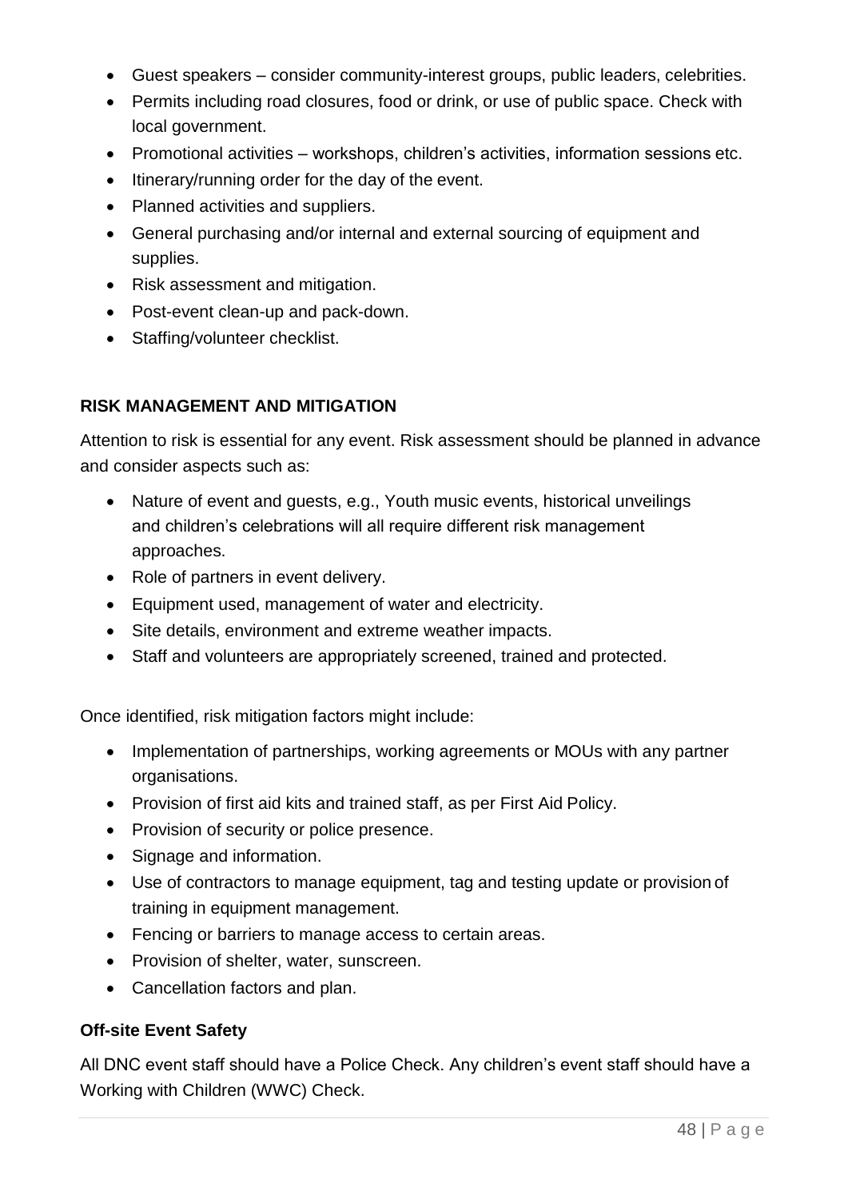- Guest speakers – consider community-interest groups, public leaders, celebrities.
- Permits including road closures, food or drink, or use of public space. Check with local government.
- Promotional activities – workshops, children's activities, information sessions etc.
- Itinerary/running order for the day of the event.
- Planned activities and suppliers.
- General purchasing and/or internal and external sourcing of equipment and supplies.
- Risk assessment and mitigation.
- Post-event clean-up and pack-down.
- Staffing/volunteer checklist.

### RISK MANAGEMENT AND MITIGATION

Attention to risk is essential for any event. Risk assessment should be planned in advance and consider aspects such as:

- Nature of event and guests, e.g., Youth music events, historical unveilings and children's celebrations will all require different risk management approaches.
- Role of partners in event delivery.
- Equipment used, management of water and electricity.
- Site details, environment and extreme weather impacts.
- Staff and volunteers are appropriately screened, trained and protected.

Once identified, risk mitigation factors might include:

- Implementation of partnerships, working agreements or MOUs with any partner organisations.
- Provision of first aid kits and trained staff, as per First Aid Policy.
- Provision of security or police presence.
- Signage and information.
- Use of contractors to manage equipment, tag and testing update or provision of training in equipment management.
- Fencing or barriers to manage access to certain areas.
- Provision of shelter, water, sunscreen.
- Cancellation factors and plan.

#### Off-site Event Safety

All DNC event staff should have a Police Check. Any children's event staff should have a Working with Children (WWC) Check.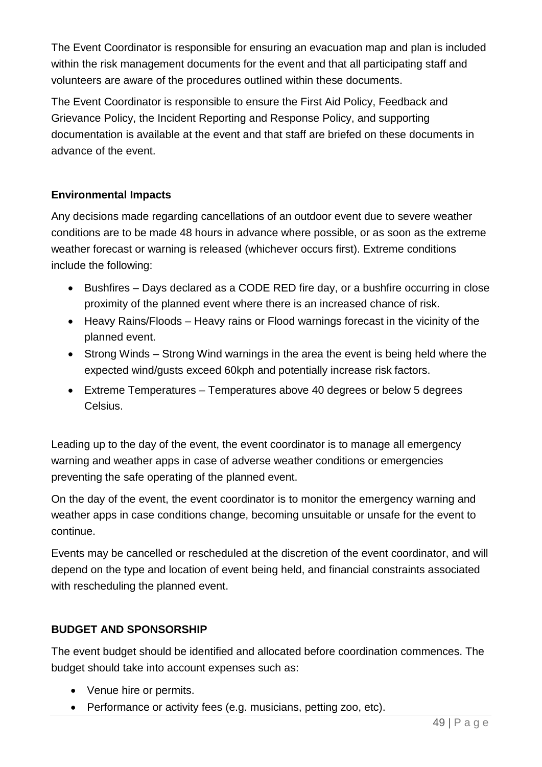The Event Coordinator is responsible for ensuring an evacuation map and plan is included within the risk management documents for the event and that all participating staff and volunteers are aware of the procedures outlined within these documents.

The Event Coordinator is responsible to ensure the First Aid Policy, Feedback and Grievance Policy, the Incident Reporting and Response Policy, and supporting documentation is available at the event and that staff are briefed on these documents in advance of the event.

**Environmental Impacts**

Any decisions made regarding cancellations of an outdoor event due to severe weather conditions are to be made 48 hours in advance where possible, or as soon as the extreme weather forecast or warning is released (whichever occurs first). Extreme conditions include the following:

- Bushfires – Days declared as a CODE RED fire day, or a bushfire occurring in close proximity of the planned event where there is an increased chance of risk.
- Heavy Rains/Floods – Heavy rains or Flood warnings forecast in the vicinity of the planned event.
- Strong Winds – Strong Wind warnings in the area the event is being held where the expected wind/gusts exceed 60kph and potentially increase risk factors.
- Extreme Temperatures – Temperatures above 40 degrees or below 5 degrees Celsius.

Leading up to the day of the event, the event coordinator is to manage all emergency warning and weather apps in case of adverse weather conditions or emergencies preventing the safe operating of the planned event.

On the day of the event, the event coordinator is to monitor the emergency warning and weather apps in case conditions change, becoming unsuitable or unsafe for the event to continue.

Events may be cancelled or rescheduled at the discretion of the event coordinator, and will depend on the type and location of event being held, and financial constraints associated with rescheduling the planned event.

**BUDGET AND SPONSORSHIP**

The event budget should be identified and allocated before coordination commences. The budget should take into account expenses such as:

- Venue hire or permits.
- Performance or activity fees (e.g. musicians, petting zoo, etc).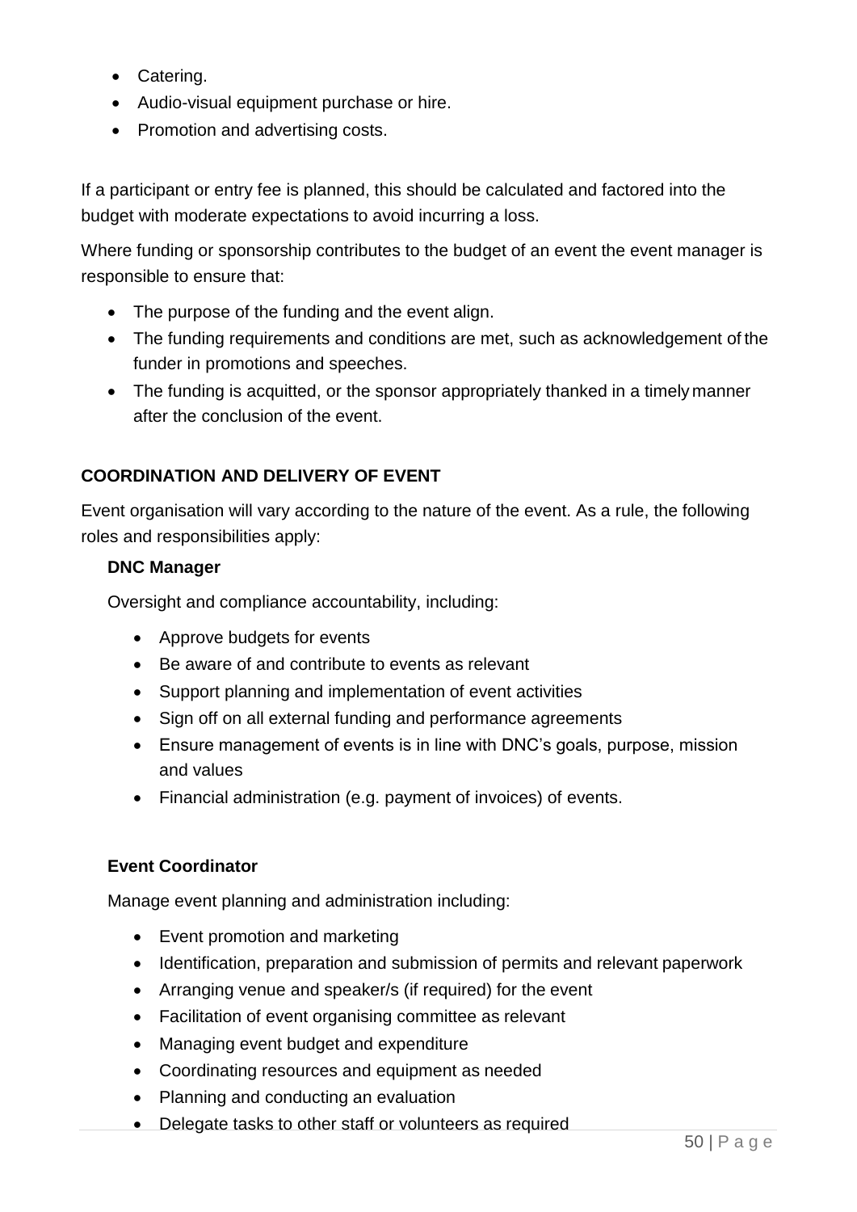- Catering.
- Audio-visual equipment purchase or hire.
- Promotion and advertising costs.

If a participant or entry fee is planned, this should be calculated and factored into the budget with moderate expectations to avoid incurring a loss.

Where funding or sponsorship contributes to the budget of an event the event manager is responsible to ensure that:

- The purpose of the funding and the event align.
- The funding requirements and conditions are met, such as acknowledgement of the funder in promotions and speeches.
- The funding is acquitted, or the sponsor appropriately thanked in a timely manner after the conclusion of the event.

**COORDINATION AND DELIVERY OF EVENT**

Event organisation will vary according to the nature of the event. As a rule, the following roles and responsibilities apply:

**DNC Manager**

Oversight and compliance accountability, including:

- Approve budgets for events
- Be aware of and contribute to events as relevant
- Support planning and implementation of event activities
- Sign off on all external funding and performance agreements
- Ensure management of events is in line with DNC's goals, purpose, mission and values
- Financial administration (e.g. payment of invoices) of events.

**Event Coordinator**

Manage event planning and administration including:

- Event promotion and marketing
- Identification, preparation and submission of permits and relevant paperwork
- Arranging venue and speaker/s (if required) for the event
- Facilitation of event organising committee as relevant
- Managing event budget and expenditure
- Coordinating resources and equipment as needed
- Planning and conducting an evaluation
- Delegate tasks to other staff or volunteers as required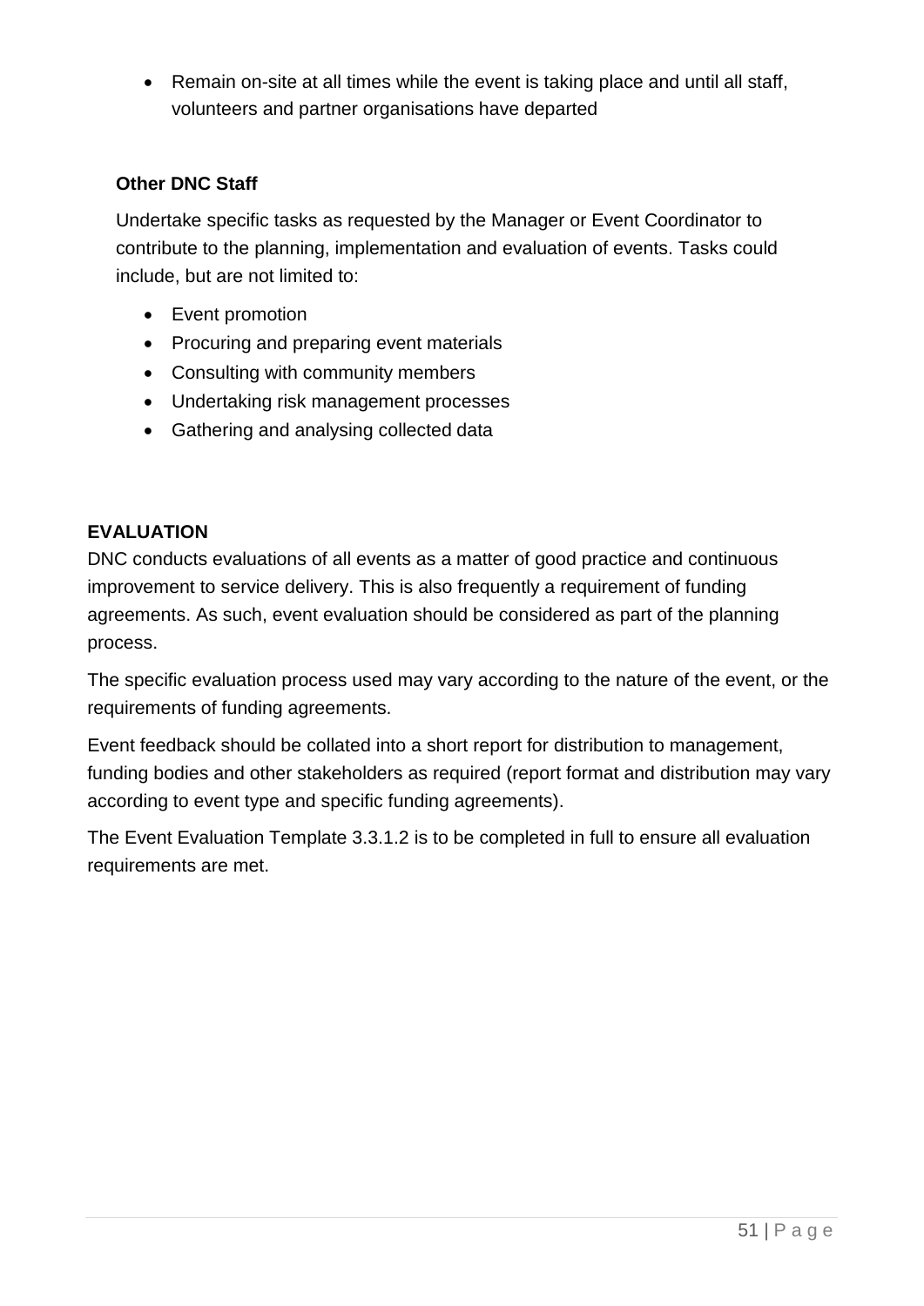- Remain on-site at all times while the event is taking place and until all staff, volunteers and partner organisations have departed

**Other DNC Staff**

Undertake specific tasks as requested by the Manager or Event Coordinator to contribute to the planning, implementation and evaluation of events. Tasks could include, but are not limited to:

- Event promotion
- Procuring and preparing event materials
- Consulting with community members
- Undertaking risk management processes
- Gathering and analysing collected data

## EVALUATION

DNC conducts evaluations of all events as a matter of good practice and continuous improvement to service delivery. This is also frequently a requirement of funding agreements. As such, event evaluation should be considered as part of the planning process.

The specific evaluation process used may vary according to the nature of the event, or the requirements of funding agreements.

Event feedback should be collated into a short report for distribution to management, funding bodies and other stakeholders as required (report format and distribution may vary according to event type and specific funding agreements).

The Event Evaluation Template 3.3.1.2 is to be completed in full to ensure all evaluation requirements are met.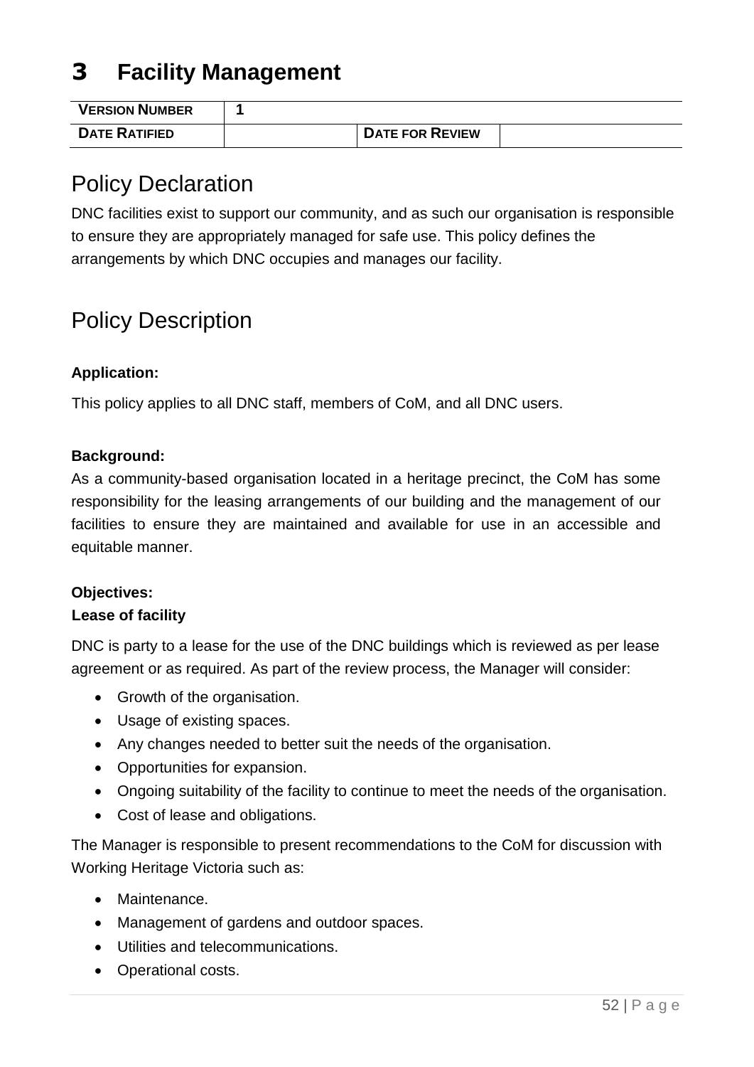# 3 Facility Management

| VERSION NUMBER | 1 | | |
|---|---|---|---|
| DATE RATIFIED | | DATE FOR REVIEW | |

## Policy Declaration

DNC facilities exist to support our community, and as such our organisation is responsible to ensure they are appropriately managed for safe use. This policy defines the arrangements by which DNC occupies and manages our facility.

## Policy Description

**Application:**

This policy applies to all DNC staff, members of CoM, and all DNC users.

**Background:**

As a community-based organisation located in a heritage precinct, the CoM has some responsibility for the leasing arrangements of our building and the management of our facilities to ensure they are maintained and available for use in an accessible and equitable manner.

**Objectives:**

**Lease of facility**

DNC is party to a lease for the use of the DNC buildings which is reviewed as per lease agreement or as required. As part of the review process, the Manager will consider:

- Growth of the organisation.
- Usage of existing spaces.
- Any changes needed to better suit the needs of the organisation.
- Opportunities for expansion.
- Ongoing suitability of the facility to continue to meet the needs of the organisation.
- Cost of lease and obligations.

The Manager is responsible to present recommendations to the CoM for discussion with Working Heritage Victoria such as:

- Maintenance.
- Management of gardens and outdoor spaces.
- Utilities and telecommunications.
- Operational costs.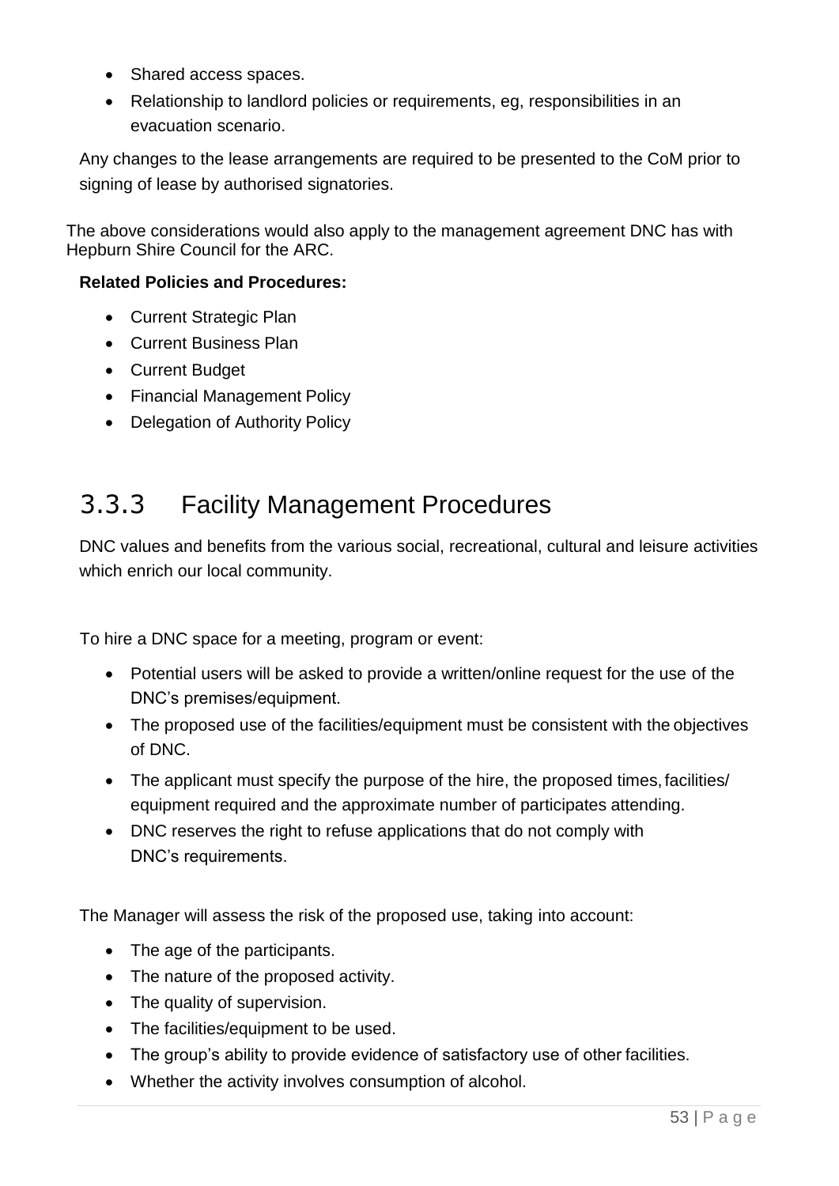- Shared access spaces.
- Relationship to landlord policies or requirements, eg, responsibilities in an evacuation scenario.

Any changes to the lease arrangements are required to be presented to the CoM prior to signing of lease by authorised signatories.

The above considerations would also apply to the management agreement DNC has with Hepburn Shire Council for the ARC.

**Related Policies and Procedures:**

- Current Strategic Plan
- Current Business Plan
- Current Budget
- Financial Management Policy
- Delegation of Authority Policy

## 3.3.3 Facility Management Procedures

DNC values and benefits from the various social, recreational, cultural and leisure activities which enrich our local community.

To hire a DNC space for a meeting, program or event:

- Potential users will be asked to provide a written/online request for the use of the DNC's premises/equipment.
- The proposed use of the facilities/equipment must be consistent with the objectives of DNC.
- The applicant must specify the purpose of the hire, the proposed times, facilities/ equipment required and the approximate number of participates attending.
- DNC reserves the right to refuse applications that do not comply with DNC's requirements.

The Manager will assess the risk of the proposed use, taking into account:

- The age of the participants.
- The nature of the proposed activity.
- The quality of supervision.
- The facilities/equipment to be used.
- The group's ability to provide evidence of satisfactory use of other facilities.
- Whether the activity involves consumption of alcohol.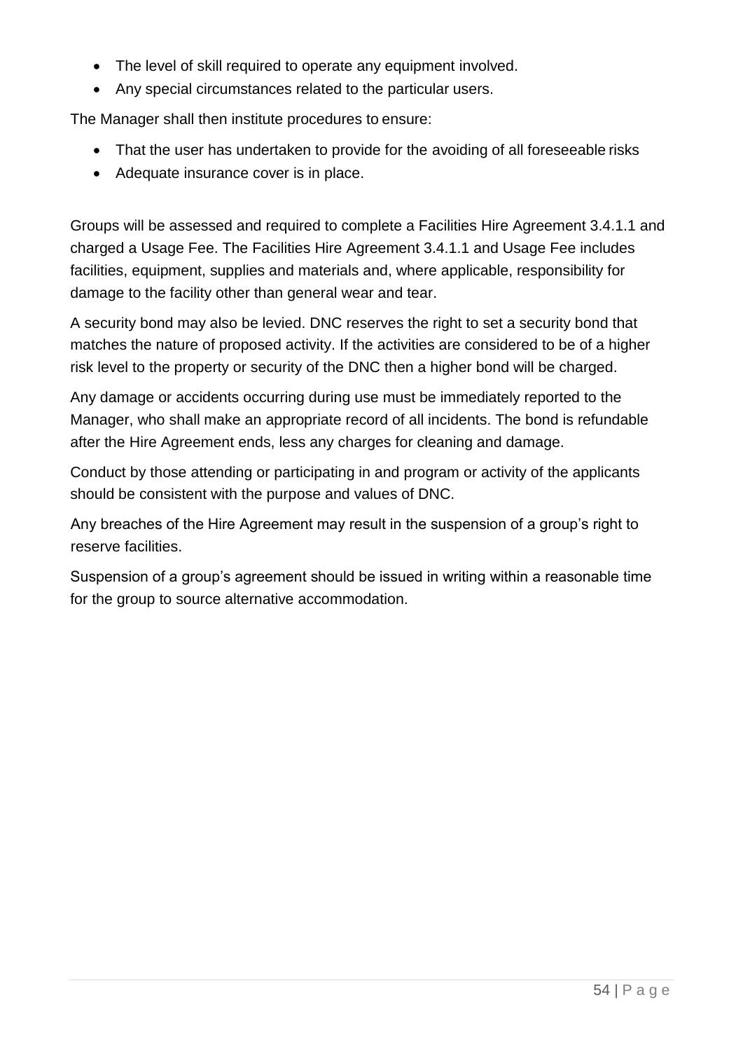- The level of skill required to operate any equipment involved.
- Any special circumstances related to the particular users.

The Manager shall then institute procedures to ensure:

- That the user has undertaken to provide for the avoiding of all foreseeable risks
- Adequate insurance cover is in place.

Groups will be assessed and required to complete a Facilities Hire Agreement 3.4.1.1 and charged a Usage Fee. The Facilities Hire Agreement 3.4.1.1 and Usage Fee includes facilities, equipment, supplies and materials and, where applicable, responsibility for damage to the facility other than general wear and tear.

A security bond may also be levied. DNC reserves the right to set a security bond that matches the nature of proposed activity. If the activities are considered to be of a higher risk level to the property or security of the DNC then a higher bond will be charged.

Any damage or accidents occurring during use must be immediately reported to the Manager, who shall make an appropriate record of all incidents. The bond is refundable after the Hire Agreement ends, less any charges for cleaning and damage.

Conduct by those attending or participating in and program or activity of the applicants should be consistent with the purpose and values of DNC.

Any breaches of the Hire Agreement may result in the suspension of a group's right to reserve facilities.

Suspension of a group's agreement should be issued in writing within a reasonable time for the group to source alternative accommodation.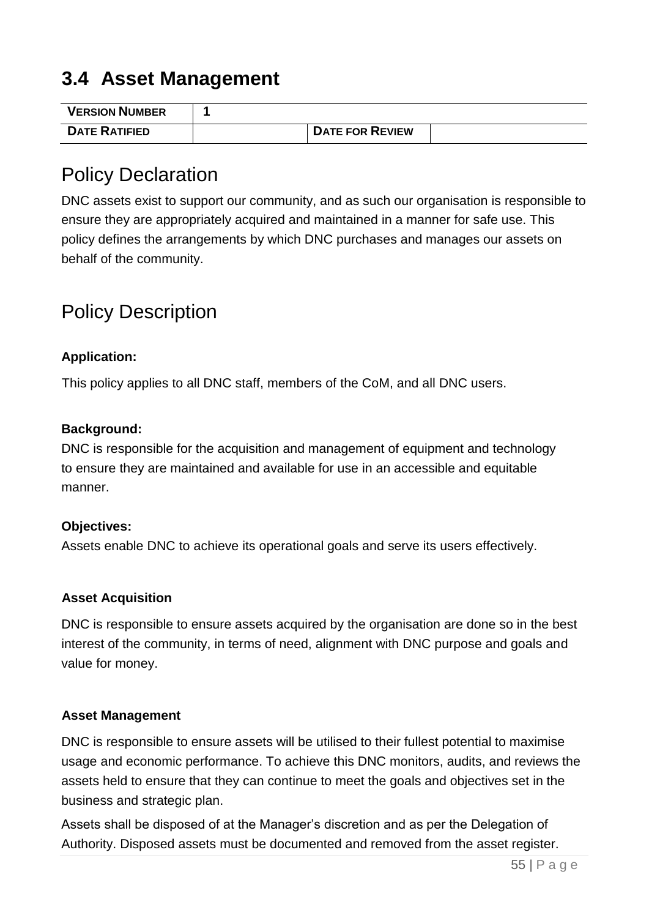## 3.4 Asset Management

| VERSION NUMBER | 1 | | |
|---|---|---|---|
| DATE RATIFIED | | DATE FOR REVIEW | |

### Policy Declaration

DNC assets exist to support our community, and as such our organisation is responsible to ensure they are appropriately acquired and maintained in a manner for safe use. This policy defines the arrangements by which DNC purchases and manages our assets on behalf of the community.

### Policy Description

**Application:**

This policy applies to all DNC staff, members of the CoM, and all DNC users.

**Background:**

DNC is responsible for the acquisition and management of equipment and technology to ensure they are maintained and available for use in an accessible and equitable manner.

**Objectives:**

Assets enable DNC to achieve its operational goals and serve its users effectively.

**Asset Acquisition**

DNC is responsible to ensure assets acquired by the organisation are done so in the best interest of the community, in terms of need, alignment with DNC purpose and goals and value for money.

**Asset Management**

DNC is responsible to ensure assets will be utilised to their fullest potential to maximise usage and economic performance. To achieve this DNC monitors, audits, and reviews the assets held to ensure that they can continue to meet the goals and objectives set in the business and strategic plan.

Assets shall be disposed of at the Manager's discretion and as per the Delegation of Authority. Disposed assets must be documented and removed from the asset register.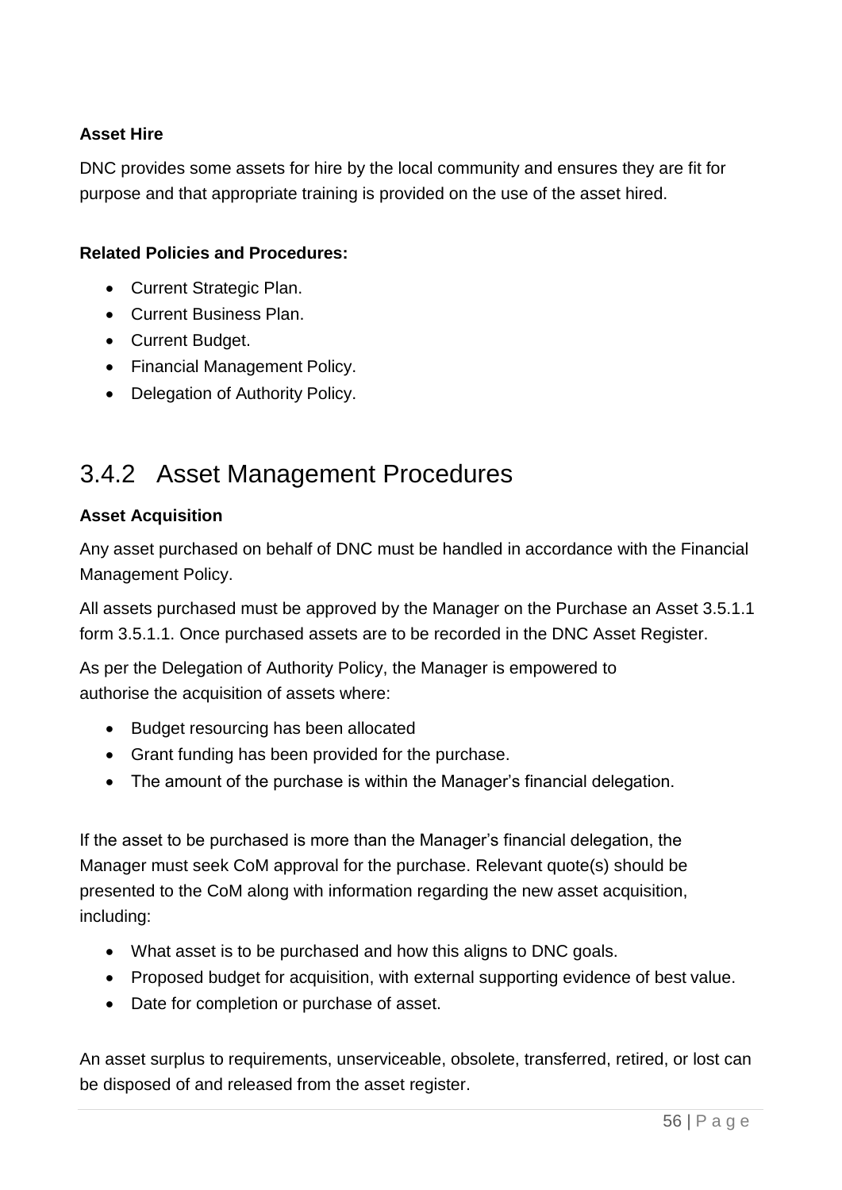**Asset Hire**

DNC provides some assets for hire by the local community and ensures they are fit for purpose and that appropriate training is provided on the use of the asset hired.

**Related Policies and Procedures:**

- Current Strategic Plan.
- Current Business Plan.
- Current Budget.
- Financial Management Policy.
- Delegation of Authority Policy.

## 3.4.2 Asset Management Procedures

**Asset Acquisition**

Any asset purchased on behalf of DNC must be handled in accordance with the Financial Management Policy.

All assets purchased must be approved by the Manager on the Purchase an Asset 3.5.1.1 form 3.5.1.1. Once purchased assets are to be recorded in the DNC Asset Register.

As per the Delegation of Authority Policy, the Manager is empowered to authorise the acquisition of assets where:

- Budget resourcing has been allocated
- Grant funding has been provided for the purchase.
- The amount of the purchase is within the Manager's financial delegation.

If the asset to be purchased is more than the Manager's financial delegation, the Manager must seek CoM approval for the purchase. Relevant quote(s) should be presented to the CoM along with information regarding the new asset acquisition, including:

- What asset is to be purchased and how this aligns to DNC goals.
- Proposed budget for acquisition, with external supporting evidence of best value.
- Date for completion or purchase of asset.

An asset surplus to requirements, unserviceable, obsolete, transferred, retired, or lost can be disposed of and released from the asset register.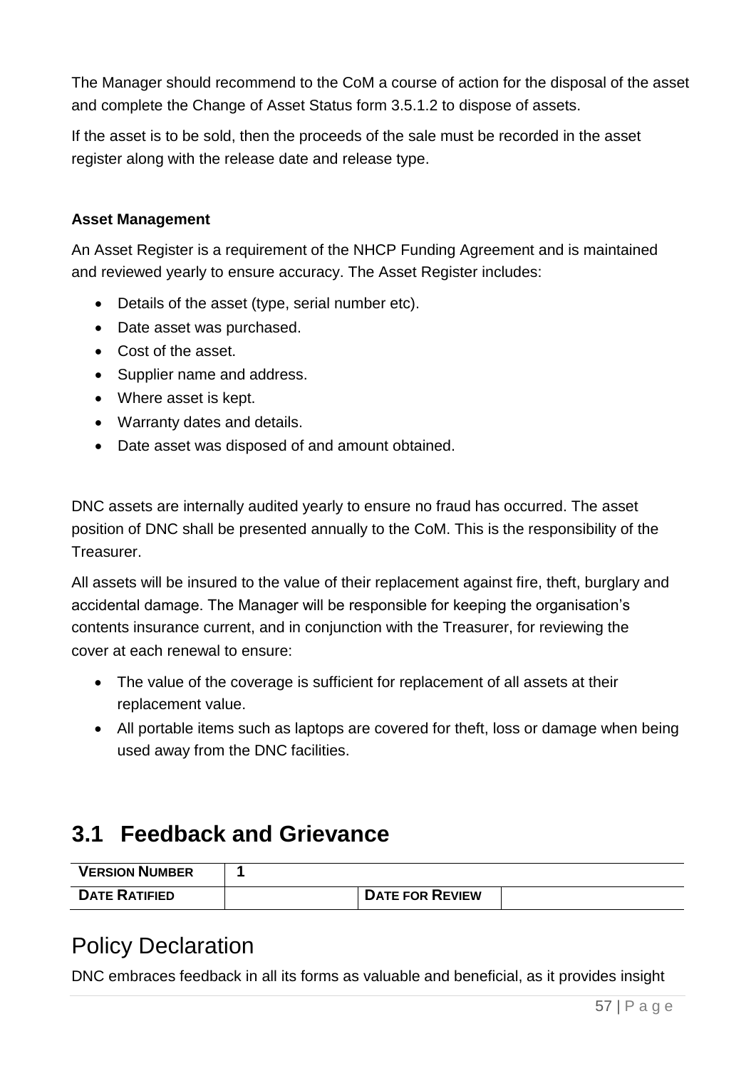The Manager should recommend to the CoM a course of action for the disposal of the asset and complete the Change of Asset Status form 3.5.1.2 to dispose of assets.

If the asset is to be sold, then the proceeds of the sale must be recorded in the asset register along with the release date and release type.

**Asset Management**

An Asset Register is a requirement of the NHCP Funding Agreement and is maintained and reviewed yearly to ensure accuracy. The Asset Register includes:

- Details of the asset (type, serial number etc).
- Date asset was purchased.
- Cost of the asset.
- Supplier name and address.
- Where asset is kept.
- Warranty dates and details.
- Date asset was disposed of and amount obtained.

DNC assets are internally audited yearly to ensure no fraud has occurred. The asset position of DNC shall be presented annually to the CoM. This is the responsibility of the Treasurer.

All assets will be insured to the value of their replacement against fire, theft, burglary and accidental damage. The Manager will be responsible for keeping the organisation's contents insurance current, and in conjunction with the Treasurer, for reviewing the cover at each renewal to ensure:

- The value of the coverage is sufficient for replacement of all assets at their replacement value.
- All portable items such as laptops are covered for theft, loss or damage when being used away from the DNC facilities.

## 3.1 Feedback and Grievance

| VERSION NUMBER | 1 | | |
|---|---|---|---|
| DATE RATIFIED | | DATE FOR REVIEW | |

## Policy Declaration

DNC embraces feedback in all its forms as valuable and beneficial, as it provides insight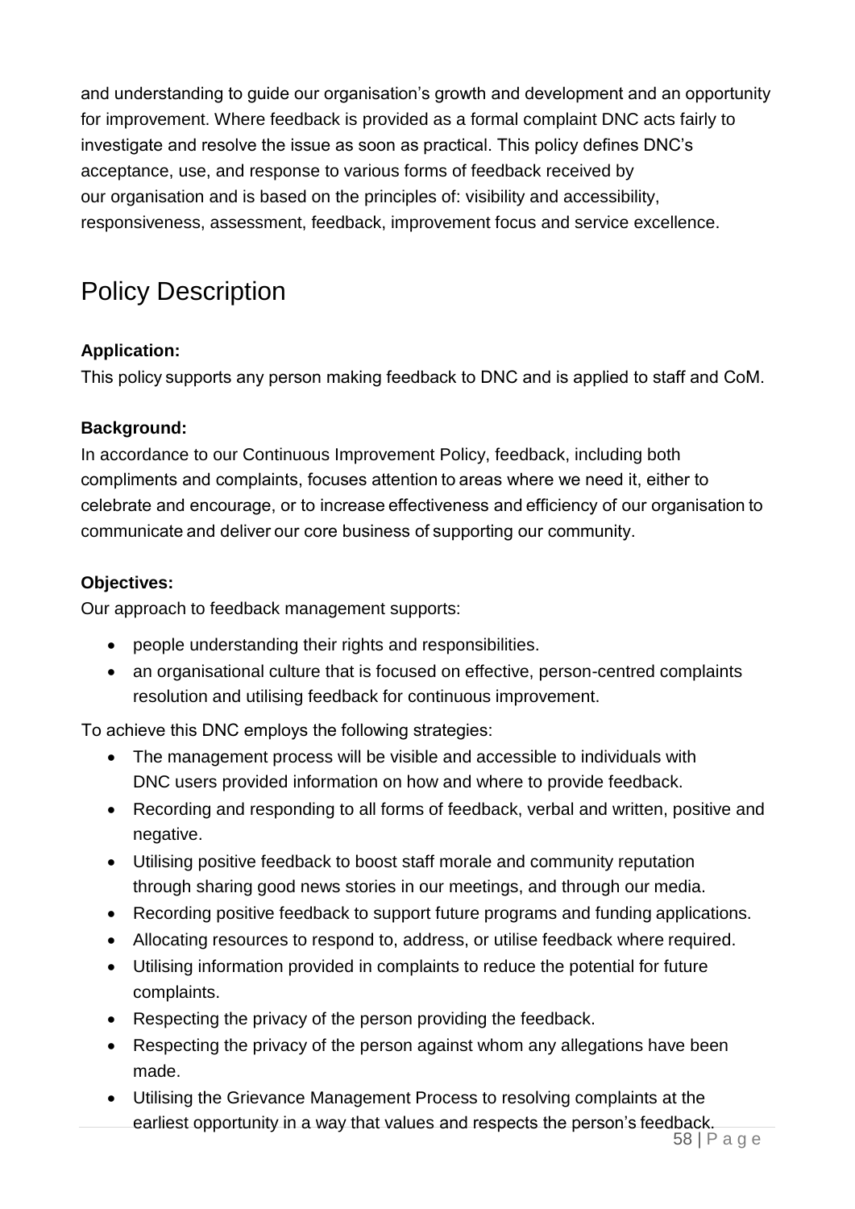and understanding to guide our organisation's growth and development and an opportunity for improvement. Where feedback is provided as a formal complaint DNC acts fairly to investigate and resolve the issue as soon as practical. This policy defines DNC's acceptance, use, and response to various forms of feedback received by our organisation and is based on the principles of: visibility and accessibility, responsiveness, assessment, feedback, improvement focus and service excellence.

# Policy Description

**Application:**

This policy supports any person making feedback to DNC and is applied to staff and CoM.

**Background:**

In accordance to our Continuous Improvement Policy, feedback, including both compliments and complaints, focuses attention to areas where we need it, either to celebrate and encourage, or to increase effectiveness and efficiency of our organisation to communicate and deliver our core business of supporting our community.

**Objectives:**

Our approach to feedback management supports:

- people understanding their rights and responsibilities.
- an organisational culture that is focused on effective, person-centred complaints resolution and utilising feedback for continuous improvement.

To achieve this DNC employs the following strategies:

- The management process will be visible and accessible to individuals with DNC users provided information on how and where to provide feedback.
- Recording and responding to all forms of feedback, verbal and written, positive and negative.
- Utilising positive feedback to boost staff morale and community reputation through sharing good news stories in our meetings, and through our media.
- Recording positive feedback to support future programs and funding applications.
- Allocating resources to respond to, address, or utilise feedback where required.
- Utilising information provided in complaints to reduce the potential for future complaints.
- Respecting the privacy of the person providing the feedback.
- Respecting the privacy of the person against whom any allegations have been made.
- Utilising the Grievance Management Process to resolving complaints at the earliest opportunity in a way that values and respects the person's feedback.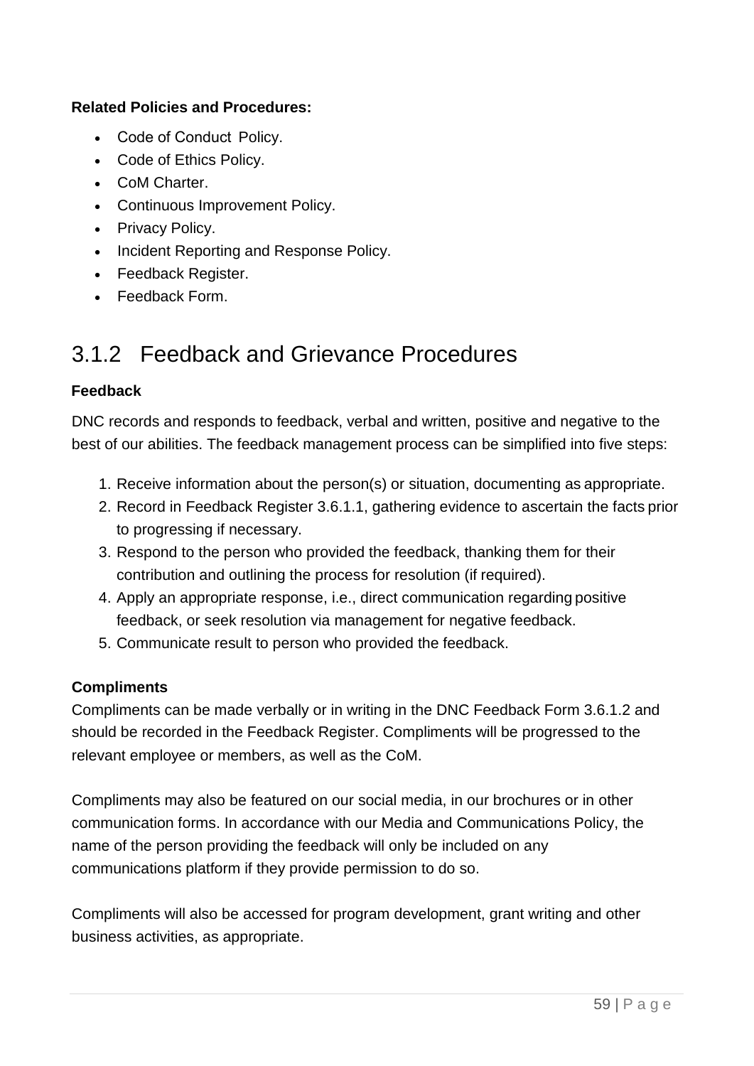**Related Policies and Procedures:**

- Code of Conduct Policy.
- Code of Ethics Policy.
- CoM Charter.
- Continuous Improvement Policy.
- Privacy Policy.
- Incident Reporting and Response Policy.
- Feedback Register.
- Feedback Form.

## 3.1.2 Feedback and Grievance Procedures

**Feedback**

DNC records and responds to feedback, verbal and written, positive and negative to the best of our abilities. The feedback management process can be simplified into five steps:

1. Receive information about the person(s) or situation, documenting as appropriate.
2. Record in Feedback Register 3.6.1.1, gathering evidence to ascertain the facts prior to progressing if necessary.
3. Respond to the person who provided the feedback, thanking them for their contribution and outlining the process for resolution (if required).
4. Apply an appropriate response, i.e., direct communication regarding positive feedback, or seek resolution via management for negative feedback.
5. Communicate result to person who provided the feedback.

**Compliments**

Compliments can be made verbally or in writing in the DNC Feedback Form 3.6.1.2 and should be recorded in the Feedback Register. Compliments will be progressed to the relevant employee or members, as well as the CoM.

Compliments may also be featured on our social media, in our brochures or in other communication forms. In accordance with our Media and Communications Policy, the name of the person providing the feedback will only be included on any communications platform if they provide permission to do so.

Compliments will also be accessed for program development, grant writing and other business activities, as appropriate.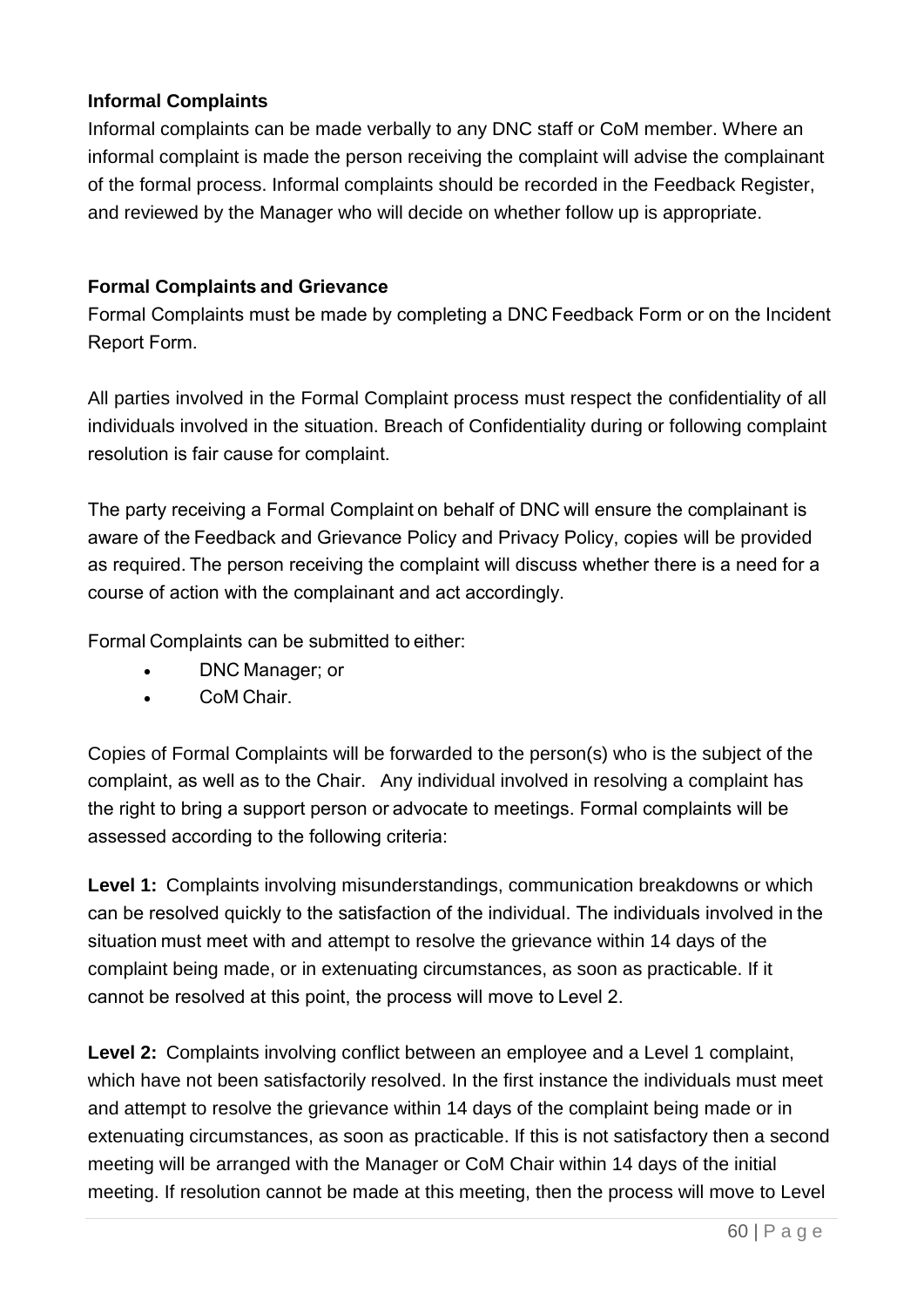**Informal Complaints**

Informal complaints can be made verbally to any DNC staff or CoM member. Where an informal complaint is made the person receiving the complaint will advise the complainant of the formal process. Informal complaints should be recorded in the Feedback Register, and reviewed by the Manager who will decide on whether follow up is appropriate.

**Formal Complaints and Grievance**

Formal Complaints must be made by completing a DNC Feedback Form or on the Incident Report Form.

All parties involved in the Formal Complaint process must respect the confidentiality of all individuals involved in the situation. Breach of Confidentiality during or following complaint resolution is fair cause for complaint.

The party receiving a Formal Complaint on behalf of DNC will ensure the complainant is aware of the Feedback and Grievance Policy and Privacy Policy, copies will be provided as required. The person receiving the complaint will discuss whether there is a need for a course of action with the complainant and act accordingly.

Formal Complaints can be submitted to either:

- DNC Manager; or
- CoM Chair.

Copies of Formal Complaints will be forwarded to the person(s) who is the subject of the complaint, as well as to the Chair. Any individual involved in resolving a complaint has the right to bring a support person or advocate to meetings. Formal complaints will be assessed according to the following criteria:

**Level 1:** Complaints involving misunderstandings, communication breakdowns or which can be resolved quickly to the satisfaction of the individual. The individuals involved in the situation must meet with and attempt to resolve the grievance within 14 days of the complaint being made, or in extenuating circumstances, as soon as practicable. If it cannot be resolved at this point, the process will move to Level 2.

**Level 2:** Complaints involving conflict between an employee and a Level 1 complaint, which have not been satisfactorily resolved. In the first instance the individuals must meet and attempt to resolve the grievance within 14 days of the complaint being made or in extenuating circumstances, as soon as practicable. If this is not satisfactory then a second meeting will be arranged with the Manager or CoM Chair within 14 days of the initial meeting. If resolution cannot be made at this meeting, then the process will move to Level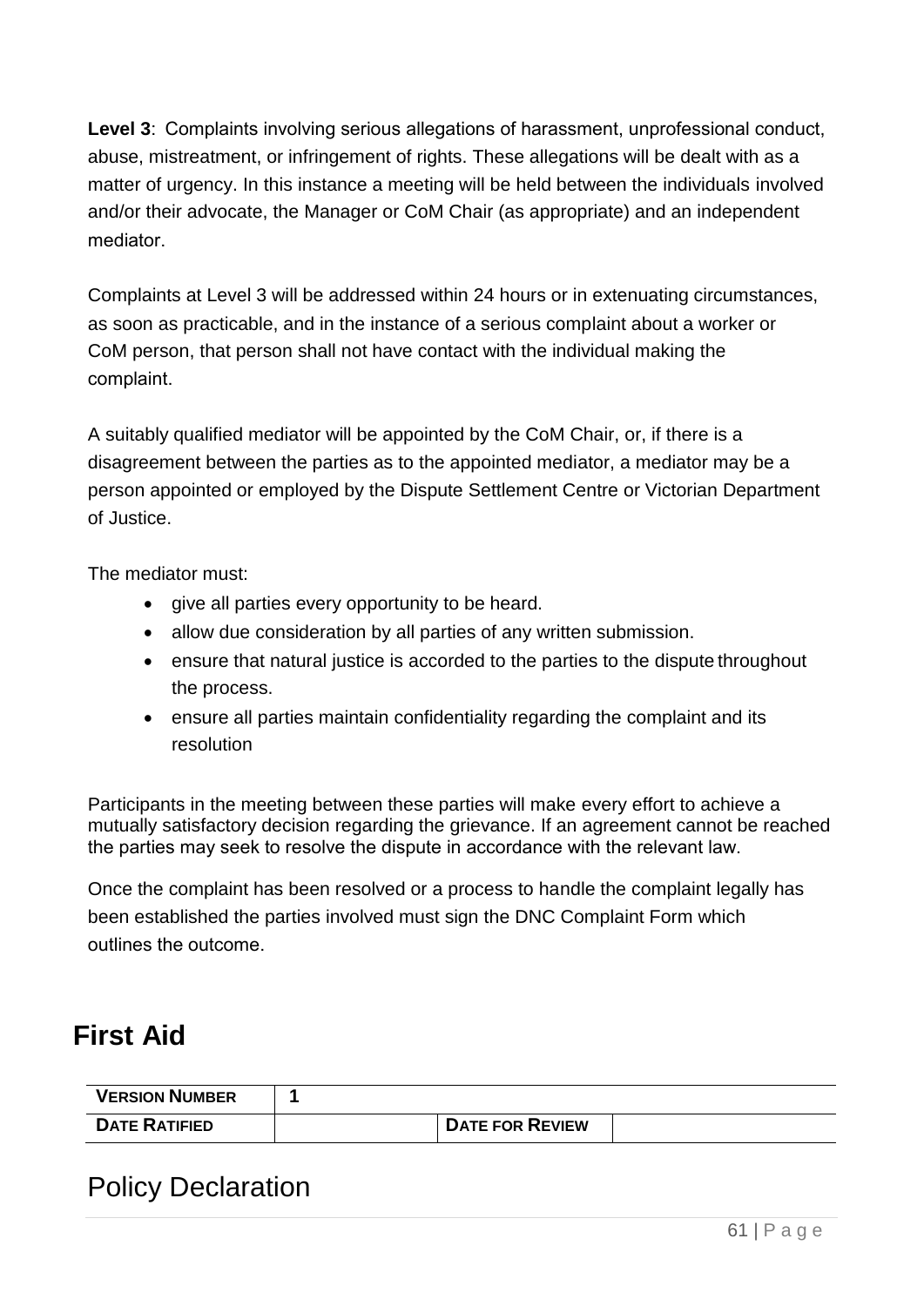**Level 3**: Complaints involving serious allegations of harassment, unprofessional conduct, abuse, mistreatment, or infringement of rights. These allegations will be dealt with as a matter of urgency. In this instance a meeting will be held between the individuals involved and/or their advocate, the Manager or CoM Chair (as appropriate) and an independent mediator.

Complaints at Level 3 will be addressed within 24 hours or in extenuating circumstances, as soon as practicable, and in the instance of a serious complaint about a worker or CoM person, that person shall not have contact with the individual making the complaint.

A suitably qualified mediator will be appointed by the CoM Chair, or, if there is a disagreement between the parties as to the appointed mediator, a mediator may be a person appointed or employed by the Dispute Settlement Centre or Victorian Department of Justice.

The mediator must:

- give all parties every opportunity to be heard.
- allow due consideration by all parties of any written submission.
- ensure that natural justice is accorded to the parties to the dispute throughout the process.
- ensure all parties maintain confidentiality regarding the complaint and its resolution

Participants in the meeting between these parties will make every effort to achieve a mutually satisfactory decision regarding the grievance. If an agreement cannot be reached the parties may seek to resolve the dispute in accordance with the relevant law.

Once the complaint has been resolved or a process to handle the complaint legally has been established the parties involved must sign the DNC Complaint Form which outlines the outcome.

# First Aid

| **VERSION NUMBER** | **1** | | |
|---|---|---|---|
| **DATE RATIFIED** | | **DATE FOR REVIEW** | |

## Policy Declaration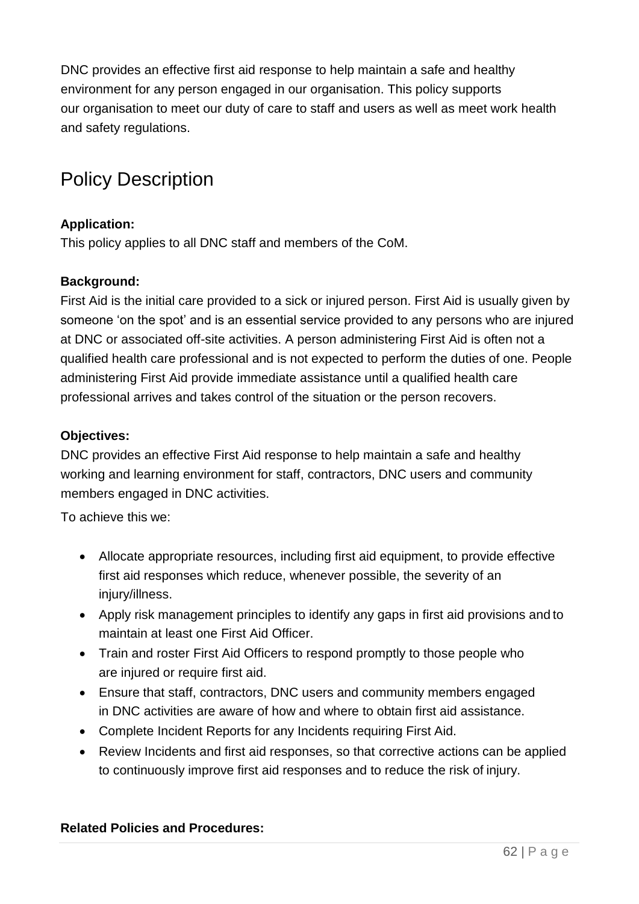DNC provides an effective first aid response to help maintain a safe and healthy environment for any person engaged in our organisation. This policy supports our organisation to meet our duty of care to staff and users as well as meet work health and safety regulations.

# Policy Description

**Application:**

This policy applies to all DNC staff and members of the CoM.

**Background:**

First Aid is the initial care provided to a sick or injured person. First Aid is usually given by someone 'on the spot' and is an essential service provided to any persons who are injured at DNC or associated off-site activities. A person administering First Aid is often not a qualified health care professional and is not expected to perform the duties of one. People administering First Aid provide immediate assistance until a qualified health care professional arrives and takes control of the situation or the person recovers.

**Objectives:**

DNC provides an effective First Aid response to help maintain a safe and healthy working and learning environment for staff, contractors, DNC users and community members engaged in DNC activities.

To achieve this we:

- Allocate appropriate resources, including first aid equipment, to provide effective first aid responses which reduce, whenever possible, the severity of an injury/illness.
- Apply risk management principles to identify any gaps in first aid provisions and to maintain at least one First Aid Officer.
- Train and roster First Aid Officers to respond promptly to those people who are injured or require first aid.
- Ensure that staff, contractors, DNC users and community members engaged in DNC activities are aware of how and where to obtain first aid assistance.
- Complete Incident Reports for any Incidents requiring First Aid.
- Review Incidents and first aid responses, so that corrective actions can be applied to continuously improve first aid responses and to reduce the risk of injury.

**Related Policies and Procedures:**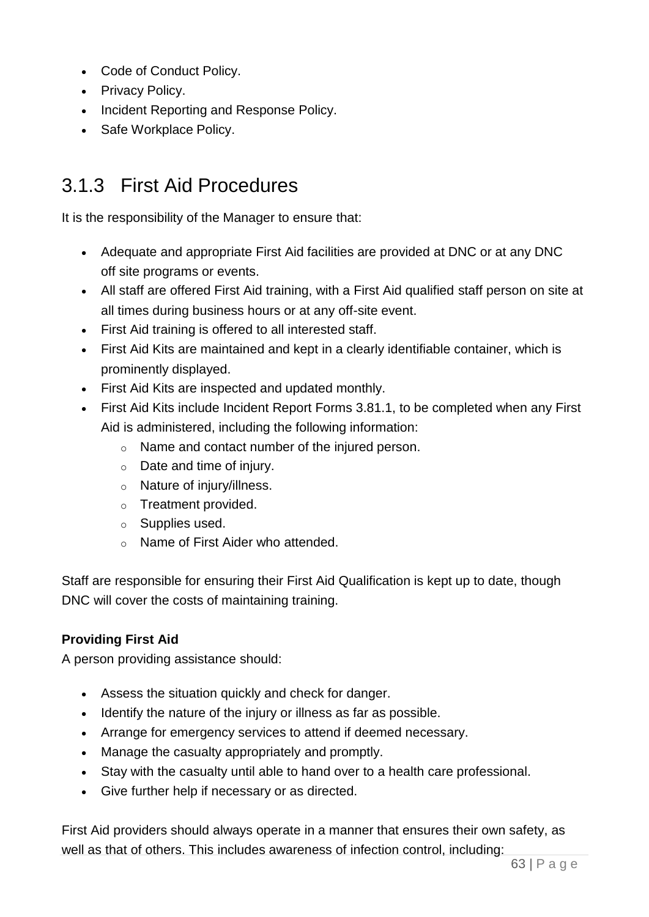- Code of Conduct Policy.
- Privacy Policy.
- Incident Reporting and Response Policy.
- Safe Workplace Policy.

### 3.1.3 First Aid Procedures

It is the responsibility of the Manager to ensure that:

- Adequate and appropriate First Aid facilities are provided at DNC or at any DNC off site programs or events.
- All staff are offered First Aid training, with a First Aid qualified staff person on site at all times during business hours or at any off-site event.
- First Aid training is offered to all interested staff.
- First Aid Kits are maintained and kept in a clearly identifiable container, which is prominently displayed.
- First Aid Kits are inspected and updated monthly.
- First Aid Kits include Incident Report Forms 3.81.1, to be completed when any First Aid is administered, including the following information:
  - Name and contact number of the injured person.
  - Date and time of injury.
  - Nature of injury/illness.
  - Treatment provided.
  - Supplies used.
  - Name of First Aider who attended.

Staff are responsible for ensuring their First Aid Qualification is kept up to date, though DNC will cover the costs of maintaining training.

**Providing First Aid**

A person providing assistance should:

- Assess the situation quickly and check for danger.
- Identify the nature of the injury or illness as far as possible.
- Arrange for emergency services to attend if deemed necessary.
- Manage the casualty appropriately and promptly.
- Stay with the casualty until able to hand over to a health care professional.
- Give further help if necessary or as directed.

First Aid providers should always operate in a manner that ensures their own safety, as well as that of others. This includes awareness of infection control, including: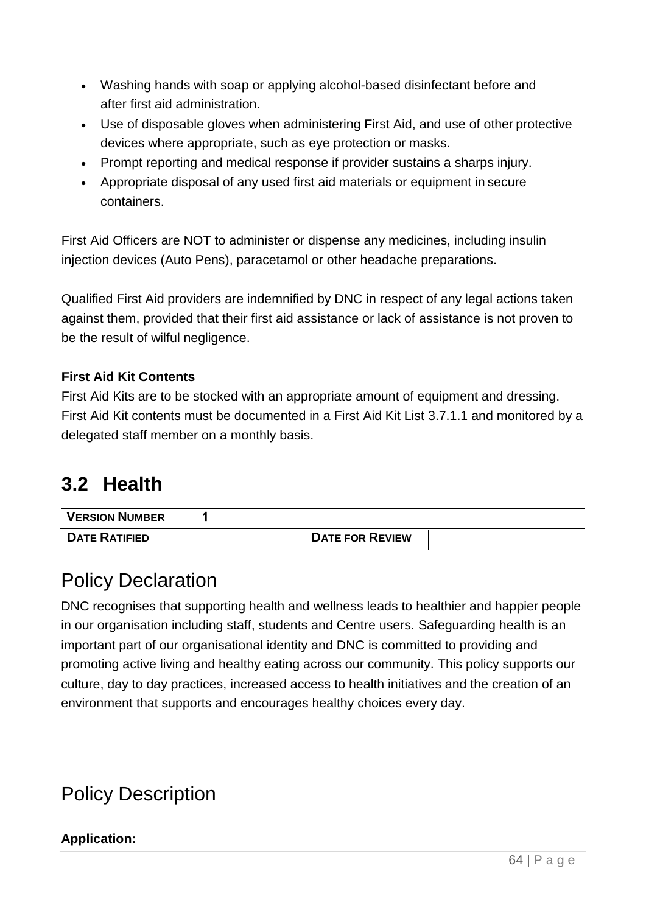- Washing hands with soap or applying alcohol-based disinfectant before and after first aid administration.
- Use of disposable gloves when administering First Aid, and use of other protective devices where appropriate, such as eye protection or masks.
- Prompt reporting and medical response if provider sustains a sharps injury.
- Appropriate disposal of any used first aid materials or equipment in secure containers.

First Aid Officers are NOT to administer or dispense any medicines, including insulin injection devices (Auto Pens), paracetamol or other headache preparations.

Qualified First Aid providers are indemnified by DNC in respect of any legal actions taken against them, provided that their first aid assistance or lack of assistance is not proven to be the result of wilful negligence.

**First Aid Kit Contents**
First Aid Kits are to be stocked with an appropriate amount of equipment and dressing. First Aid Kit contents must be documented in a First Aid Kit List 3.7.1.1 and monitored by a delegated staff member on a monthly basis.

## 3.2 Health

| VERSION NUMBER | 1 | | |
|---|---|---|---|
| DATE RATIFIED | | DATE FOR REVIEW | |

## Policy Declaration

DNC recognises that supporting health and wellness leads to healthier and happier people in our organisation including staff, students and Centre users. Safeguarding health is an important part of our organisational identity and DNC is committed to providing and promoting active living and healthy eating across our community. This policy supports our culture, day to day practices, increased access to health initiatives and the creation of an environment that supports and encourages healthy choices every day.

## Policy Description

**Application:**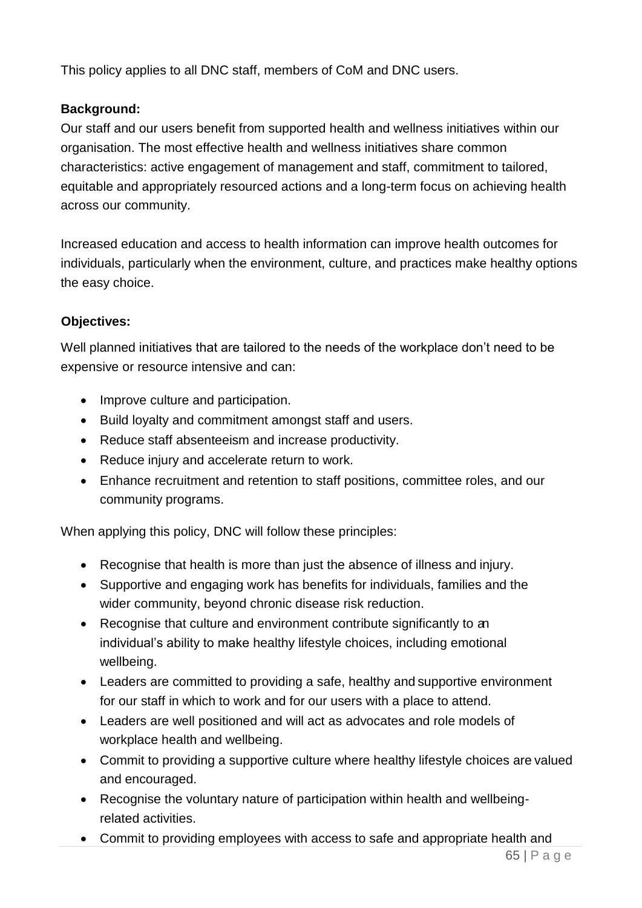This policy applies to all DNC staff, members of CoM and DNC users.

**Background:**

Our staff and our users benefit from supported health and wellness initiatives within our organisation. The most effective health and wellness initiatives share common characteristics: active engagement of management and staff, commitment to tailored, equitable and appropriately resourced actions and a long-term focus on achieving health across our community.

Increased education and access to health information can improve health outcomes for individuals, particularly when the environment, culture, and practices make healthy options the easy choice.

**Objectives:**

Well planned initiatives that are tailored to the needs of the workplace don't need to be expensive or resource intensive and can:

- Improve culture and participation.
- Build loyalty and commitment amongst staff and users.
- Reduce staff absenteeism and increase productivity.
- Reduce injury and accelerate return to work.
- Enhance recruitment and retention to staff positions, committee roles, and our community programs.

When applying this policy, DNC will follow these principles:

- Recognise that health is more than just the absence of illness and injury.
- Supportive and engaging work has benefits for individuals, families and the wider community, beyond chronic disease risk reduction.
- Recognise that culture and environment contribute significantly to an individual's ability to make healthy lifestyle choices, including emotional wellbeing.
- Leaders are committed to providing a safe, healthy and supportive environment for our staff in which to work and for our users with a place to attend.
- Leaders are well positioned and will act as advocates and role models of workplace health and wellbeing.
- Commit to providing a supportive culture where healthy lifestyle choices are valued and encouraged.
- Recognise the voluntary nature of participation within health and wellbeing-related activities.
- Commit to providing employees with access to safe and appropriate health and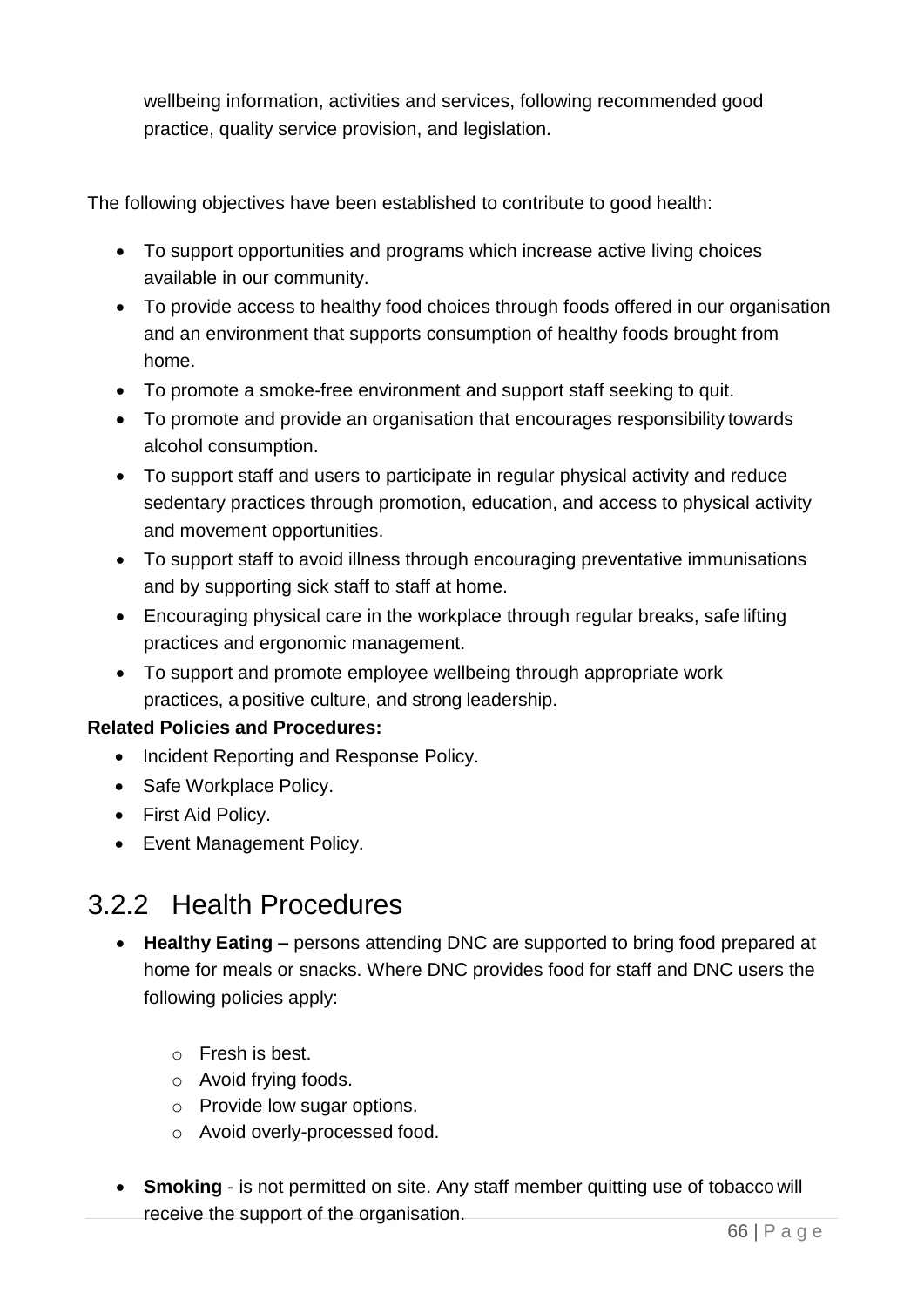wellbeing information, activities and services, following recommended good practice, quality service provision, and legislation.

The following objectives have been established to contribute to good health:

- To support opportunities and programs which increase active living choices available in our community.
- To provide access to healthy food choices through foods offered in our organisation and an environment that supports consumption of healthy foods brought from home.
- To promote a smoke-free environment and support staff seeking to quit.
- To promote and provide an organisation that encourages responsibility towards alcohol consumption.
- To support staff and users to participate in regular physical activity and reduce sedentary practices through promotion, education, and access to physical activity and movement opportunities.
- To support staff to avoid illness through encouraging preventative immunisations and by supporting sick staff to staff at home.
- Encouraging physical care in the workplace through regular breaks, safe lifting practices and ergonomic management.
- To support and promote employee wellbeing through appropriate work practices, a positive culture, and strong leadership.

**Related Policies and Procedures:**

- Incident Reporting and Response Policy.
- Safe Workplace Policy.
- First Aid Policy.
- Event Management Policy.

## 3.2.2 Health Procedures

- **Healthy Eating –** persons attending DNC are supported to bring food prepared at home for meals or snacks. Where DNC provides food for staff and DNC users the following policies apply:

    - Fresh is best.
    - Avoid frying foods.
    - Provide low sugar options.
    - Avoid overly-processed food.

- **Smoking** - is not permitted on site. Any staff member quitting use of tobacco will receive the support of the organisation.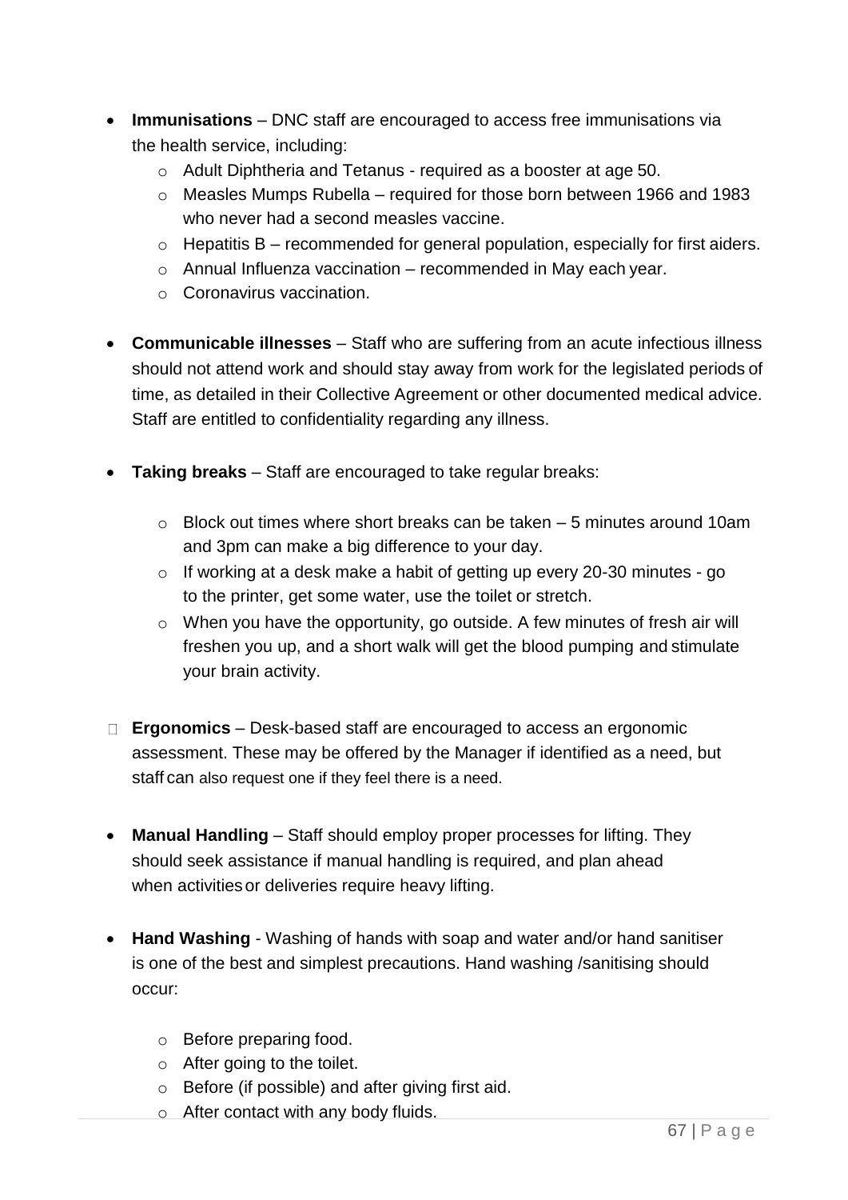- **Immunisations** – DNC staff are encouraged to access free immunisations via the health service, including:
  - Adult Diphtheria and Tetanus - required as a booster at age 50.
  - Measles Mumps Rubella – required for those born between 1966 and 1983 who never had a second measles vaccine.
  - Hepatitis B – recommended for general population, especially for first aiders.
  - Annual Influenza vaccination – recommended in May each year.
  - Coronavirus vaccination.

- **Communicable illnesses** – Staff who are suffering from an acute infectious illness should not attend work and should stay away from work for the legislated periods of time, as detailed in their Collective Agreement or other documented medical advice. Staff are entitled to confidentiality regarding any illness.

- **Taking breaks** – Staff are encouraged to take regular breaks:
  - Block out times where short breaks can be taken – 5 minutes around 10am and 3pm can make a big difference to your day.
  - If working at a desk make a habit of getting up every 20-30 minutes - go to the printer, get some water, use the toilet or stretch.
  - When you have the opportunity, go outside. A few minutes of fresh air will freshen you up, and a short walk will get the blood pumping and stimulate your brain activity.

- **Ergonomics** – Desk-based staff are encouraged to access an ergonomic assessment. These may be offered by the Manager if identified as a need, but staff can also request one if they feel there is a need.

- **Manual Handling** – Staff should employ proper processes for lifting. They should seek assistance if manual handling is required, and plan ahead when activities or deliveries require heavy lifting.

- **Hand Washing** - Washing of hands with soap and water and/or hand sanitiser is one of the best and simplest precautions. Hand washing /sanitising should occur:
  - Before preparing food.
  - After going to the toilet.
  - Before (if possible) and after giving first aid.
  - After contact with any body fluids.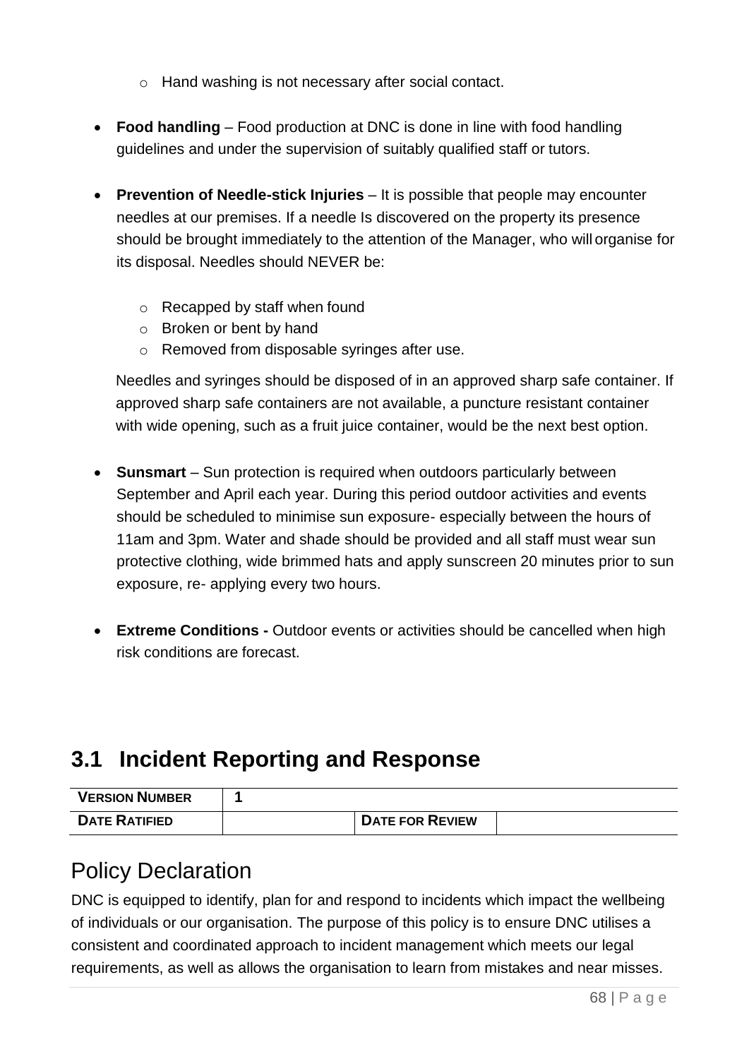- Hand washing is not necessary after social contact.

- **Food handling** – Food production at DNC is done in line with food handling guidelines and under the supervision of suitably qualified staff or tutors.

- **Prevention of Needle-stick Injuries** – It is possible that people may encounter needles at our premises. If a needle Is discovered on the property its presence should be brought immediately to the attention of the Manager, who will organise for its disposal. Needles should NEVER be:

   - Recapped by staff when found
   - Broken or bent by hand
   - Removed from disposable syringes after use.

  Needles and syringes should be disposed of in an approved sharp safe container. If approved sharp safe containers are not available, a puncture resistant container with wide opening, such as a fruit juice container, would be the next best option.

- **Sunsmart** – Sun protection is required when outdoors particularly between September and April each year. During this period outdoor activities and events should be scheduled to minimise sun exposure- especially between the hours of 11am and 3pm. Water and shade should be provided and all staff must wear sun protective clothing, wide brimmed hats and apply sunscreen 20 minutes prior to sun exposure, re- applying every two hours.

- **Extreme Conditions -** Outdoor events or activities should be cancelled when high risk conditions are forecast.

# 3.1 Incident Reporting and Response

| VERSION NUMBER | 1 | | |
|---|---|---|---|
| DATE RATIFIED | | DATE FOR REVIEW | |

## Policy Declaration

DNC is equipped to identify, plan for and respond to incidents which impact the wellbeing of individuals or our organisation. The purpose of this policy is to ensure DNC utilises a consistent and coordinated approach to incident management which meets our legal requirements, as well as allows the organisation to learn from mistakes and near misses.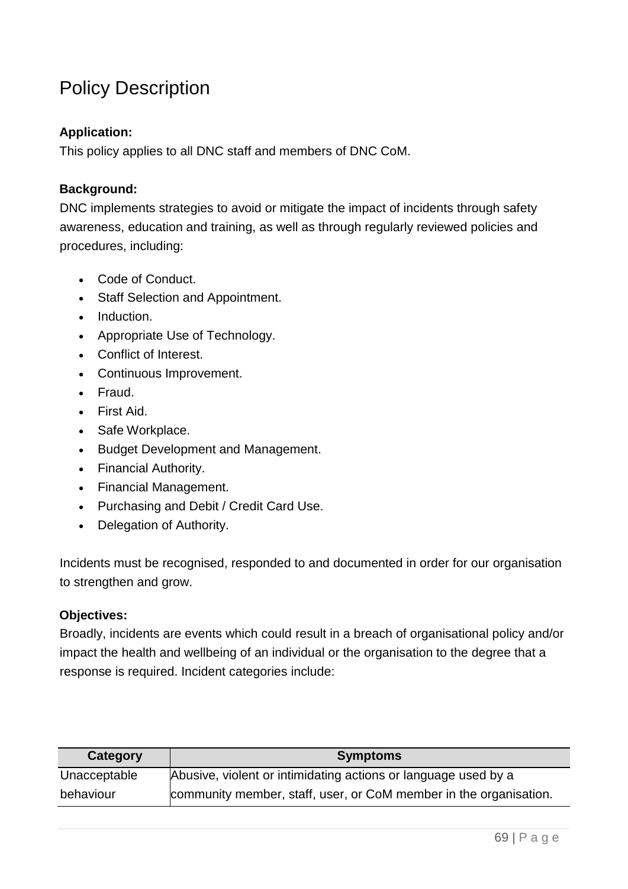# Policy Description

**Application:**
This policy applies to all DNC staff and members of DNC CoM.

**Background:**
DNC implements strategies to avoid or mitigate the impact of incidents through safety awareness, education and training, as well as through regularly reviewed policies and procedures, including:

- Code of Conduct.
- Staff Selection and Appointment.
- Induction.
- Appropriate Use of Technology.
- Conflict of Interest.
- Continuous Improvement.
- Fraud.
- First Aid.
- Safe Workplace.
- Budget Development and Management.
- Financial Authority.
- Financial Management.
- Purchasing and Debit / Credit Card Use.
- Delegation of Authority.

Incidents must be recognised, responded to and documented in order for our organisation to strengthen and grow.

**Objectives:**
Broadly, incidents are events which could result in a breach of organisational policy and/or impact the health and wellbeing of an individual or the organisation to the degree that a response is required. Incident categories include:

| Category | Symptoms |
|---|---|
| Unacceptable behaviour | Abusive, violent or intimidating actions or language used by a community member, staff, user, or CoM member in the organisation. |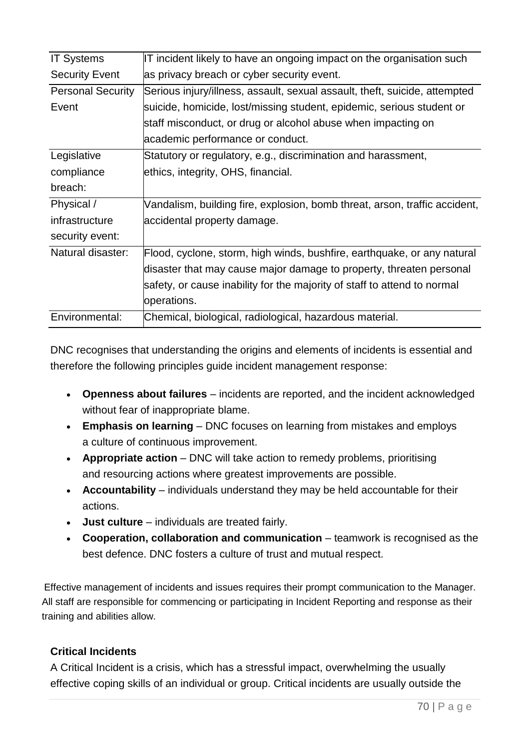| IT Systems Security Event | IT incident likely to have an ongoing impact on the organisation such as privacy breach or cyber security event. |
|---|---|
| Personal Security Event | Serious injury/illness, assault, sexual assault, theft, suicide, attempted suicide, homicide, lost/missing student, epidemic, serious student or staff misconduct, or drug or alcohol abuse when impacting on academic performance or conduct. |
| Legislative compliance breach: | Statutory or regulatory, e.g., discrimination and harassment, ethics, integrity, OHS, financial. |
| Physical / infrastructure security event: | Vandalism, building fire, explosion, bomb threat, arson, traffic accident, accidental property damage. |
| Natural disaster: | Flood, cyclone, storm, high winds, bushfire, earthquake, or any natural disaster that may cause major damage to property, threaten personal safety, or cause inability for the majority of staff to attend to normal operations. |
| Environmental: | Chemical, biological, radiological, hazardous material. |

DNC recognises that understanding the origins and elements of incidents is essential and therefore the following principles guide incident management response:

- **Openness about failures** – incidents are reported, and the incident acknowledged without fear of inappropriate blame.
- **Emphasis on learning** – DNC focuses on learning from mistakes and employs a culture of continuous improvement.
- **Appropriate action** – DNC will take action to remedy problems, prioritising and resourcing actions where greatest improvements are possible.
- **Accountability** – individuals understand they may be held accountable for their actions.
- **Just culture** – individuals are treated fairly.
- **Cooperation, collaboration and communication** – teamwork is recognised as the best defence. DNC fosters a culture of trust and mutual respect.

Effective management of incidents and issues requires their prompt communication to the Manager. All staff are responsible for commencing or participating in Incident Reporting and response as their training and abilities allow.

**Critical Incidents**

A Critical Incident is a crisis, which has a stressful impact, overwhelming the usually effective coping skills of an individual or group. Critical incidents are usually outside the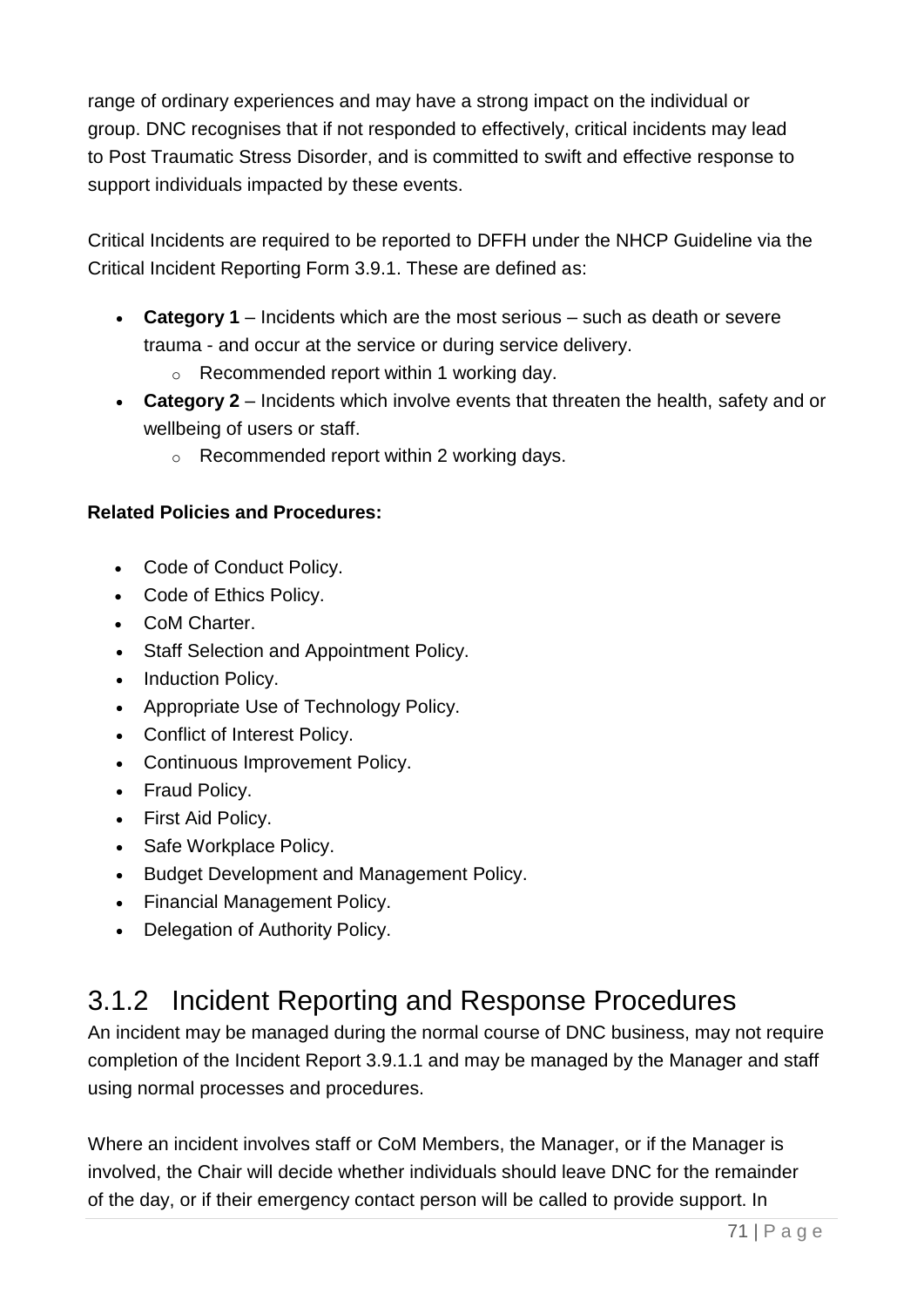range of ordinary experiences and may have a strong impact on the individual or group. DNC recognises that if not responded to effectively, critical incidents may lead to Post Traumatic Stress Disorder, and is committed to swift and effective response to support individuals impacted by these events.

Critical Incidents are required to be reported to DFFH under the NHCP Guideline via the Critical Incident Reporting Form 3.9.1. These are defined as:

- **Category 1** – Incidents which are the most serious – such as death or severe trauma - and occur at the service or during service delivery.
  - Recommended report within 1 working day.
- **Category 2** – Incidents which involve events that threaten the health, safety and or wellbeing of users or staff.
  - Recommended report within 2 working days.

**Related Policies and Procedures:**

- Code of Conduct Policy.
- Code of Ethics Policy.
- CoM Charter.
- Staff Selection and Appointment Policy.
- Induction Policy.
- Appropriate Use of Technology Policy.
- Conflict of Interest Policy.
- Continuous Improvement Policy.
- Fraud Policy.
- First Aid Policy.
- Safe Workplace Policy.
- Budget Development and Management Policy.
- Financial Management Policy.
- Delegation of Authority Policy.

## 3.1.2 Incident Reporting and Response Procedures

An incident may be managed during the normal course of DNC business, may not require completion of the Incident Report 3.9.1.1 and may be managed by the Manager and staff using normal processes and procedures.

Where an incident involves staff or CoM Members, the Manager, or if the Manager is involved, the Chair will decide whether individuals should leave DNC for the remainder of the day, or if their emergency contact person will be called to provide support. In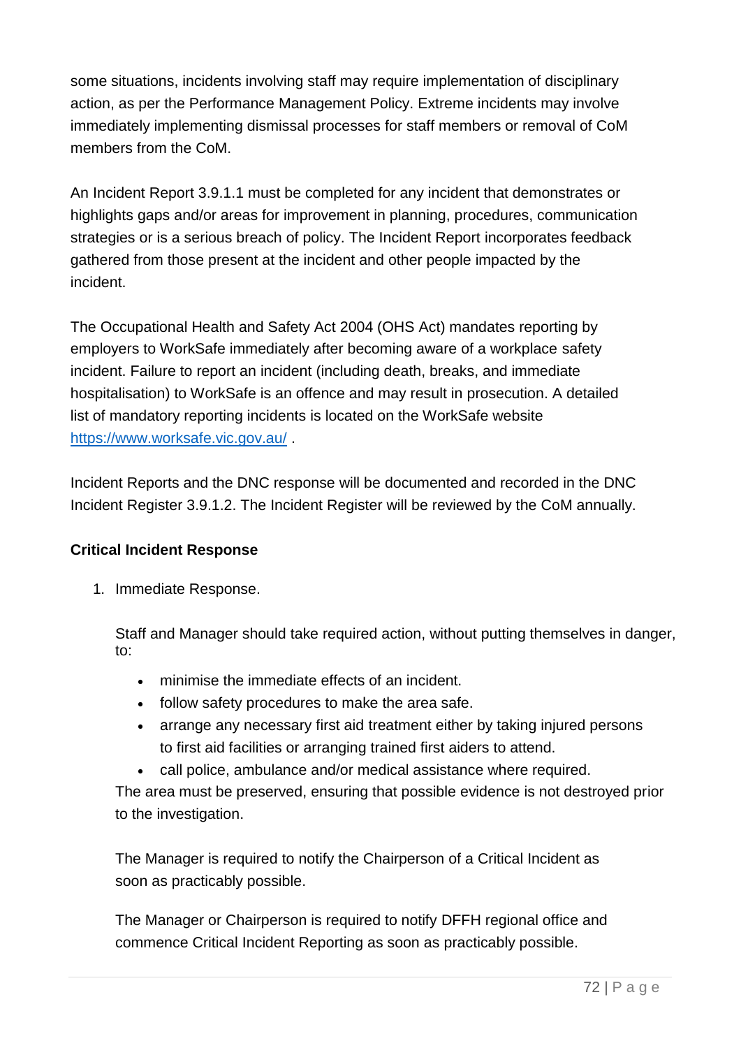some situations, incidents involving staff may require implementation of disciplinary action, as per the Performance Management Policy. Extreme incidents may involve immediately implementing dismissal processes for staff members or removal of CoM members from the CoM.

An Incident Report 3.9.1.1 must be completed for any incident that demonstrates or highlights gaps and/or areas for improvement in planning, procedures, communication strategies or is a serious breach of policy. The Incident Report incorporates feedback gathered from those present at the incident and other people impacted by the incident.

The Occupational Health and Safety Act 2004 (OHS Act) mandates reporting by employers to WorkSafe immediately after becoming aware of a workplace safety incident. Failure to report an incident (including death, breaks, and immediate hospitalisation) to WorkSafe is an offence and may result in prosecution. A detailed list of mandatory reporting incidents is located on the WorkSafe website [https://www.worksafe.vic.gov.au/](https://www.worksafe.vic.gov.au/) .

Incident Reports and the DNC response will be documented and recorded in the DNC Incident Register 3.9.1.2. The Incident Register will be reviewed by the CoM annually.

**Critical Incident Response**

1. Immediate Response.

   Staff and Manager should take required action, without putting themselves in danger, to:

   - minimise the immediate effects of an incident.
   - follow safety procedures to make the area safe.
   - arrange any necessary first aid treatment either by taking injured persons to first aid facilities or arranging trained first aiders to attend.
   - call police, ambulance and/or medical assistance where required.

   The area must be preserved, ensuring that possible evidence is not destroyed prior to the investigation.

   The Manager is required to notify the Chairperson of a Critical Incident as soon as practicably possible.

   The Manager or Chairperson is required to notify DFFH regional office and commence Critical Incident Reporting as soon as practicably possible.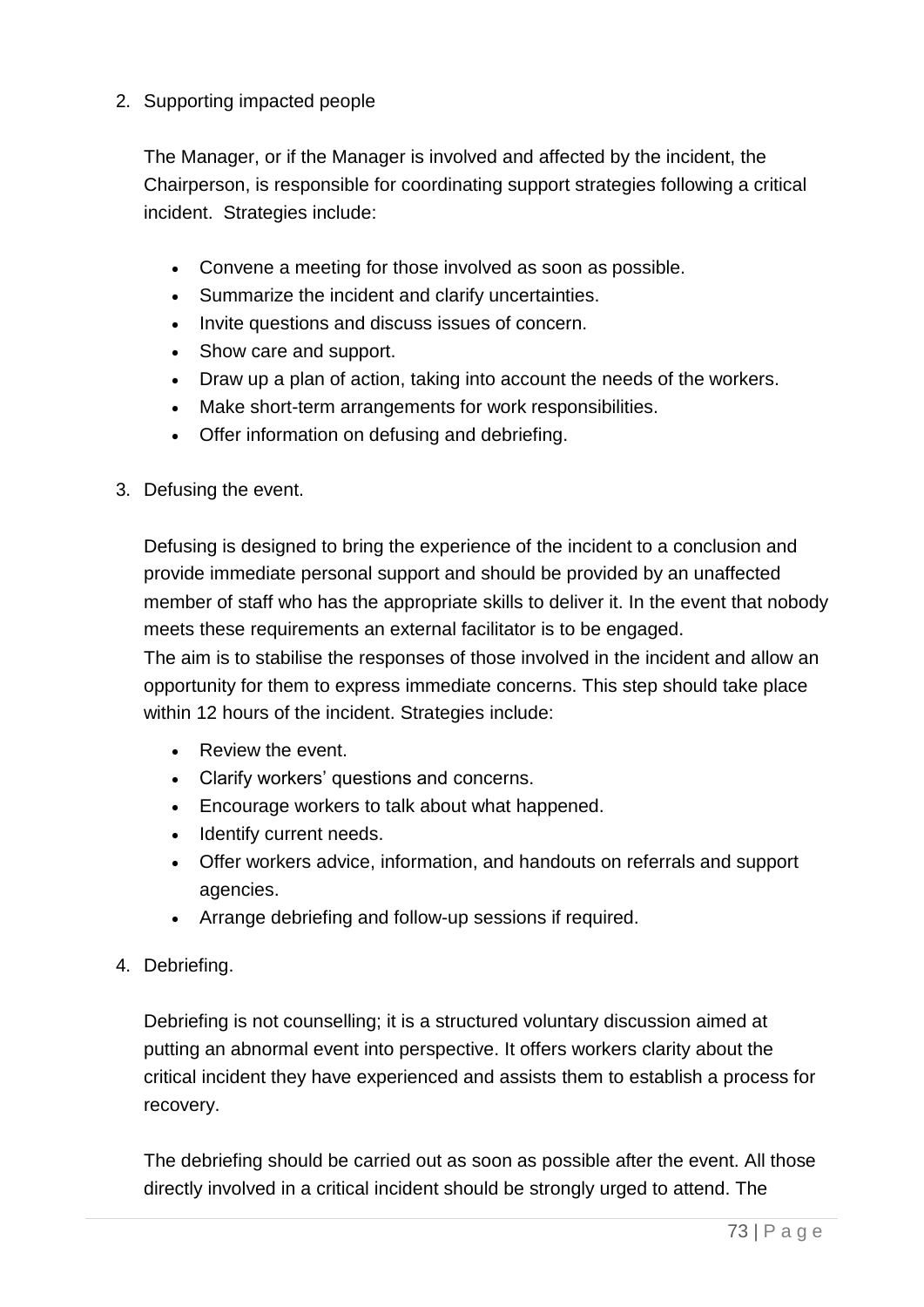2. Supporting impacted people

   The Manager, or if the Manager is involved and affected by the incident, the Chairperson, is responsible for coordinating support strategies following a critical incident. Strategies include:

   - Convene a meeting for those involved as soon as possible.
   - Summarize the incident and clarify uncertainties.
   - Invite questions and discuss issues of concern.
   - Show care and support.
   - Draw up a plan of action, taking into account the needs of the workers.
   - Make short-term arrangements for work responsibilities.
   - Offer information on defusing and debriefing.

3. Defusing the event.

   Defusing is designed to bring the experience of the incident to a conclusion and provide immediate personal support and should be provided by an unaffected member of staff who has the appropriate skills to deliver it. In the event that nobody meets these requirements an external facilitator is to be engaged.
   The aim is to stabilise the responses of those involved in the incident and allow an opportunity for them to express immediate concerns. This step should take place within 12 hours of the incident. Strategies include:

   - Review the event.
   - Clarify workers' questions and concerns.
   - Encourage workers to talk about what happened.
   - Identify current needs.
   - Offer workers advice, information, and handouts on referrals and support agencies.
   - Arrange debriefing and follow-up sessions if required.

4. Debriefing.

   Debriefing is not counselling; it is a structured voluntary discussion aimed at putting an abnormal event into perspective. It offers workers clarity about the critical incident they have experienced and assists them to establish a process for recovery.

   The debriefing should be carried out as soon as possible after the event. All those directly involved in a critical incident should be strongly urged to attend. The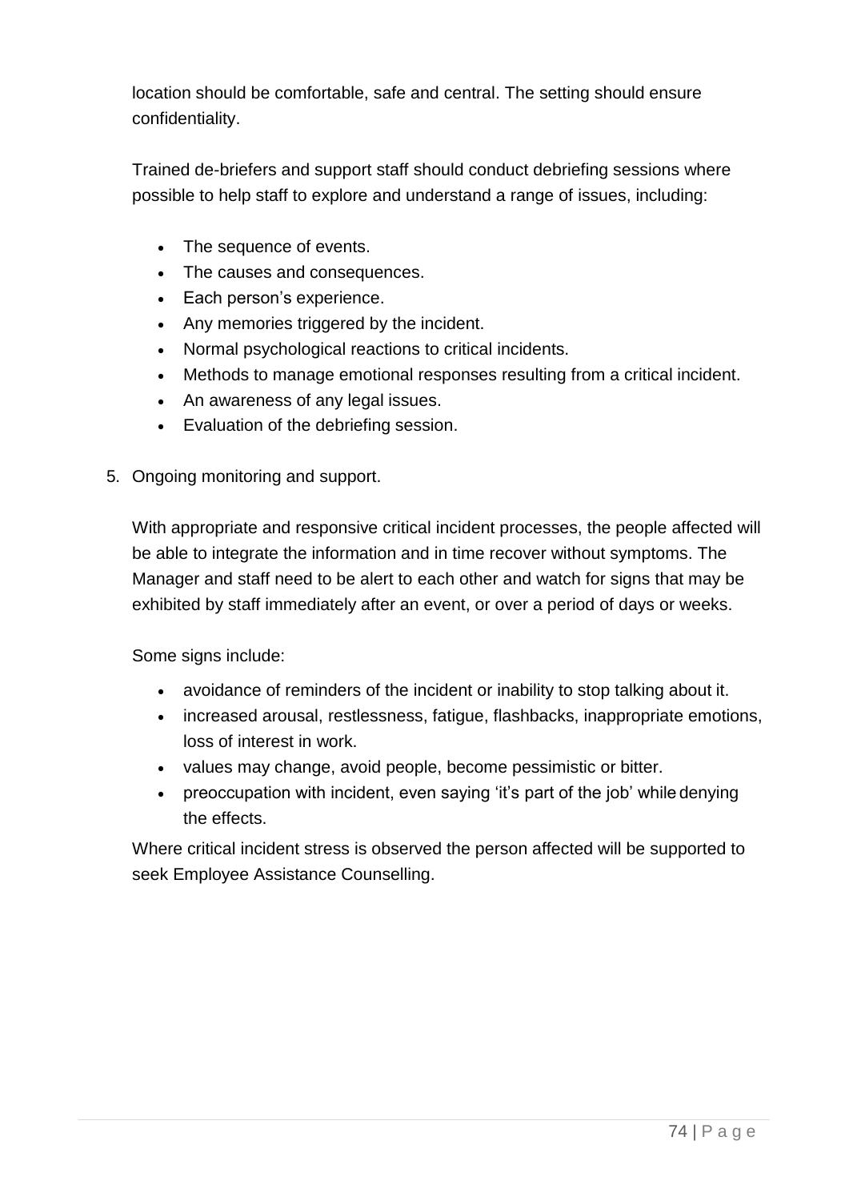location should be comfortable, safe and central. The setting should ensure confidentiality.

Trained de-briefers and support staff should conduct debriefing sessions where possible to help staff to explore and understand a range of issues, including:

- The sequence of events.
- The causes and consequences.
- Each person's experience.
- Any memories triggered by the incident.
- Normal psychological reactions to critical incidents.
- Methods to manage emotional responses resulting from a critical incident.
- An awareness of any legal issues.
- Evaluation of the debriefing session.

5. Ongoing monitoring and support.

   With appropriate and responsive critical incident processes, the people affected will be able to integrate the information and in time recover without symptoms. The Manager and staff need to be alert to each other and watch for signs that may be exhibited by staff immediately after an event, or over a period of days or weeks.

   Some signs include:

   - avoidance of reminders of the incident or inability to stop talking about it.
   - increased arousal, restlessness, fatigue, flashbacks, inappropriate emotions, loss of interest in work.
   - values may change, avoid people, become pessimistic or bitter.
   - preoccupation with incident, even saying 'it's part of the job' while denying the effects.

   Where critical incident stress is observed the person affected will be supported to seek Employee Assistance Counselling.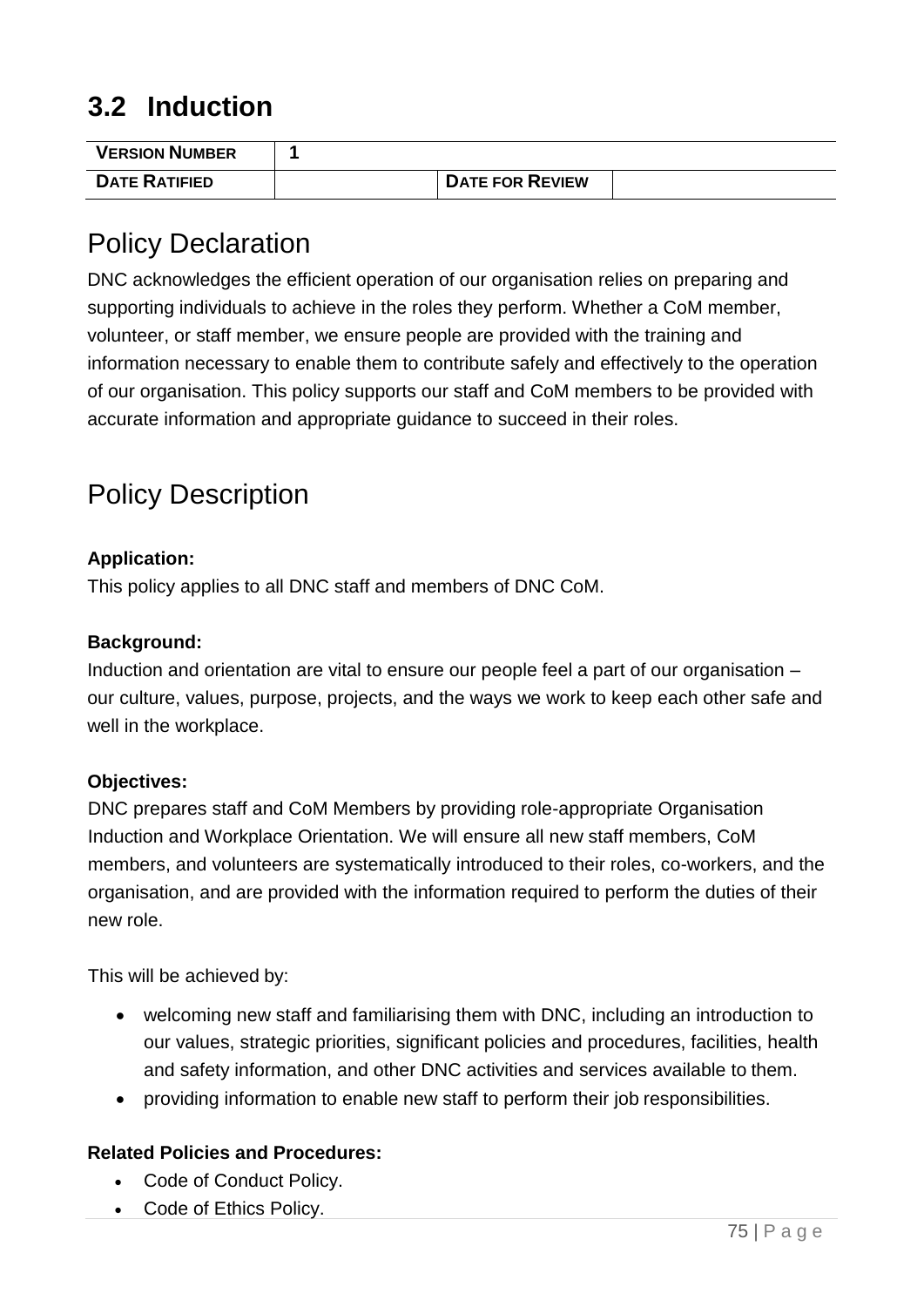## 3.2 Induction

| VERSION NUMBER | 1 | | |
|---|---|---|---|
| DATE RATIFIED | | DATE FOR REVIEW | |

# Policy Declaration

DNC acknowledges the efficient operation of our organisation relies on preparing and supporting individuals to achieve in the roles they perform. Whether a CoM member, volunteer, or staff member, we ensure people are provided with the training and information necessary to enable them to contribute safely and effectively to the operation of our organisation. This policy supports our staff and CoM members to be provided with accurate information and appropriate guidance to succeed in their roles.

# Policy Description

**Application:**
This policy applies to all DNC staff and members of DNC CoM.

**Background:**
Induction and orientation are vital to ensure our people feel a part of our organisation – our culture, values, purpose, projects, and the ways we work to keep each other safe and well in the workplace.

**Objectives:**
DNC prepares staff and CoM Members by providing role-appropriate Organisation Induction and Workplace Orientation. We will ensure all new staff members, CoM members, and volunteers are systematically introduced to their roles, co-workers, and the organisation, and are provided with the information required to perform the duties of their new role.

This will be achieved by:

- welcoming new staff and familiarising them with DNC, including an introduction to our values, strategic priorities, significant policies and procedures, facilities, health and safety information, and other DNC activities and services available to them.
- providing information to enable new staff to perform their job responsibilities.

**Related Policies and Procedures:**

- Code of Conduct Policy.
- Code of Ethics Policy.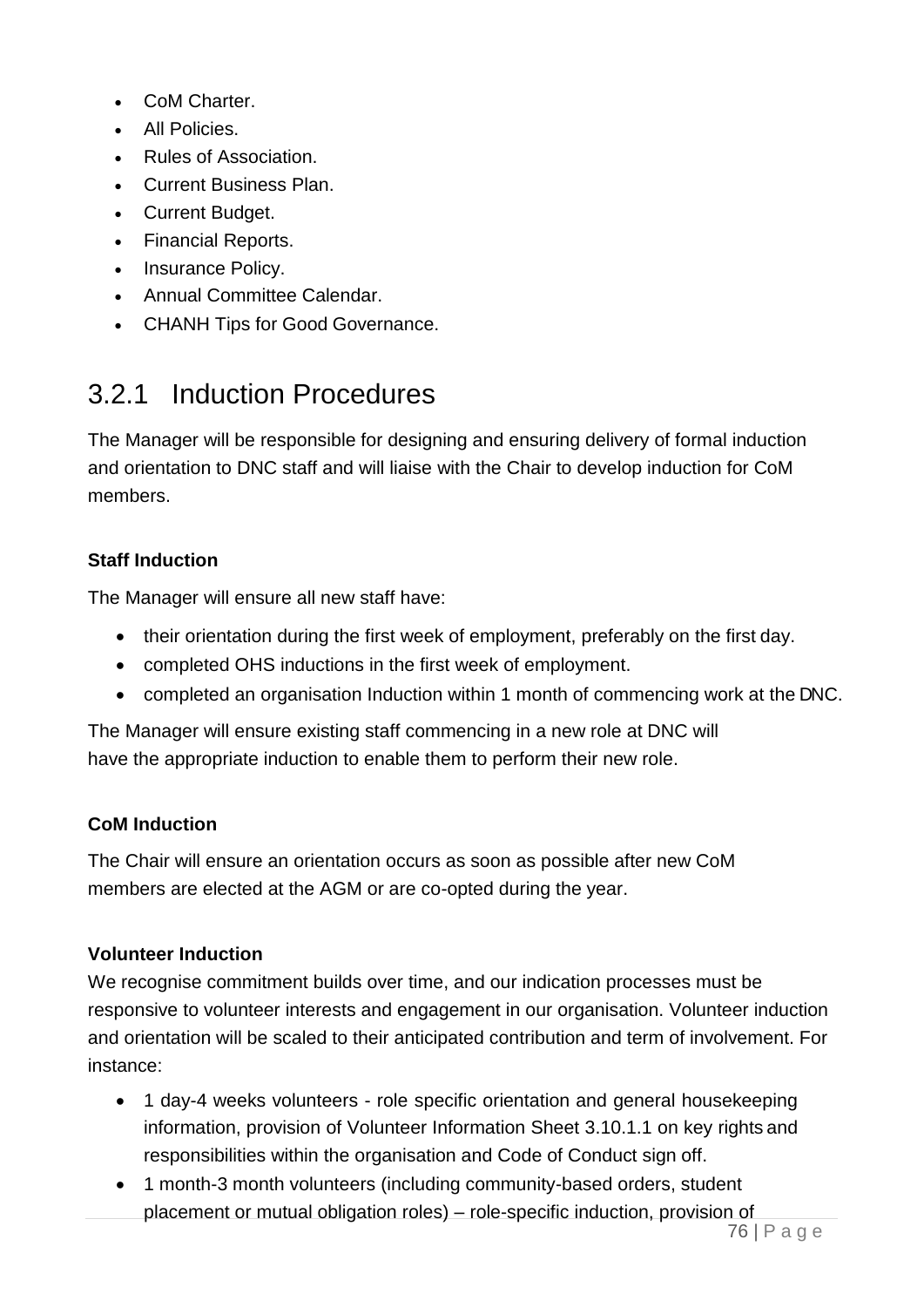- CoM Charter.
- All Policies.
- Rules of Association.
- Current Business Plan.
- Current Budget.
- Financial Reports.
- Insurance Policy.
- Annual Committee Calendar.
- CHANH Tips for Good Governance.

## 3.2.1 Induction Procedures

The Manager will be responsible for designing and ensuring delivery of formal induction and orientation to DNC staff and will liaise with the Chair to develop induction for CoM members.

**Staff Induction**

The Manager will ensure all new staff have:

- their orientation during the first week of employment, preferably on the first day.
- completed OHS inductions in the first week of employment.
- completed an organisation Induction within 1 month of commencing work at the DNC.

The Manager will ensure existing staff commencing in a new role at DNC will have the appropriate induction to enable them to perform their new role.

**CoM Induction**

The Chair will ensure an orientation occurs as soon as possible after new CoM members are elected at the AGM or are co-opted during the year.

**Volunteer Induction**

We recognise commitment builds over time, and our indication processes must be responsive to volunteer interests and engagement in our organisation. Volunteer induction and orientation will be scaled to their anticipated contribution and term of involvement. For instance:

- 1 day-4 weeks volunteers - role specific orientation and general housekeeping information, provision of Volunteer Information Sheet 3.10.1.1 on key rights and responsibilities within the organisation and Code of Conduct sign off.
- 1 month-3 month volunteers (including community-based orders, student placement or mutual obligation roles) – role-specific induction, provision of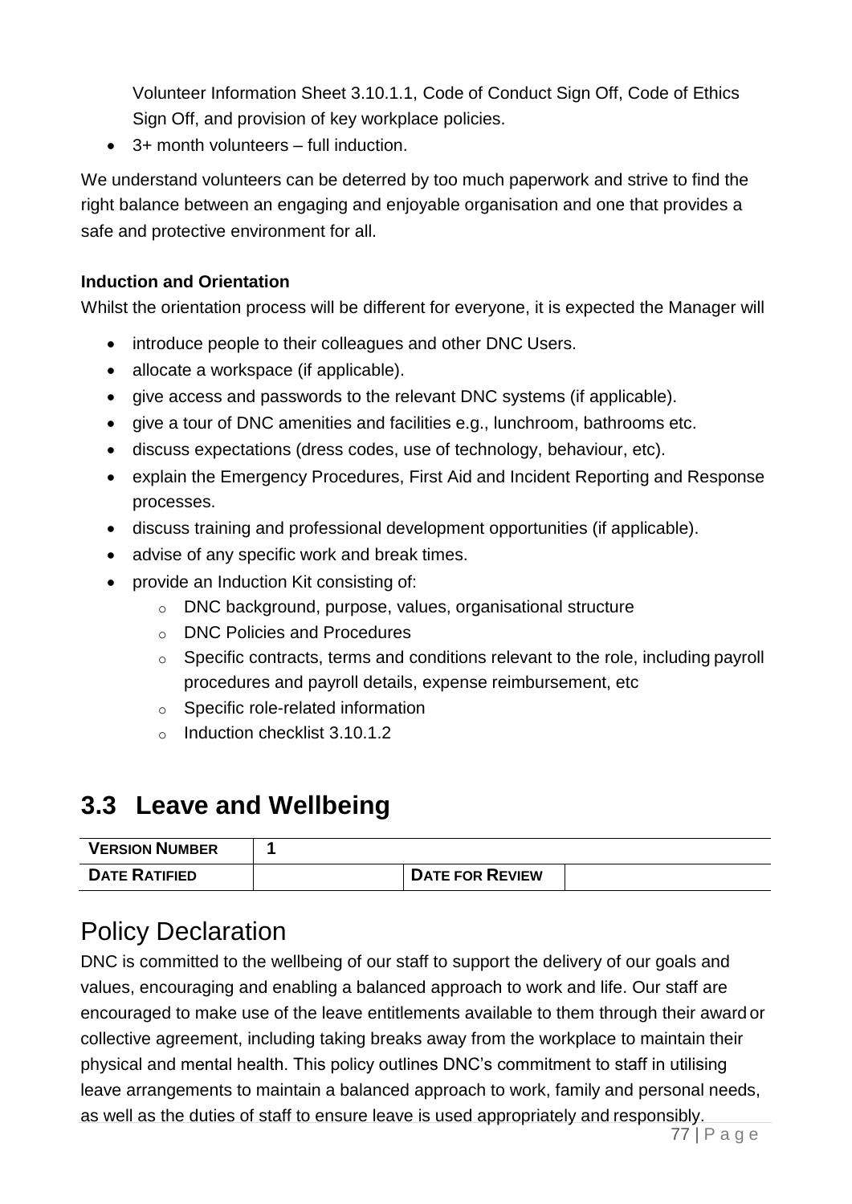Volunteer Information Sheet 3.10.1.1, Code of Conduct Sign Off, Code of Ethics Sign Off, and provision of key workplace policies.

- 3+ month volunteers – full induction.

We understand volunteers can be deterred by too much paperwork and strive to find the right balance between an engaging and enjoyable organisation and one that provides a safe and protective environment for all.

**Induction and Orientation**

Whilst the orientation process will be different for everyone, it is expected the Manager will

- introduce people to their colleagues and other DNC Users.
- allocate a workspace (if applicable).
- give access and passwords to the relevant DNC systems (if applicable).
- give a tour of DNC amenities and facilities e.g., lunchroom, bathrooms etc.
- discuss expectations (dress codes, use of technology, behaviour, etc).
- explain the Emergency Procedures, First Aid and Incident Reporting and Response processes.
- discuss training and professional development opportunities (if applicable).
- advise of any specific work and break times.
- provide an Induction Kit consisting of:
  - DNC background, purpose, values, organisational structure
  - DNC Policies and Procedures
  - Specific contracts, terms and conditions relevant to the role, including payroll procedures and payroll details, expense reimbursement, etc
  - Specific role-related information
  - Induction checklist 3.10.1.2

## 3.3 Leave and Wellbeing

| VERSION NUMBER | 1 | | |
|---|---|---|---|
| DATE RATIFIED | | DATE FOR REVIEW | |

## Policy Declaration

DNC is committed to the wellbeing of our staff to support the delivery of our goals and values, encouraging and enabling a balanced approach to work and life. Our staff are encouraged to make use of the leave entitlements available to them through their award or collective agreement, including taking breaks away from the workplace to maintain their physical and mental health. This policy outlines DNC's commitment to staff in utilising leave arrangements to maintain a balanced approach to work, family and personal needs, as well as the duties of staff to ensure leave is used appropriately and responsibly.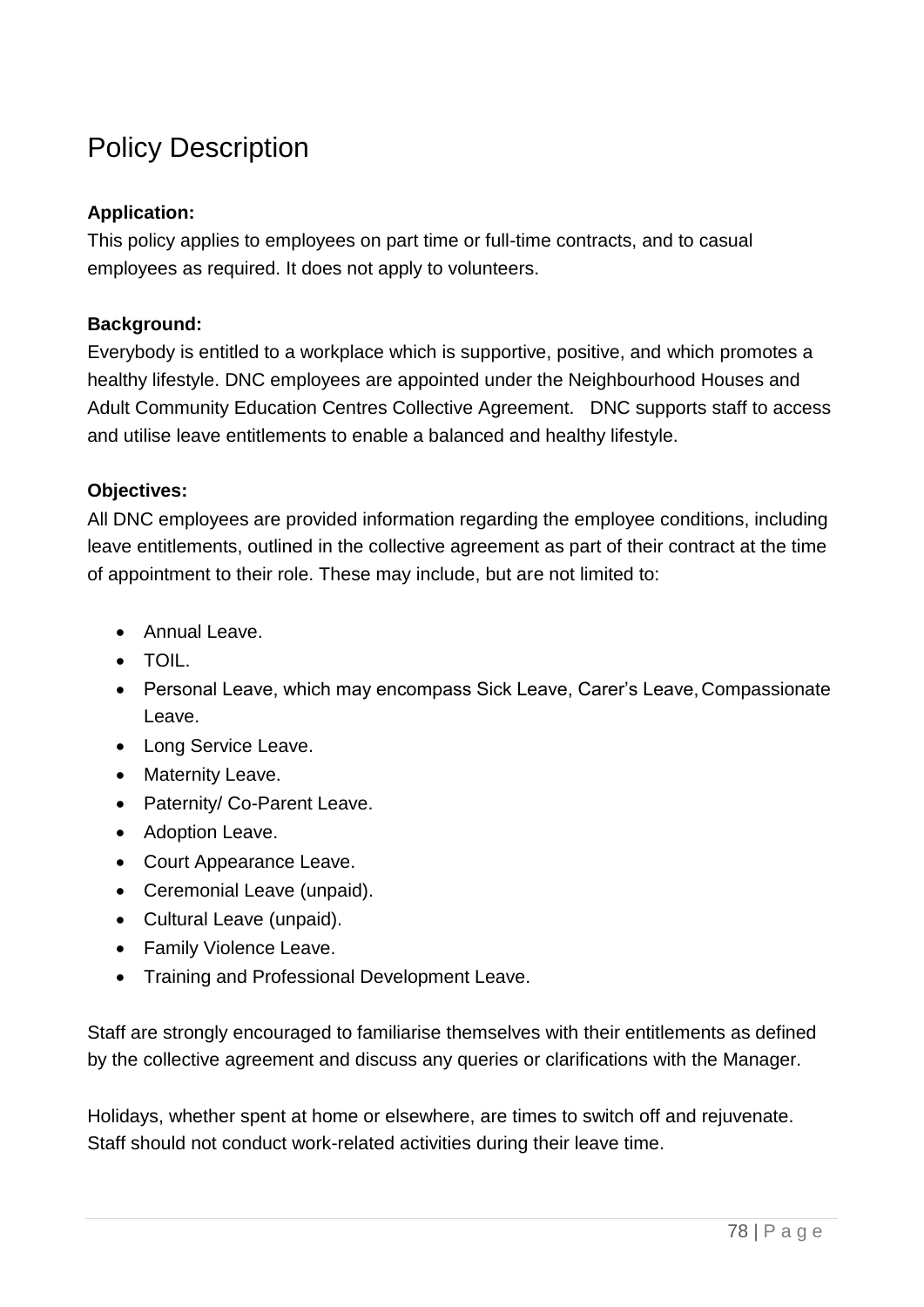# Policy Description

**Application:**
This policy applies to employees on part time or full-time contracts, and to casual employees as required. It does not apply to volunteers.

**Background:**
Everybody is entitled to a workplace which is supportive, positive, and which promotes a healthy lifestyle. DNC employees are appointed under the Neighbourhood Houses and Adult Community Education Centres Collective Agreement. DNC supports staff to access and utilise leave entitlements to enable a balanced and healthy lifestyle.

**Objectives:**
All DNC employees are provided information regarding the employee conditions, including leave entitlements, outlined in the collective agreement as part of their contract at the time of appointment to their role. These may include, but are not limited to:

- Annual Leave.
- TOIL.
- Personal Leave, which may encompass Sick Leave, Carer's Leave, Compassionate Leave.
- Long Service Leave.
- Maternity Leave.
- Paternity/ Co-Parent Leave.
- Adoption Leave.
- Court Appearance Leave.
- Ceremonial Leave (unpaid).
- Cultural Leave (unpaid).
- Family Violence Leave.
- Training and Professional Development Leave.

Staff are strongly encouraged to familiarise themselves with their entitlements as defined by the collective agreement and discuss any queries or clarifications with the Manager.

Holidays, whether spent at home or elsewhere, are times to switch off and rejuvenate. Staff should not conduct work-related activities during their leave time.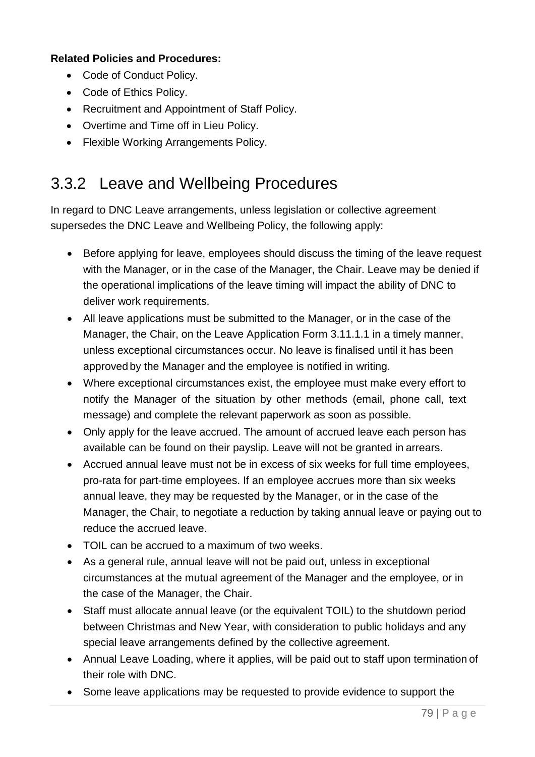**Related Policies and Procedures:**

- Code of Conduct Policy.
- Code of Ethics Policy.
- Recruitment and Appointment of Staff Policy.
- Overtime and Time off in Lieu Policy.
- Flexible Working Arrangements Policy.

## 3.3.2 Leave and Wellbeing Procedures

In regard to DNC Leave arrangements, unless legislation or collective agreement supersedes the DNC Leave and Wellbeing Policy, the following apply:

- Before applying for leave, employees should discuss the timing of the leave request with the Manager, or in the case of the Manager, the Chair. Leave may be denied if the operational implications of the leave timing will impact the ability of DNC to deliver work requirements.
- All leave applications must be submitted to the Manager, or in the case of the Manager, the Chair, on the Leave Application Form 3.11.1.1 in a timely manner, unless exceptional circumstances occur. No leave is finalised until it has been approved by the Manager and the employee is notified in writing.
- Where exceptional circumstances exist, the employee must make every effort to notify the Manager of the situation by other methods (email, phone call, text message) and complete the relevant paperwork as soon as possible.
- Only apply for the leave accrued. The amount of accrued leave each person has available can be found on their payslip. Leave will not be granted in arrears.
- Accrued annual leave must not be in excess of six weeks for full time employees, pro-rata for part-time employees. If an employee accrues more than six weeks annual leave, they may be requested by the Manager, or in the case of the Manager, the Chair, to negotiate a reduction by taking annual leave or paying out to reduce the accrued leave.
- TOIL can be accrued to a maximum of two weeks.
- As a general rule, annual leave will not be paid out, unless in exceptional circumstances at the mutual agreement of the Manager and the employee, or in the case of the Manager, the Chair.
- Staff must allocate annual leave (or the equivalent TOIL) to the shutdown period between Christmas and New Year, with consideration to public holidays and any special leave arrangements defined by the collective agreement.
- Annual Leave Loading, where it applies, will be paid out to staff upon termination of their role with DNC.
- Some leave applications may be requested to provide evidence to support the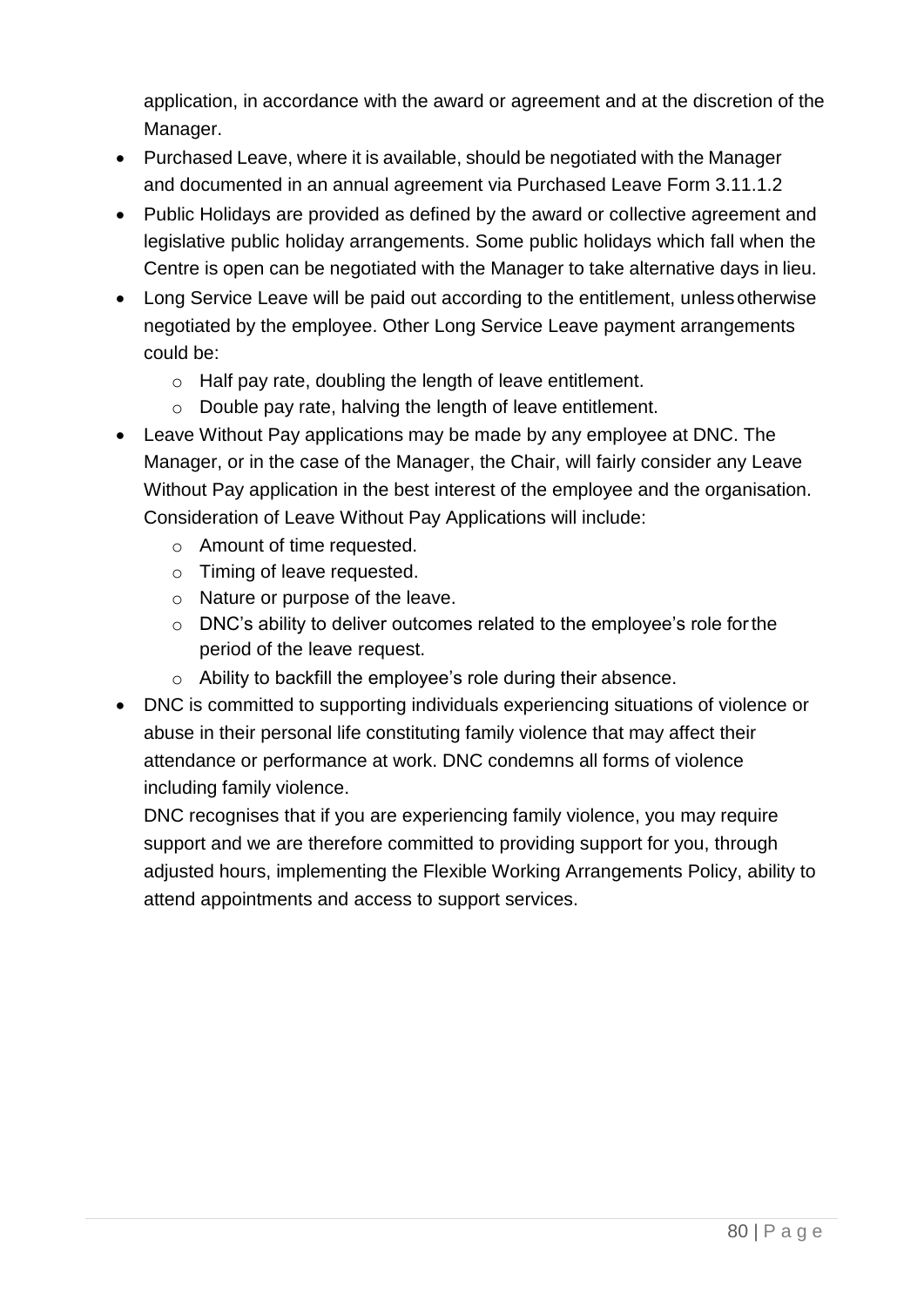application, in accordance with the award or agreement and at the discretion of the Manager.

- Purchased Leave, where it is available, should be negotiated with the Manager and documented in an annual agreement via Purchased Leave Form 3.11.1.2
- Public Holidays are provided as defined by the award or collective agreement and legislative public holiday arrangements. Some public holidays which fall when the Centre is open can be negotiated with the Manager to take alternative days in lieu.
- Long Service Leave will be paid out according to the entitlement, unless otherwise negotiated by the employee. Other Long Service Leave payment arrangements could be:
  - Half pay rate, doubling the length of leave entitlement.
  - Double pay rate, halving the length of leave entitlement.
- Leave Without Pay applications may be made by any employee at DNC. The Manager, or in the case of the Manager, the Chair, will fairly consider any Leave Without Pay application in the best interest of the employee and the organisation. Consideration of Leave Without Pay Applications will include:
  - Amount of time requested.
  - Timing of leave requested.
  - Nature or purpose of the leave.
  - DNC's ability to deliver outcomes related to the employee's role for the period of the leave request.
  - Ability to backfill the employee's role during their absence.
- DNC is committed to supporting individuals experiencing situations of violence or abuse in their personal life constituting family violence that may affect their attendance or performance at work. DNC condemns all forms of violence including family violence.

  DNC recognises that if you are experiencing family violence, you may require support and we are therefore committed to providing support for you, through adjusted hours, implementing the Flexible Working Arrangements Policy, ability to attend appointments and access to support services.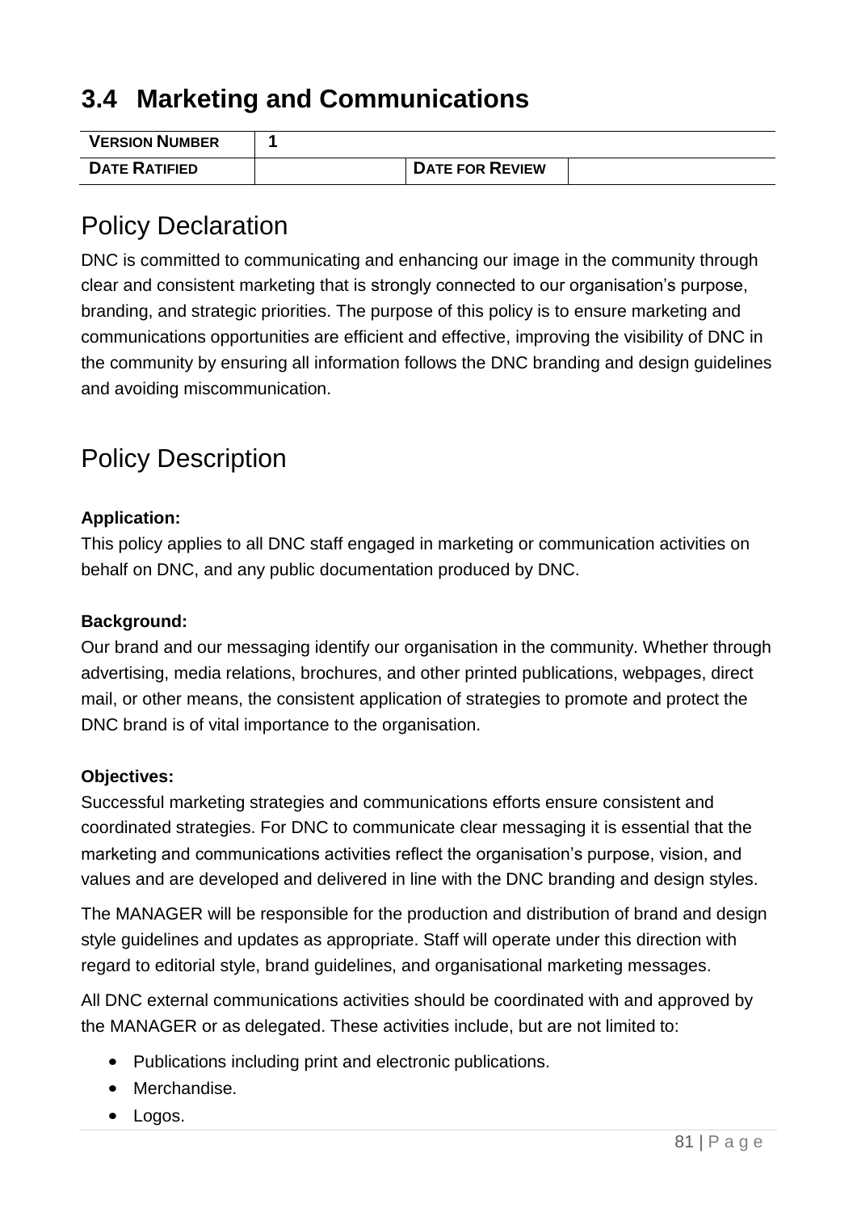## 3.4 Marketing and Communications

| VERSION NUMBER | 1 | | |
|---|---|---|---|
| DATE RATIFIED | | DATE FOR REVIEW | |

## Policy Declaration

DNC is committed to communicating and enhancing our image in the community through clear and consistent marketing that is strongly connected to our organisation's purpose, branding, and strategic priorities. The purpose of this policy is to ensure marketing and communications opportunities are efficient and effective, improving the visibility of DNC in the community by ensuring all information follows the DNC branding and design guidelines and avoiding miscommunication.

## Policy Description

**Application:**

This policy applies to all DNC staff engaged in marketing or communication activities on behalf on DNC, and any public documentation produced by DNC.

**Background:**

Our brand and our messaging identify our organisation in the community. Whether through advertising, media relations, brochures, and other printed publications, webpages, direct mail, or other means, the consistent application of strategies to promote and protect the DNC brand is of vital importance to the organisation.

**Objectives:**

Successful marketing strategies and communications efforts ensure consistent and coordinated strategies. For DNC to communicate clear messaging it is essential that the marketing and communications activities reflect the organisation's purpose, vision, and values and are developed and delivered in line with the DNC branding and design styles.

The MANAGER will be responsible for the production and distribution of brand and design style guidelines and updates as appropriate. Staff will operate under this direction with regard to editorial style, brand guidelines, and organisational marketing messages.

All DNC external communications activities should be coordinated with and approved by the MANAGER or as delegated. These activities include, but are not limited to:

- Publications including print and electronic publications.
- Merchandise.
- Logos.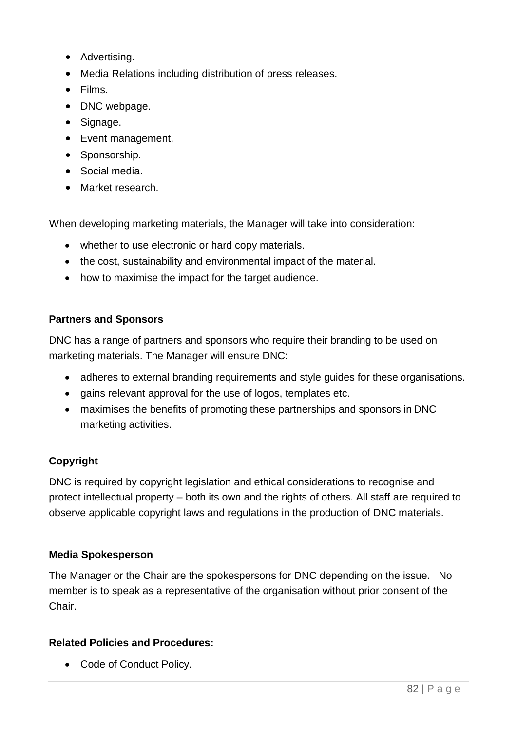- Advertising.
- Media Relations including distribution of press releases.
- Films.
- DNC webpage.
- Signage.
- Event management.
- Sponsorship.
- Social media.
- Market research.

When developing marketing materials, the Manager will take into consideration:

- whether to use electronic or hard copy materials.
- the cost, sustainability and environmental impact of the material.
- how to maximise the impact for the target audience.

**Partners and Sponsors**

DNC has a range of partners and sponsors who require their branding to be used on marketing materials. The Manager will ensure DNC:

- adheres to external branding requirements and style guides for these organisations.
- gains relevant approval for the use of logos, templates etc.
- maximises the benefits of promoting these partnerships and sponsors in DNC marketing activities.

**Copyright**

DNC is required by copyright legislation and ethical considerations to recognise and protect intellectual property – both its own and the rights of others. All staff are required to observe applicable copyright laws and regulations in the production of DNC materials.

**Media Spokesperson**

The Manager or the Chair are the spokespersons for DNC depending on the issue. No member is to speak as a representative of the organisation without prior consent of the Chair.

**Related Policies and Procedures:**

- Code of Conduct Policy.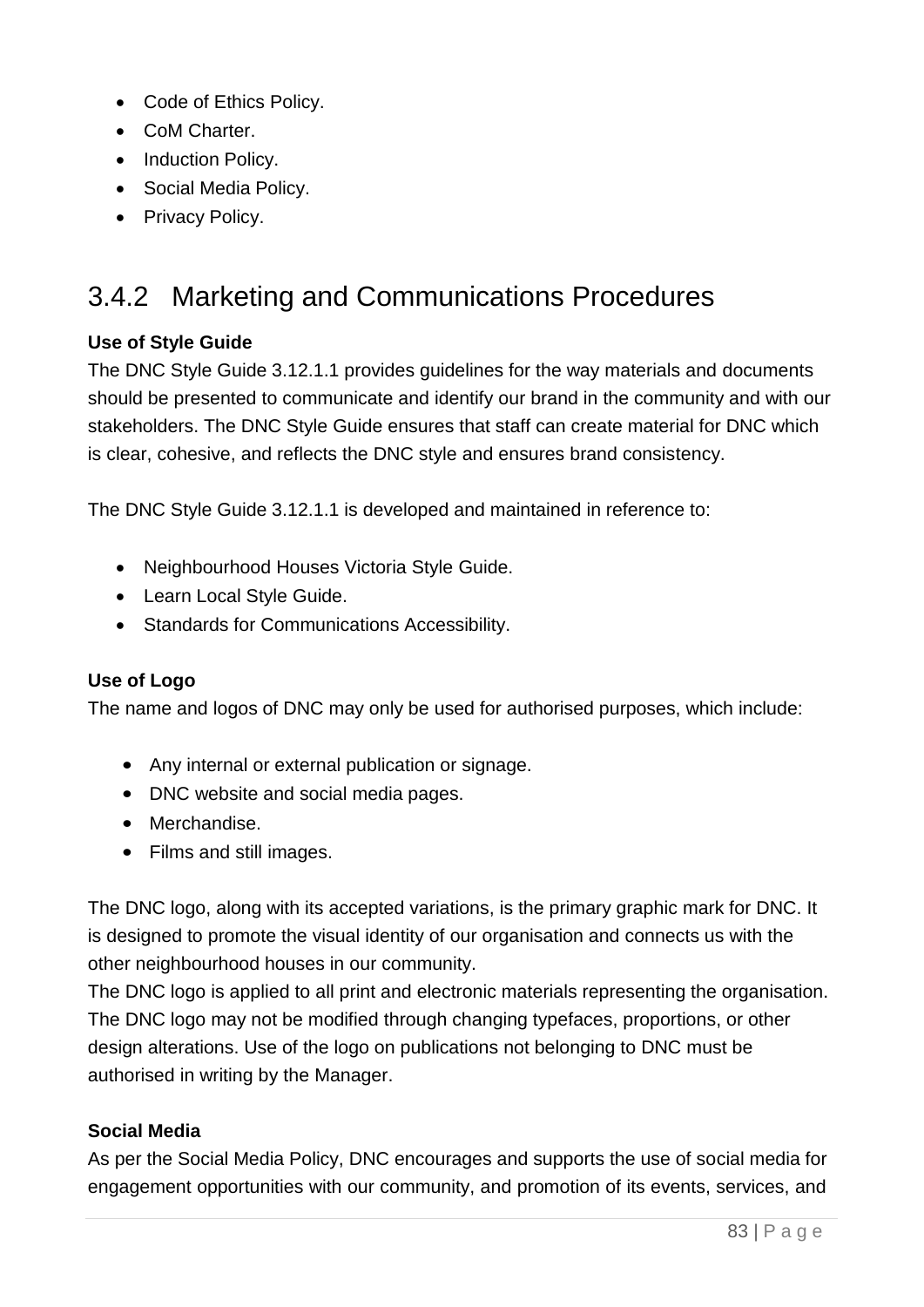- Code of Ethics Policy.
- CoM Charter.
- Induction Policy.
- Social Media Policy.
- Privacy Policy.

## 3.4.2 Marketing and Communications Procedures

**Use of Style Guide**
The DNC Style Guide 3.12.1.1 provides guidelines for the way materials and documents should be presented to communicate and identify our brand in the community and with our stakeholders. The DNC Style Guide ensures that staff can create material for DNC which is clear, cohesive, and reflects the DNC style and ensures brand consistency.

The DNC Style Guide 3.12.1.1 is developed and maintained in reference to:

- Neighbourhood Houses Victoria Style Guide.
- Learn Local Style Guide.
- Standards for Communications Accessibility.

**Use of Logo**
The name and logos of DNC may only be used for authorised purposes, which include:

- Any internal or external publication or signage.
- DNC website and social media pages.
- Merchandise.
- Films and still images.

The DNC logo, along with its accepted variations, is the primary graphic mark for DNC. It is designed to promote the visual identity of our organisation and connects us with the other neighbourhood houses in our community.
The DNC logo is applied to all print and electronic materials representing the organisation. The DNC logo may not be modified through changing typefaces, proportions, or other design alterations. Use of the logo on publications not belonging to DNC must be authorised in writing by the Manager.

**Social Media**
As per the Social Media Policy, DNC encourages and supports the use of social media for engagement opportunities with our community, and promotion of its events, services, and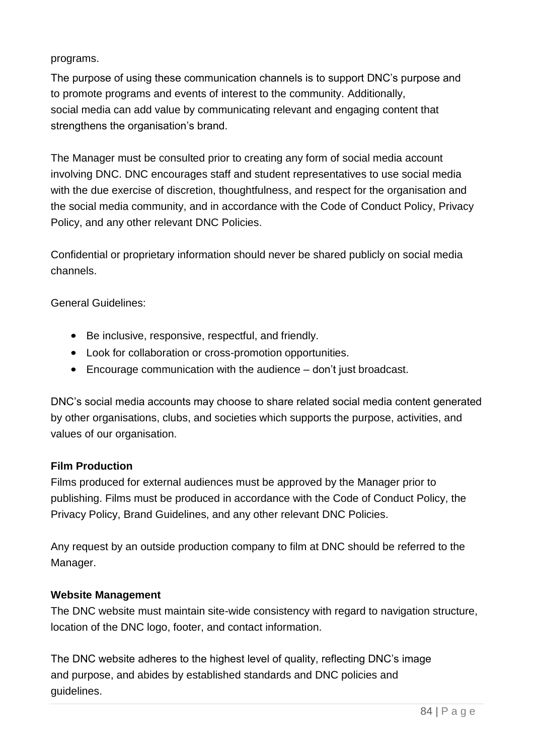programs.

The purpose of using these communication channels is to support DNC's purpose and to promote programs and events of interest to the community. Additionally, social media can add value by communicating relevant and engaging content that strengthens the organisation's brand.

The Manager must be consulted prior to creating any form of social media account involving DNC. DNC encourages staff and student representatives to use social media with the due exercise of discretion, thoughtfulness, and respect for the organisation and the social media community, and in accordance with the Code of Conduct Policy, Privacy Policy, and any other relevant DNC Policies.

Confidential or proprietary information should never be shared publicly on social media channels.

General Guidelines:

- Be inclusive, responsive, respectful, and friendly.
- Look for collaboration or cross-promotion opportunities.
- Encourage communication with the audience – don't just broadcast.

DNC's social media accounts may choose to share related social media content generated by other organisations, clubs, and societies which supports the purpose, activities, and values of our organisation.

**Film Production**

Films produced for external audiences must be approved by the Manager prior to publishing. Films must be produced in accordance with the Code of Conduct Policy, the Privacy Policy, Brand Guidelines, and any other relevant DNC Policies.

Any request by an outside production company to film at DNC should be referred to the Manager.

**Website Management**

The DNC website must maintain site-wide consistency with regard to navigation structure, location of the DNC logo, footer, and contact information.

The DNC website adheres to the highest level of quality, reflecting DNC's image and purpose, and abides by established standards and DNC policies and guidelines.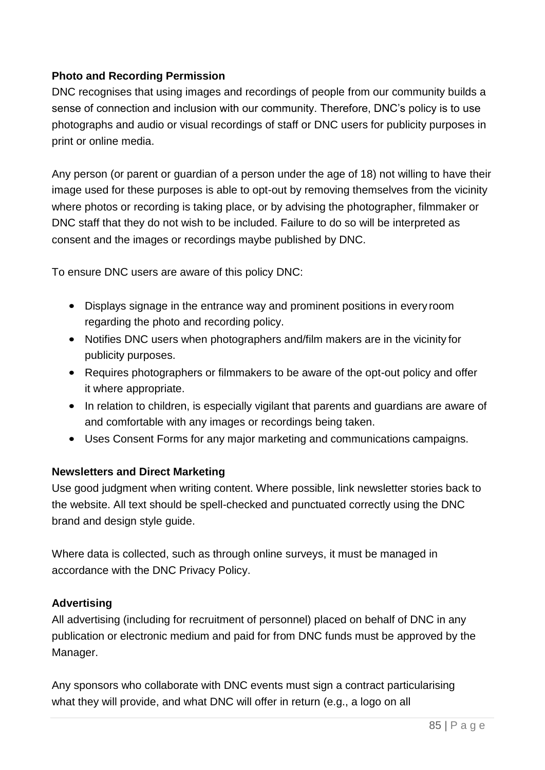**Photo and Recording Permission**

DNC recognises that using images and recordings of people from our community builds a sense of connection and inclusion with our community. Therefore, DNC's policy is to use photographs and audio or visual recordings of staff or DNC users for publicity purposes in print or online media.

Any person (or parent or guardian of a person under the age of 18) not willing to have their image used for these purposes is able to opt-out by removing themselves from the vicinity where photos or recording is taking place, or by advising the photographer, filmmaker or DNC staff that they do not wish to be included. Failure to do so will be interpreted as consent and the images or recordings maybe published by DNC.

To ensure DNC users are aware of this policy DNC:

- Displays signage in the entrance way and prominent positions in every room regarding the photo and recording policy.
- Notifies DNC users when photographers and/film makers are in the vicinity for publicity purposes.
- Requires photographers or filmmakers to be aware of the opt-out policy and offer it where appropriate.
- In relation to children, is especially vigilant that parents and guardians are aware of and comfortable with any images or recordings being taken.
- Uses Consent Forms for any major marketing and communications campaigns.

**Newsletters and Direct Marketing**

Use good judgment when writing content. Where possible, link newsletter stories back to the website. All text should be spell-checked and punctuated correctly using the DNC brand and design style guide.

Where data is collected, such as through online surveys, it must be managed in accordance with the DNC Privacy Policy.

**Advertising**

All advertising (including for recruitment of personnel) placed on behalf of DNC in any publication or electronic medium and paid for from DNC funds must be approved by the Manager.

Any sponsors who collaborate with DNC events must sign a contract particularising what they will provide, and what DNC will offer in return (e.g., a logo on all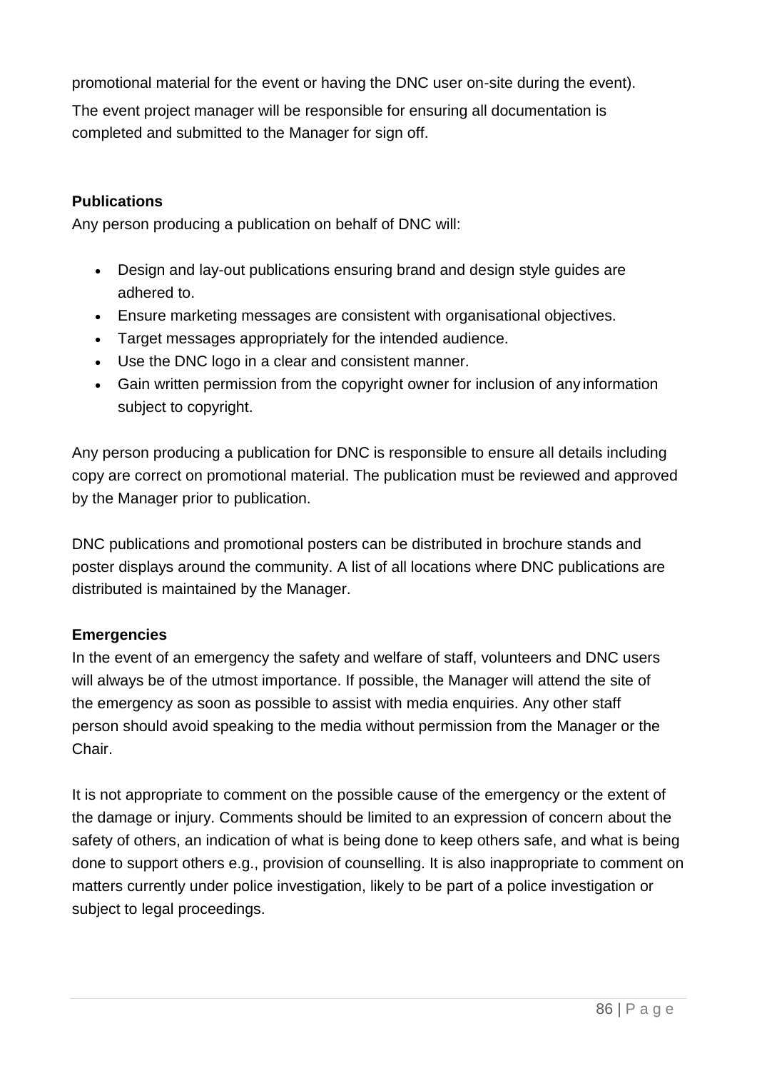promotional material for the event or having the DNC user on-site during the event).

The event project manager will be responsible for ensuring all documentation is completed and submitted to the Manager for sign off.

**Publications**

Any person producing a publication on behalf of DNC will:

- Design and lay-out publications ensuring brand and design style guides are adhered to.
- Ensure marketing messages are consistent with organisational objectives.
- Target messages appropriately for the intended audience.
- Use the DNC logo in a clear and consistent manner.
- Gain written permission from the copyright owner for inclusion of any information subject to copyright.

Any person producing a publication for DNC is responsible to ensure all details including copy are correct on promotional material. The publication must be reviewed and approved by the Manager prior to publication.

DNC publications and promotional posters can be distributed in brochure stands and poster displays around the community. A list of all locations where DNC publications are distributed is maintained by the Manager.

**Emergencies**

In the event of an emergency the safety and welfare of staff, volunteers and DNC users will always be of the utmost importance. If possible, the Manager will attend the site of the emergency as soon as possible to assist with media enquiries. Any other staff person should avoid speaking to the media without permission from the Manager or the Chair.

It is not appropriate to comment on the possible cause of the emergency or the extent of the damage or injury. Comments should be limited to an expression of concern about the safety of others, an indication of what is being done to keep others safe, and what is being done to support others e.g., provision of counselling. It is also inappropriate to comment on matters currently under police investigation, likely to be part of a police investigation or subject to legal proceedings.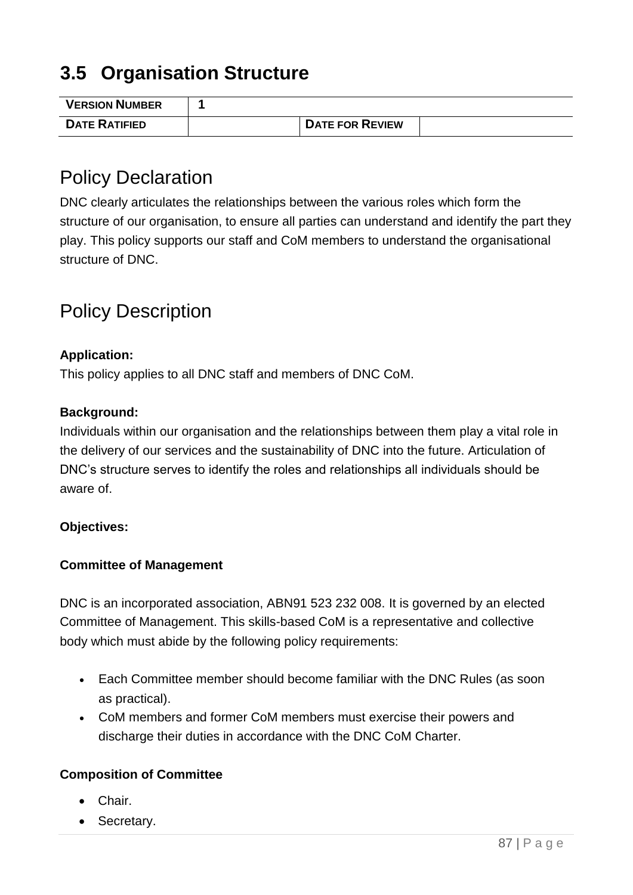## 3.5 Organisation Structure

| VERSION NUMBER | 1 | | |
|---|---|---|---|
| DATE RATIFIED | | DATE FOR REVIEW | |

## Policy Declaration

DNC clearly articulates the relationships between the various roles which form the structure of our organisation, to ensure all parties can understand and identify the part they play. This policy supports our staff and CoM members to understand the organisational structure of DNC.

## Policy Description

**Application:**

This policy applies to all DNC staff and members of DNC CoM.

**Background:**

Individuals within our organisation and the relationships between them play a vital role in the delivery of our services and the sustainability of DNC into the future. Articulation of DNC's structure serves to identify the roles and relationships all individuals should be aware of.

**Objectives:**

**Committee of Management**

DNC is an incorporated association, ABN91 523 232 008. It is governed by an elected Committee of Management. This skills-based CoM is a representative and collective body which must abide by the following policy requirements:

- Each Committee member should become familiar with the DNC Rules (as soon as practical).
- CoM members and former CoM members must exercise their powers and discharge their duties in accordance with the DNC CoM Charter.

**Composition of Committee**

- Chair.
- Secretary.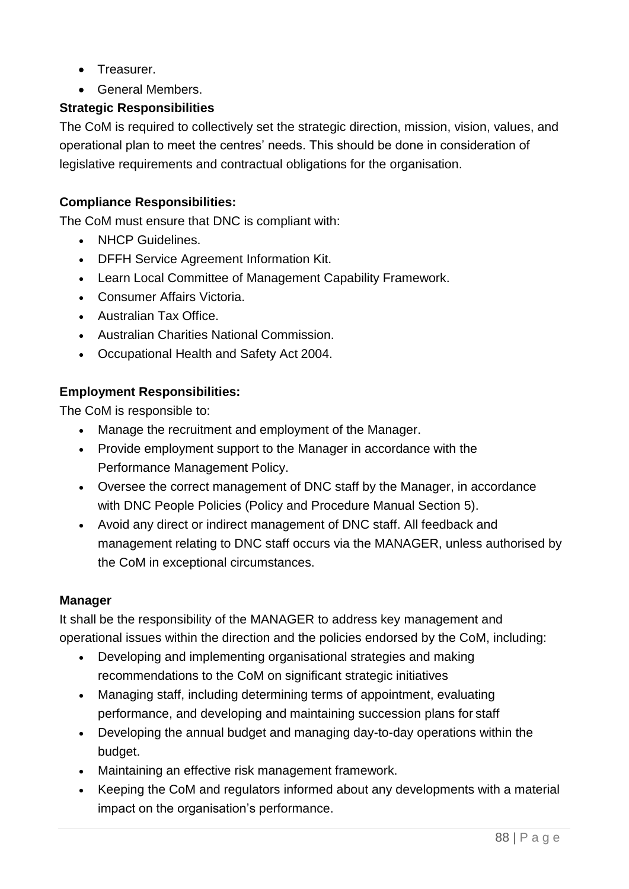- Treasurer.
- General Members.

**Strategic Responsibilities**

The CoM is required to collectively set the strategic direction, mission, vision, values, and operational plan to meet the centres' needs. This should be done in consideration of legislative requirements and contractual obligations for the organisation.

**Compliance Responsibilities:**

The CoM must ensure that DNC is compliant with:

- NHCP Guidelines.
- DFFH Service Agreement Information Kit.
- Learn Local Committee of Management Capability Framework.
- Consumer Affairs Victoria.
- Australian Tax Office.
- Australian Charities National Commission.
- Occupational Health and Safety Act 2004.

**Employment Responsibilities:**

The CoM is responsible to:

- Manage the recruitment and employment of the Manager.
- Provide employment support to the Manager in accordance with the Performance Management Policy.
- Oversee the correct management of DNC staff by the Manager, in accordance with DNC People Policies (Policy and Procedure Manual Section 5).
- Avoid any direct or indirect management of DNC staff. All feedback and management relating to DNC staff occurs via the MANAGER, unless authorised by the CoM in exceptional circumstances.

**Manager**

It shall be the responsibility of the MANAGER to address key management and operational issues within the direction and the policies endorsed by the CoM, including:

- Developing and implementing organisational strategies and making recommendations to the CoM on significant strategic initiatives
- Managing staff, including determining terms of appointment, evaluating performance, and developing and maintaining succession plans for staff
- Developing the annual budget and managing day-to-day operations within the budget.
- Maintaining an effective risk management framework.
- Keeping the CoM and regulators informed about any developments with a material impact on the organisation's performance.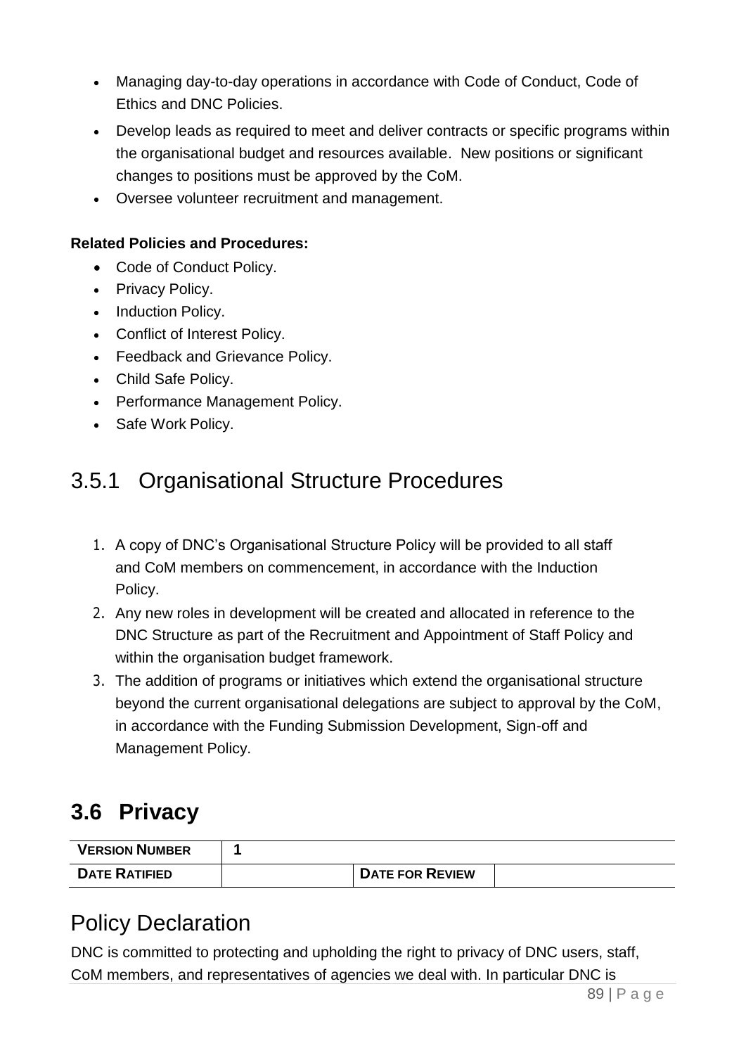- Managing day-to-day operations in accordance with Code of Conduct, Code of Ethics and DNC Policies.
- Develop leads as required to meet and deliver contracts or specific programs within the organisational budget and resources available. New positions or significant changes to positions must be approved by the CoM.
- Oversee volunteer recruitment and management.

**Related Policies and Procedures:**

- Code of Conduct Policy.
- Privacy Policy.
- Induction Policy.
- Conflict of Interest Policy.
- Feedback and Grievance Policy.
- Child Safe Policy.
- Performance Management Policy.
- Safe Work Policy.

### 3.5.1 Organisational Structure Procedures

1. A copy of DNC's Organisational Structure Policy will be provided to all staff and CoM members on commencement, in accordance with the Induction Policy.
2. Any new roles in development will be created and allocated in reference to the DNC Structure as part of the Recruitment and Appointment of Staff Policy and within the organisation budget framework.
3. The addition of programs or initiatives which extend the organisational structure beyond the current organisational delegations are subject to approval by the CoM, in accordance with the Funding Submission Development, Sign-off and Management Policy.

## 3.6 Privacy

| VERSION NUMBER | 1 | | |
|---|---|---|---|
| DATE RATIFIED | | DATE FOR REVIEW | |

### Policy Declaration

DNC is committed to protecting and upholding the right to privacy of DNC users, staff, CoM members, and representatives of agencies we deal with. In particular DNC is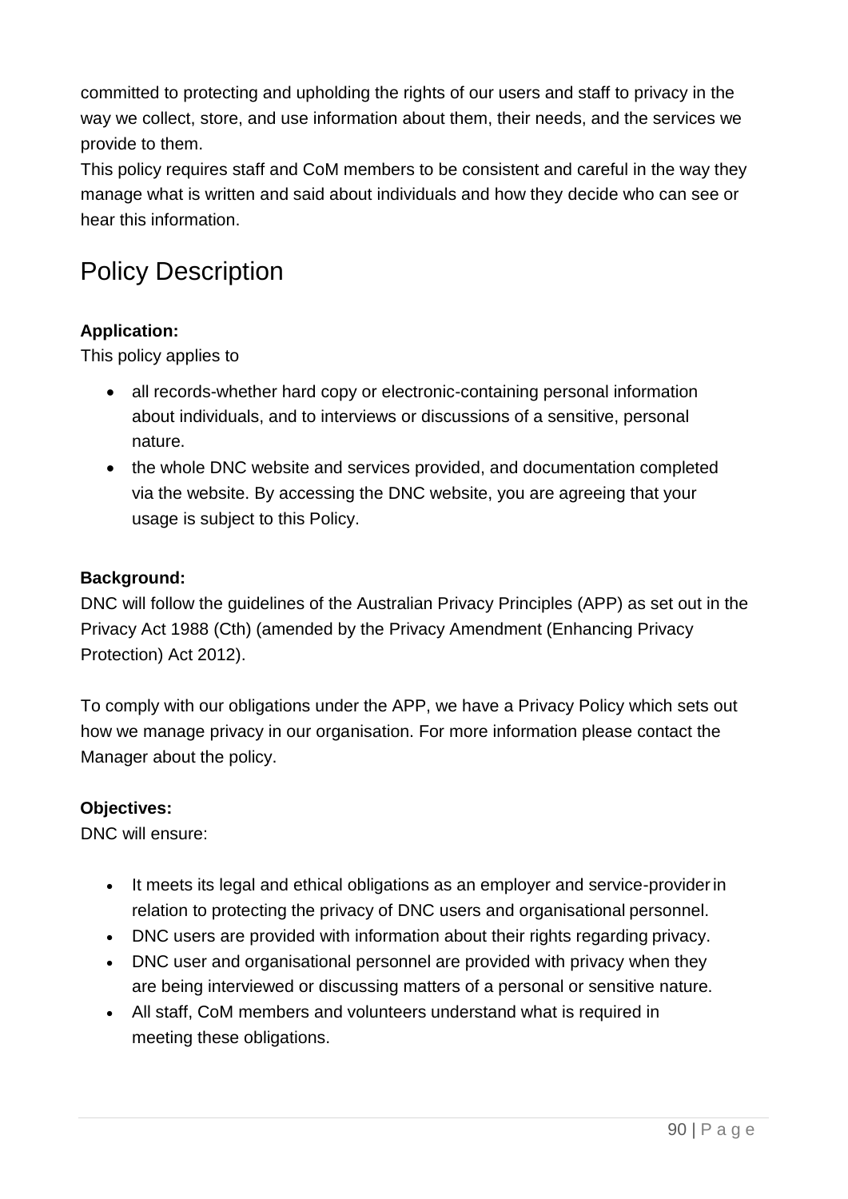committed to protecting and upholding the rights of our users and staff to privacy in the way we collect, store, and use information about them, their needs, and the services we provide to them.
This policy requires staff and CoM members to be consistent and careful in the way they manage what is written and said about individuals and how they decide who can see or hear this information.

## Policy Description

**Application:**
This policy applies to

- all records-whether hard copy or electronic-containing personal information about individuals, and to interviews or discussions of a sensitive, personal nature.
- the whole DNC website and services provided, and documentation completed via the website. By accessing the DNC website, you are agreeing that your usage is subject to this Policy.

**Background:**
DNC will follow the guidelines of the Australian Privacy Principles (APP) as set out in the Privacy Act 1988 (Cth) (amended by the Privacy Amendment (Enhancing Privacy Protection) Act 2012).

To comply with our obligations under the APP, we have a Privacy Policy which sets out how we manage privacy in our organisation. For more information please contact the Manager about the policy.

**Objectives:**
DNC will ensure:

- It meets its legal and ethical obligations as an employer and service-provider in relation to protecting the privacy of DNC users and organisational personnel.
- DNC users are provided with information about their rights regarding privacy.
- DNC user and organisational personnel are provided with privacy when they are being interviewed or discussing matters of a personal or sensitive nature.
- All staff, CoM members and volunteers understand what is required in meeting these obligations.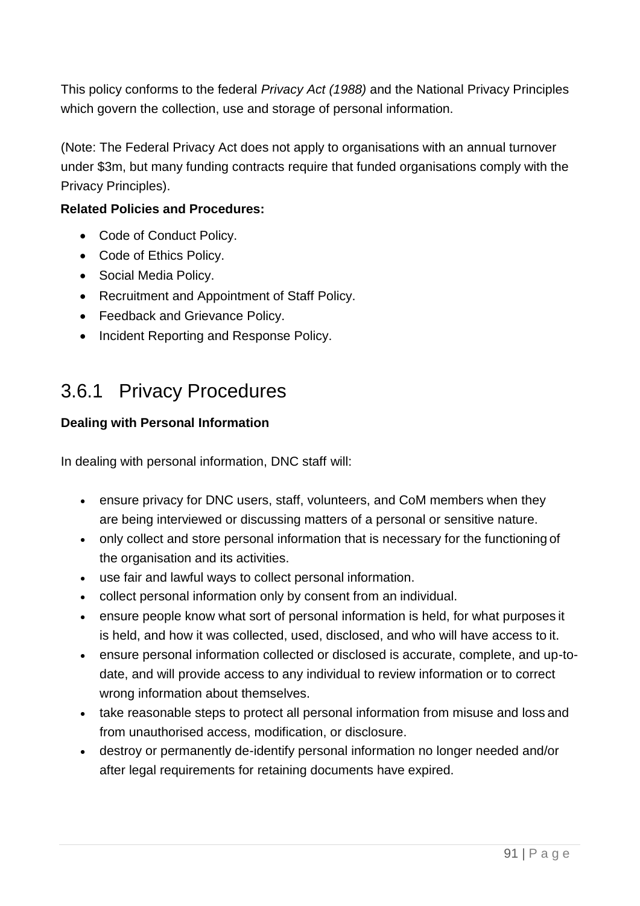This policy conforms to the federal *Privacy Act (1988)* and the National Privacy Principles which govern the collection, use and storage of personal information.

(Note: The Federal Privacy Act does not apply to organisations with an annual turnover under $3m, but many funding contracts require that funded organisations comply with the Privacy Principles).

**Related Policies and Procedures:**

- Code of Conduct Policy.
- Code of Ethics Policy.
- Social Media Policy.
- Recruitment and Appointment of Staff Policy.
- Feedback and Grievance Policy.
- Incident Reporting and Response Policy.

## 3.6.1 Privacy Procedures

**Dealing with Personal Information**

In dealing with personal information, DNC staff will:

- ensure privacy for DNC users, staff, volunteers, and CoM members when they are being interviewed or discussing matters of a personal or sensitive nature.
- only collect and store personal information that is necessary for the functioning of the organisation and its activities.
- use fair and lawful ways to collect personal information.
- collect personal information only by consent from an individual.
- ensure people know what sort of personal information is held, for what purposes it is held, and how it was collected, used, disclosed, and who will have access to it.
- ensure personal information collected or disclosed is accurate, complete, and up-to-date, and will provide access to any individual to review information or to correct wrong information about themselves.
- take reasonable steps to protect all personal information from misuse and loss and from unauthorised access, modification, or disclosure.
- destroy or permanently de-identify personal information no longer needed and/or after legal requirements for retaining documents have expired.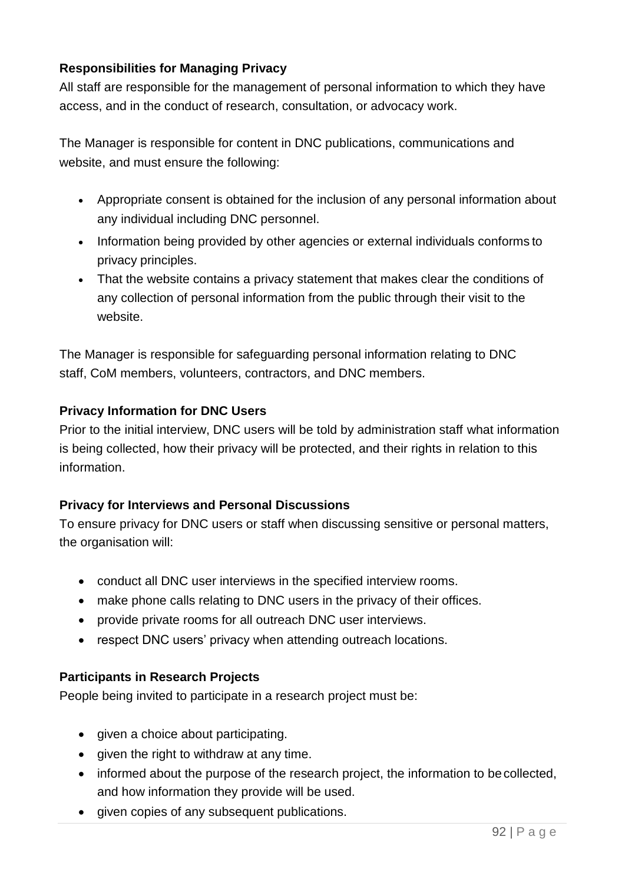**Responsibilities for Managing Privacy**

All staff are responsible for the management of personal information to which they have access, and in the conduct of research, consultation, or advocacy work.

The Manager is responsible for content in DNC publications, communications and website, and must ensure the following:

- Appropriate consent is obtained for the inclusion of any personal information about any individual including DNC personnel.
- Information being provided by other agencies or external individuals conforms to privacy principles.
- That the website contains a privacy statement that makes clear the conditions of any collection of personal information from the public through their visit to the website.

The Manager is responsible for safeguarding personal information relating to DNC staff, CoM members, volunteers, contractors, and DNC members.

**Privacy Information for DNC Users**

Prior to the initial interview, DNC users will be told by administration staff what information is being collected, how their privacy will be protected, and their rights in relation to this information.

**Privacy for Interviews and Personal Discussions**

To ensure privacy for DNC users or staff when discussing sensitive or personal matters, the organisation will:

- conduct all DNC user interviews in the specified interview rooms.
- make phone calls relating to DNC users in the privacy of their offices.
- provide private rooms for all outreach DNC user interviews.
- respect DNC users' privacy when attending outreach locations.

**Participants in Research Projects**

People being invited to participate in a research project must be:

- given a choice about participating.
- given the right to withdraw at any time.
- informed about the purpose of the research project, the information to be collected, and how information they provide will be used.
- given copies of any subsequent publications.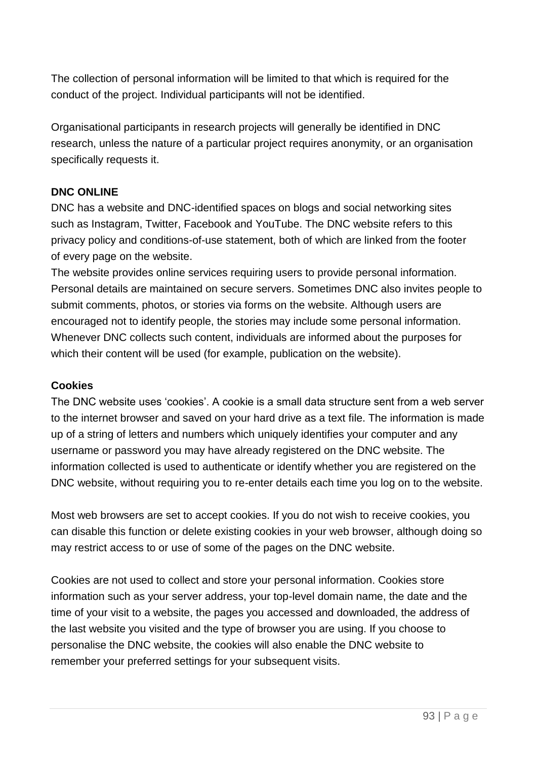The collection of personal information will be limited to that which is required for the conduct of the project. Individual participants will not be identified.

Organisational participants in research projects will generally be identified in DNC research, unless the nature of a particular project requires anonymity, or an organisation specifically requests it.

**DNC ONLINE**

DNC has a website and DNC-identified spaces on blogs and social networking sites such as Instagram, Twitter, Facebook and YouTube. The DNC website refers to this privacy policy and conditions-of-use statement, both of which are linked from the footer of every page on the website.

The website provides online services requiring users to provide personal information. Personal details are maintained on secure servers. Sometimes DNC also invites people to submit comments, photos, or stories via forms on the website. Although users are encouraged not to identify people, the stories may include some personal information. Whenever DNC collects such content, individuals are informed about the purposes for which their content will be used (for example, publication on the website).

**Cookies**

The DNC website uses 'cookies'. A cookie is a small data structure sent from a web server to the internet browser and saved on your hard drive as a text file. The information is made up of a string of letters and numbers which uniquely identifies your computer and any username or password you may have already registered on the DNC website. The information collected is used to authenticate or identify whether you are registered on the DNC website, without requiring you to re-enter details each time you log on to the website.

Most web browsers are set to accept cookies. If you do not wish to receive cookies, you can disable this function or delete existing cookies in your web browser, although doing so may restrict access to or use of some of the pages on the DNC website.

Cookies are not used to collect and store your personal information. Cookies store information such as your server address, your top-level domain name, the date and the time of your visit to a website, the pages you accessed and downloaded, the address of the last website you visited and the type of browser you are using. If you choose to personalise the DNC website, the cookies will also enable the DNC website to remember your preferred settings for your subsequent visits.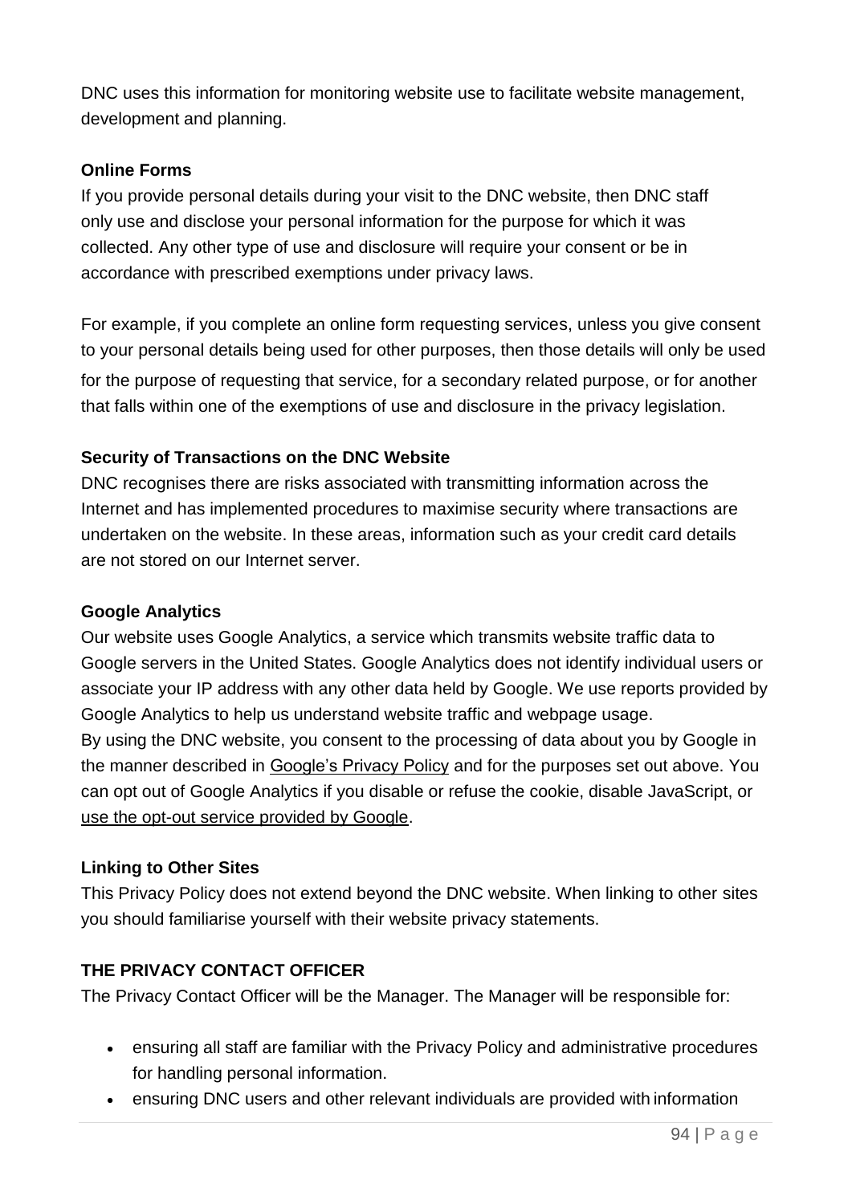DNC uses this information for monitoring website use to facilitate website management, development and planning.

**Online Forms**

If you provide personal details during your visit to the DNC website, then DNC staff only use and disclose your personal information for the purpose for which it was collected. Any other type of use and disclosure will require your consent or be in accordance with prescribed exemptions under privacy laws.

For example, if you complete an online form requesting services, unless you give consent to your personal details being used for other purposes, then those details will only be used for the purpose of requesting that service, for a secondary related purpose, or for another that falls within one of the exemptions of use and disclosure in the privacy legislation.

**Security of Transactions on the DNC Website**

DNC recognises there are risks associated with transmitting information across the Internet and has implemented procedures to maximise security where transactions are undertaken on the website. In these areas, information such as your credit card details are not stored on our Internet server.

**Google Analytics**

Our website uses Google Analytics, a service which transmits website traffic data to Google servers in the United States. Google Analytics does not identify individual users or associate your IP address with any other data held by Google. We use reports provided by Google Analytics to help us understand website traffic and webpage usage.
By using the DNC website, you consent to the processing of data about you by Google in the manner described in Google's Privacy Policy and for the purposes set out above. You can opt out of Google Analytics if you disable or refuse the cookie, disable JavaScript, or use the opt-out service provided by Google.

**Linking to Other Sites**

This Privacy Policy does not extend beyond the DNC website. When linking to other sites you should familiarise yourself with their website privacy statements.

**THE PRIVACY CONTACT OFFICER**

The Privacy Contact Officer will be the Manager. The Manager will be responsible for:

- ensuring all staff are familiar with the Privacy Policy and administrative procedures for handling personal information.
- ensuring DNC users and other relevant individuals are provided with information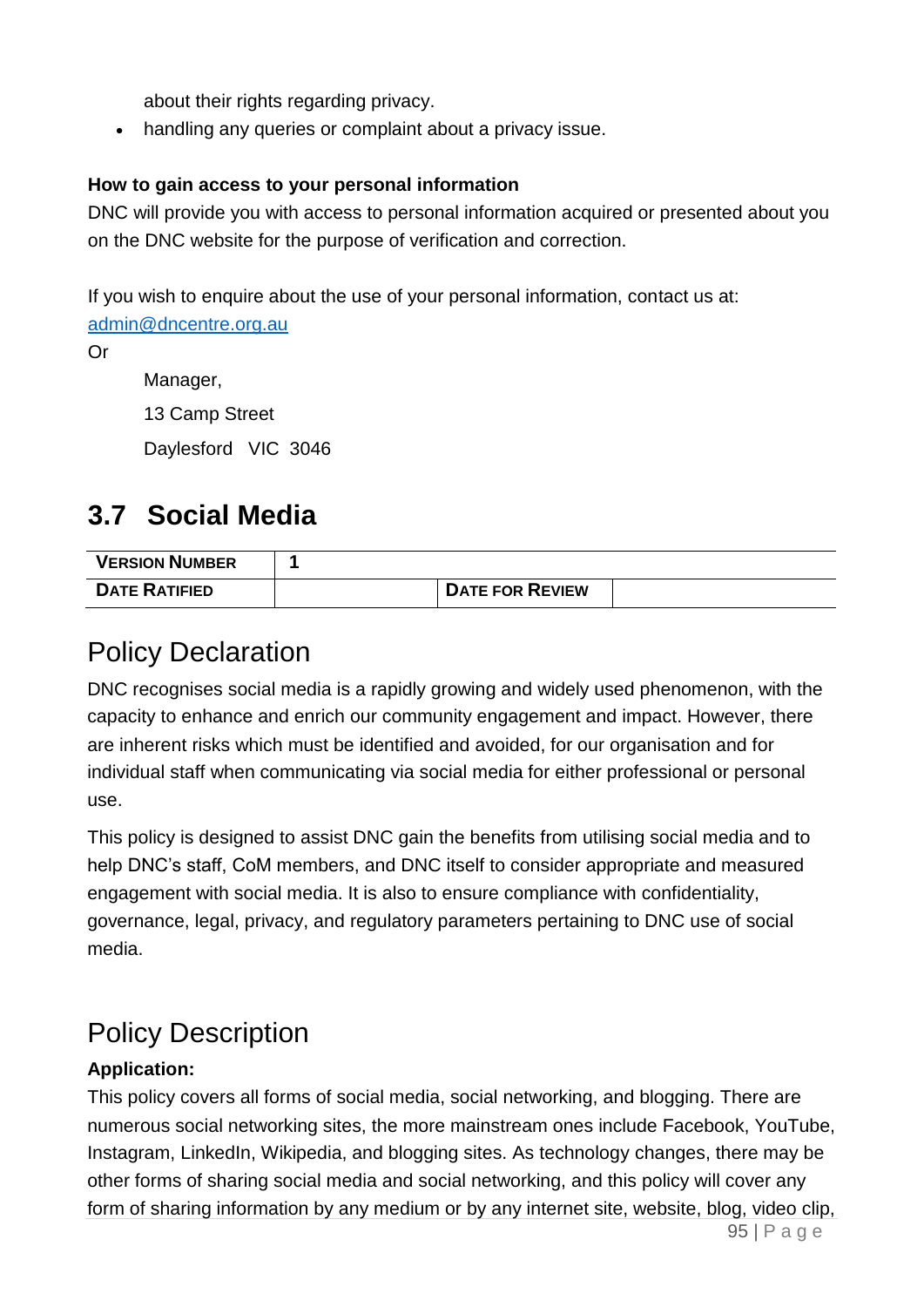about their rights regarding privacy.

- handling any queries or complaint about a privacy issue.

**How to gain access to your personal information**

DNC will provide you with access to personal information acquired or presented about you on the DNC website for the purpose of verification and correction.

If you wish to enquire about the use of your personal information, contact us at: admin@dncentre.org.au

Or

Manager,

13 Camp Street

Daylesford VIC 3046

## 3.7 Social Media

| VERSION NUMBER | 1 | | |
|---|---|---|---|
| DATE RATIFIED | | DATE FOR REVIEW | |

### Policy Declaration

DNC recognises social media is a rapidly growing and widely used phenomenon, with the capacity to enhance and enrich our community engagement and impact. However, there are inherent risks which must be identified and avoided, for our organisation and for individual staff when communicating via social media for either professional or personal use.

This policy is designed to assist DNC gain the benefits from utilising social media and to help DNC's staff, CoM members, and DNC itself to consider appropriate and measured engagement with social media. It is also to ensure compliance with confidentiality, governance, legal, privacy, and regulatory parameters pertaining to DNC use of social media.

### Policy Description

**Application:**

This policy covers all forms of social media, social networking, and blogging. There are numerous social networking sites, the more mainstream ones include Facebook, YouTube, Instagram, LinkedIn, Wikipedia, and blogging sites. As technology changes, there may be other forms of sharing social media and social networking, and this policy will cover any form of sharing information by any medium or by any internet site, website, blog, video clip,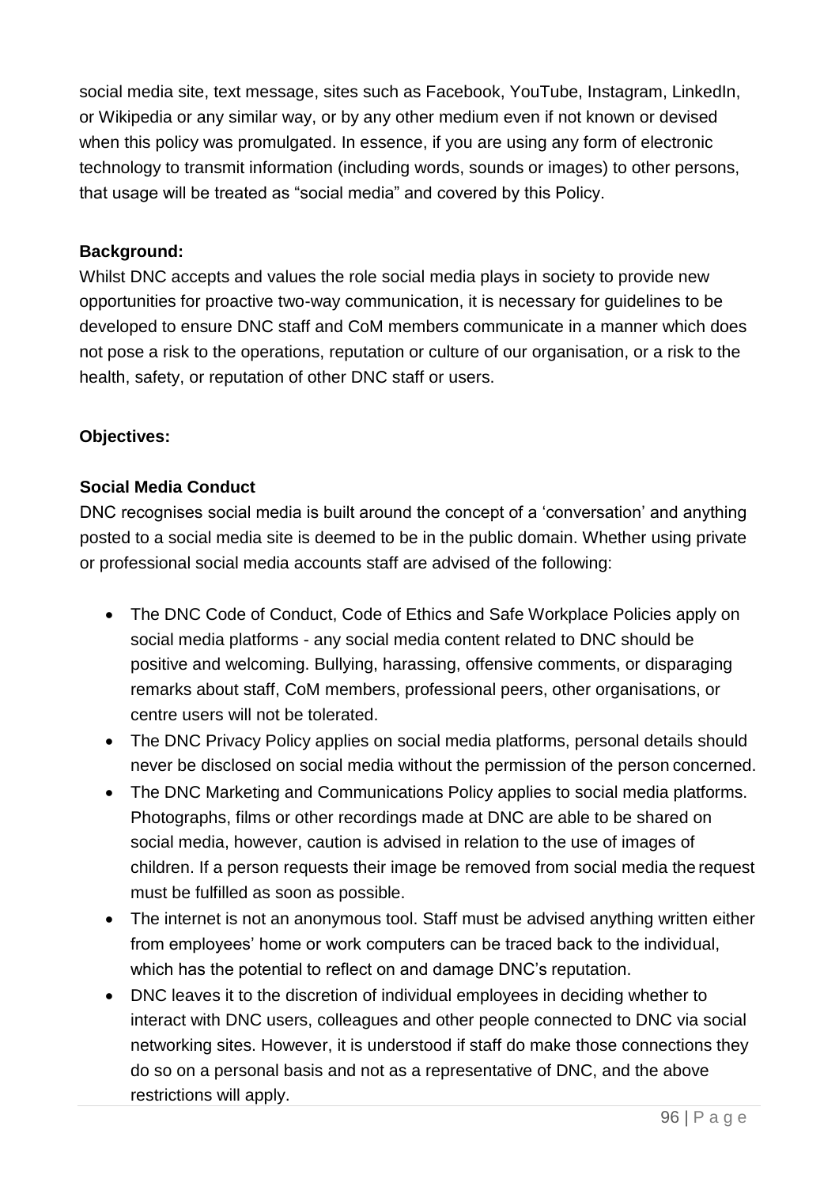social media site, text message, sites such as Facebook, YouTube, Instagram, LinkedIn, or Wikipedia or any similar way, or by any other medium even if not known or devised when this policy was promulgated. In essence, if you are using any form of electronic technology to transmit information (including words, sounds or images) to other persons, that usage will be treated as "social media" and covered by this Policy.

**Background:**

Whilst DNC accepts and values the role social media plays in society to provide new opportunities for proactive two-way communication, it is necessary for guidelines to be developed to ensure DNC staff and CoM members communicate in a manner which does not pose a risk to the operations, reputation or culture of our organisation, or a risk to the health, safety, or reputation of other DNC staff or users.

**Objectives:**

**Social Media Conduct**

DNC recognises social media is built around the concept of a 'conversation' and anything posted to a social media site is deemed to be in the public domain. Whether using private or professional social media accounts staff are advised of the following:

- The DNC Code of Conduct, Code of Ethics and Safe Workplace Policies apply on social media platforms - any social media content related to DNC should be positive and welcoming. Bullying, harassing, offensive comments, or disparaging remarks about staff, CoM members, professional peers, other organisations, or centre users will not be tolerated.
- The DNC Privacy Policy applies on social media platforms, personal details should never be disclosed on social media without the permission of the person concerned.
- The DNC Marketing and Communications Policy applies to social media platforms. Photographs, films or other recordings made at DNC are able to be shared on social media, however, caution is advised in relation to the use of images of children. If a person requests their image be removed from social media the request must be fulfilled as soon as possible.
- The internet is not an anonymous tool. Staff must be advised anything written either from employees' home or work computers can be traced back to the individual, which has the potential to reflect on and damage DNC's reputation.
- DNC leaves it to the discretion of individual employees in deciding whether to interact with DNC users, colleagues and other people connected to DNC via social networking sites. However, it is understood if staff do make those connections they do so on a personal basis and not as a representative of DNC, and the above restrictions will apply.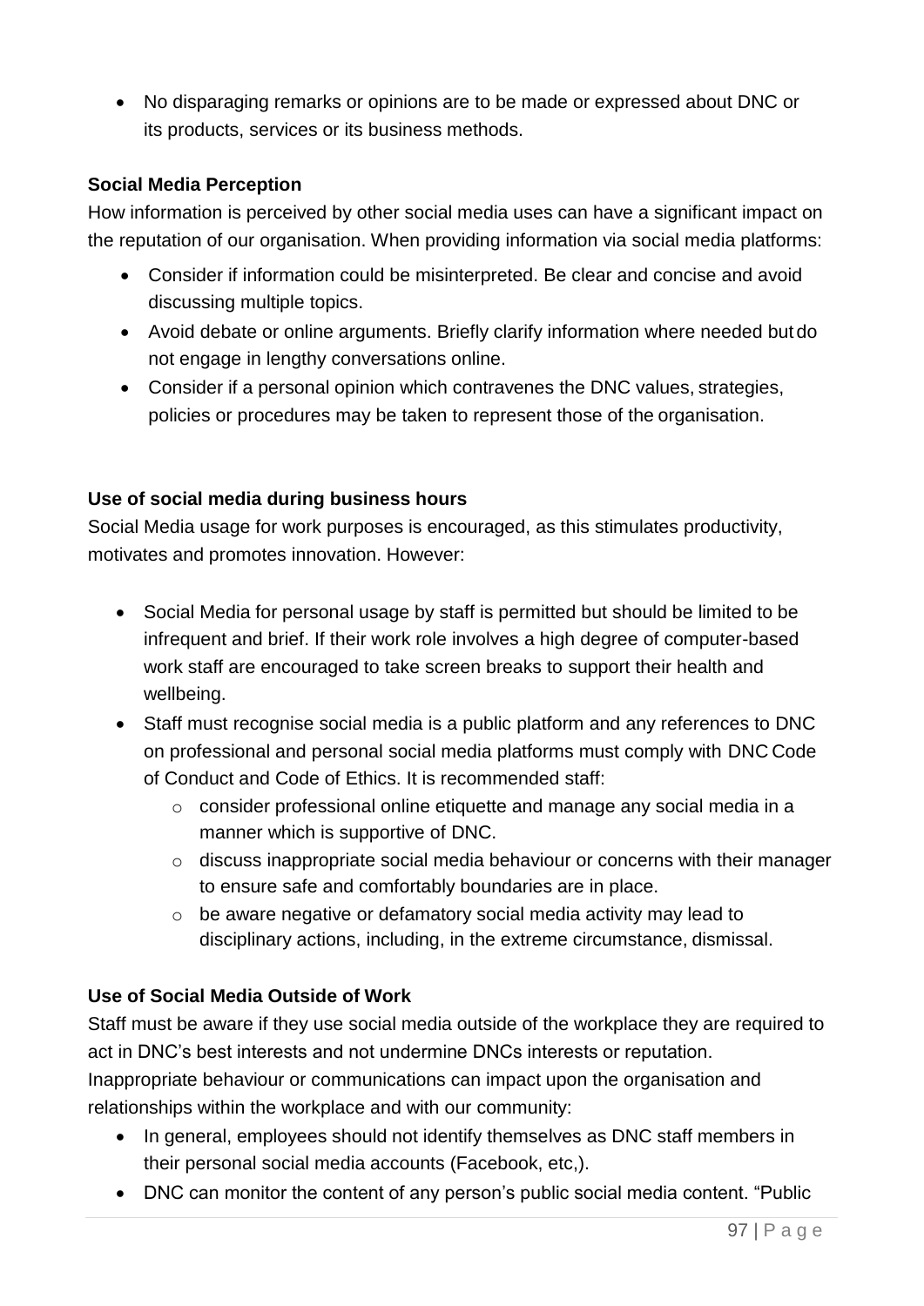- No disparaging remarks or opinions are to be made or expressed about DNC or its products, services or its business methods.

**Social Media Perception**

How information is perceived by other social media uses can have a significant impact on the reputation of our organisation. When providing information via social media platforms:

- Consider if information could be misinterpreted. Be clear and concise and avoid discussing multiple topics.
- Avoid debate or online arguments. Briefly clarify information where needed but do not engage in lengthy conversations online.
- Consider if a personal opinion which contravenes the DNC values, strategies, policies or procedures may be taken to represent those of the organisation.

**Use of social media during business hours**

Social Media usage for work purposes is encouraged, as this stimulates productivity, motivates and promotes innovation. However:

- Social Media for personal usage by staff is permitted but should be limited to be infrequent and brief. If their work role involves a high degree of computer-based work staff are encouraged to take screen breaks to support their health and wellbeing.
- Staff must recognise social media is a public platform and any references to DNC on professional and personal social media platforms must comply with DNC Code of Conduct and Code of Ethics. It is recommended staff:
  - consider professional online etiquette and manage any social media in a manner which is supportive of DNC.
  - discuss inappropriate social media behaviour or concerns with their manager to ensure safe and comfortably boundaries are in place.
  - be aware negative or defamatory social media activity may lead to disciplinary actions, including, in the extreme circumstance, dismissal.

**Use of Social Media Outside of Work**

Staff must be aware if they use social media outside of the workplace they are required to act in DNC's best interests and not undermine DNCs interests or reputation. Inappropriate behaviour or communications can impact upon the organisation and relationships within the workplace and with our community:

- In general, employees should not identify themselves as DNC staff members in their personal social media accounts (Facebook, etc,).
- DNC can monitor the content of any person's public social media content. "Public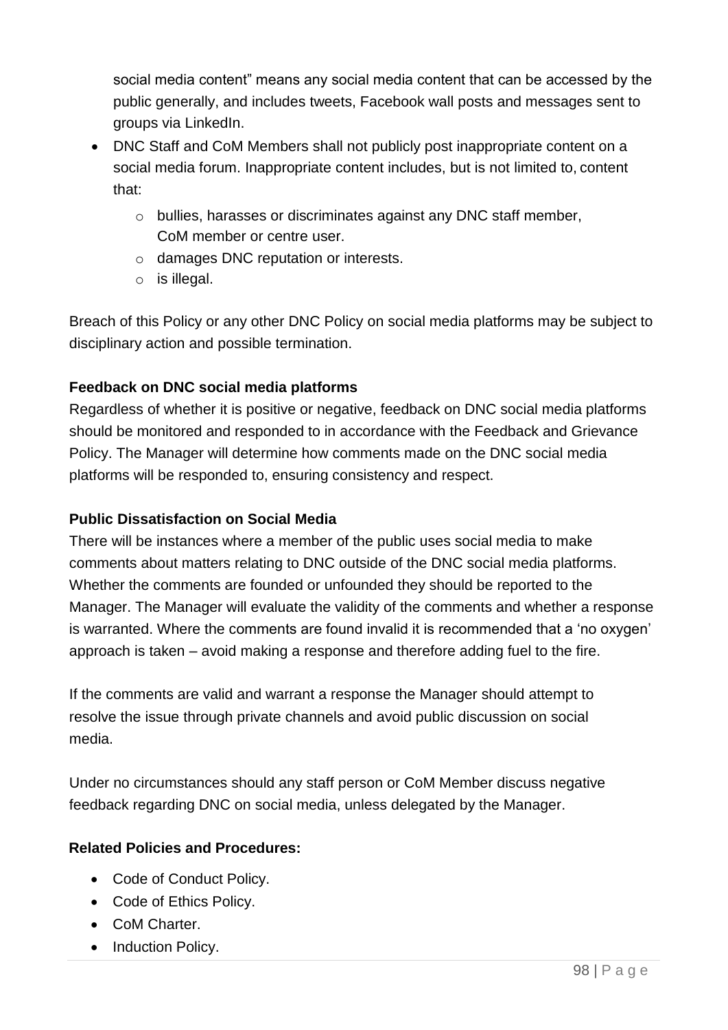social media content" means any social media content that can be accessed by the public generally, and includes tweets, Facebook wall posts and messages sent to groups via LinkedIn.

- DNC Staff and CoM Members shall not publicly post inappropriate content on a social media forum. Inappropriate content includes, but is not limited to, content that:
  - bullies, harasses or discriminates against any DNC staff member, CoM member or centre user.
  - damages DNC reputation or interests.
  - is illegal.

Breach of this Policy or any other DNC Policy on social media platforms may be subject to disciplinary action and possible termination.

**Feedback on DNC social media platforms**

Regardless of whether it is positive or negative, feedback on DNC social media platforms should be monitored and responded to in accordance with the Feedback and Grievance Policy. The Manager will determine how comments made on the DNC social media platforms will be responded to, ensuring consistency and respect.

**Public Dissatisfaction on Social Media**

There will be instances where a member of the public uses social media to make comments about matters relating to DNC outside of the DNC social media platforms. Whether the comments are founded or unfounded they should be reported to the Manager. The Manager will evaluate the validity of the comments and whether a response is warranted. Where the comments are found invalid it is recommended that a 'no oxygen' approach is taken – avoid making a response and therefore adding fuel to the fire.

If the comments are valid and warrant a response the Manager should attempt to resolve the issue through private channels and avoid public discussion on social media.

Under no circumstances should any staff person or CoM Member discuss negative feedback regarding DNC on social media, unless delegated by the Manager.

**Related Policies and Procedures:**

- Code of Conduct Policy.
- Code of Ethics Policy.
- CoM Charter.
- Induction Policy.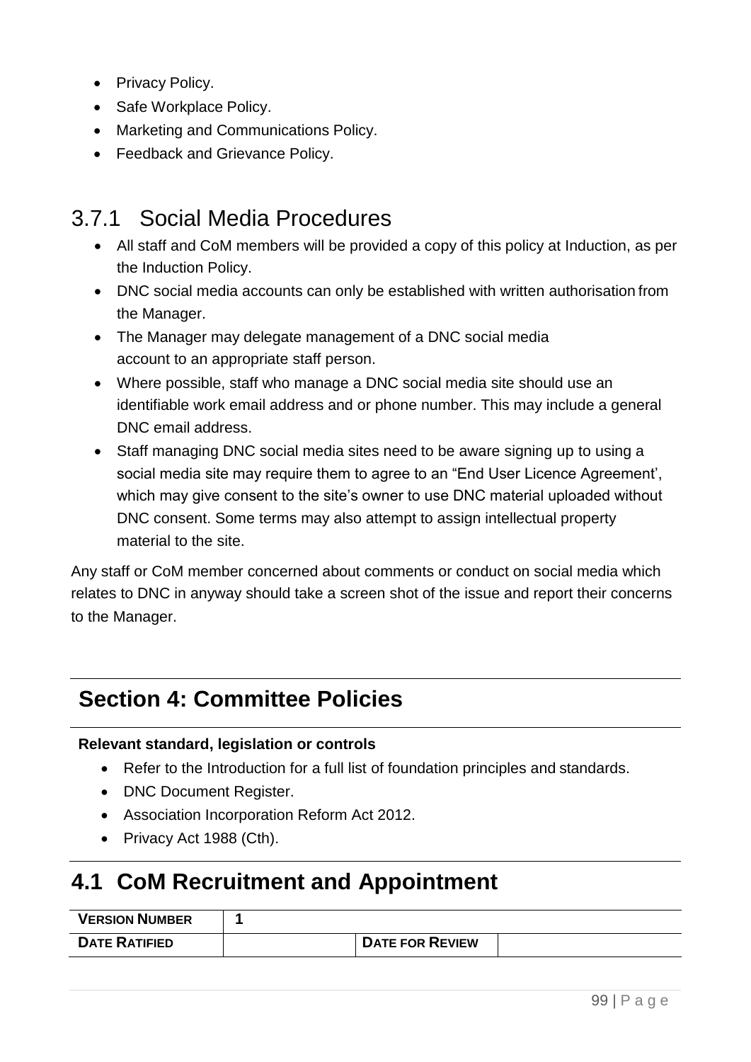- Privacy Policy.
- Safe Workplace Policy.
- Marketing and Communications Policy.
- Feedback and Grievance Policy.

### 3.7.1 Social Media Procedures

- All staff and CoM members will be provided a copy of this policy at Induction, as per the Induction Policy.
- DNC social media accounts can only be established with written authorisation from the Manager.
- The Manager may delegate management of a DNC social media account to an appropriate staff person.
- Where possible, staff who manage a DNC social media site should use an identifiable work email address and or phone number. This may include a general DNC email address.
- Staff managing DNC social media sites need to be aware signing up to using a social media site may require them to agree to an "End User Licence Agreement', which may give consent to the site's owner to use DNC material uploaded without DNC consent. Some terms may also attempt to assign intellectual property material to the site.

Any staff or CoM member concerned about comments or conduct on social media which relates to DNC in anyway should take a screen shot of the issue and report their concerns to the Manager.

# Section 4: Committee Policies

**Relevant standard, legislation or controls**

- Refer to the Introduction for a full list of foundation principles and standards.
- DNC Document Register.
- Association Incorporation Reform Act 2012.
- Privacy Act 1988 (Cth).

## 4.1 CoM Recruitment and Appointment

| **VERSION NUMBER** | **1** | | |
|---|---|---|---|
| **DATE RATIFIED** | | **DATE FOR REVIEW** | |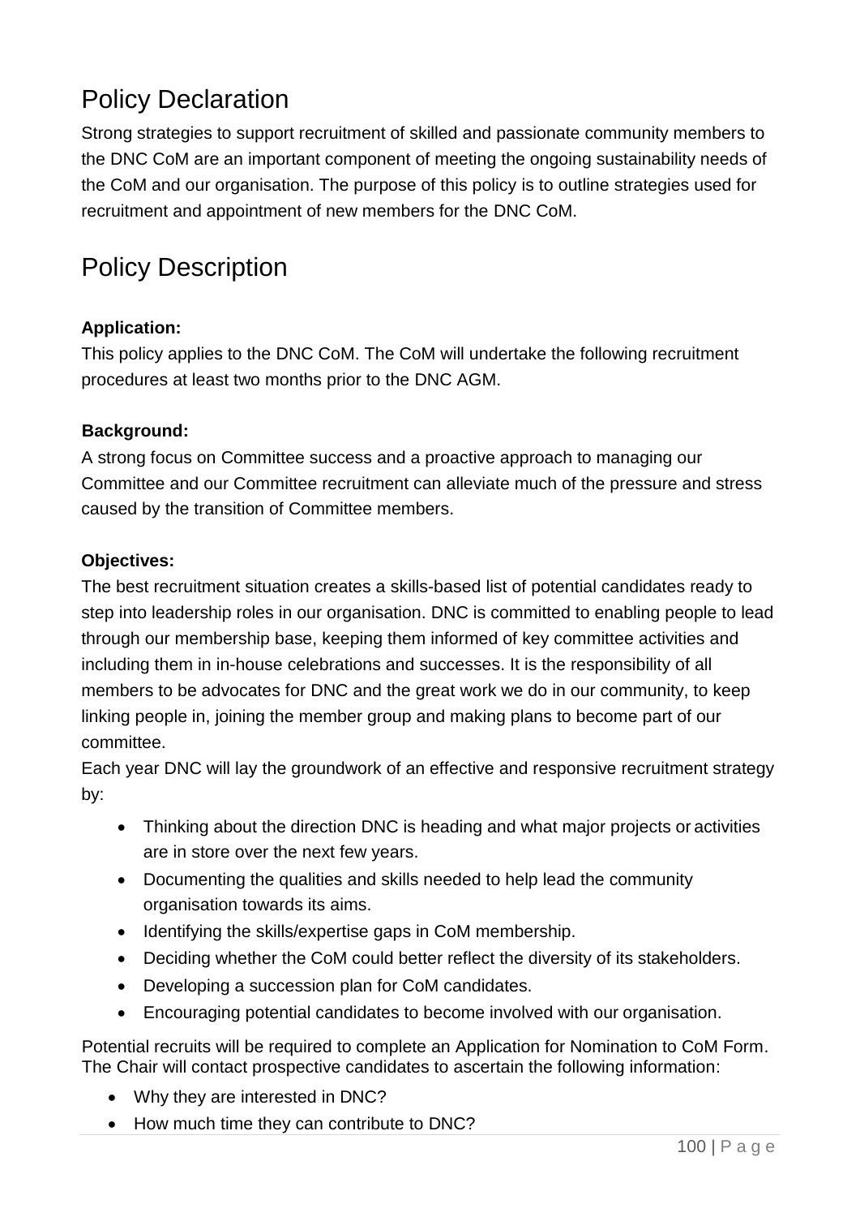# Policy Declaration

Strong strategies to support recruitment of skilled and passionate community members to the DNC CoM are an important component of meeting the ongoing sustainability needs of the CoM and our organisation. The purpose of this policy is to outline strategies used for recruitment and appointment of new members for the DNC CoM.

# Policy Description

**Application:**

This policy applies to the DNC CoM. The CoM will undertake the following recruitment procedures at least two months prior to the DNC AGM.

**Background:**

A strong focus on Committee success and a proactive approach to managing our Committee and our Committee recruitment can alleviate much of the pressure and stress caused by the transition of Committee members.

**Objectives:**

The best recruitment situation creates a skills-based list of potential candidates ready to step into leadership roles in our organisation. DNC is committed to enabling people to lead through our membership base, keeping them informed of key committee activities and including them in in-house celebrations and successes. It is the responsibility of all members to be advocates for DNC and the great work we do in our community, to keep linking people in, joining the member group and making plans to become part of our committee.

Each year DNC will lay the groundwork of an effective and responsive recruitment strategy by:

- Thinking about the direction DNC is heading and what major projects or activities are in store over the next few years.
- Documenting the qualities and skills needed to help lead the community organisation towards its aims.
- Identifying the skills/expertise gaps in CoM membership.
- Deciding whether the CoM could better reflect the diversity of its stakeholders.
- Developing a succession plan for CoM candidates.
- Encouraging potential candidates to become involved with our organisation.

Potential recruits will be required to complete an Application for Nomination to CoM Form. The Chair will contact prospective candidates to ascertain the following information:

- Why they are interested in DNC?
- How much time they can contribute to DNC?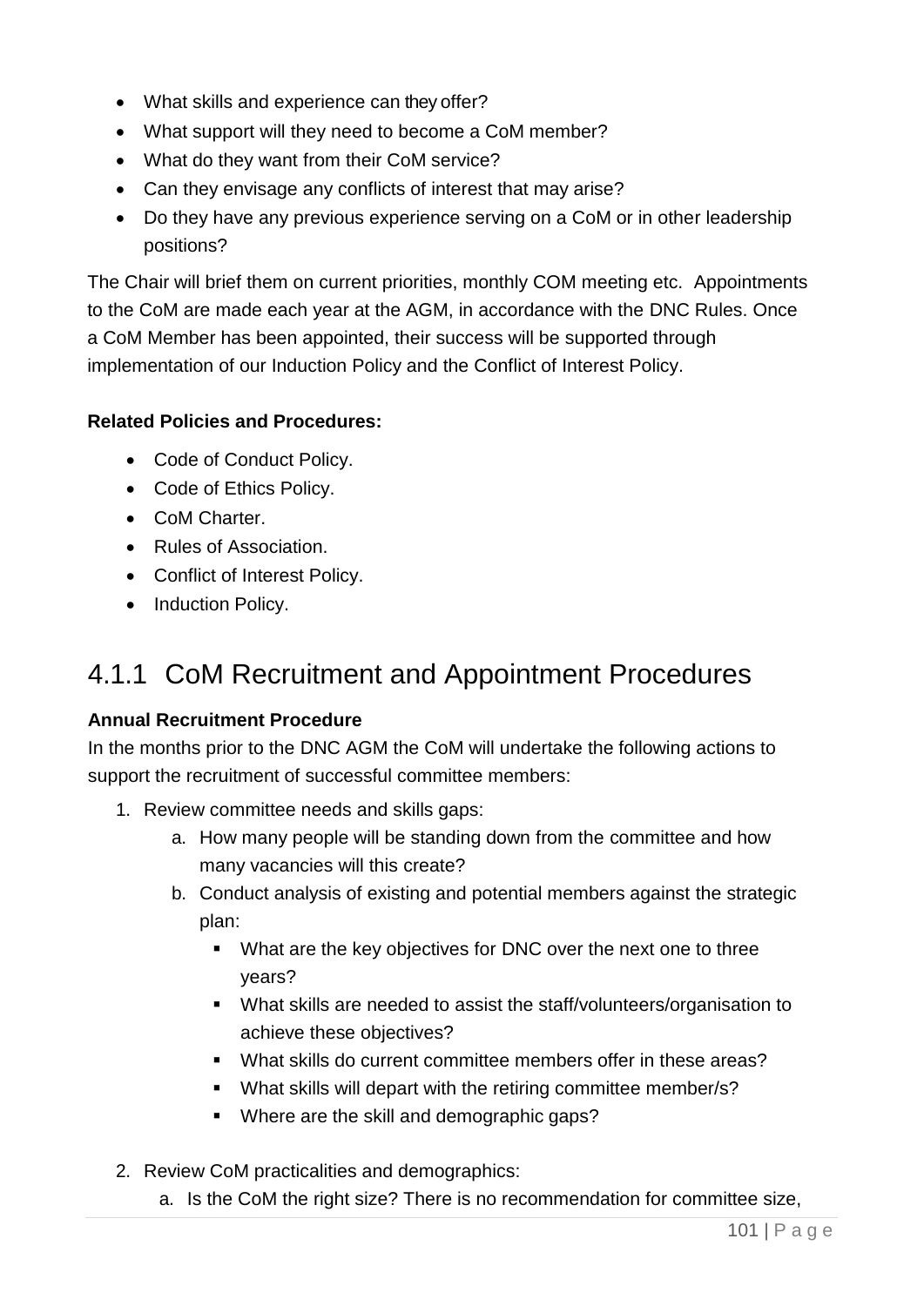- What skills and experience can they offer?
- What support will they need to become a CoM member?
- What do they want from their CoM service?
- Can they envisage any conflicts of interest that may arise?
- Do they have any previous experience serving on a CoM or in other leadership positions?

The Chair will brief them on current priorities, monthly COM meeting etc. Appointments to the CoM are made each year at the AGM, in accordance with the DNC Rules. Once a CoM Member has been appointed, their success will be supported through implementation of our Induction Policy and the Conflict of Interest Policy.

**Related Policies and Procedures:**

- Code of Conduct Policy.
- Code of Ethics Policy.
- CoM Charter.
- Rules of Association.
- Conflict of Interest Policy.
- Induction Policy.

## 4.1.1 CoM Recruitment and Appointment Procedures

**Annual Recruitment Procedure**

In the months prior to the DNC AGM the CoM will undertake the following actions to support the recruitment of successful committee members:

1. Review committee needs and skills gaps:
    a. How many people will be standing down from the committee and how many vacancies will this create?
    b. Conduct analysis of existing and potential members against the strategic plan:
        - What are the key objectives for DNC over the next one to three years?
        - What skills are needed to assist the staff/volunteers/organisation to achieve these objectives?
        - What skills do current committee members offer in these areas?
        - What skills will depart with the retiring committee member/s?
        - Where are the skill and demographic gaps?

2. Review CoM practicalities and demographics:
    a. Is the CoM the right size? There is no recommendation for committee size,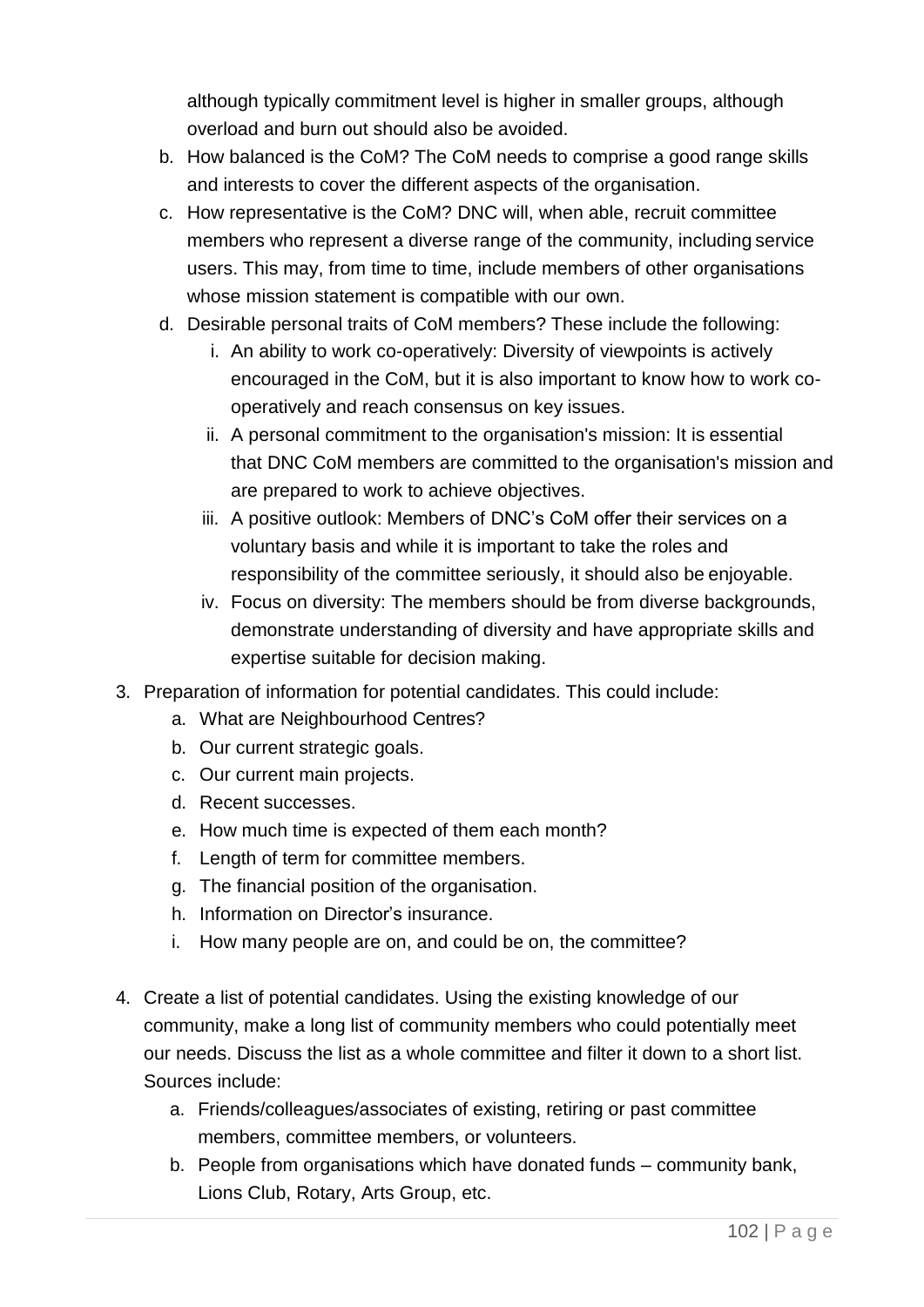although typically commitment level is higher in smaller groups, although overload and burn out should also be avoided.

   b. How balanced is the CoM? The CoM needs to comprise a good range skills and interests to cover the different aspects of the organisation.
   c. How representative is the CoM? DNC will, when able, recruit committee members who represent a diverse range of the community, including service users. This may, from time to time, include members of other organisations whose mission statement is compatible with our own.
   d. Desirable personal traits of CoM members? These include the following:
      i. An ability to work co-operatively: Diversity of viewpoints is actively encouraged in the CoM, but it is also important to know how to work co-operatively and reach consensus on key issues.
      ii. A personal commitment to the organisation's mission: It is essential that DNC CoM members are committed to the organisation's mission and are prepared to work to achieve objectives.
      iii. A positive outlook: Members of DNC's CoM offer their services on a voluntary basis and while it is important to take the roles and responsibility of the committee seriously, it should also be enjoyable.
      iv. Focus on diversity: The members should be from diverse backgrounds, demonstrate understanding of diversity and have appropriate skills and expertise suitable for decision making.

3. Preparation of information for potential candidates. This could include:
   a. What are Neighbourhood Centres?
   b. Our current strategic goals.
   c. Our current main projects.
   d. Recent successes.
   e. How much time is expected of them each month?
   f. Length of term for committee members.
   g. The financial position of the organisation.
   h. Information on Director's insurance.
   i. How many people are on, and could be on, the committee?

4. Create a list of potential candidates. Using the existing knowledge of our community, make a long list of community members who could potentially meet our needs. Discuss the list as a whole committee and filter it down to a short list. Sources include:
   a. Friends/colleagues/associates of existing, retiring or past committee members, committee members, or volunteers.
   b. People from organisations which have donated funds – community bank, Lions Club, Rotary, Arts Group, etc.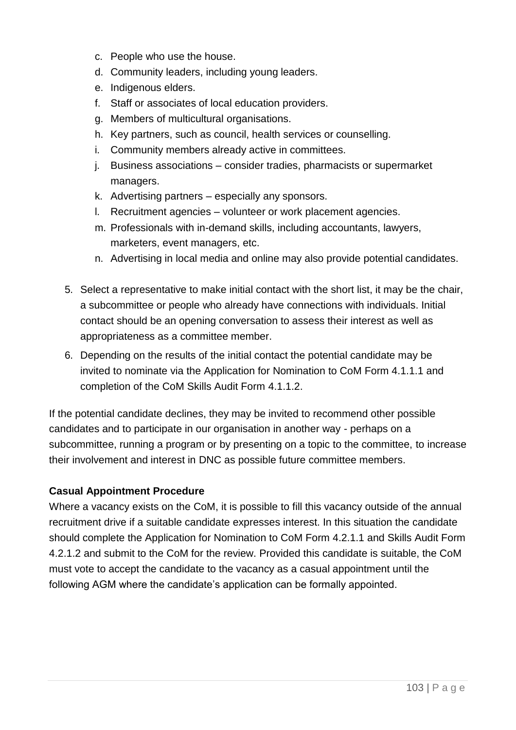c. People who use the house.
d. Community leaders, including young leaders.
e. Indigenous elders.
f. Staff or associates of local education providers.
g. Members of multicultural organisations.
h. Key partners, such as council, health services or counselling.
i. Community members already active in committees.
j. Business associations – consider tradies, pharmacists or supermarket managers.
k. Advertising partners – especially any sponsors.
l. Recruitment agencies – volunteer or work placement agencies.
m. Professionals with in-demand skills, including accountants, lawyers, marketers, event managers, etc.
n. Advertising in local media and online may also provide potential candidates.

5. Select a representative to make initial contact with the short list, it may be the chair, a subcommittee or people who already have connections with individuals. Initial contact should be an opening conversation to assess their interest as well as appropriateness as a committee member.
6. Depending on the results of the initial contact the potential candidate may be invited to nominate via the Application for Nomination to CoM Form 4.1.1.1 and completion of the CoM Skills Audit Form 4.1.1.2.

If the potential candidate declines, they may be invited to recommend other possible candidates and to participate in our organisation in another way - perhaps on a subcommittee, running a program or by presenting on a topic to the committee, to increase their involvement and interest in DNC as possible future committee members.

**Casual Appointment Procedure**

Where a vacancy exists on the CoM, it is possible to fill this vacancy outside of the annual recruitment drive if a suitable candidate expresses interest. In this situation the candidate should complete the Application for Nomination to CoM Form 4.2.1.1 and Skills Audit Form 4.2.1.2 and submit to the CoM for the review. Provided this candidate is suitable, the CoM must vote to accept the candidate to the vacancy as a casual appointment until the following AGM where the candidate's application can be formally appointed.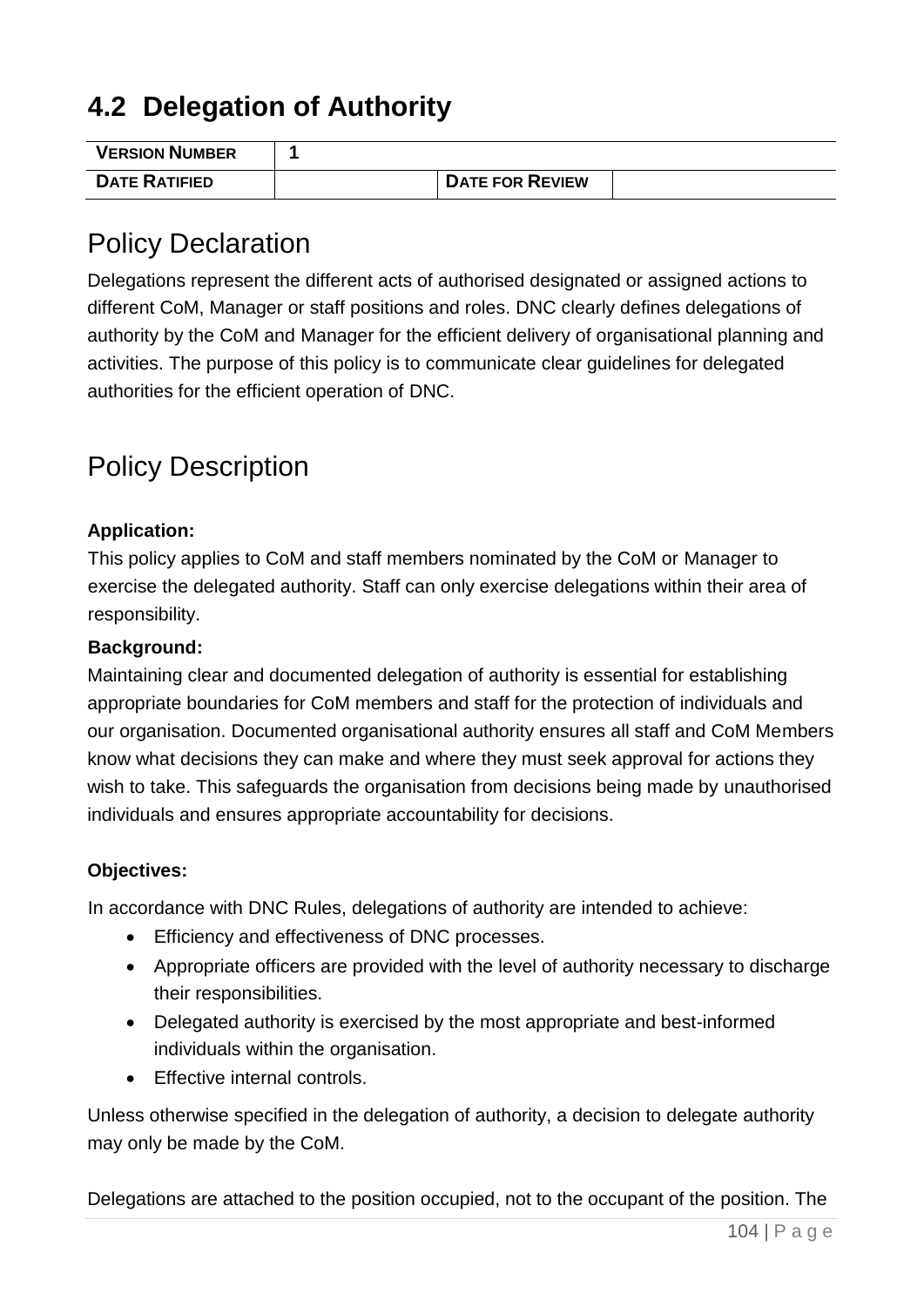## 4.2 Delegation of Authority

| **VERSION NUMBER** | **1** | | |
|---|---|---|---|
| **DATE RATIFIED** | | **DATE FOR REVIEW** | |

# Policy Declaration

Delegations represent the different acts of authorised designated or assigned actions to different CoM, Manager or staff positions and roles. DNC clearly defines delegations of authority by the CoM and Manager for the efficient delivery of organisational planning and activities. The purpose of this policy is to communicate clear guidelines for delegated authorities for the efficient operation of DNC.

# Policy Description

**Application:**

This policy applies to CoM and staff members nominated by the CoM or Manager to exercise the delegated authority. Staff can only exercise delegations within their area of responsibility.

**Background:**

Maintaining clear and documented delegation of authority is essential for establishing appropriate boundaries for CoM members and staff for the protection of individuals and our organisation. Documented organisational authority ensures all staff and CoM Members know what decisions they can make and where they must seek approval for actions they wish to take. This safeguards the organisation from decisions being made by unauthorised individuals and ensures appropriate accountability for decisions.

**Objectives:**

In accordance with DNC Rules, delegations of authority are intended to achieve:

- Efficiency and effectiveness of DNC processes.
- Appropriate officers are provided with the level of authority necessary to discharge their responsibilities.
- Delegated authority is exercised by the most appropriate and best-informed individuals within the organisation.
- Effective internal controls.

Unless otherwise specified in the delegation of authority, a decision to delegate authority may only be made by the CoM.

Delegations are attached to the position occupied, not to the occupant of the position. The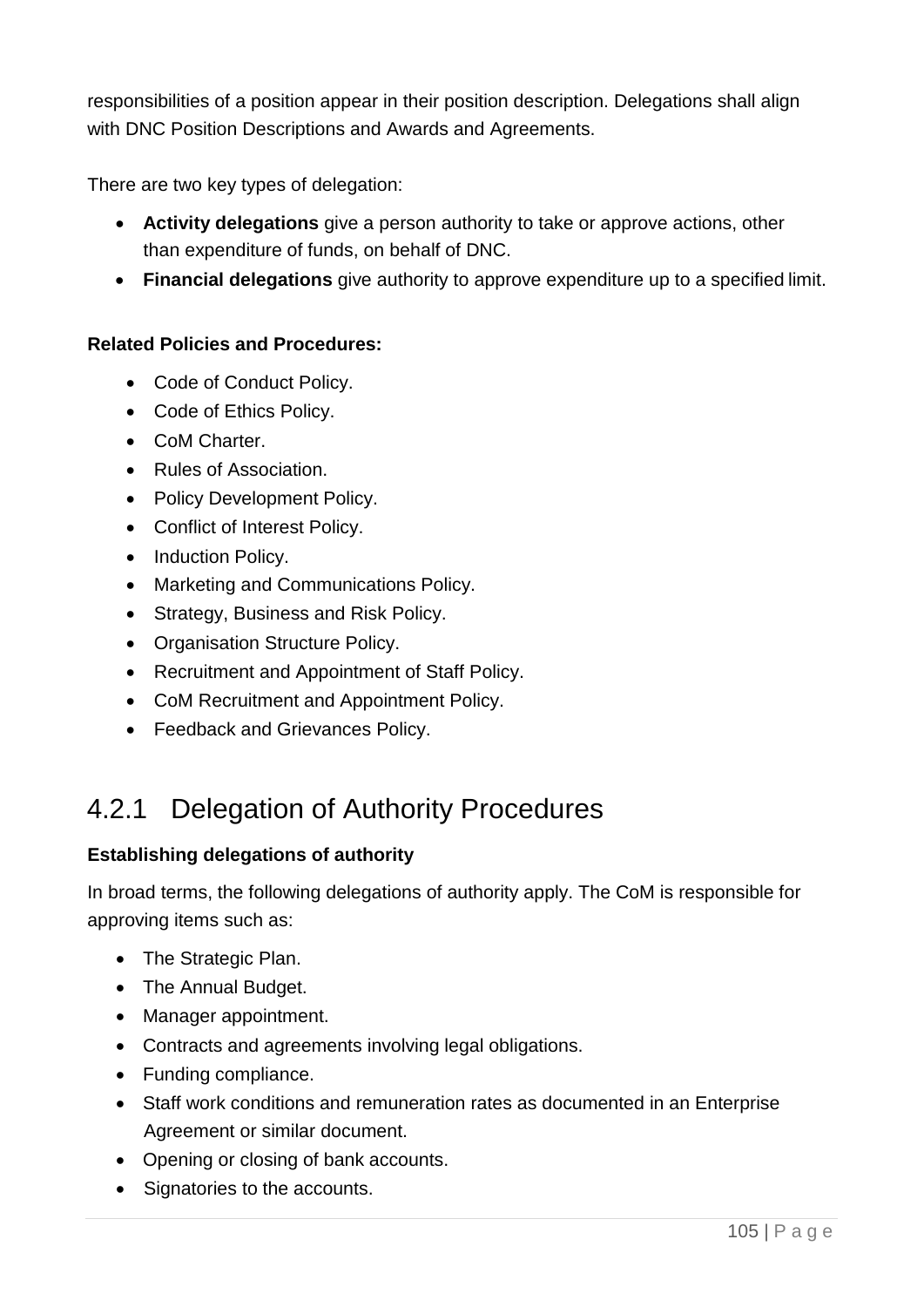responsibilities of a position appear in their position description. Delegations shall align with DNC Position Descriptions and Awards and Agreements.

There are two key types of delegation:

- **Activity delegations** give a person authority to take or approve actions, other than expenditure of funds, on behalf of DNC.
- **Financial delegations** give authority to approve expenditure up to a specified limit.

**Related Policies and Procedures:**

- Code of Conduct Policy.
- Code of Ethics Policy.
- CoM Charter.
- Rules of Association.
- Policy Development Policy.
- Conflict of Interest Policy.
- Induction Policy.
- Marketing and Communications Policy.
- Strategy, Business and Risk Policy.
- Organisation Structure Policy.
- Recruitment and Appointment of Staff Policy.
- CoM Recruitment and Appointment Policy.
- Feedback and Grievances Policy.

## 4.2.1 Delegation of Authority Procedures

**Establishing delegations of authority**

In broad terms, the following delegations of authority apply. The CoM is responsible for approving items such as:

- The Strategic Plan.
- The Annual Budget.
- Manager appointment.
- Contracts and agreements involving legal obligations.
- Funding compliance.
- Staff work conditions and remuneration rates as documented in an Enterprise Agreement or similar document.
- Opening or closing of bank accounts.
- Signatories to the accounts.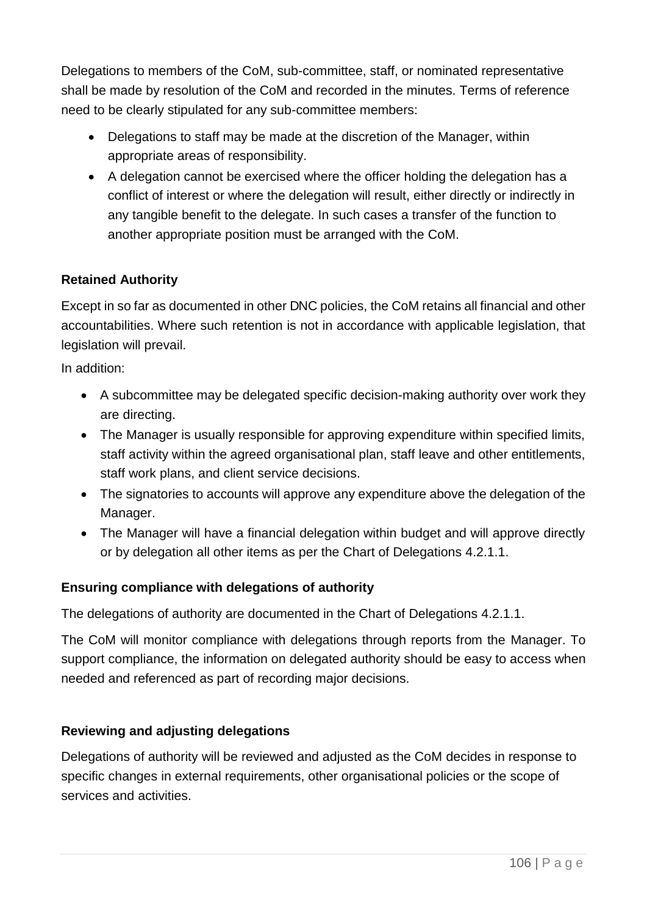Delegations to members of the CoM, sub-committee, staff, or nominated representative shall be made by resolution of the CoM and recorded in the minutes. Terms of reference need to be clearly stipulated for any sub-committee members:

- Delegations to staff may be made at the discretion of the Manager, within appropriate areas of responsibility.
- A delegation cannot be exercised where the officer holding the delegation has a conflict of interest or where the delegation will result, either directly or indirectly in any tangible benefit to the delegate. In such cases a transfer of the function to another appropriate position must be arranged with the CoM.

**Retained Authority**

Except in so far as documented in other DNC policies, the CoM retains all financial and other accountabilities. Where such retention is not in accordance with applicable legislation, that legislation will prevail.

In addition:

- A subcommittee may be delegated specific decision-making authority over work they are directing.
- The Manager is usually responsible for approving expenditure within specified limits, staff activity within the agreed organisational plan, staff leave and other entitlements, staff work plans, and client service decisions.
- The signatories to accounts will approve any expenditure above the delegation of the Manager.
- The Manager will have a financial delegation within budget and will approve directly or by delegation all other items as per the Chart of Delegations 4.2.1.1.

**Ensuring compliance with delegations of authority**

The delegations of authority are documented in the Chart of Delegations 4.2.1.1.

The CoM will monitor compliance with delegations through reports from the Manager. To support compliance, the information on delegated authority should be easy to access when needed and referenced as part of recording major decisions.

**Reviewing and adjusting delegations**

Delegations of authority will be reviewed and adjusted as the CoM decides in response to specific changes in external requirements, other organisational policies or the scope of services and activities.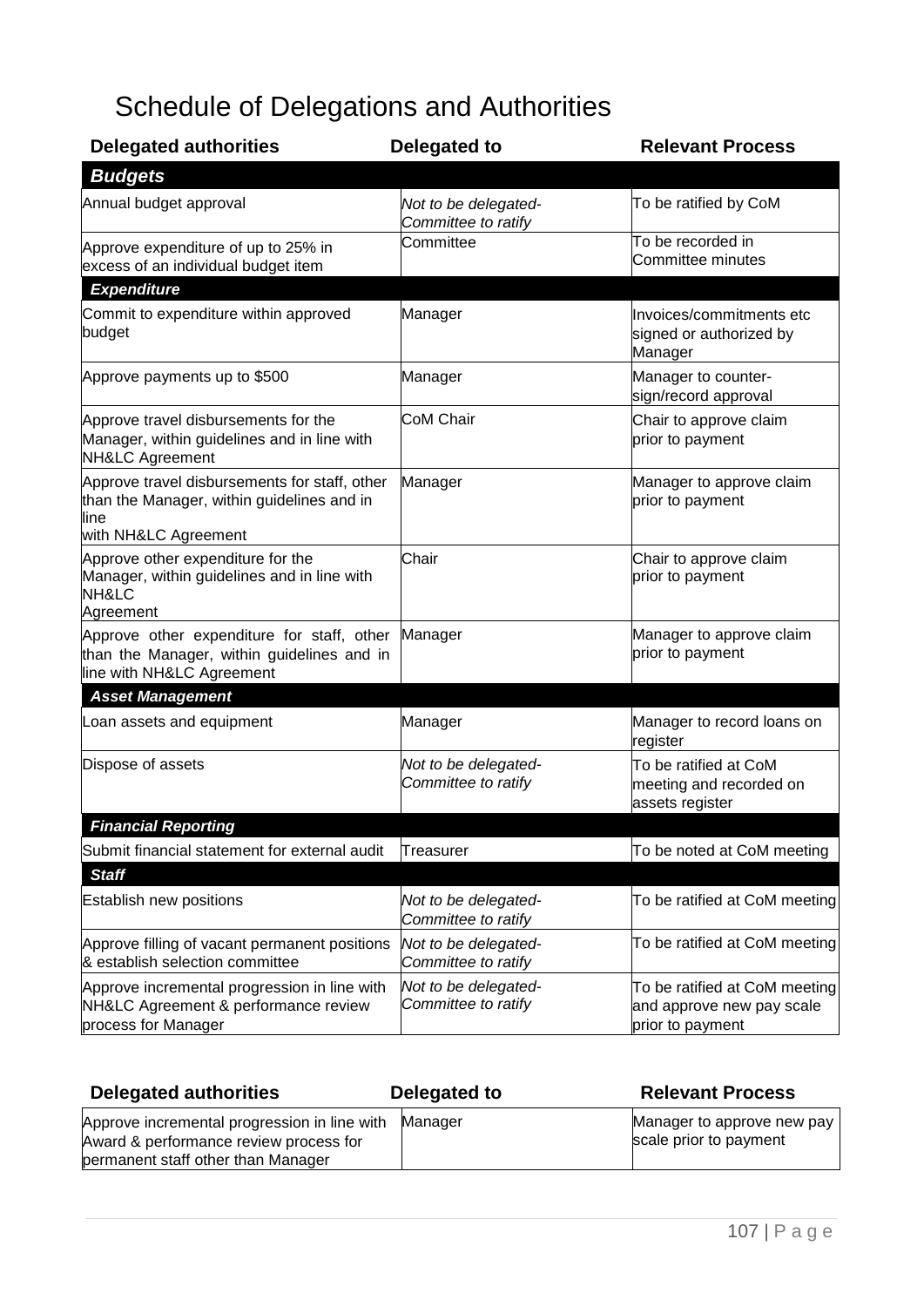# Schedule of Delegations and Authorities

| Delegated authorities | Delegated to | Relevant Process |
|---|---|---|
| ***Budgets*** | | |
| Annual budget approval | *Not to be delegated-Committee to ratify* | To be ratified by CoM |
| Approve expenditure of up to 25% in excess of an individual budget item | Committee | To be recorded in Committee minutes |
| ***Expenditure*** | | |
| Commit to expenditure within approved budget | Manager | Invoices/commitments etc signed or authorized by Manager |
| Approve payments up to $500 | Manager | Manager to counter-sign/record approval |
| Approve travel disbursements for the Manager, within guidelines and in line with NH&LC Agreement | CoM Chair | Chair to approve claim prior to payment |
| Approve travel disbursements for staff, other than the Manager, within guidelines and in line with NH&LC Agreement | Manager | Manager to approve claim prior to payment |
| Approve other expenditure for the Manager, within guidelines and in line with NH&LC Agreement | Chair | Chair to approve claim prior to payment |
| Approve other expenditure for staff, other than the Manager, within guidelines and in line with NH&LC Agreement | Manager | Manager to approve claim prior to payment |
| ***Asset Management*** | | |
| Loan assets and equipment | Manager | Manager to record loans on register |
| Dispose of assets | *Not to be delegated-Committee to ratify* | To be ratified at CoM meeting and recorded on assets register |
| ***Financial Reporting*** | | |
| Submit financial statement for external audit | Treasurer | To be noted at CoM meeting |
| ***Staff*** | | |
| Establish new positions | *Not to be delegated-Committee to ratify* | To be ratified at CoM meeting |
| Approve filling of vacant permanent positions & establish selection committee | *Not to be delegated-Committee to ratify* | To be ratified at CoM meeting |
| Approve incremental progression in line with NH&LC Agreement & performance review process for Manager | *Not to be delegated-Committee to ratify* | To be ratified at CoM meeting and approve new pay scale prior to payment |
| Approve incremental progression in line with Award & performance review process for permanent staff other than Manager | Manager | Manager to approve new pay scale prior to payment |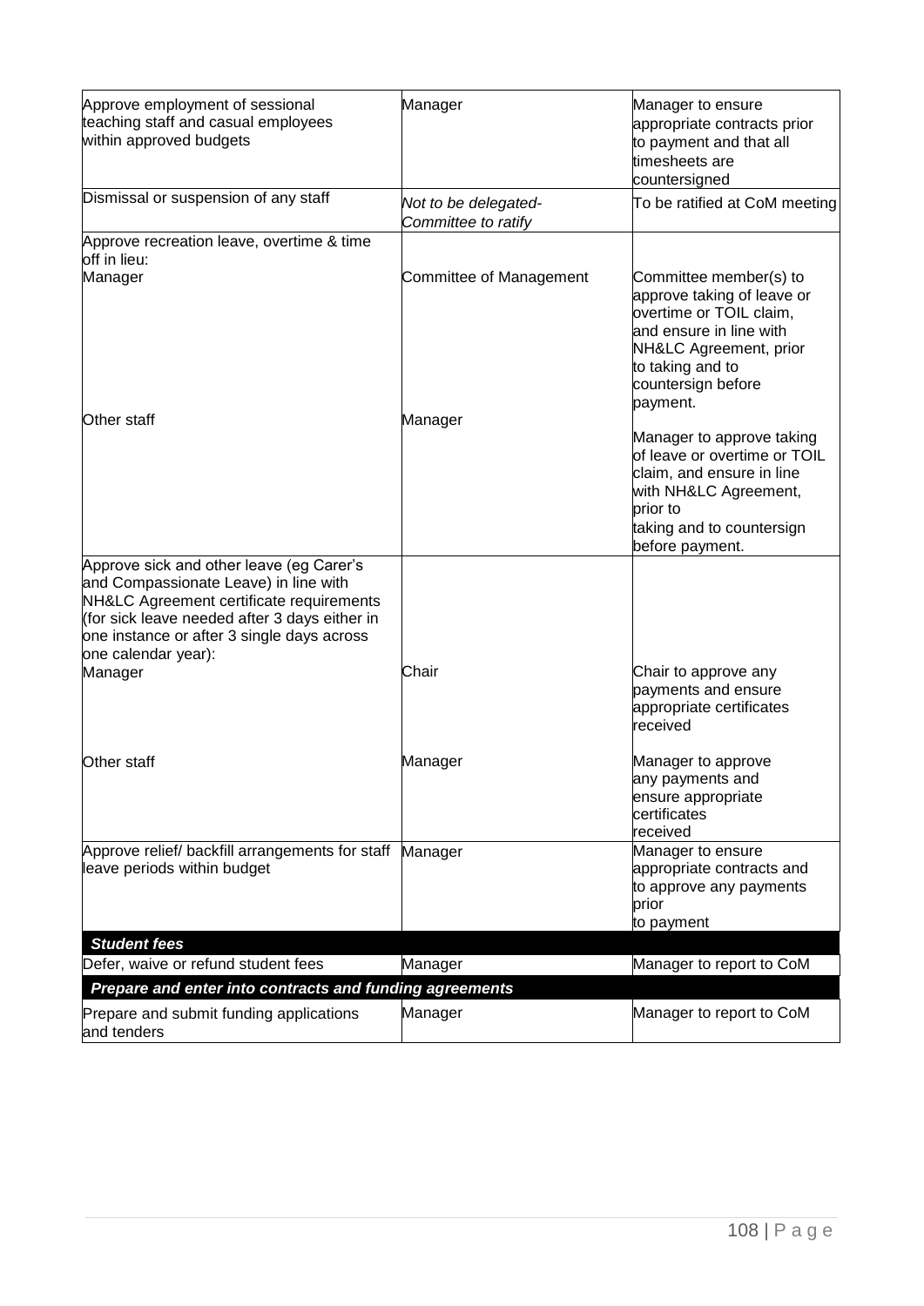| | | |
|---|---|---|
| Approve employment of sessional teaching staff and casual employees within approved budgets | Manager | Manager to ensure appropriate contracts prior to payment and that all timesheets are countersigned |
| Dismissal or suspension of any staff | *Not to be delegated- Committee to ratify* | To be ratified at CoM meeting |
| Approve recreation leave, overtime & time off in lieu:<br>Manager | Committee of Management | Committee member(s) to approve taking of leave or overtime or TOIL claim, and ensure in line with NH&LC Agreement, prior to taking and to countersign before payment. |
| Other staff | Manager | Manager to approve taking of leave or overtime or TOIL claim, and ensure in line with NH&LC Agreement, prior to taking and to countersign before payment. |
| Approve sick and other leave (eg Carer's and Compassionate Leave) in line with NH&LC Agreement certificate requirements (for sick leave needed after 3 days either in one instance or after 3 single days across one calendar year):<br>Manager | Chair | Chair to approve any payments and ensure appropriate certificates received |
| Other staff | Manager | Manager to approve any payments and ensure appropriate certificates received |
| Approve relief/ backfill arrangements for staff leave periods within budget | Manager | Manager to ensure appropriate contracts and to approve any payments prior to payment |
| ***Student fees*** | | |
| Defer, waive or refund student fees | Manager | Manager to report to CoM |
| ***Prepare and enter into contracts and funding agreements*** | | |
| Prepare and submit funding applications and tenders | Manager | Manager to report to CoM |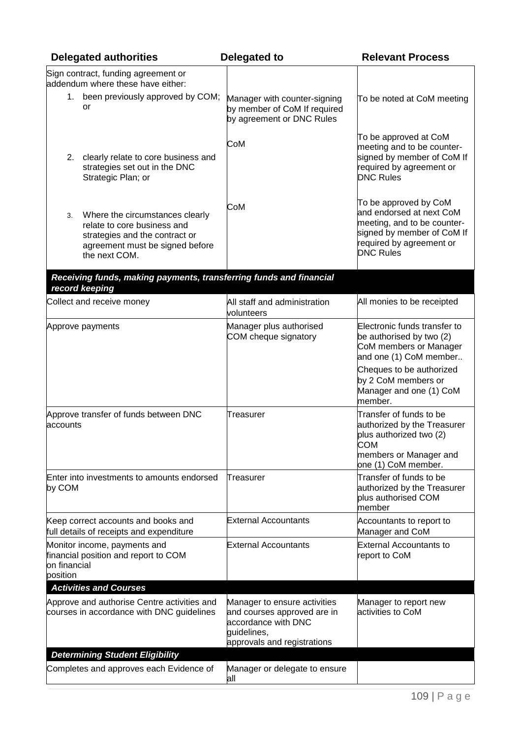| Delegated authorities | Delegated to | Relevant Process |
|---|---|---|
| Sign contract, funding agreement or addendum where these have either:<br>1. been previously approved by COM; or | Manager with counter-signing by member of CoM If required by agreement or DNC Rules | To be noted at CoM meeting |
| 2. clearly relate to core business and strategies set out in the DNC Strategic Plan; or | CoM | To be approved at CoM meeting and to be counter-signed by member of CoM If required by agreement or DNC Rules |
| 3. Where the circumstances clearly relate to core business and strategies and the contract or agreement must be signed before the next COM. | CoM | To be approved by CoM and endorsed at next CoM meeting, and to be counter-signed by member of CoM If required by agreement or DNC Rules |
| ***Receiving funds, making payments, transferring funds and financial record keeping*** | | |
| Collect and receive money | All staff and administration volunteers | All monies to be receipted |
| Approve payments | Manager plus authorised COM cheque signatory | Electronic funds transfer to be authorised by two (2) CoM members or Manager and one (1) CoM member..<br>Cheques to be authorized by 2 CoM members or Manager and one (1) CoM member. |
| Approve transfer of funds between DNC accounts | Treasurer | Transfer of funds to be authorized by the Treasurer plus authorized two (2) COM members or Manager and one (1) CoM member. |
| Enter into investments to amounts endorsed by COM | Treasurer | Transfer of funds to be authorized by the Treasurer plus authorised COM member |
| Keep correct accounts and books and full details of receipts and expenditure | External Accountants | Accountants to report to Manager and CoM |
| Monitor income, payments and financial position and report to COM on financial position | External Accountants | External Accountants to report to CoM |
| ***Activities and Courses*** | | |
| Approve and authorise Centre activities and courses in accordance with DNC guidelines | Manager to ensure activities and courses approved are in accordance with DNC guidelines, approvals and registrations | Manager to report new activities to CoM |
| ***Determining Student Eligibility*** | | |
| Completes and approves each Evidence of | Manager or delegate to ensure all | |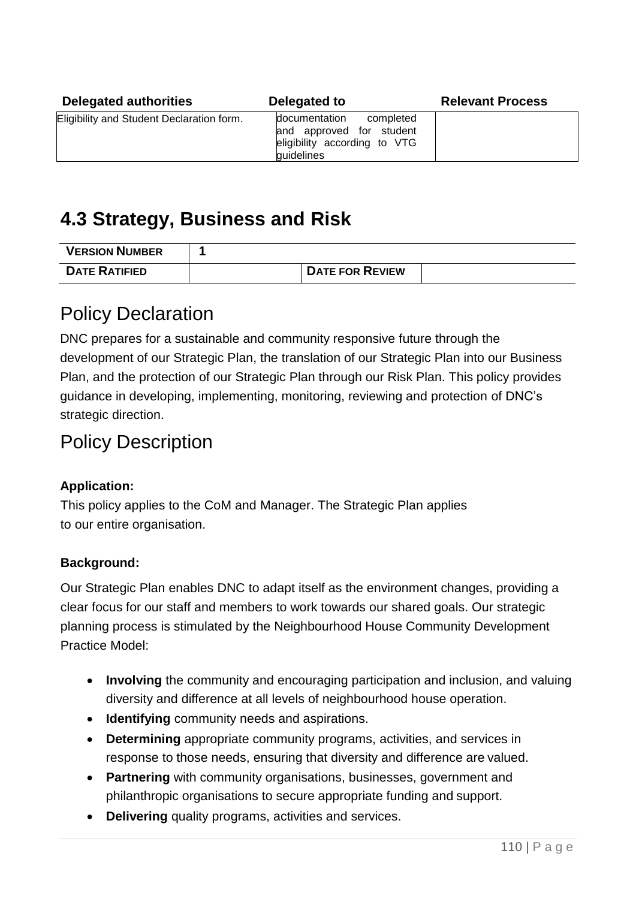| Delegated authorities | Delegated to | Relevant Process |
|---|---|---|
| Eligibility and Student Declaration form. | documentation completed and approved for student eligibility according to VTG guidelines | |

## 4.3 Strategy, Business and Risk

| VERSION NUMBER | 1 | | |
|---|---|---|---|
| DATE RATIFIED | | DATE FOR REVIEW | |

# Policy Declaration

DNC prepares for a sustainable and community responsive future through the development of our Strategic Plan, the translation of our Strategic Plan into our Business Plan, and the protection of our Strategic Plan through our Risk Plan. This policy provides guidance in developing, implementing, monitoring, reviewing and protection of DNC's strategic direction.

# Policy Description

**Application:**

This policy applies to the CoM and Manager. The Strategic Plan applies to our entire organisation.

**Background:**

Our Strategic Plan enables DNC to adapt itself as the environment changes, providing a clear focus for our staff and members to work towards our shared goals. Our strategic planning process is stimulated by the Neighbourhood House Community Development Practice Model:

- **Involving** the community and encouraging participation and inclusion, and valuing diversity and difference at all levels of neighbourhood house operation.
- **Identifying** community needs and aspirations.
- **Determining** appropriate community programs, activities, and services in response to those needs, ensuring that diversity and difference are valued.
- **Partnering** with community organisations, businesses, government and philanthropic organisations to secure appropriate funding and support.
- **Delivering** quality programs, activities and services.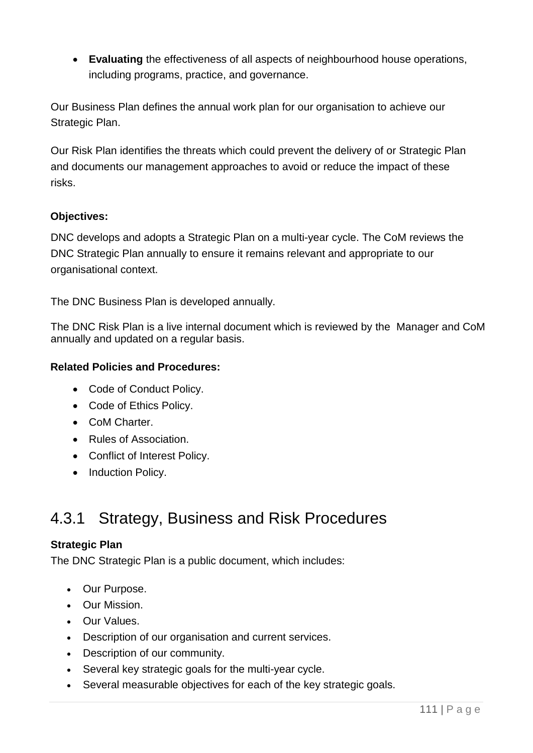- **Evaluating** the effectiveness of all aspects of neighbourhood house operations, including programs, practice, and governance.

Our Business Plan defines the annual work plan for our organisation to achieve our Strategic Plan.

Our Risk Plan identifies the threats which could prevent the delivery of or Strategic Plan and documents our management approaches to avoid or reduce the impact of these risks.

**Objectives:**

DNC develops and adopts a Strategic Plan on a multi-year cycle. The CoM reviews the DNC Strategic Plan annually to ensure it remains relevant and appropriate to our organisational context.

The DNC Business Plan is developed annually.

The DNC Risk Plan is a live internal document which is reviewed by the Manager and CoM annually and updated on a regular basis.

**Related Policies and Procedures:**

- Code of Conduct Policy.
- Code of Ethics Policy.
- CoM Charter.
- Rules of Association.
- Conflict of Interest Policy.
- Induction Policy.

## 4.3.1 Strategy, Business and Risk Procedures

**Strategic Plan**

The DNC Strategic Plan is a public document, which includes:

- Our Purpose.
- Our Mission.
- Our Values.
- Description of our organisation and current services.
- Description of our community.
- Several key strategic goals for the multi-year cycle.
- Several measurable objectives for each of the key strategic goals.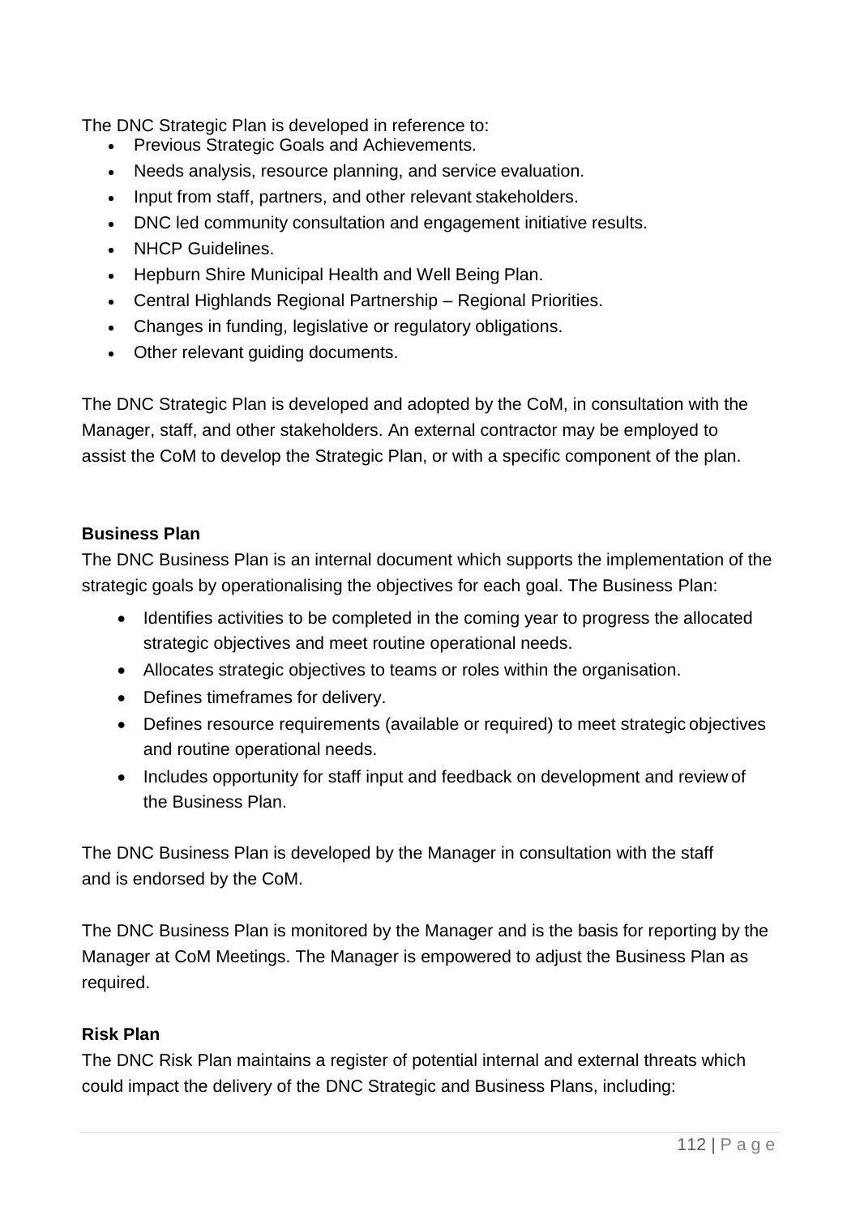The DNC Strategic Plan is developed in reference to:

- Previous Strategic Goals and Achievements.
- Needs analysis, resource planning, and service evaluation.
- Input from staff, partners, and other relevant stakeholders.
- DNC led community consultation and engagement initiative results.
- NHCP Guidelines.
- Hepburn Shire Municipal Health and Well Being Plan.
- Central Highlands Regional Partnership – Regional Priorities.
- Changes in funding, legislative or regulatory obligations.
- Other relevant guiding documents.

The DNC Strategic Plan is developed and adopted by the CoM, in consultation with the Manager, staff, and other stakeholders. An external contractor may be employed to assist the CoM to develop the Strategic Plan, or with a specific component of the plan.

**Business Plan**

The DNC Business Plan is an internal document which supports the implementation of the strategic goals by operationalising the objectives for each goal. The Business Plan:

- Identifies activities to be completed in the coming year to progress the allocated strategic objectives and meet routine operational needs.
- Allocates strategic objectives to teams or roles within the organisation.
- Defines timeframes for delivery.
- Defines resource requirements (available or required) to meet strategic objectives and routine operational needs.
- Includes opportunity for staff input and feedback on development and review of the Business Plan.

The DNC Business Plan is developed by the Manager in consultation with the staff and is endorsed by the CoM.

The DNC Business Plan is monitored by the Manager and is the basis for reporting by the Manager at CoM Meetings. The Manager is empowered to adjust the Business Plan as required.

**Risk Plan**

The DNC Risk Plan maintains a register of potential internal and external threats which could impact the delivery of the DNC Strategic and Business Plans, including: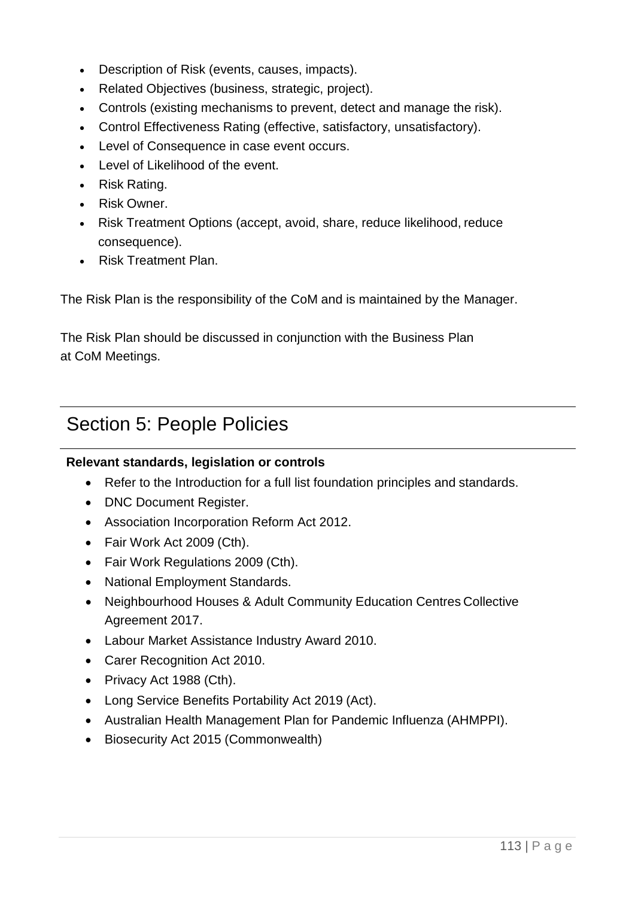- Description of Risk (events, causes, impacts).
- Related Objectives (business, strategic, project).
- Controls (existing mechanisms to prevent, detect and manage the risk).
- Control Effectiveness Rating (effective, satisfactory, unsatisfactory).
- Level of Consequence in case event occurs.
- Level of Likelihood of the event.
- Risk Rating.
- Risk Owner.
- Risk Treatment Options (accept, avoid, share, reduce likelihood, reduce consequence).
- Risk Treatment Plan.

The Risk Plan is the responsibility of the CoM and is maintained by the Manager.

The Risk Plan should be discussed in conjunction with the Business Plan at CoM Meetings.

# Section 5: People Policies

**Relevant standards, legislation or controls**

- Refer to the Introduction for a full list foundation principles and standards.
- DNC Document Register.
- Association Incorporation Reform Act 2012.
- Fair Work Act 2009 (Cth).
- Fair Work Regulations 2009 (Cth).
- National Employment Standards.
- Neighbourhood Houses & Adult Community Education Centres Collective Agreement 2017.
- Labour Market Assistance Industry Award 2010.
- Carer Recognition Act 2010.
- Privacy Act 1988 (Cth).
- Long Service Benefits Portability Act 2019 (Act).
- Australian Health Management Plan for Pandemic Influenza (AHMPPI).
- Biosecurity Act 2015 (Commonwealth)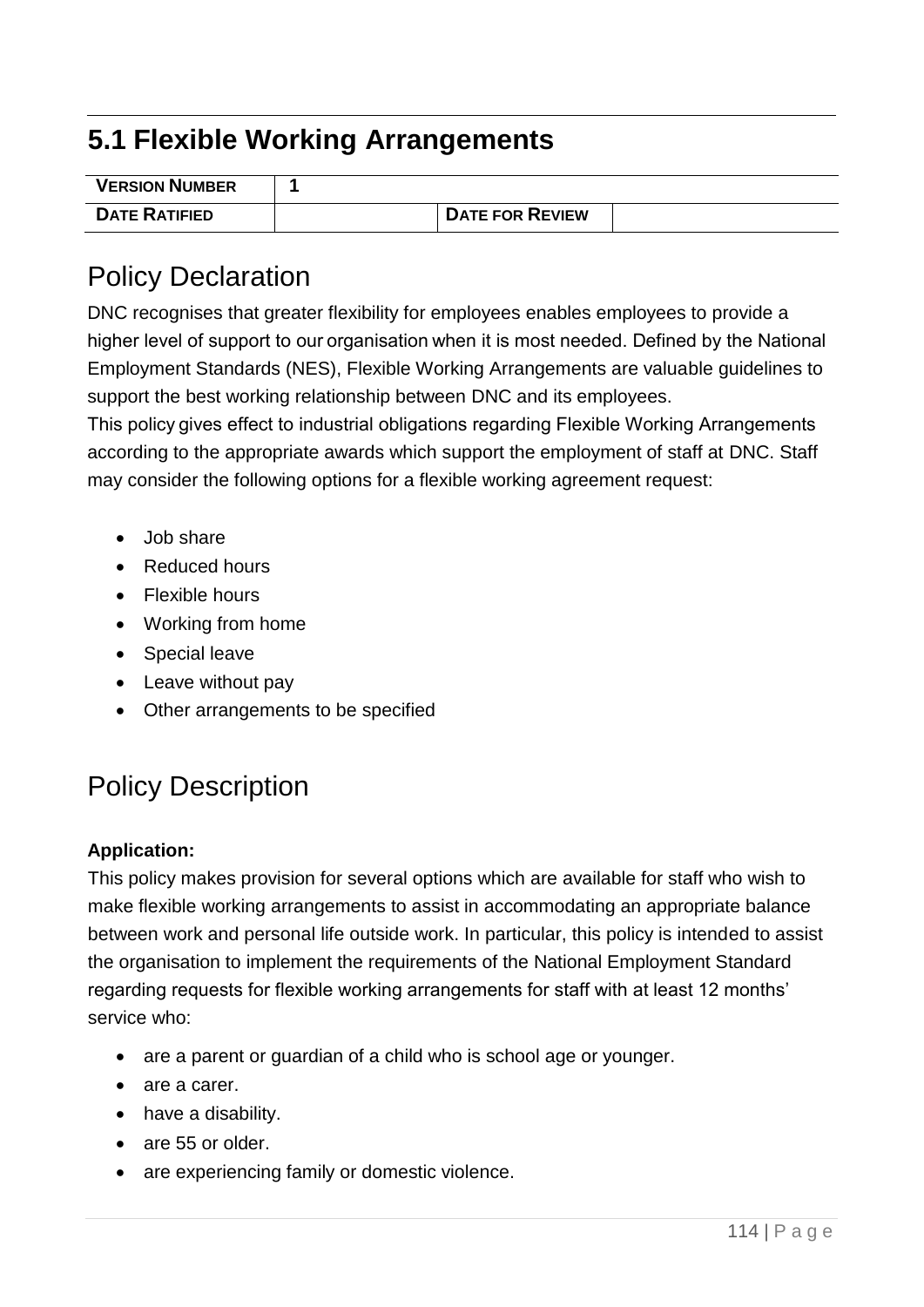# 5.1 Flexible Working Arrangements

| VERSION NUMBER | 1 | | |
|---|---|---|---|
| DATE RATIFIED | | DATE FOR REVIEW | |

## Policy Declaration

DNC recognises that greater flexibility for employees enables employees to provide a higher level of support to our organisation when it is most needed. Defined by the National Employment Standards (NES), Flexible Working Arrangements are valuable guidelines to support the best working relationship between DNC and its employees.
This policy gives effect to industrial obligations regarding Flexible Working Arrangements according to the appropriate awards which support the employment of staff at DNC. Staff may consider the following options for a flexible working agreement request:

- Job share
- Reduced hours
- Flexible hours
- Working from home
- Special leave
- Leave without pay
- Other arrangements to be specified

## Policy Description

**Application:**
This policy makes provision for several options which are available for staff who wish to make flexible working arrangements to assist in accommodating an appropriate balance between work and personal life outside work. In particular, this policy is intended to assist the organisation to implement the requirements of the National Employment Standard regarding requests for flexible working arrangements for staff with at least 12 months' service who:

- are a parent or guardian of a child who is school age or younger.
- are a carer.
- have a disability.
- are 55 or older.
- are experiencing family or domestic violence.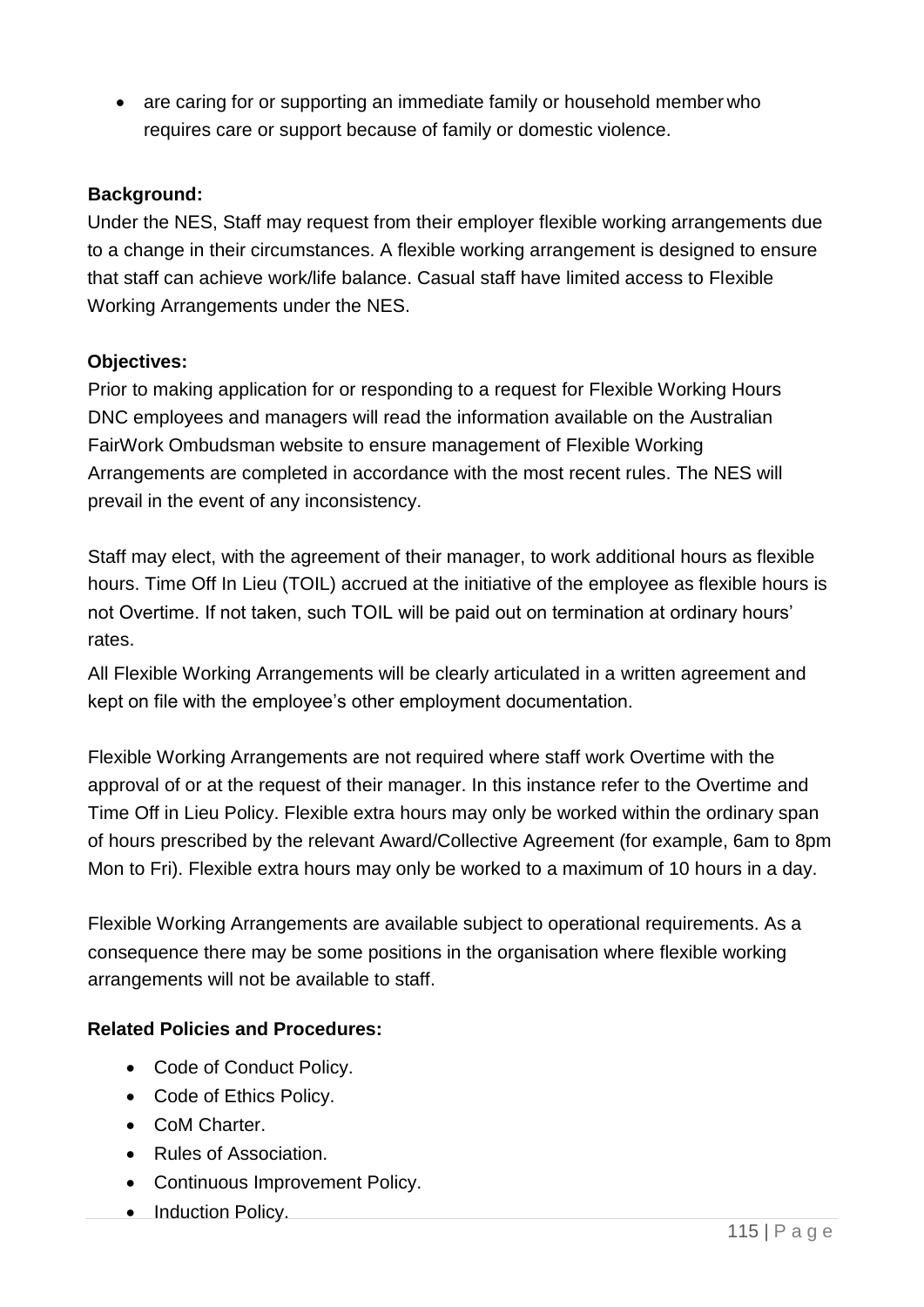- are caring for or supporting an immediate family or household member who requires care or support because of family or domestic violence.

**Background:**

Under the NES, Staff may request from their employer flexible working arrangements due to a change in their circumstances. A flexible working arrangement is designed to ensure that staff can achieve work/life balance. Casual staff have limited access to Flexible Working Arrangements under the NES.

**Objectives:**

Prior to making application for or responding to a request for Flexible Working Hours DNC employees and managers will read the information available on the Australian FairWork Ombudsman website to ensure management of Flexible Working Arrangements are completed in accordance with the most recent rules. The NES will prevail in the event of any inconsistency.

Staff may elect, with the agreement of their manager, to work additional hours as flexible hours. Time Off In Lieu (TOIL) accrued at the initiative of the employee as flexible hours is not Overtime. If not taken, such TOIL will be paid out on termination at ordinary hours' rates.

All Flexible Working Arrangements will be clearly articulated in a written agreement and kept on file with the employee's other employment documentation.

Flexible Working Arrangements are not required where staff work Overtime with the approval of or at the request of their manager. In this instance refer to the Overtime and Time Off in Lieu Policy. Flexible extra hours may only be worked within the ordinary span of hours prescribed by the relevant Award/Collective Agreement (for example, 6am to 8pm Mon to Fri). Flexible extra hours may only be worked to a maximum of 10 hours in a day.

Flexible Working Arrangements are available subject to operational requirements. As a consequence there may be some positions in the organisation where flexible working arrangements will not be available to staff.

**Related Policies and Procedures:**

- Code of Conduct Policy.
- Code of Ethics Policy.
- CoM Charter.
- Rules of Association.
- Continuous Improvement Policy.
- Induction Policy.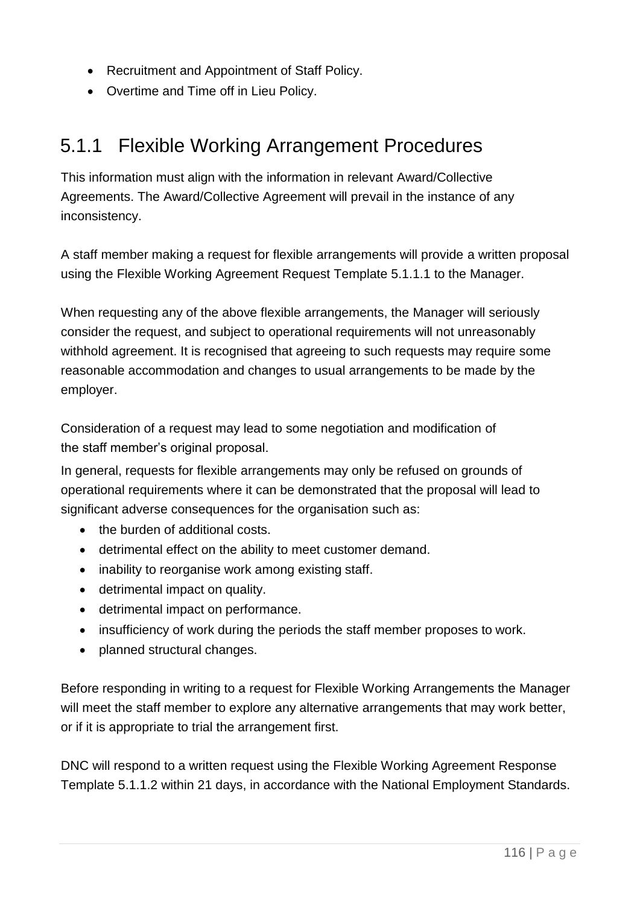- Recruitment and Appointment of Staff Policy.
- Overtime and Time off in Lieu Policy.

## 5.1.1 Flexible Working Arrangement Procedures

This information must align with the information in relevant Award/Collective Agreements. The Award/Collective Agreement will prevail in the instance of any inconsistency.

A staff member making a request for flexible arrangements will provide a written proposal using the Flexible Working Agreement Request Template 5.1.1.1 to the Manager.

When requesting any of the above flexible arrangements, the Manager will seriously consider the request, and subject to operational requirements will not unreasonably withhold agreement. It is recognised that agreeing to such requests may require some reasonable accommodation and changes to usual arrangements to be made by the employer.

Consideration of a request may lead to some negotiation and modification of the staff member's original proposal.

In general, requests for flexible arrangements may only be refused on grounds of operational requirements where it can be demonstrated that the proposal will lead to significant adverse consequences for the organisation such as:

- the burden of additional costs.
- detrimental effect on the ability to meet customer demand.
- inability to reorganise work among existing staff.
- detrimental impact on quality.
- detrimental impact on performance.
- insufficiency of work during the periods the staff member proposes to work.
- planned structural changes.

Before responding in writing to a request for Flexible Working Arrangements the Manager will meet the staff member to explore any alternative arrangements that may work better, or if it is appropriate to trial the arrangement first.

DNC will respond to a written request using the Flexible Working Agreement Response Template 5.1.1.2 within 21 days, in accordance with the National Employment Standards.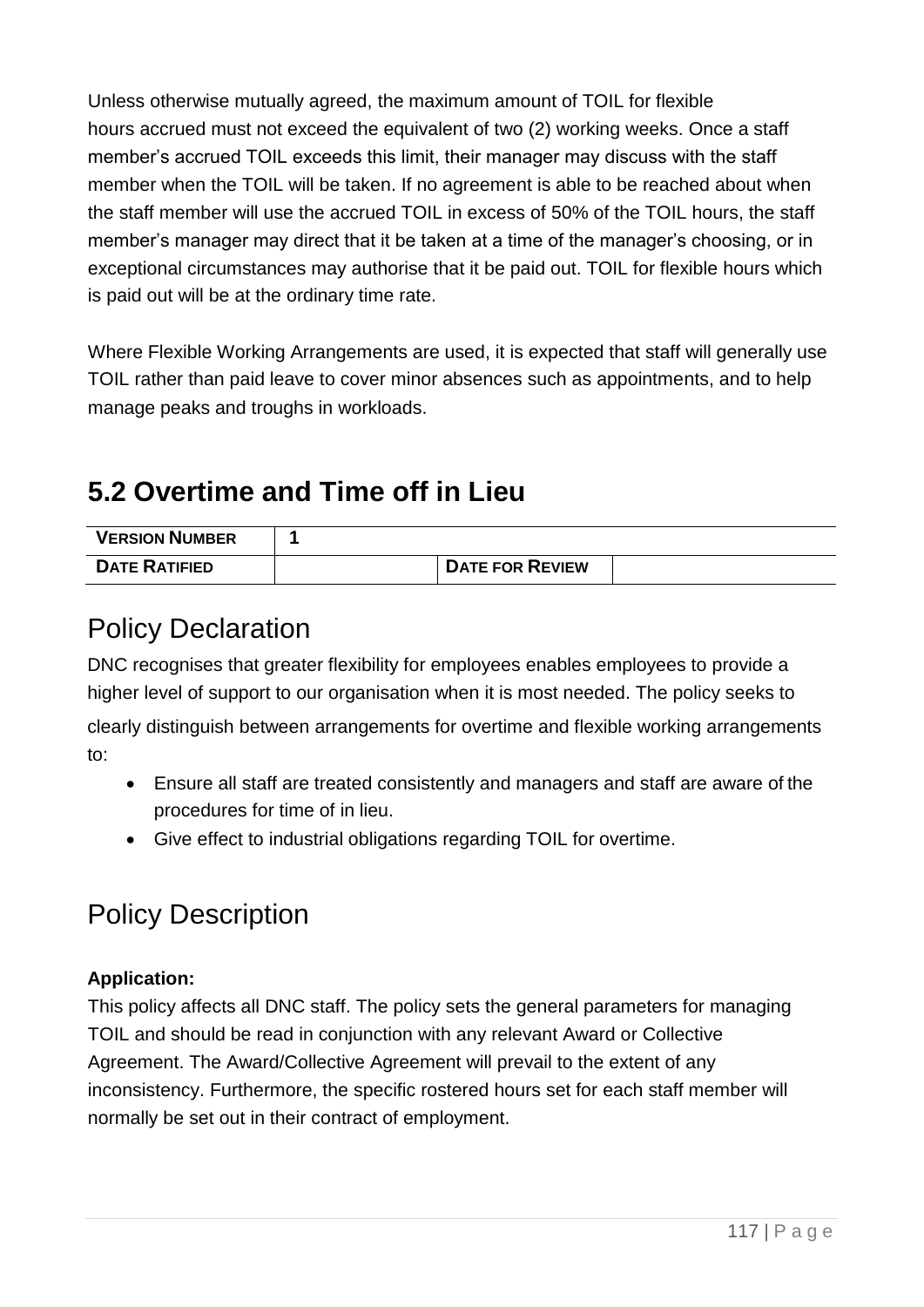Unless otherwise mutually agreed, the maximum amount of TOIL for flexible hours accrued must not exceed the equivalent of two (2) working weeks. Once a staff member's accrued TOIL exceeds this limit, their manager may discuss with the staff member when the TOIL will be taken. If no agreement is able to be reached about when the staff member will use the accrued TOIL in excess of 50% of the TOIL hours, the staff member's manager may direct that it be taken at a time of the manager's choosing, or in exceptional circumstances may authorise that it be paid out. TOIL for flexible hours which is paid out will be at the ordinary time rate.

Where Flexible Working Arrangements are used, it is expected that staff will generally use TOIL rather than paid leave to cover minor absences such as appointments, and to help manage peaks and troughs in workloads.

## 5.2 Overtime and Time off in Lieu

| **VERSION NUMBER** | **1** | | |
|---|---|---|---|
| **DATE RATIFIED** | | **DATE FOR REVIEW** | |

## Policy Declaration

DNC recognises that greater flexibility for employees enables employees to provide a higher level of support to our organisation when it is most needed. The policy seeks to clearly distinguish between arrangements for overtime and flexible working arrangements to:

- Ensure all staff are treated consistently and managers and staff are aware of the procedures for time of in lieu.
- Give effect to industrial obligations regarding TOIL for overtime.

## Policy Description

**Application:**
This policy affects all DNC staff. The policy sets the general parameters for managing TOIL and should be read in conjunction with any relevant Award or Collective Agreement. The Award/Collective Agreement will prevail to the extent of any inconsistency. Furthermore, the specific rostered hours set for each staff member will normally be set out in their contract of employment.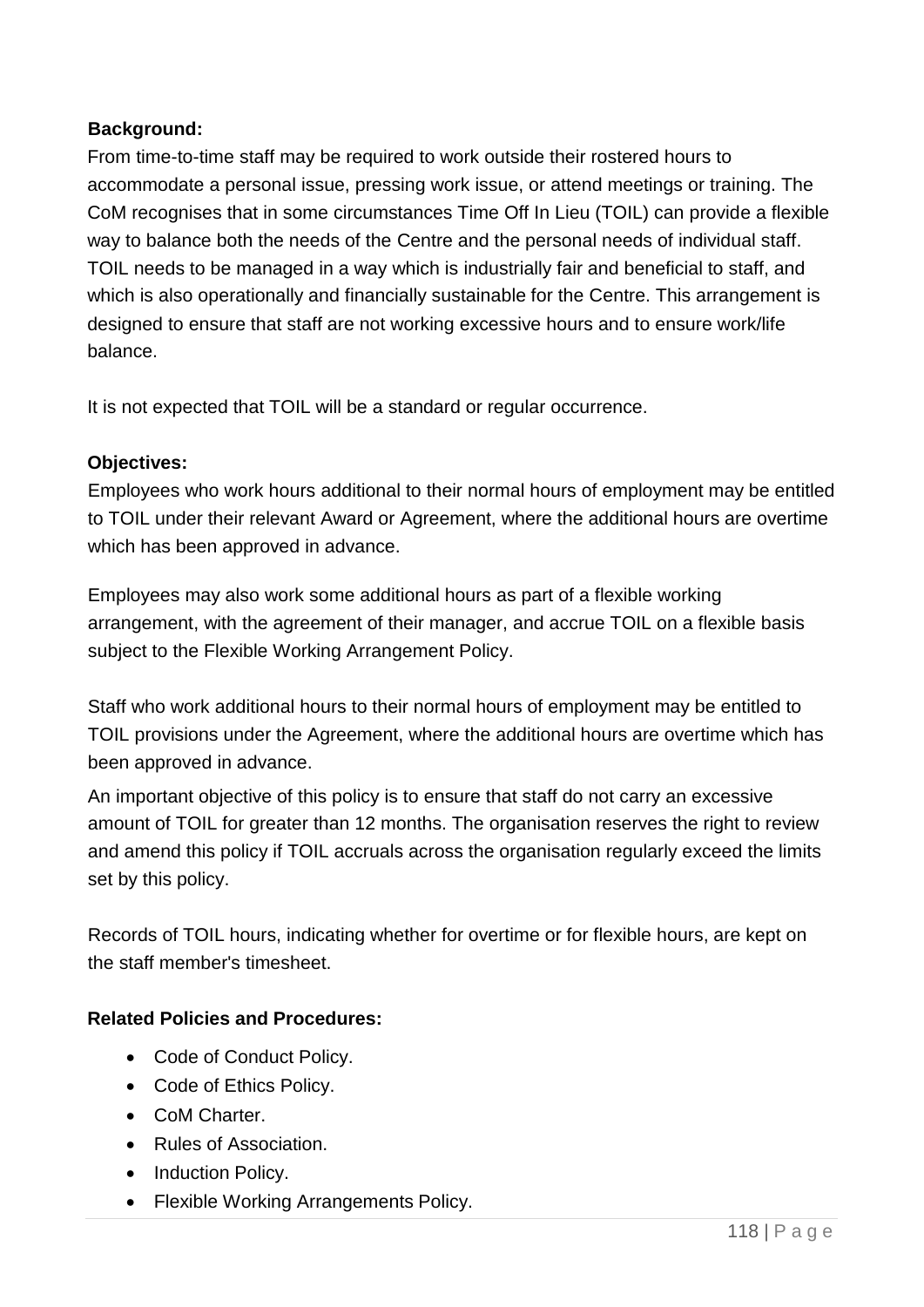**Background:**

From time-to-time staff may be required to work outside their rostered hours to accommodate a personal issue, pressing work issue, or attend meetings or training. The CoM recognises that in some circumstances Time Off In Lieu (TOIL) can provide a flexible way to balance both the needs of the Centre and the personal needs of individual staff. TOIL needs to be managed in a way which is industrially fair and beneficial to staff, and which is also operationally and financially sustainable for the Centre. This arrangement is designed to ensure that staff are not working excessive hours and to ensure work/life balance.

It is not expected that TOIL will be a standard or regular occurrence.

**Objectives:**

Employees who work hours additional to their normal hours of employment may be entitled to TOIL under their relevant Award or Agreement, where the additional hours are overtime which has been approved in advance.

Employees may also work some additional hours as part of a flexible working arrangement, with the agreement of their manager, and accrue TOIL on a flexible basis subject to the Flexible Working Arrangement Policy.

Staff who work additional hours to their normal hours of employment may be entitled to TOIL provisions under the Agreement, where the additional hours are overtime which has been approved in advance.

An important objective of this policy is to ensure that staff do not carry an excessive amount of TOIL for greater than 12 months. The organisation reserves the right to review and amend this policy if TOIL accruals across the organisation regularly exceed the limits set by this policy.

Records of TOIL hours, indicating whether for overtime or for flexible hours, are kept on the staff member's timesheet.

**Related Policies and Procedures:**

- Code of Conduct Policy.
- Code of Ethics Policy.
- CoM Charter.
- Rules of Association.
- Induction Policy.
- Flexible Working Arrangements Policy.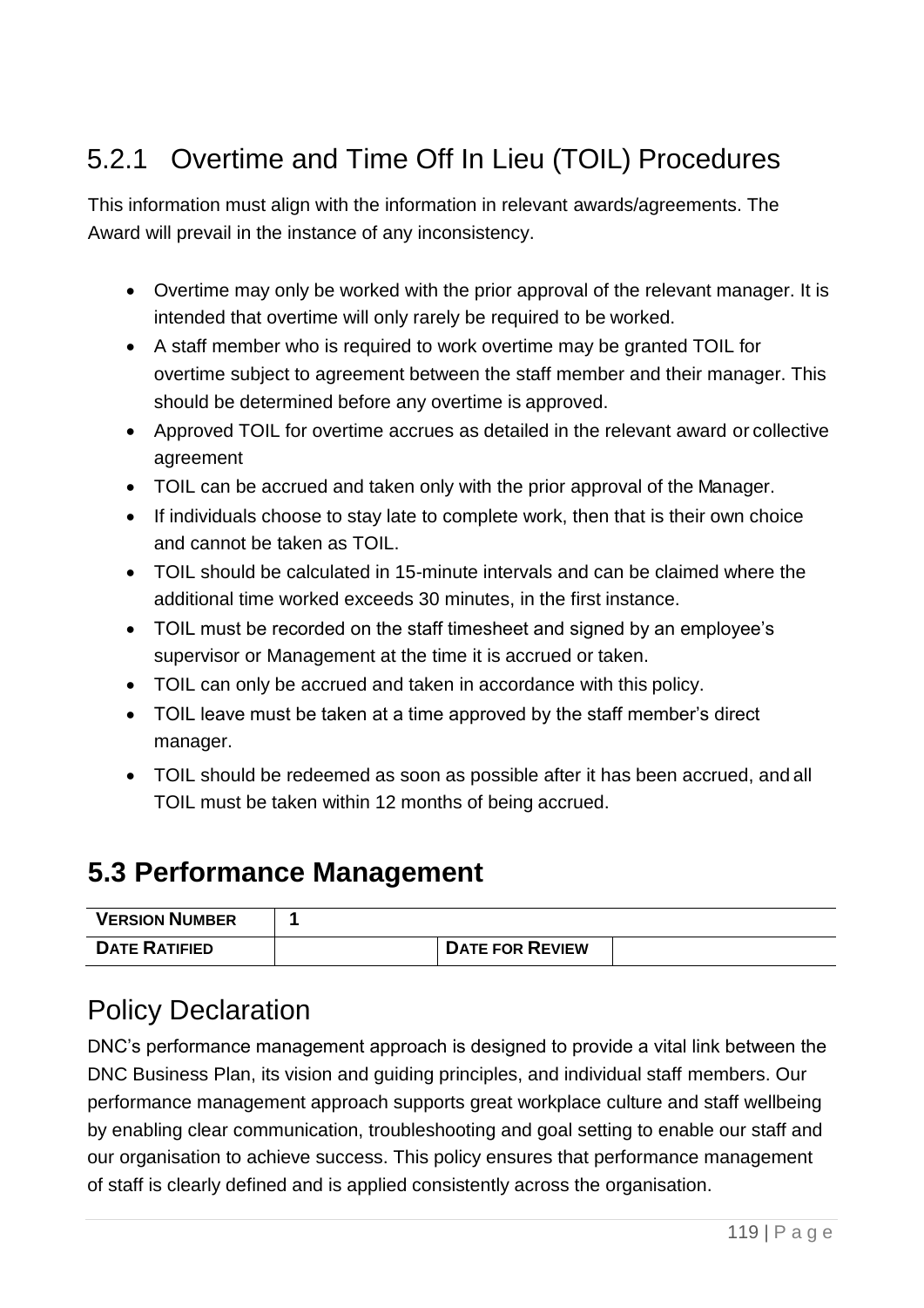### 5.2.1 Overtime and Time Off In Lieu (TOIL) Procedures

This information must align with the information in relevant awards/agreements. The Award will prevail in the instance of any inconsistency.

- Overtime may only be worked with the prior approval of the relevant manager. It is intended that overtime will only rarely be required to be worked.
- A staff member who is required to work overtime may be granted TOIL for overtime subject to agreement between the staff member and their manager. This should be determined before any overtime is approved.
- Approved TOIL for overtime accrues as detailed in the relevant award or collective agreement
- TOIL can be accrued and taken only with the prior approval of the Manager.
- If individuals choose to stay late to complete work, then that is their own choice and cannot be taken as TOIL.
- TOIL should be calculated in 15-minute intervals and can be claimed where the additional time worked exceeds 30 minutes, in the first instance.
- TOIL must be recorded on the staff timesheet and signed by an employee's supervisor or Management at the time it is accrued or taken.
- TOIL can only be accrued and taken in accordance with this policy.
- TOIL leave must be taken at a time approved by the staff member's direct manager.
- TOIL should be redeemed as soon as possible after it has been accrued, and all TOIL must be taken within 12 months of being accrued.

## 5.3 Performance Management

| **VERSION NUMBER** | **1** | | |
|---|---|---|---|
| **DATE RATIFIED** | | **DATE FOR REVIEW** | |

### Policy Declaration

DNC's performance management approach is designed to provide a vital link between the DNC Business Plan, its vision and guiding principles, and individual staff members. Our performance management approach supports great workplace culture and staff wellbeing by enabling clear communication, troubleshooting and goal setting to enable our staff and our organisation to achieve success. This policy ensures that performance management of staff is clearly defined and is applied consistently across the organisation.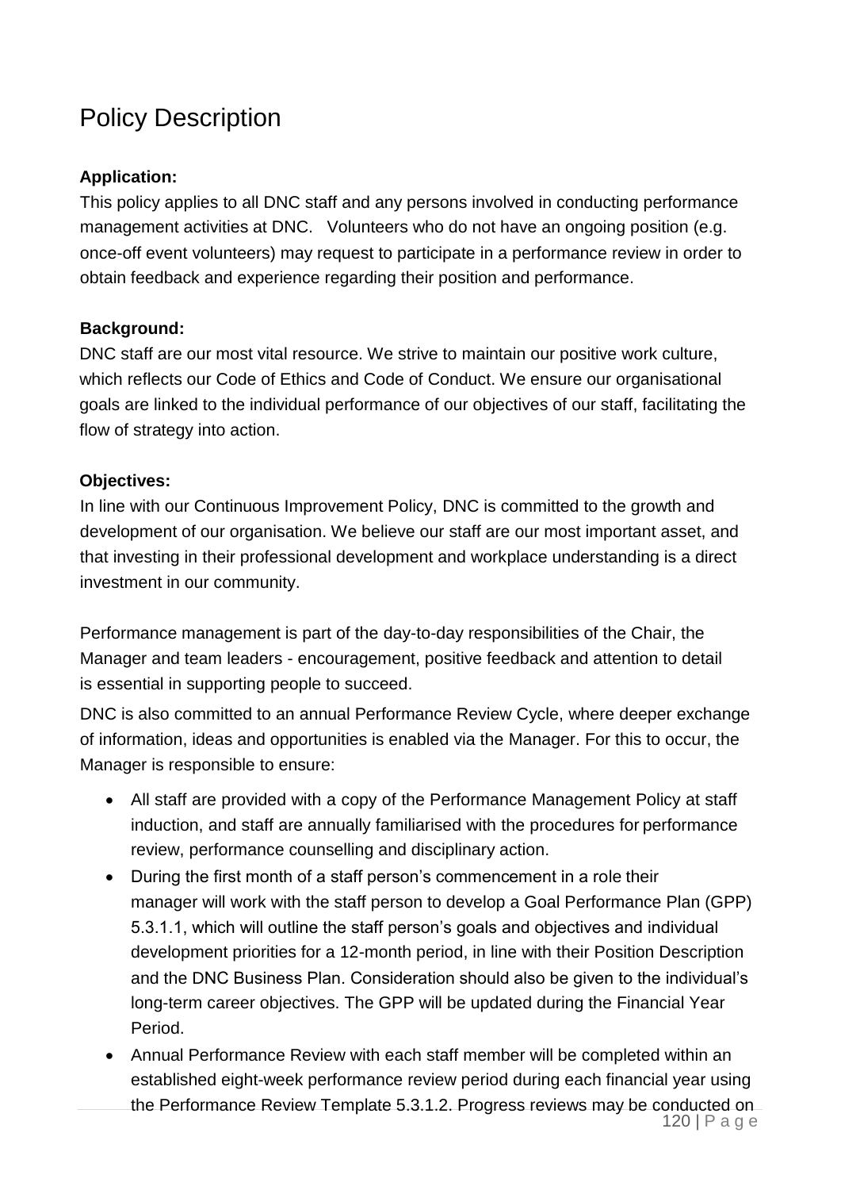# Policy Description

**Application:**

This policy applies to all DNC staff and any persons involved in conducting performance management activities at DNC. Volunteers who do not have an ongoing position (e.g. once-off event volunteers) may request to participate in a performance review in order to obtain feedback and experience regarding their position and performance.

**Background:**

DNC staff are our most vital resource. We strive to maintain our positive work culture, which reflects our Code of Ethics and Code of Conduct. We ensure our organisational goals are linked to the individual performance of our objectives of our staff, facilitating the flow of strategy into action.

**Objectives:**

In line with our Continuous Improvement Policy, DNC is committed to the growth and development of our organisation. We believe our staff are our most important asset, and that investing in their professional development and workplace understanding is a direct investment in our community.

Performance management is part of the day-to-day responsibilities of the Chair, the Manager and team leaders - encouragement, positive feedback and attention to detail is essential in supporting people to succeed.

DNC is also committed to an annual Performance Review Cycle, where deeper exchange of information, ideas and opportunities is enabled via the Manager. For this to occur, the Manager is responsible to ensure:

- All staff are provided with a copy of the Performance Management Policy at staff induction, and staff are annually familiarised with the procedures for performance review, performance counselling and disciplinary action.
- During the first month of a staff person's commencement in a role their manager will work with the staff person to develop a Goal Performance Plan (GPP) 5.3.1.1, which will outline the staff person's goals and objectives and individual development priorities for a 12-month period, in line with their Position Description and the DNC Business Plan. Consideration should also be given to the individual's long-term career objectives. The GPP will be updated during the Financial Year Period.
- Annual Performance Review with each staff member will be completed within an established eight-week performance review period during each financial year using the Performance Review Template 5.3.1.2. Progress reviews may be conducted on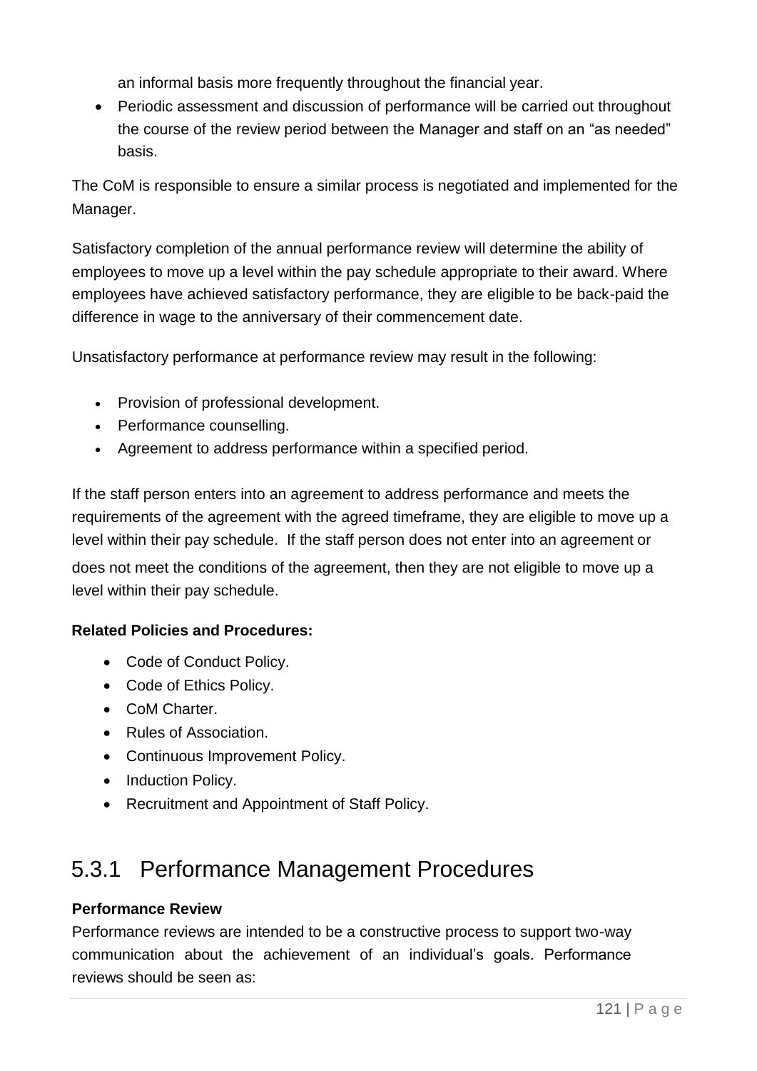an informal basis more frequently throughout the financial year.

- Periodic assessment and discussion of performance will be carried out throughout the course of the review period between the Manager and staff on an "as needed" basis.

The CoM is responsible to ensure a similar process is negotiated and implemented for the Manager.

Satisfactory completion of the annual performance review will determine the ability of employees to move up a level within the pay schedule appropriate to their award. Where employees have achieved satisfactory performance, they are eligible to be back-paid the difference in wage to the anniversary of their commencement date.

Unsatisfactory performance at performance review may result in the following:

- Provision of professional development.
- Performance counselling.
- Agreement to address performance within a specified period.

If the staff person enters into an agreement to address performance and meets the requirements of the agreement with the agreed timeframe, they are eligible to move up a level within their pay schedule. If the staff person does not enter into an agreement or does not meet the conditions of the agreement, then they are not eligible to move up a level within their pay schedule.

**Related Policies and Procedures:**

- Code of Conduct Policy.
- Code of Ethics Policy.
- CoM Charter.
- Rules of Association.
- Continuous Improvement Policy.
- Induction Policy.
- Recruitment and Appointment of Staff Policy.

## 5.3.1 Performance Management Procedures

**Performance Review**

Performance reviews are intended to be a constructive process to support two-way communication about the achievement of an individual's goals. Performance reviews should be seen as: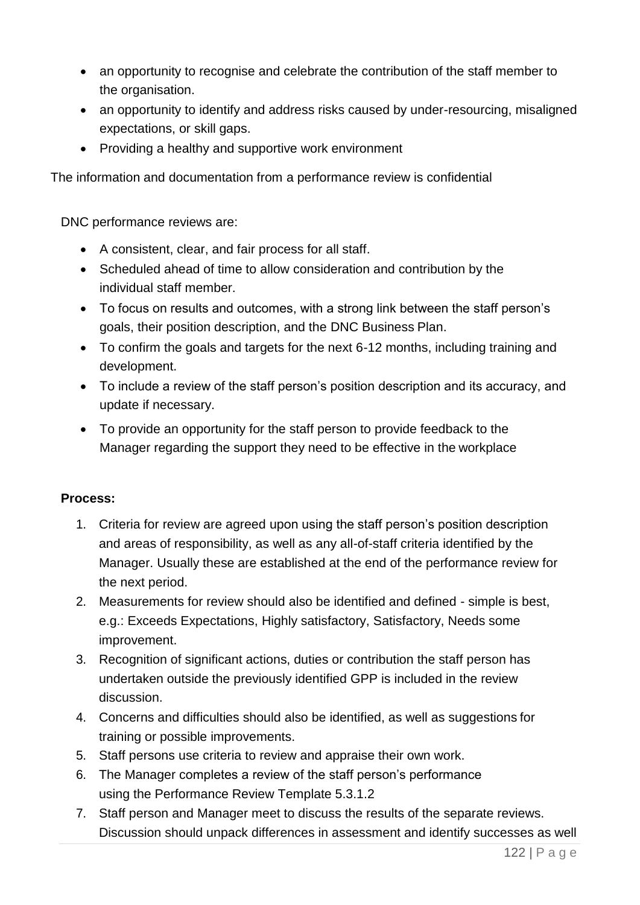- an opportunity to recognise and celebrate the contribution of the staff member to the organisation.
- an opportunity to identify and address risks caused by under-resourcing, misaligned expectations, or skill gaps.
- Providing a healthy and supportive work environment

The information and documentation from a performance review is confidential

DNC performance reviews are:

- A consistent, clear, and fair process for all staff.
- Scheduled ahead of time to allow consideration and contribution by the individual staff member.
- To focus on results and outcomes, with a strong link between the staff person's goals, their position description, and the DNC Business Plan.
- To confirm the goals and targets for the next 6-12 months, including training and development.
- To include a review of the staff person's position description and its accuracy, and update if necessary.
- To provide an opportunity for the staff person to provide feedback to the Manager regarding the support they need to be effective in the workplace

**Process:**

1. Criteria for review are agreed upon using the staff person's position description and areas of responsibility, as well as any all-of-staff criteria identified by the Manager. Usually these are established at the end of the performance review for the next period.
2. Measurements for review should also be identified and defined - simple is best, e.g.: Exceeds Expectations, Highly satisfactory, Satisfactory, Needs some improvement.
3. Recognition of significant actions, duties or contribution the staff person has undertaken outside the previously identified GPP is included in the review discussion.
4. Concerns and difficulties should also be identified, as well as suggestions for training or possible improvements.
5. Staff persons use criteria to review and appraise their own work.
6. The Manager completes a review of the staff person's performance using the Performance Review Template 5.3.1.2
7. Staff person and Manager meet to discuss the results of the separate reviews. Discussion should unpack differences in assessment and identify successes as well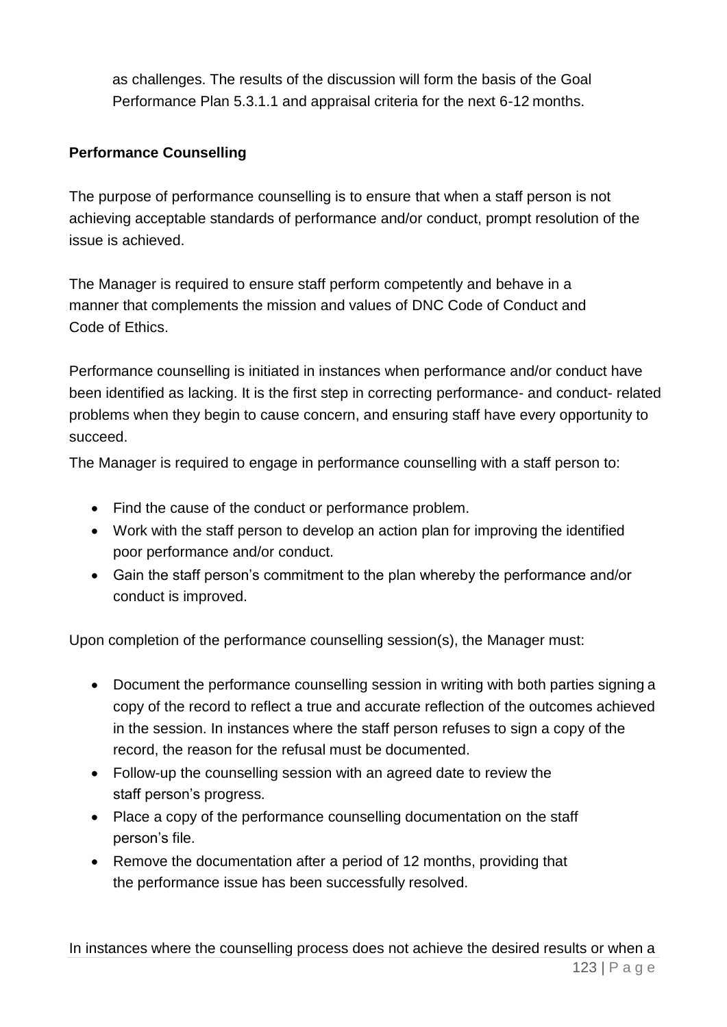as challenges. The results of the discussion will form the basis of the Goal Performance Plan 5.3.1.1 and appraisal criteria for the next 6-12 months.

**Performance Counselling**

The purpose of performance counselling is to ensure that when a staff person is not achieving acceptable standards of performance and/or conduct, prompt resolution of the issue is achieved.

The Manager is required to ensure staff perform competently and behave in a manner that complements the mission and values of DNC Code of Conduct and Code of Ethics.

Performance counselling is initiated in instances when performance and/or conduct have been identified as lacking. It is the first step in correcting performance- and conduct- related problems when they begin to cause concern, and ensuring staff have every opportunity to succeed.

The Manager is required to engage in performance counselling with a staff person to:

- Find the cause of the conduct or performance problem.
- Work with the staff person to develop an action plan for improving the identified poor performance and/or conduct.
- Gain the staff person's commitment to the plan whereby the performance and/or conduct is improved.

Upon completion of the performance counselling session(s), the Manager must:

- Document the performance counselling session in writing with both parties signing a copy of the record to reflect a true and accurate reflection of the outcomes achieved in the session. In instances where the staff person refuses to sign a copy of the record, the reason for the refusal must be documented.
- Follow-up the counselling session with an agreed date to review the staff person's progress.
- Place a copy of the performance counselling documentation on the staff person's file.
- Remove the documentation after a period of 12 months, providing that the performance issue has been successfully resolved.

In instances where the counselling process does not achieve the desired results or when a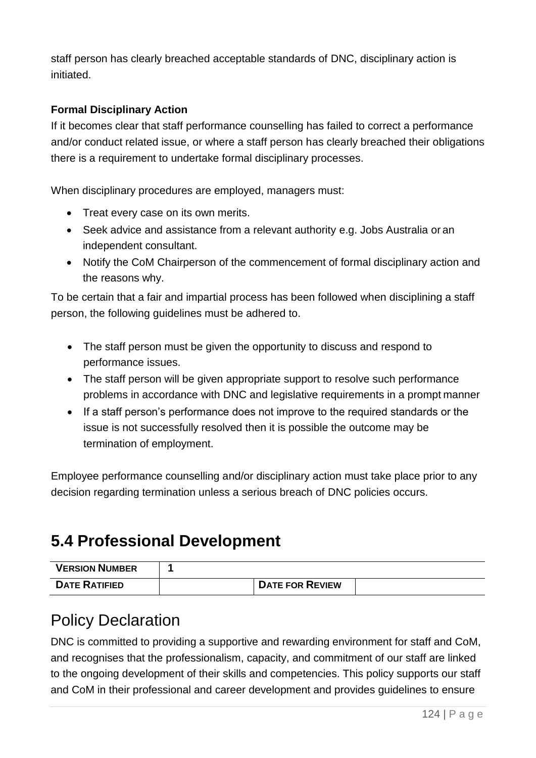staff person has clearly breached acceptable standards of DNC, disciplinary action is initiated.

**Formal Disciplinary Action**

If it becomes clear that staff performance counselling has failed to correct a performance and/or conduct related issue, or where a staff person has clearly breached their obligations there is a requirement to undertake formal disciplinary processes.

When disciplinary procedures are employed, managers must:

- Treat every case on its own merits.
- Seek advice and assistance from a relevant authority e.g. Jobs Australia or an independent consultant.
- Notify the CoM Chairperson of the commencement of formal disciplinary action and the reasons why.

To be certain that a fair and impartial process has been followed when disciplining a staff person, the following guidelines must be adhered to.

- The staff person must be given the opportunity to discuss and respond to performance issues.
- The staff person will be given appropriate support to resolve such performance problems in accordance with DNC and legislative requirements in a prompt manner
- If a staff person's performance does not improve to the required standards or the issue is not successfully resolved then it is possible the outcome may be termination of employment.

Employee performance counselling and/or disciplinary action must take place prior to any decision regarding termination unless a serious breach of DNC policies occurs.

# 5.4 Professional Development

| **VERSION NUMBER** | **1** | | |
|---|---|---|---|
| **DATE RATIFIED** | | **DATE FOR REVIEW** | |

## Policy Declaration

DNC is committed to providing a supportive and rewarding environment for staff and CoM, and recognises that the professionalism, capacity, and commitment of our staff are linked to the ongoing development of their skills and competencies. This policy supports our staff and CoM in their professional and career development and provides guidelines to ensure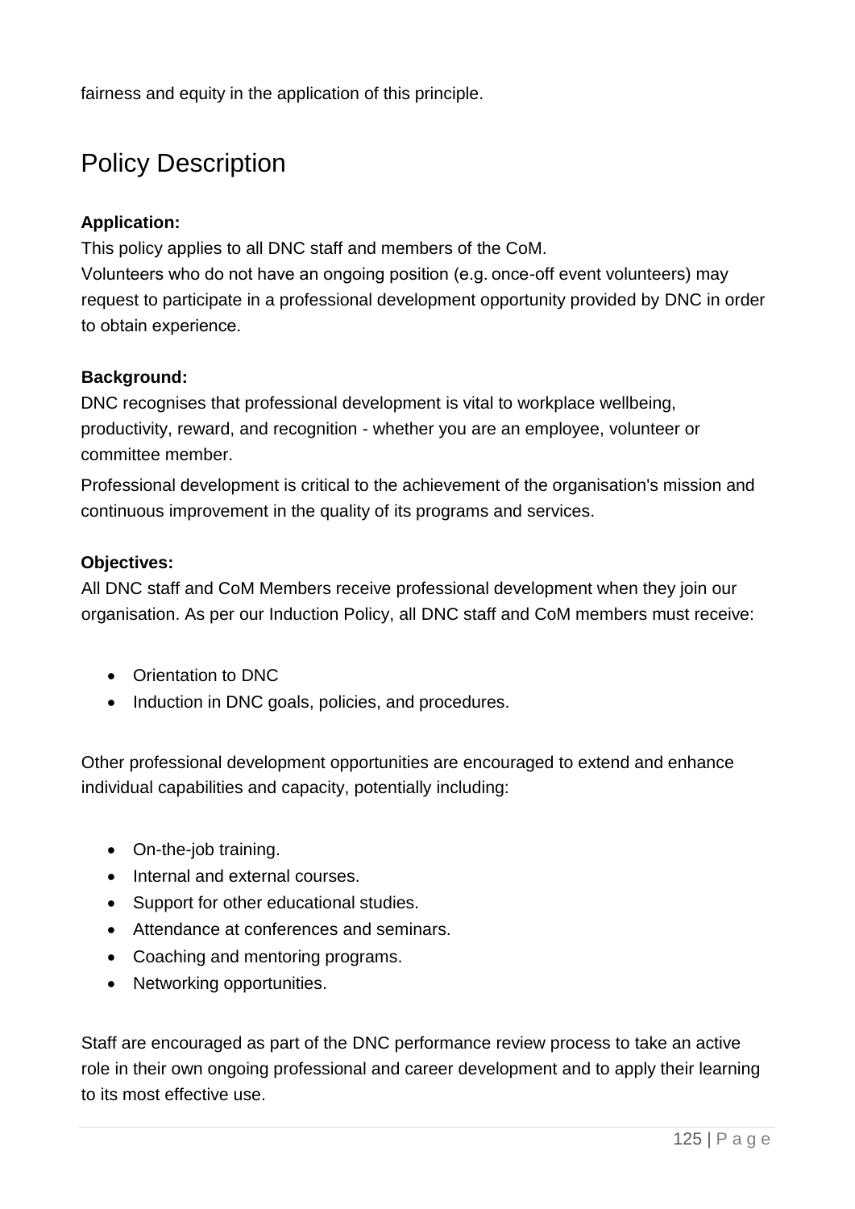fairness and equity in the application of this principle.

## Policy Description

**Application:**

This policy applies to all DNC staff and members of the CoM.

Volunteers who do not have an ongoing position (e.g. once-off event volunteers) may request to participate in a professional development opportunity provided by DNC in order to obtain experience.

**Background:**

DNC recognises that professional development is vital to workplace wellbeing, productivity, reward, and recognition - whether you are an employee, volunteer or committee member.

Professional development is critical to the achievement of the organisation's mission and continuous improvement in the quality of its programs and services.

**Objectives:**

All DNC staff and CoM Members receive professional development when they join our organisation. As per our Induction Policy, all DNC staff and CoM members must receive:

- Orientation to DNC
- Induction in DNC goals, policies, and procedures.

Other professional development opportunities are encouraged to extend and enhance individual capabilities and capacity, potentially including:

- On-the-job training.
- Internal and external courses.
- Support for other educational studies.
- Attendance at conferences and seminars.
- Coaching and mentoring programs.
- Networking opportunities.

Staff are encouraged as part of the DNC performance review process to take an active role in their own ongoing professional and career development and to apply their learning to its most effective use.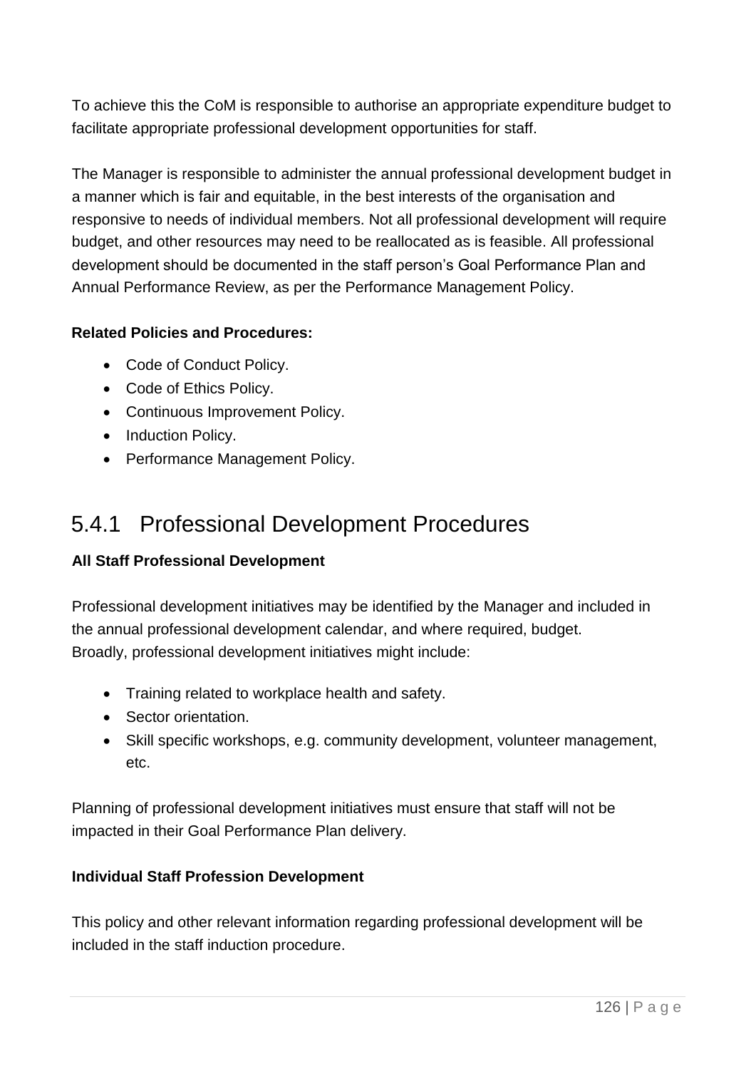To achieve this the CoM is responsible to authorise an appropriate expenditure budget to facilitate appropriate professional development opportunities for staff.

The Manager is responsible to administer the annual professional development budget in a manner which is fair and equitable, in the best interests of the organisation and responsive to needs of individual members. Not all professional development will require budget, and other resources may need to be reallocated as is feasible. All professional development should be documented in the staff person's Goal Performance Plan and Annual Performance Review, as per the Performance Management Policy.

**Related Policies and Procedures:**

- Code of Conduct Policy.
- Code of Ethics Policy.
- Continuous Improvement Policy.
- Induction Policy.
- Performance Management Policy.

## 5.4.1 Professional Development Procedures

**All Staff Professional Development**

Professional development initiatives may be identified by the Manager and included in the annual professional development calendar, and where required, budget.
Broadly, professional development initiatives might include:

- Training related to workplace health and safety.
- Sector orientation.
- Skill specific workshops, e.g. community development, volunteer management, etc.

Planning of professional development initiatives must ensure that staff will not be impacted in their Goal Performance Plan delivery.

**Individual Staff Profession Development**

This policy and other relevant information regarding professional development will be included in the staff induction procedure.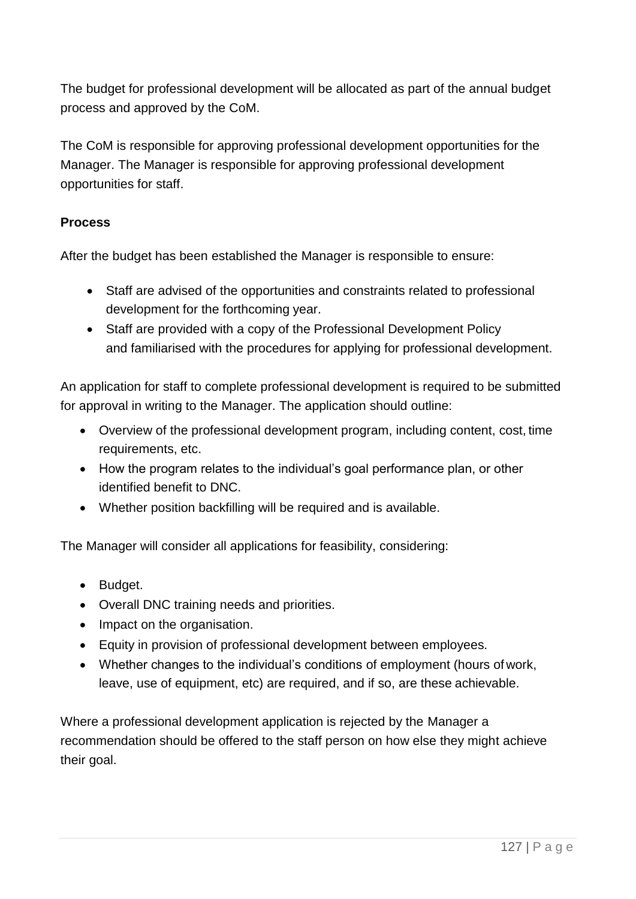The budget for professional development will be allocated as part of the annual budget process and approved by the CoM.

The CoM is responsible for approving professional development opportunities for the Manager. The Manager is responsible for approving professional development opportunities for staff.

**Process**

After the budget has been established the Manager is responsible to ensure:

- Staff are advised of the opportunities and constraints related to professional development for the forthcoming year.
- Staff are provided with a copy of the Professional Development Policy and familiarised with the procedures for applying for professional development.

An application for staff to complete professional development is required to be submitted for approval in writing to the Manager. The application should outline:

- Overview of the professional development program, including content, cost, time requirements, etc.
- How the program relates to the individual's goal performance plan, or other identified benefit to DNC.
- Whether position backfilling will be required and is available.

The Manager will consider all applications for feasibility, considering:

- Budget.
- Overall DNC training needs and priorities.
- Impact on the organisation.
- Equity in provision of professional development between employees.
- Whether changes to the individual's conditions of employment (hours of work, leave, use of equipment, etc) are required, and if so, are these achievable.

Where a professional development application is rejected by the Manager a recommendation should be offered to the staff person on how else they might achieve their goal.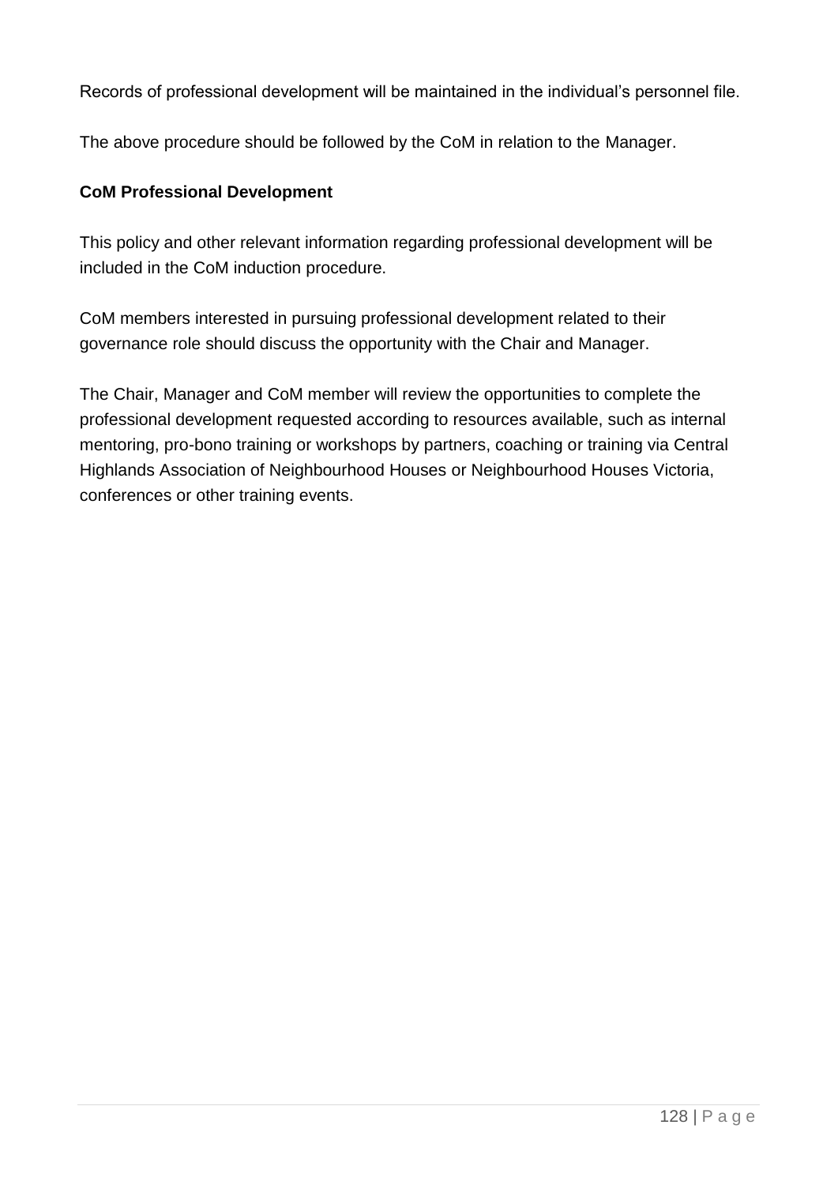Records of professional development will be maintained in the individual's personnel file.

The above procedure should be followed by the CoM in relation to the Manager.

**CoM Professional Development**

This policy and other relevant information regarding professional development will be included in the CoM induction procedure.

CoM members interested in pursuing professional development related to their governance role should discuss the opportunity with the Chair and Manager.

The Chair, Manager and CoM member will review the opportunities to complete the professional development requested according to resources available, such as internal mentoring, pro-bono training or workshops by partners, coaching or training via Central Highlands Association of Neighbourhood Houses or Neighbourhood Houses Victoria, conferences or other training events.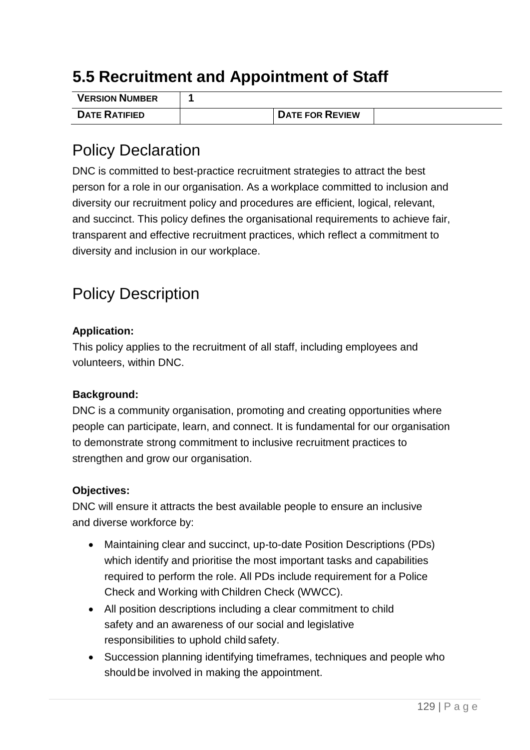# 5.5 Recruitment and Appointment of Staff

| VERSION NUMBER | 1 | | |
|---|---|---|---|
| DATE RATIFIED | | DATE FOR REVIEW | |

## Policy Declaration

DNC is committed to best-practice recruitment strategies to attract the best person for a role in our organisation. As a workplace committed to inclusion and diversity our recruitment policy and procedures are efficient, logical, relevant, and succinct. This policy defines the organisational requirements to achieve fair, transparent and effective recruitment practices, which reflect a commitment to diversity and inclusion in our workplace.

## Policy Description

**Application:**

This policy applies to the recruitment of all staff, including employees and volunteers, within DNC.

**Background:**

DNC is a community organisation, promoting and creating opportunities where people can participate, learn, and connect. It is fundamental for our organisation to demonstrate strong commitment to inclusive recruitment practices to strengthen and grow our organisation.

**Objectives:**

DNC will ensure it attracts the best available people to ensure an inclusive and diverse workforce by:

- Maintaining clear and succinct, up-to-date Position Descriptions (PDs) which identify and prioritise the most important tasks and capabilities required to perform the role. All PDs include requirement for a Police Check and Working with Children Check (WWCC).
- All position descriptions including a clear commitment to child safety and an awareness of our social and legislative responsibilities to uphold child safety.
- Succession planning identifying timeframes, techniques and people who should be involved in making the appointment.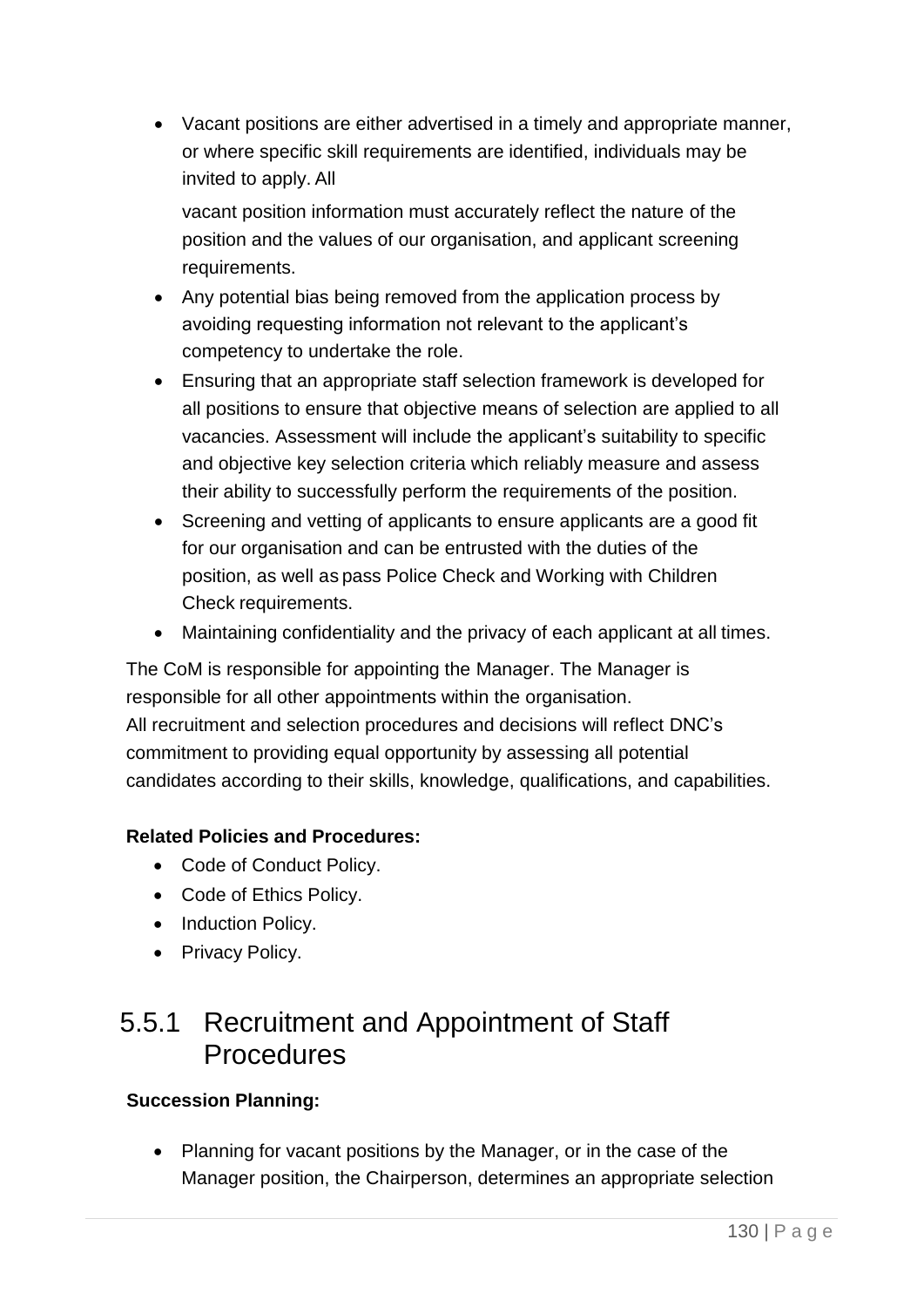- Vacant positions are either advertised in a timely and appropriate manner, or where specific skill requirements are identified, individuals may be invited to apply. All

  vacant position information must accurately reflect the nature of the position and the values of our organisation, and applicant screening requirements.
- Any potential bias being removed from the application process by avoiding requesting information not relevant to the applicant's competency to undertake the role.
- Ensuring that an appropriate staff selection framework is developed for all positions to ensure that objective means of selection are applied to all vacancies. Assessment will include the applicant's suitability to specific and objective key selection criteria which reliably measure and assess their ability to successfully perform the requirements of the position.
- Screening and vetting of applicants to ensure applicants are a good fit for our organisation and can be entrusted with the duties of the position, as well as pass Police Check and Working with Children Check requirements.
- Maintaining confidentiality and the privacy of each applicant at all times.

The CoM is responsible for appointing the Manager. The Manager is responsible for all other appointments within the organisation.
All recruitment and selection procedures and decisions will reflect DNC's commitment to providing equal opportunity by assessing all potential candidates according to their skills, knowledge, qualifications, and capabilities.

**Related Policies and Procedures:**

- Code of Conduct Policy.
- Code of Ethics Policy.
- Induction Policy.
- Privacy Policy.

## 5.5.1 Recruitment and Appointment of Staff Procedures

**Succession Planning:**

- Planning for vacant positions by the Manager, or in the case of the Manager position, the Chairperson, determines an appropriate selection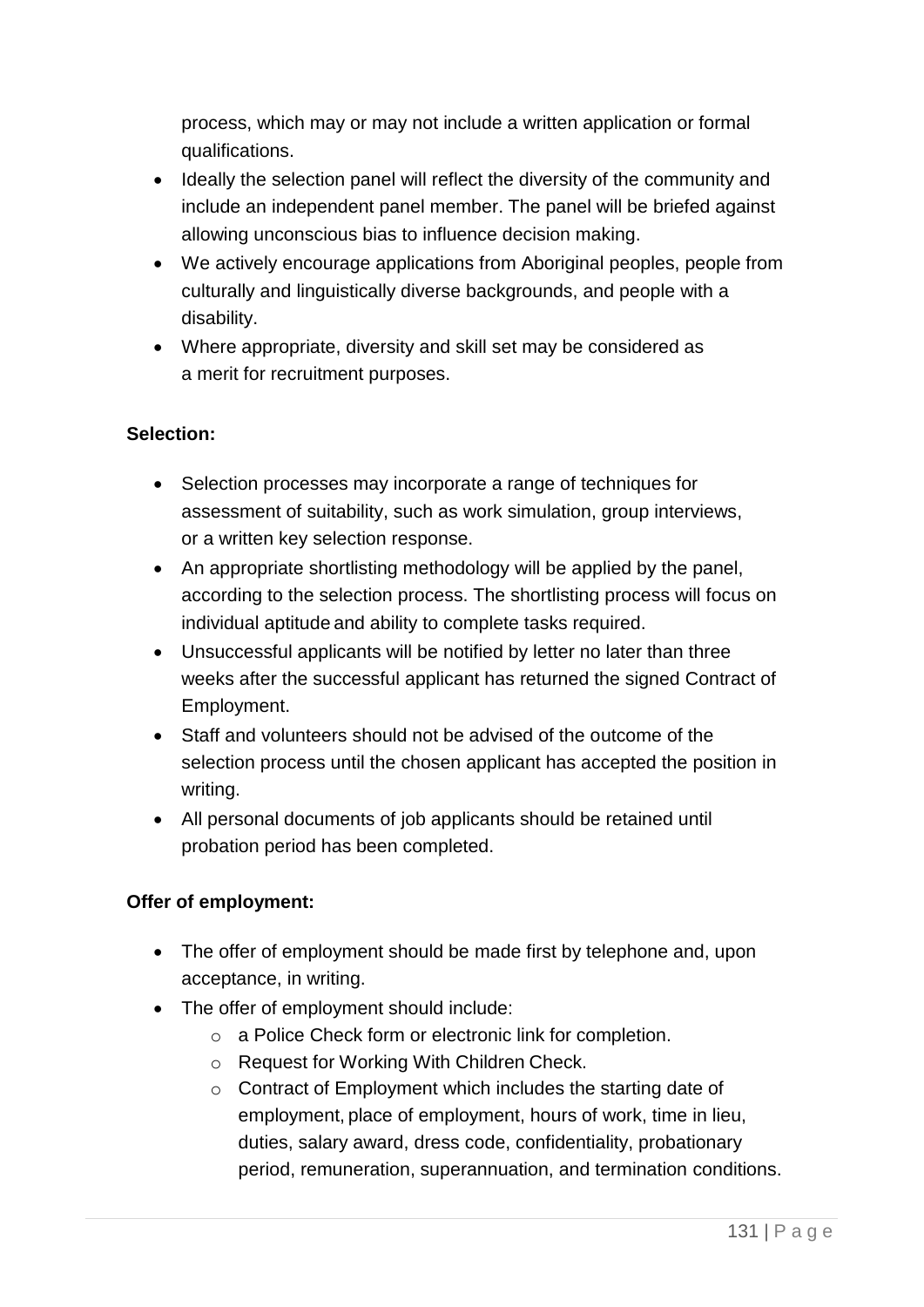process, which may or may not include a written application or formal qualifications.

- Ideally the selection panel will reflect the diversity of the community and include an independent panel member. The panel will be briefed against allowing unconscious bias to influence decision making.
- We actively encourage applications from Aboriginal peoples, people from culturally and linguistically diverse backgrounds, and people with a disability.
- Where appropriate, diversity and skill set may be considered as a merit for recruitment purposes.

**Selection:**

- Selection processes may incorporate a range of techniques for assessment of suitability, such as work simulation, group interviews, or a written key selection response.
- An appropriate shortlisting methodology will be applied by the panel, according to the selection process. The shortlisting process will focus on individual aptitude and ability to complete tasks required.
- Unsuccessful applicants will be notified by letter no later than three weeks after the successful applicant has returned the signed Contract of Employment.
- Staff and volunteers should not be advised of the outcome of the selection process until the chosen applicant has accepted the position in writing.
- All personal documents of job applicants should be retained until probation period has been completed.

**Offer of employment:**

- The offer of employment should be made first by telephone and, upon acceptance, in writing.
- The offer of employment should include:
  - a Police Check form or electronic link for completion.
  - Request for Working With Children Check.
  - Contract of Employment which includes the starting date of employment, place of employment, hours of work, time in lieu, duties, salary award, dress code, confidentiality, probationary period, remuneration, superannuation, and termination conditions.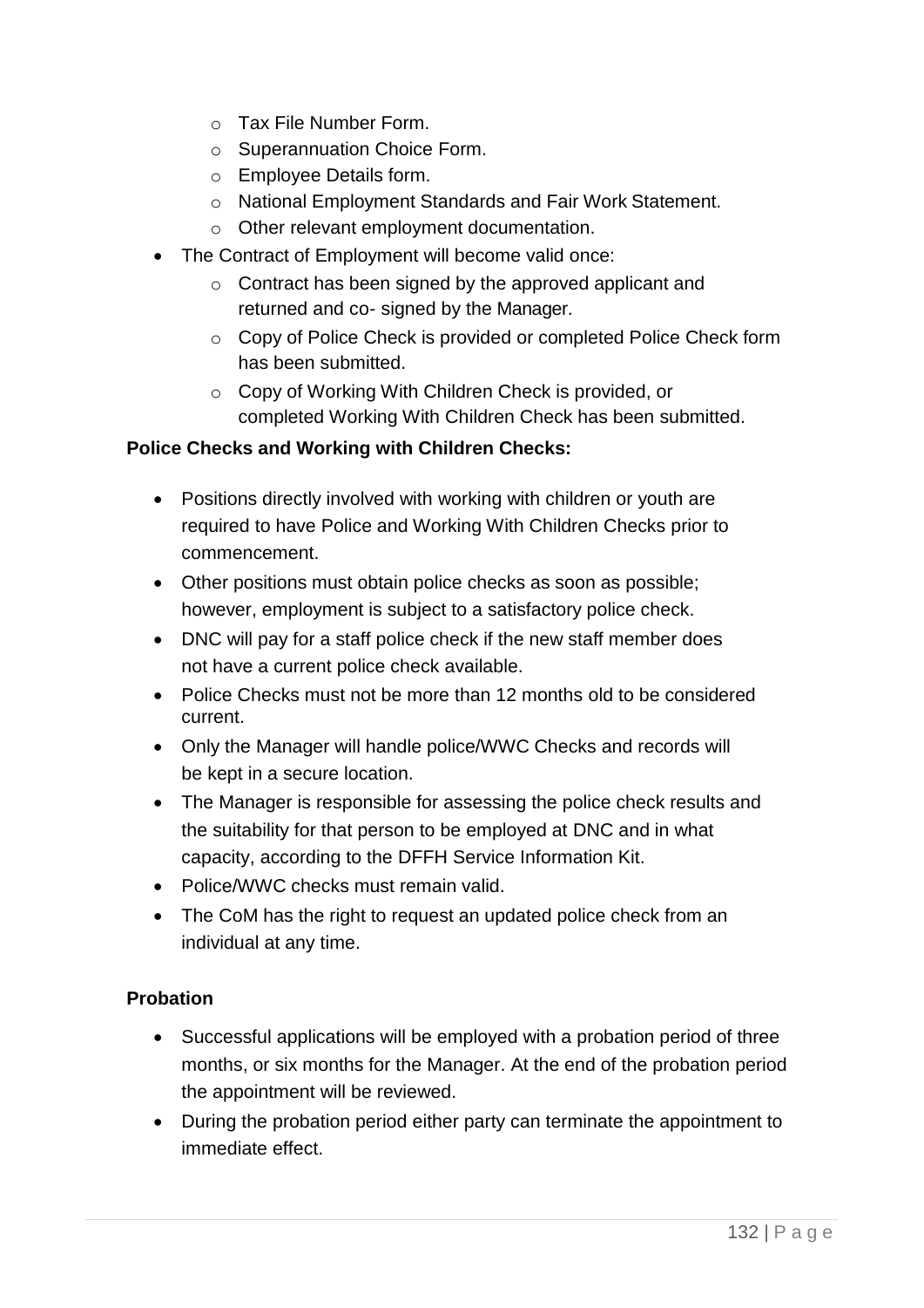- Tax File Number Form.
  - Superannuation Choice Form.
  - Employee Details form.
  - National Employment Standards and Fair Work Statement.
  - Other relevant employment documentation.
- The Contract of Employment will become valid once:
  - Contract has been signed by the approved applicant and returned and co- signed by the Manager.
  - Copy of Police Check is provided or completed Police Check form has been submitted.
  - Copy of Working With Children Check is provided, or completed Working With Children Check has been submitted.

**Police Checks and Working with Children Checks:**

- Positions directly involved with working with children or youth are required to have Police and Working With Children Checks prior to commencement.
- Other positions must obtain police checks as soon as possible; however, employment is subject to a satisfactory police check.
- DNC will pay for a staff police check if the new staff member does not have a current police check available.
- Police Checks must not be more than 12 months old to be considered current.
- Only the Manager will handle police/WWC Checks and records will be kept in a secure location.
- The Manager is responsible for assessing the police check results and the suitability for that person to be employed at DNC and in what capacity, according to the DFFH Service Information Kit.
- Police/WWC checks must remain valid.
- The CoM has the right to request an updated police check from an individual at any time.

**Probation**

- Successful applications will be employed with a probation period of three months, or six months for the Manager. At the end of the probation period the appointment will be reviewed.
- During the probation period either party can terminate the appointment to immediate effect.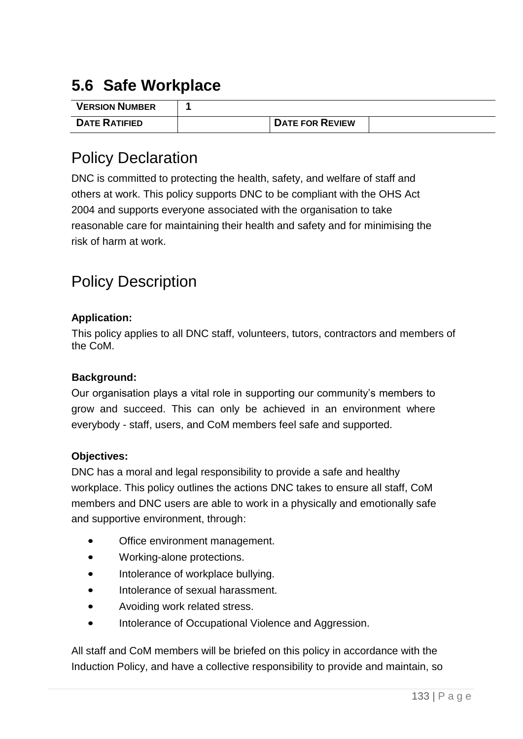## 5.6 Safe Workplace

| VERSION NUMBER | 1 | | |
|---|---|---|---|
| DATE RATIFIED | | DATE FOR REVIEW | |

### Policy Declaration

DNC is committed to protecting the health, safety, and welfare of staff and others at work. This policy supports DNC to be compliant with the OHS Act 2004 and supports everyone associated with the organisation to take reasonable care for maintaining their health and safety and for minimising the risk of harm at work.

### Policy Description

**Application:**

This policy applies to all DNC staff, volunteers, tutors, contractors and members of the CoM.

**Background:**

Our organisation plays a vital role in supporting our community's members to grow and succeed. This can only be achieved in an environment where everybody - staff, users, and CoM members feel safe and supported.

**Objectives:**

DNC has a moral and legal responsibility to provide a safe and healthy workplace. This policy outlines the actions DNC takes to ensure all staff, CoM members and DNC users are able to work in a physically and emotionally safe and supportive environment, through:

- Office environment management.
- Working-alone protections.
- Intolerance of workplace bullying.
- Intolerance of sexual harassment.
- Avoiding work related stress.
- Intolerance of Occupational Violence and Aggression.

All staff and CoM members will be briefed on this policy in accordance with the Induction Policy, and have a collective responsibility to provide and maintain, so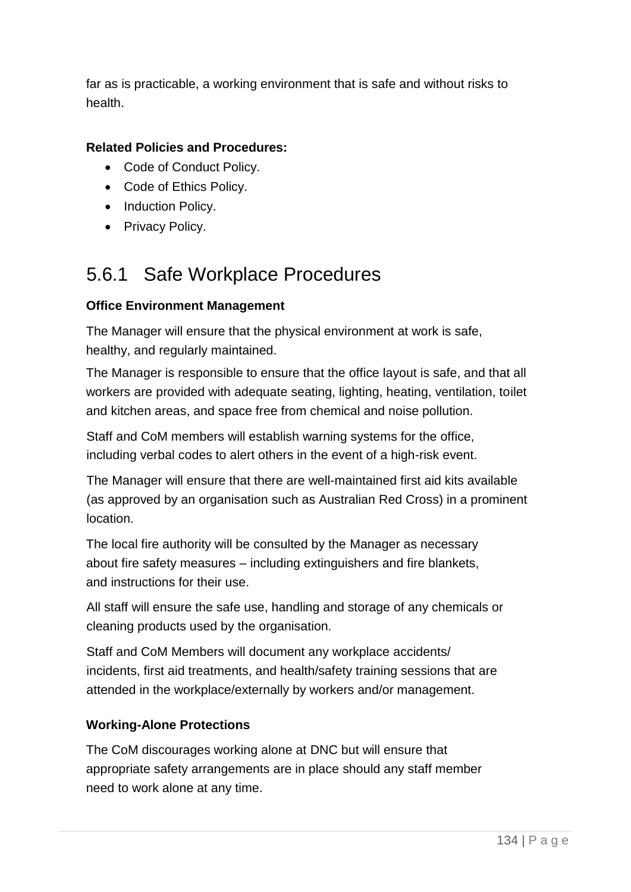far as is practicable, a working environment that is safe and without risks to health.

**Related Policies and Procedures:**

- Code of Conduct Policy.
- Code of Ethics Policy.
- Induction Policy.
- Privacy Policy.

## 5.6.1 Safe Workplace Procedures

**Office Environment Management**

The Manager will ensure that the physical environment at work is safe, healthy, and regularly maintained.

The Manager is responsible to ensure that the office layout is safe, and that all workers are provided with adequate seating, lighting, heating, ventilation, toilet and kitchen areas, and space free from chemical and noise pollution.

Staff and CoM members will establish warning systems for the office, including verbal codes to alert others in the event of a high-risk event.

The Manager will ensure that there are well-maintained first aid kits available (as approved by an organisation such as Australian Red Cross) in a prominent location.

The local fire authority will be consulted by the Manager as necessary about fire safety measures – including extinguishers and fire blankets, and instructions for their use.

All staff will ensure the safe use, handling and storage of any chemicals or cleaning products used by the organisation.

Staff and CoM Members will document any workplace accidents/ incidents, first aid treatments, and health/safety training sessions that are attended in the workplace/externally by workers and/or management.

**Working-Alone Protections**

The CoM discourages working alone at DNC but will ensure that appropriate safety arrangements are in place should any staff member need to work alone at any time.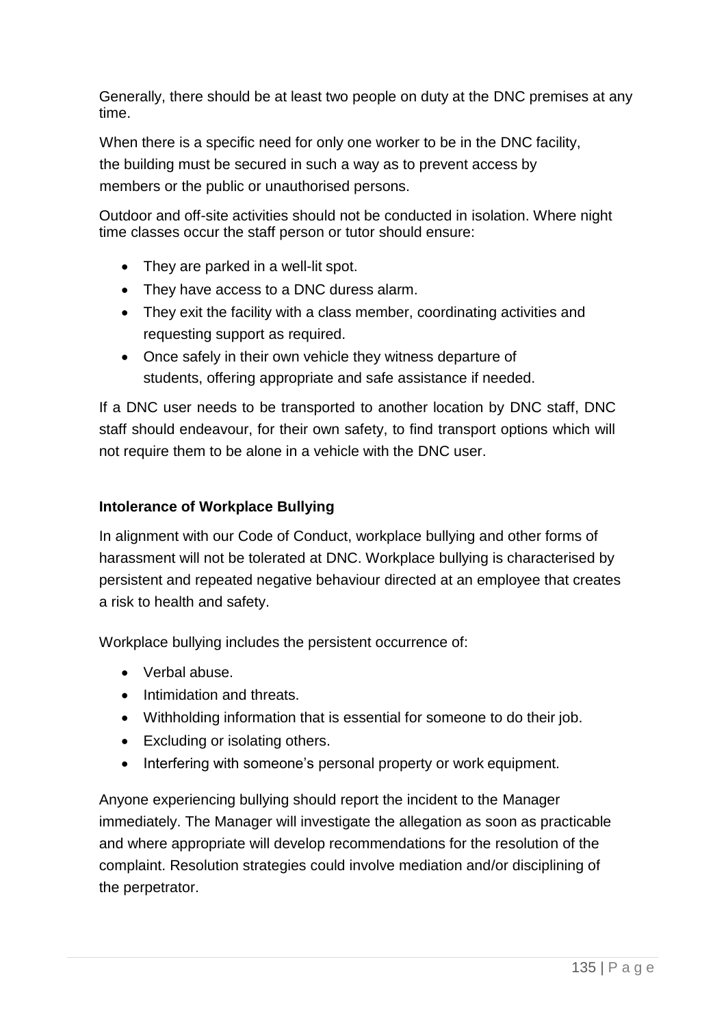Generally, there should be at least two people on duty at the DNC premises at any time.

When there is a specific need for only one worker to be in the DNC facility, the building must be secured in such a way as to prevent access by members or the public or unauthorised persons.

Outdoor and off-site activities should not be conducted in isolation. Where night time classes occur the staff person or tutor should ensure:

- They are parked in a well-lit spot.
- They have access to a DNC duress alarm.
- They exit the facility with a class member, coordinating activities and requesting support as required.
- Once safely in their own vehicle they witness departure of students, offering appropriate and safe assistance if needed.

If a DNC user needs to be transported to another location by DNC staff, DNC staff should endeavour, for their own safety, to find transport options which will not require them to be alone in a vehicle with the DNC user.

**Intolerance of Workplace Bullying**

In alignment with our Code of Conduct, workplace bullying and other forms of harassment will not be tolerated at DNC. Workplace bullying is characterised by persistent and repeated negative behaviour directed at an employee that creates a risk to health and safety.

Workplace bullying includes the persistent occurrence of:

- Verbal abuse.
- Intimidation and threats.
- Withholding information that is essential for someone to do their job.
- Excluding or isolating others.
- Interfering with someone’s personal property or work equipment.

Anyone experiencing bullying should report the incident to the Manager immediately. The Manager will investigate the allegation as soon as practicable and where appropriate will develop recommendations for the resolution of the complaint. Resolution strategies could involve mediation and/or disciplining of the perpetrator.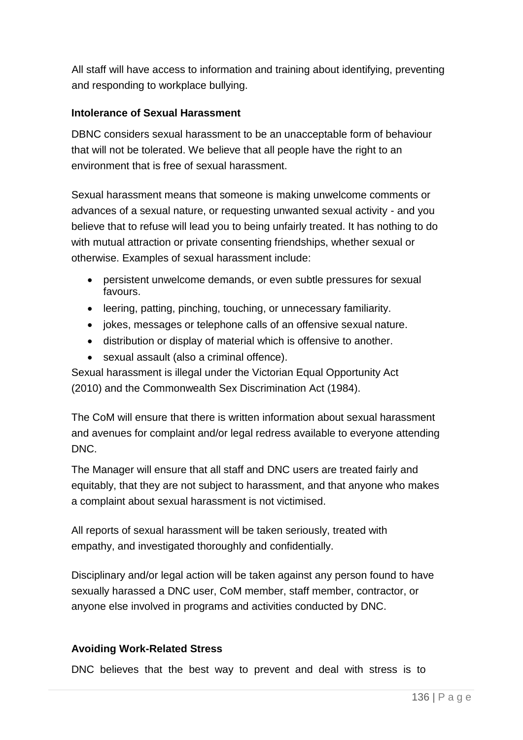All staff will have access to information and training about identifying, preventing and responding to workplace bullying.

**Intolerance of Sexual Harassment**

DBNC considers sexual harassment to be an unacceptable form of behaviour that will not be tolerated. We believe that all people have the right to an environment that is free of sexual harassment.

Sexual harassment means that someone is making unwelcome comments or advances of a sexual nature, or requesting unwanted sexual activity - and you believe that to refuse will lead you to being unfairly treated. It has nothing to do with mutual attraction or private consenting friendships, whether sexual or otherwise. Examples of sexual harassment include:

- persistent unwelcome demands, or even subtle pressures for sexual favours.
- leering, patting, pinching, touching, or unnecessary familiarity.
- jokes, messages or telephone calls of an offensive sexual nature.
- distribution or display of material which is offensive to another.
- sexual assault (also a criminal offence).

Sexual harassment is illegal under the Victorian Equal Opportunity Act (2010) and the Commonwealth Sex Discrimination Act (1984).

The CoM will ensure that there is written information about sexual harassment and avenues for complaint and/or legal redress available to everyone attending DNC.

The Manager will ensure that all staff and DNC users are treated fairly and equitably, that they are not subject to harassment, and that anyone who makes a complaint about sexual harassment is not victimised.

All reports of sexual harassment will be taken seriously, treated with empathy, and investigated thoroughly and confidentially.

Disciplinary and/or legal action will be taken against any person found to have sexually harassed a DNC user, CoM member, staff member, contractor, or anyone else involved in programs and activities conducted by DNC.

**Avoiding Work-Related Stress**

DNC believes that the best way to prevent and deal with stress is to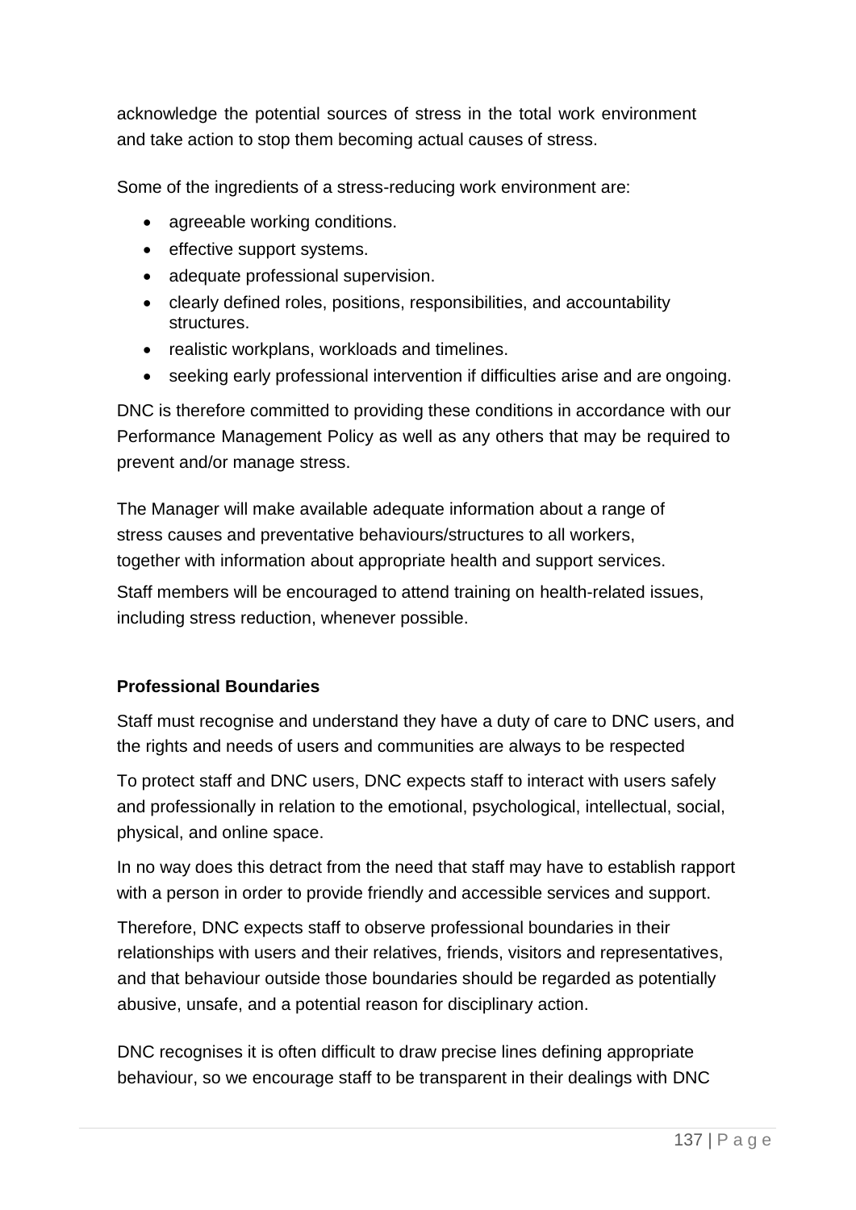acknowledge the potential sources of stress in the total work environment and take action to stop them becoming actual causes of stress.

Some of the ingredients of a stress-reducing work environment are:

- agreeable working conditions.
- effective support systems.
- adequate professional supervision.
- clearly defined roles, positions, responsibilities, and accountability structures.
- realistic workplans, workloads and timelines.
- seeking early professional intervention if difficulties arise and are ongoing.

DNC is therefore committed to providing these conditions in accordance with our Performance Management Policy as well as any others that may be required to prevent and/or manage stress.

The Manager will make available adequate information about a range of stress causes and preventative behaviours/structures to all workers, together with information about appropriate health and support services.

Staff members will be encouraged to attend training on health-related issues, including stress reduction, whenever possible.

**Professional Boundaries**

Staff must recognise and understand they have a duty of care to DNC users, and the rights and needs of users and communities are always to be respected

To protect staff and DNC users, DNC expects staff to interact with users safely and professionally in relation to the emotional, psychological, intellectual, social, physical, and online space.

In no way does this detract from the need that staff may have to establish rapport with a person in order to provide friendly and accessible services and support.

Therefore, DNC expects staff to observe professional boundaries in their relationships with users and their relatives, friends, visitors and representatives, and that behaviour outside those boundaries should be regarded as potentially abusive, unsafe, and a potential reason for disciplinary action.

DNC recognises it is often difficult to draw precise lines defining appropriate behaviour, so we encourage staff to be transparent in their dealings with DNC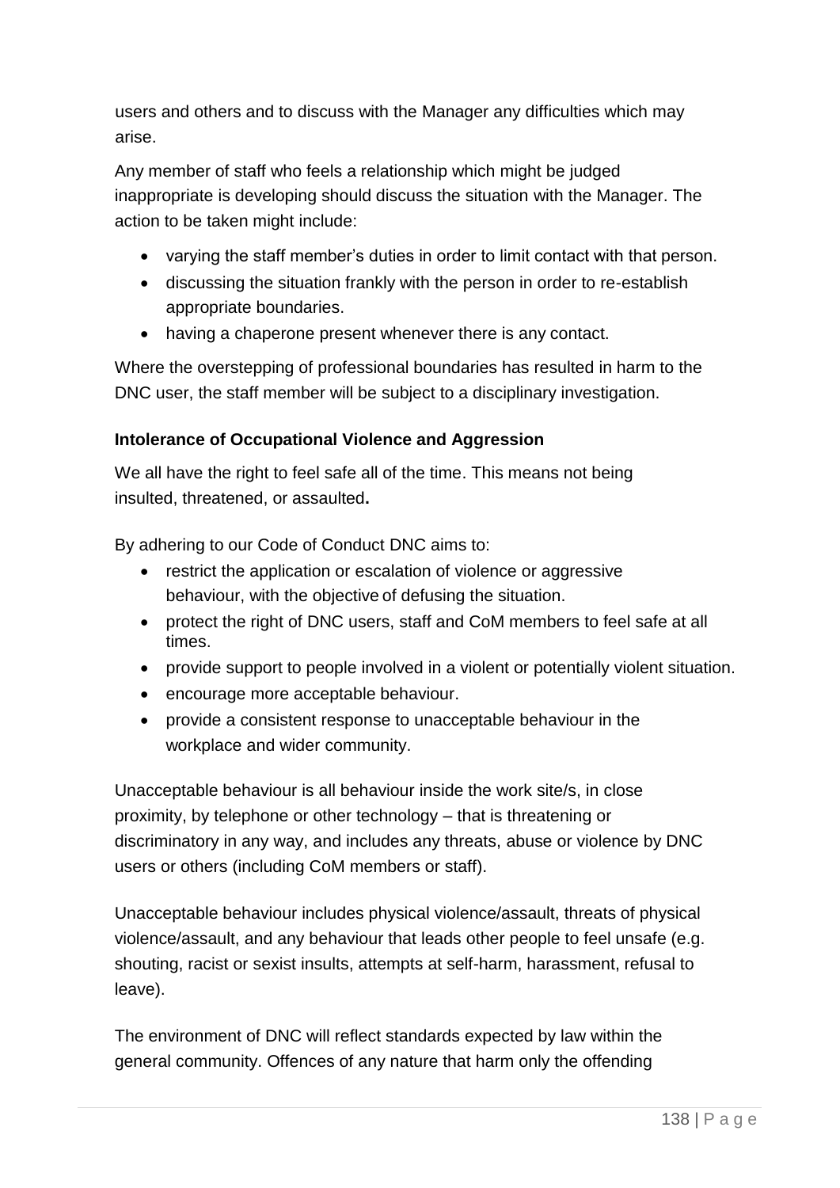users and others and to discuss with the Manager any difficulties which may arise.

Any member of staff who feels a relationship which might be judged inappropriate is developing should discuss the situation with the Manager. The action to be taken might include:

- varying the staff member's duties in order to limit contact with that person.
- discussing the situation frankly with the person in order to re-establish appropriate boundaries.
- having a chaperone present whenever there is any contact.

Where the overstepping of professional boundaries has resulted in harm to the DNC user, the staff member will be subject to a disciplinary investigation.

**Intolerance of Occupational Violence and Aggression**

We all have the right to feel safe all of the time. This means not being insulted, threatened, or assaulted**.**

By adhering to our Code of Conduct DNC aims to:

- restrict the application or escalation of violence or aggressive behaviour, with the objective of defusing the situation.
- protect the right of DNC users, staff and CoM members to feel safe at all times.
- provide support to people involved in a violent or potentially violent situation.
- encourage more acceptable behaviour.
- provide a consistent response to unacceptable behaviour in the workplace and wider community.

Unacceptable behaviour is all behaviour inside the work site/s, in close proximity, by telephone or other technology – that is threatening or discriminatory in any way, and includes any threats, abuse or violence by DNC users or others (including CoM members or staff).

Unacceptable behaviour includes physical violence/assault, threats of physical violence/assault, and any behaviour that leads other people to feel unsafe (e.g. shouting, racist or sexist insults, attempts at self-harm, harassment, refusal to leave).

The environment of DNC will reflect standards expected by law within the general community. Offences of any nature that harm only the offending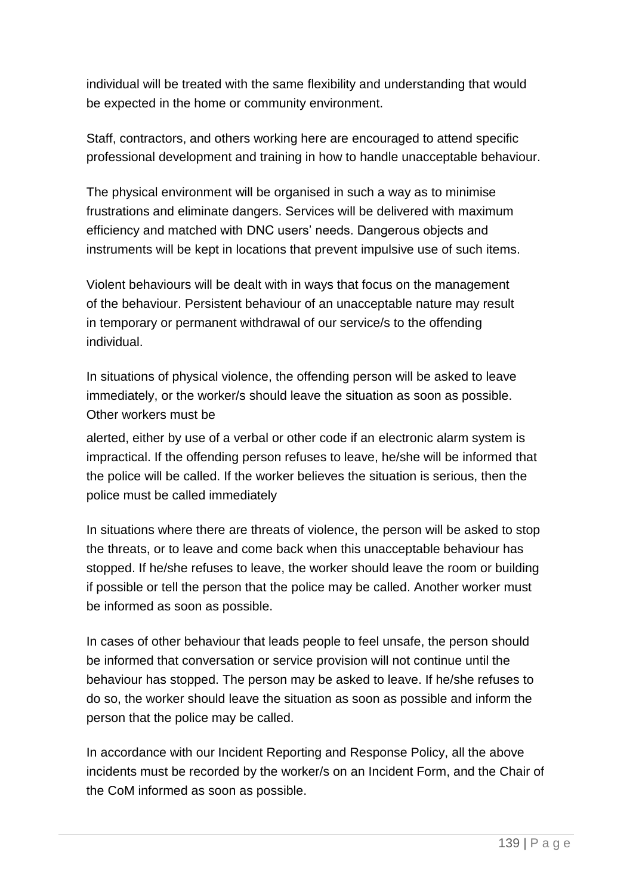individual will be treated with the same flexibility and understanding that would be expected in the home or community environment.

Staff, contractors, and others working here are encouraged to attend specific professional development and training in how to handle unacceptable behaviour.

The physical environment will be organised in such a way as to minimise frustrations and eliminate dangers. Services will be delivered with maximum efficiency and matched with DNC users' needs. Dangerous objects and instruments will be kept in locations that prevent impulsive use of such items.

Violent behaviours will be dealt with in ways that focus on the management of the behaviour. Persistent behaviour of an unacceptable nature may result in temporary or permanent withdrawal of our service/s to the offending individual.

In situations of physical violence, the offending person will be asked to leave immediately, or the worker/s should leave the situation as soon as possible. Other workers must be alerted, either by use of a verbal or other code if an electronic alarm system is impractical. If the offending person refuses to leave, he/she will be informed that the police will be called. If the worker believes the situation is serious, then the police must be called immediately

In situations where there are threats of violence, the person will be asked to stop the threats, or to leave and come back when this unacceptable behaviour has stopped. If he/she refuses to leave, the worker should leave the room or building if possible or tell the person that the police may be called. Another worker must be informed as soon as possible.

In cases of other behaviour that leads people to feel unsafe, the person should be informed that conversation or service provision will not continue until the behaviour has stopped. The person may be asked to leave. If he/she refuses to do so, the worker should leave the situation as soon as possible and inform the person that the police may be called.

In accordance with our Incident Reporting and Response Policy, all the above incidents must be recorded by the worker/s on an Incident Form, and the Chair of the CoM informed as soon as possible.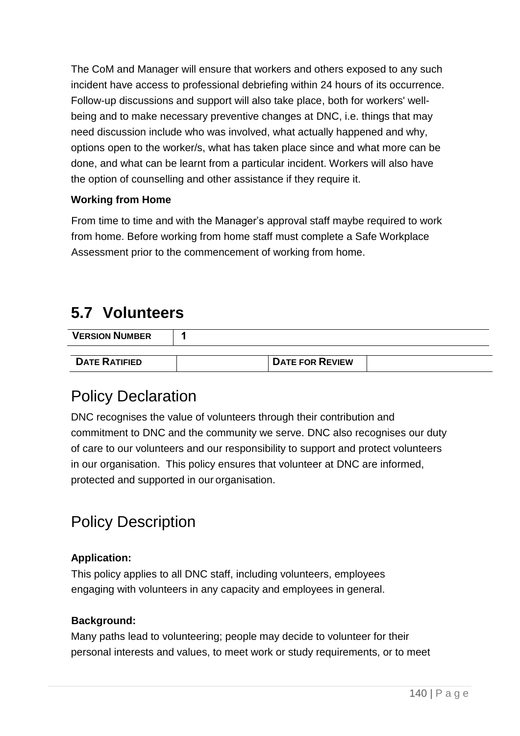The CoM and Manager will ensure that workers and others exposed to any such incident have access to professional debriefing within 24 hours of its occurrence. Follow-up discussions and support will also take place, both for workers' well-being and to make necessary preventive changes at DNC, i.e. things that may need discussion include who was involved, what actually happened and why, options open to the worker/s, what has taken place since and what more can be done, and what can be learnt from a particular incident. Workers will also have the option of counselling and other assistance if they require it.

**Working from Home**

From time to time and with the Manager's approval staff maybe required to work from home. Before working from home staff must complete a Safe Workplace Assessment prior to the commencement of working from home.

## 5.7 Volunteers

| **VERSION NUMBER** | **1** | | |
|---|---|---|---|
| **DATE RATIFIED** | | **DATE FOR REVIEW** | |

### Policy Declaration

DNC recognises the value of volunteers through their contribution and commitment to DNC and the community we serve. DNC also recognises our duty of care to our volunteers and our responsibility to support and protect volunteers in our organisation. This policy ensures that volunteer at DNC are informed, protected and supported in our organisation.

### Policy Description

**Application:**

This policy applies to all DNC staff, including volunteers, employees engaging with volunteers in any capacity and employees in general.

**Background:**

Many paths lead to volunteering; people may decide to volunteer for their personal interests and values, to meet work or study requirements, or to meet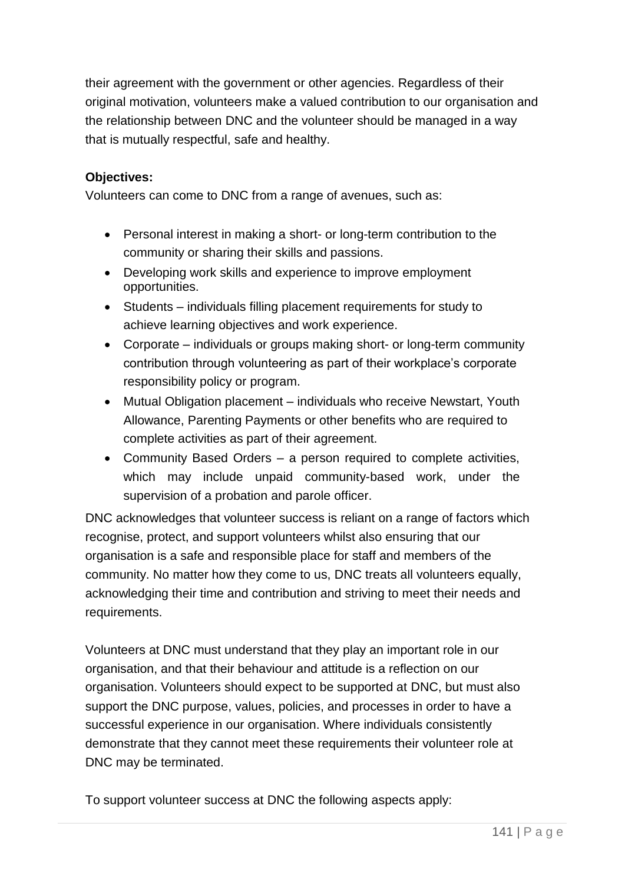their agreement with the government or other agencies. Regardless of their original motivation, volunteers make a valued contribution to our organisation and the relationship between DNC and the volunteer should be managed in a way that is mutually respectful, safe and healthy.

**Objectives:**

Volunteers can come to DNC from a range of avenues, such as:

- Personal interest in making a short- or long-term contribution to the community or sharing their skills and passions.
- Developing work skills and experience to improve employment opportunities.
- Students – individuals filling placement requirements for study to achieve learning objectives and work experience.
- Corporate – individuals or groups making short- or long-term community contribution through volunteering as part of their workplace's corporate responsibility policy or program.
- Mutual Obligation placement – individuals who receive Newstart, Youth Allowance, Parenting Payments or other benefits who are required to complete activities as part of their agreement.
- Community Based Orders – a person required to complete activities, which may include unpaid community-based work, under the supervision of a probation and parole officer.

DNC acknowledges that volunteer success is reliant on a range of factors which recognise, protect, and support volunteers whilst also ensuring that our organisation is a safe and responsible place for staff and members of the community. No matter how they come to us, DNC treats all volunteers equally, acknowledging their time and contribution and striving to meet their needs and requirements.

Volunteers at DNC must understand that they play an important role in our organisation, and that their behaviour and attitude is a reflection on our organisation. Volunteers should expect to be supported at DNC, but must also support the DNC purpose, values, policies, and processes in order to have a successful experience in our organisation. Where individuals consistently demonstrate that they cannot meet these requirements their volunteer role at DNC may be terminated.

To support volunteer success at DNC the following aspects apply: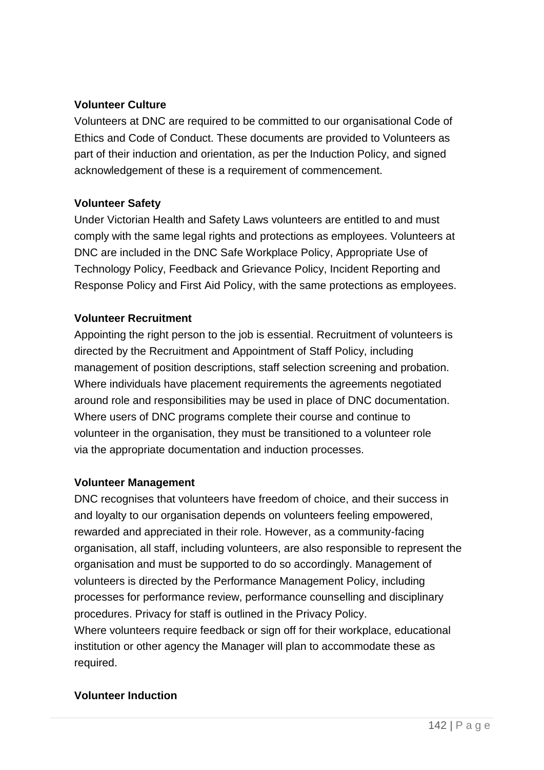**Volunteer Culture**

Volunteers at DNC are required to be committed to our organisational Code of Ethics and Code of Conduct. These documents are provided to Volunteers as part of their induction and orientation, as per the Induction Policy, and signed acknowledgement of these is a requirement of commencement.

**Volunteer Safety**

Under Victorian Health and Safety Laws volunteers are entitled to and must comply with the same legal rights and protections as employees. Volunteers at DNC are included in the DNC Safe Workplace Policy, Appropriate Use of Technology Policy, Feedback and Grievance Policy, Incident Reporting and Response Policy and First Aid Policy, with the same protections as employees.

**Volunteer Recruitment**

Appointing the right person to the job is essential. Recruitment of volunteers is directed by the Recruitment and Appointment of Staff Policy, including management of position descriptions, staff selection screening and probation. Where individuals have placement requirements the agreements negotiated around role and responsibilities may be used in place of DNC documentation. Where users of DNC programs complete their course and continue to volunteer in the organisation, they must be transitioned to a volunteer role via the appropriate documentation and induction processes.

**Volunteer Management**

DNC recognises that volunteers have freedom of choice, and their success in and loyalty to our organisation depends on volunteers feeling empowered, rewarded and appreciated in their role. However, as a community-facing organisation, all staff, including volunteers, are also responsible to represent the organisation and must be supported to do so accordingly. Management of volunteers is directed by the Performance Management Policy, including processes for performance review, performance counselling and disciplinary procedures. Privacy for staff is outlined in the Privacy Policy.
Where volunteers require feedback or sign off for their workplace, educational institution or other agency the Manager will plan to accommodate these as required.

**Volunteer Induction**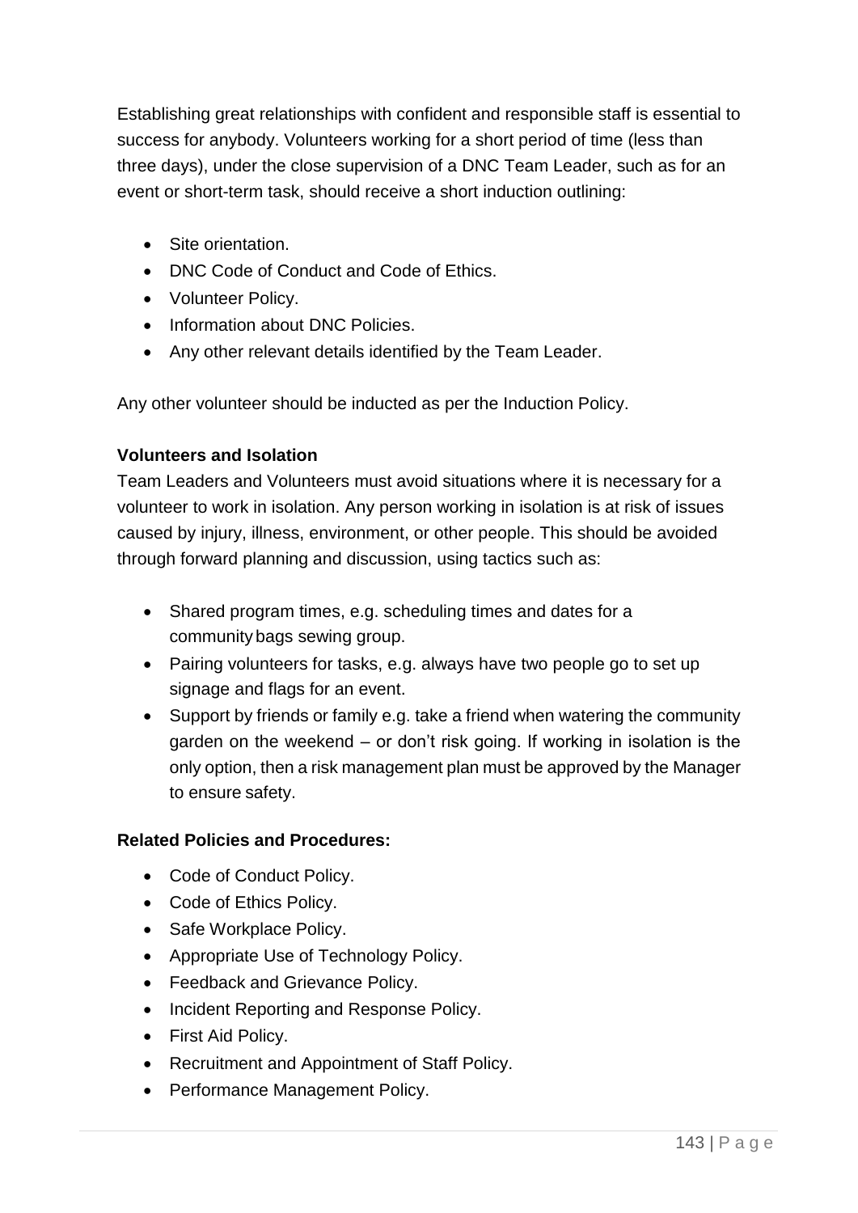Establishing great relationships with confident and responsible staff is essential to success for anybody. Volunteers working for a short period of time (less than three days), under the close supervision of a DNC Team Leader, such as for an event or short-term task, should receive a short induction outlining:

- Site orientation.
- DNC Code of Conduct and Code of Ethics.
- Volunteer Policy.
- Information about DNC Policies.
- Any other relevant details identified by the Team Leader.

Any other volunteer should be inducted as per the Induction Policy.

**Volunteers and Isolation**

Team Leaders and Volunteers must avoid situations where it is necessary for a volunteer to work in isolation. Any person working in isolation is at risk of issues caused by injury, illness, environment, or other people. This should be avoided through forward planning and discussion, using tactics such as:

- Shared program times, e.g. scheduling times and dates for a community bags sewing group.
- Pairing volunteers for tasks, e.g. always have two people go to set up signage and flags for an event.
- Support by friends or family e.g. take a friend when watering the community garden on the weekend – or don't risk going. If working in isolation is the only option, then a risk management plan must be approved by the Manager to ensure safety.

**Related Policies and Procedures:**

- Code of Conduct Policy.
- Code of Ethics Policy.
- Safe Workplace Policy.
- Appropriate Use of Technology Policy.
- Feedback and Grievance Policy.
- Incident Reporting and Response Policy.
- First Aid Policy.
- Recruitment and Appointment of Staff Policy.
- Performance Management Policy.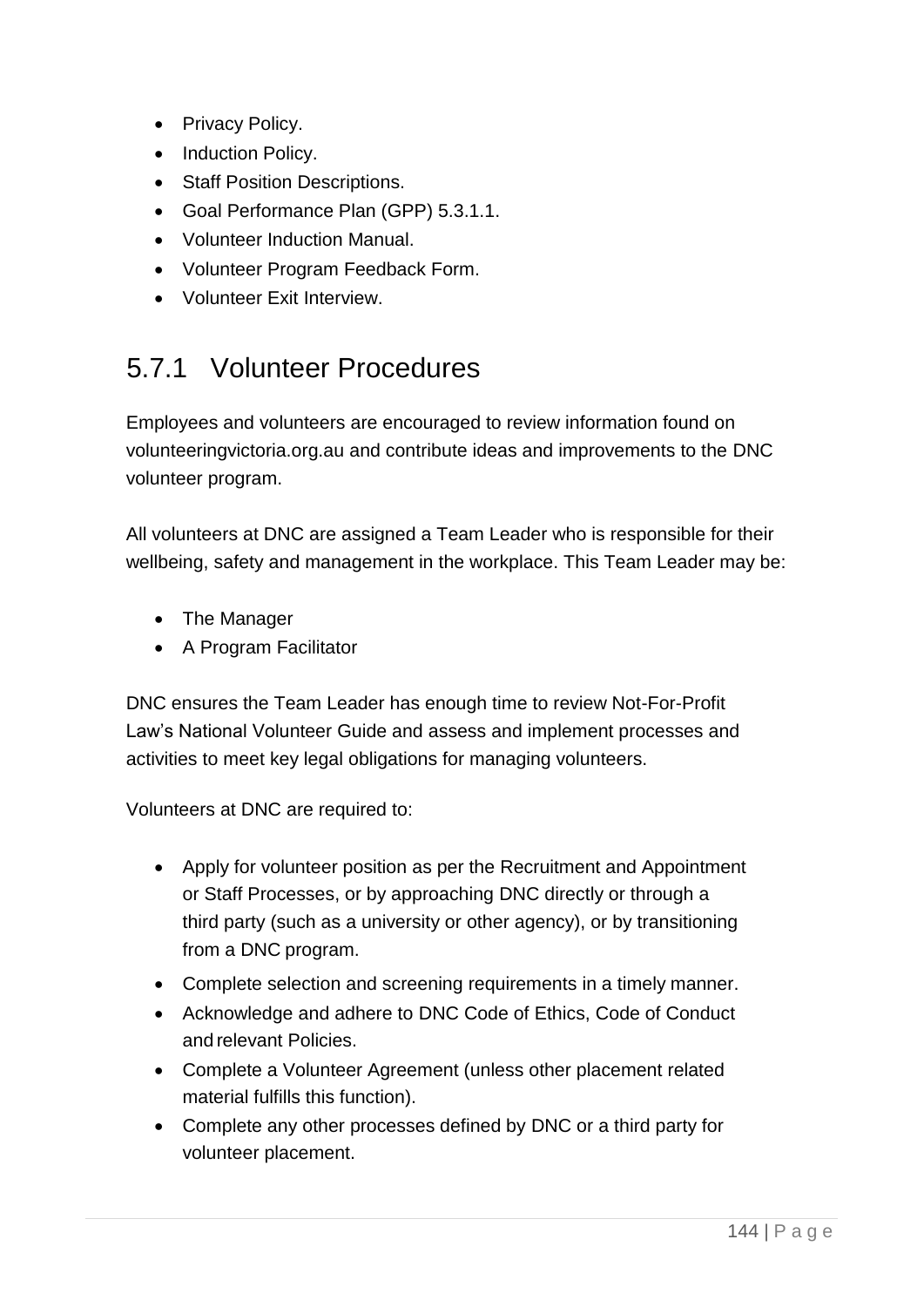- Privacy Policy.
- Induction Policy.
- Staff Position Descriptions.
- Goal Performance Plan (GPP) 5.3.1.1.
- Volunteer Induction Manual.
- Volunteer Program Feedback Form.
- Volunteer Exit Interview.

## 5.7.1 Volunteer Procedures

Employees and volunteers are encouraged to review information found on volunteeringvictoria.org.au and contribute ideas and improvements to the DNC volunteer program.

All volunteers at DNC are assigned a Team Leader who is responsible for their wellbeing, safety and management in the workplace. This Team Leader may be:

- The Manager
- A Program Facilitator

DNC ensures the Team Leader has enough time to review Not-For-Profit Law's National Volunteer Guide and assess and implement processes and activities to meet key legal obligations for managing volunteers.

Volunteers at DNC are required to:

- Apply for volunteer position as per the Recruitment and Appointment or Staff Processes, or by approaching DNC directly or through a third party (such as a university or other agency), or by transitioning from a DNC program.
- Complete selection and screening requirements in a timely manner.
- Acknowledge and adhere to DNC Code of Ethics, Code of Conduct and relevant Policies.
- Complete a Volunteer Agreement (unless other placement related material fulfills this function).
- Complete any other processes defined by DNC or a third party for volunteer placement.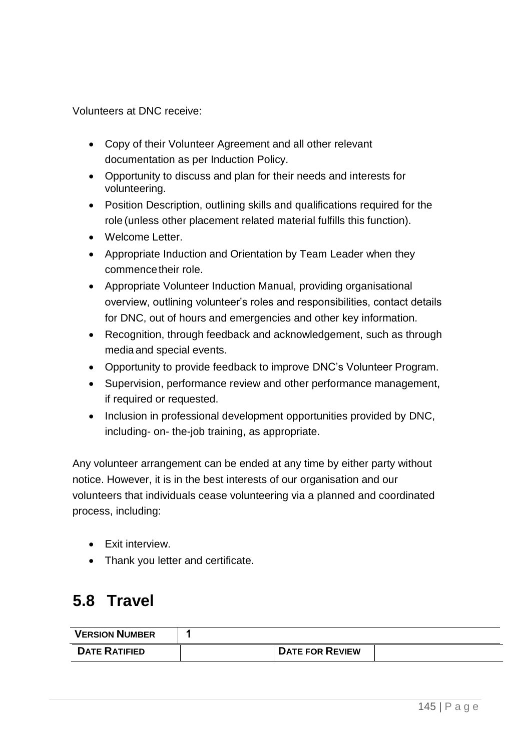Volunteers at DNC receive:

- Copy of their Volunteer Agreement and all other relevant documentation as per Induction Policy.
- Opportunity to discuss and plan for their needs and interests for volunteering.
- Position Description, outlining skills and qualifications required for the role (unless other placement related material fulfills this function).
- Welcome Letter.
- Appropriate Induction and Orientation by Team Leader when they commence their role.
- Appropriate Volunteer Induction Manual, providing organisational overview, outlining volunteer's roles and responsibilities, contact details for DNC, out of hours and emergencies and other key information.
- Recognition, through feedback and acknowledgement, such as through media and special events.
- Opportunity to provide feedback to improve DNC's Volunteer Program.
- Supervision, performance review and other performance management, if required or requested.
- Inclusion in professional development opportunities provided by DNC, including- on- the-job training, as appropriate.

Any volunteer arrangement can be ended at any time by either party without notice. However, it is in the best interests of our organisation and our volunteers that individuals cease volunteering via a planned and coordinated process, including:

- Exit interview.
- Thank you letter and certificate.

## 5.8 Travel

| **VERSION NUMBER** | **1** | | |
|---|---|---|---|
| **DATE RATIFIED** | | **DATE FOR REVIEW** | |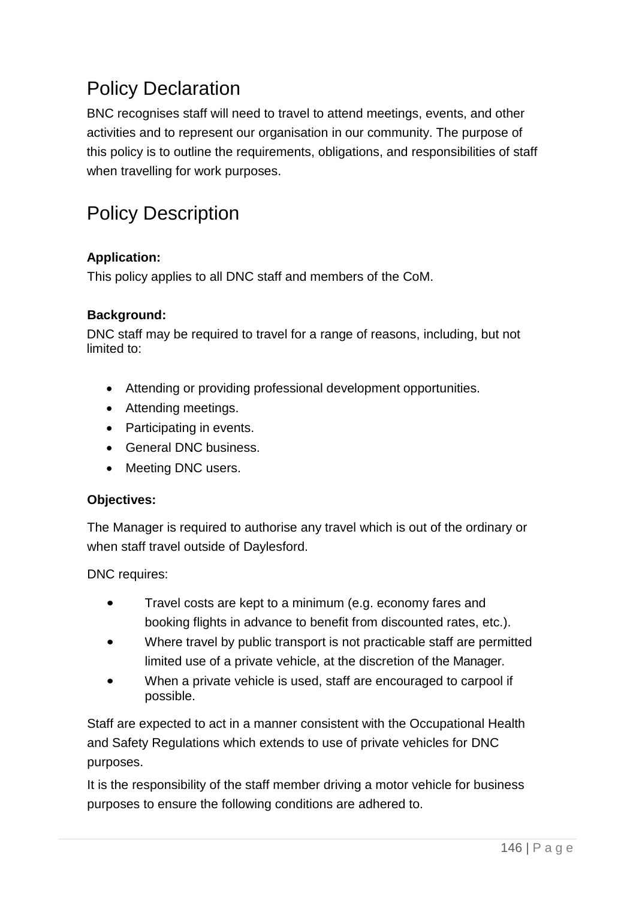## Policy Declaration

BNC recognises staff will need to travel to attend meetings, events, and other activities and to represent our organisation in our community. The purpose of this policy is to outline the requirements, obligations, and responsibilities of staff when travelling for work purposes.

## Policy Description

**Application:**

This policy applies to all DNC staff and members of the CoM.

**Background:**

DNC staff may be required to travel for a range of reasons, including, but not limited to:

- Attending or providing professional development opportunities.
- Attending meetings.
- Participating in events.
- General DNC business.
- Meeting DNC users.

**Objectives:**

The Manager is required to authorise any travel which is out of the ordinary or when staff travel outside of Daylesford.

DNC requires:

- Travel costs are kept to a minimum (e.g. economy fares and booking flights in advance to benefit from discounted rates, etc.).
- Where travel by public transport is not practicable staff are permitted limited use of a private vehicle, at the discretion of the Manager.
- When a private vehicle is used, staff are encouraged to carpool if possible.

Staff are expected to act in a manner consistent with the Occupational Health and Safety Regulations which extends to use of private vehicles for DNC purposes.

It is the responsibility of the staff member driving a motor vehicle for business purposes to ensure the following conditions are adhered to.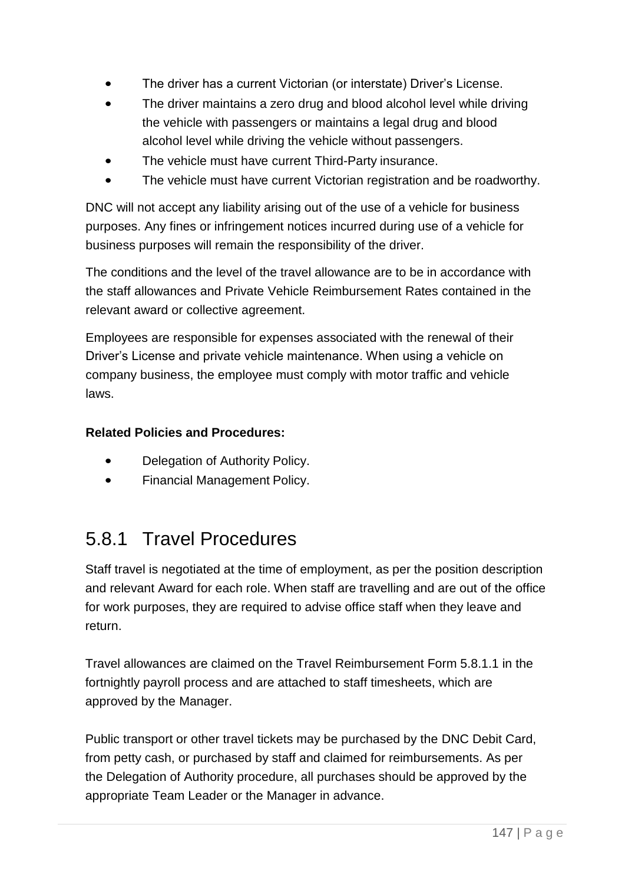- The driver has a current Victorian (or interstate) Driver's License.
- The driver maintains a zero drug and blood alcohol level while driving the vehicle with passengers or maintains a legal drug and blood alcohol level while driving the vehicle without passengers.
- The vehicle must have current Third-Party insurance.
- The vehicle must have current Victorian registration and be roadworthy.

DNC will not accept any liability arising out of the use of a vehicle for business purposes. Any fines or infringement notices incurred during use of a vehicle for business purposes will remain the responsibility of the driver.

The conditions and the level of the travel allowance are to be in accordance with the staff allowances and Private Vehicle Reimbursement Rates contained in the relevant award or collective agreement.

Employees are responsible for expenses associated with the renewal of their Driver's License and private vehicle maintenance. When using a vehicle on company business, the employee must comply with motor traffic and vehicle laws.

**Related Policies and Procedures:**

- Delegation of Authority Policy.
- Financial Management Policy.

## 5.8.1 Travel Procedures

Staff travel is negotiated at the time of employment, as per the position description and relevant Award for each role. When staff are travelling and are out of the office for work purposes, they are required to advise office staff when they leave and return.

Travel allowances are claimed on the Travel Reimbursement Form 5.8.1.1 in the fortnightly payroll process and are attached to staff timesheets, which are approved by the Manager.

Public transport or other travel tickets may be purchased by the DNC Debit Card, from petty cash, or purchased by staff and claimed for reimbursements. As per the Delegation of Authority procedure, all purchases should be approved by the appropriate Team Leader or the Manager in advance.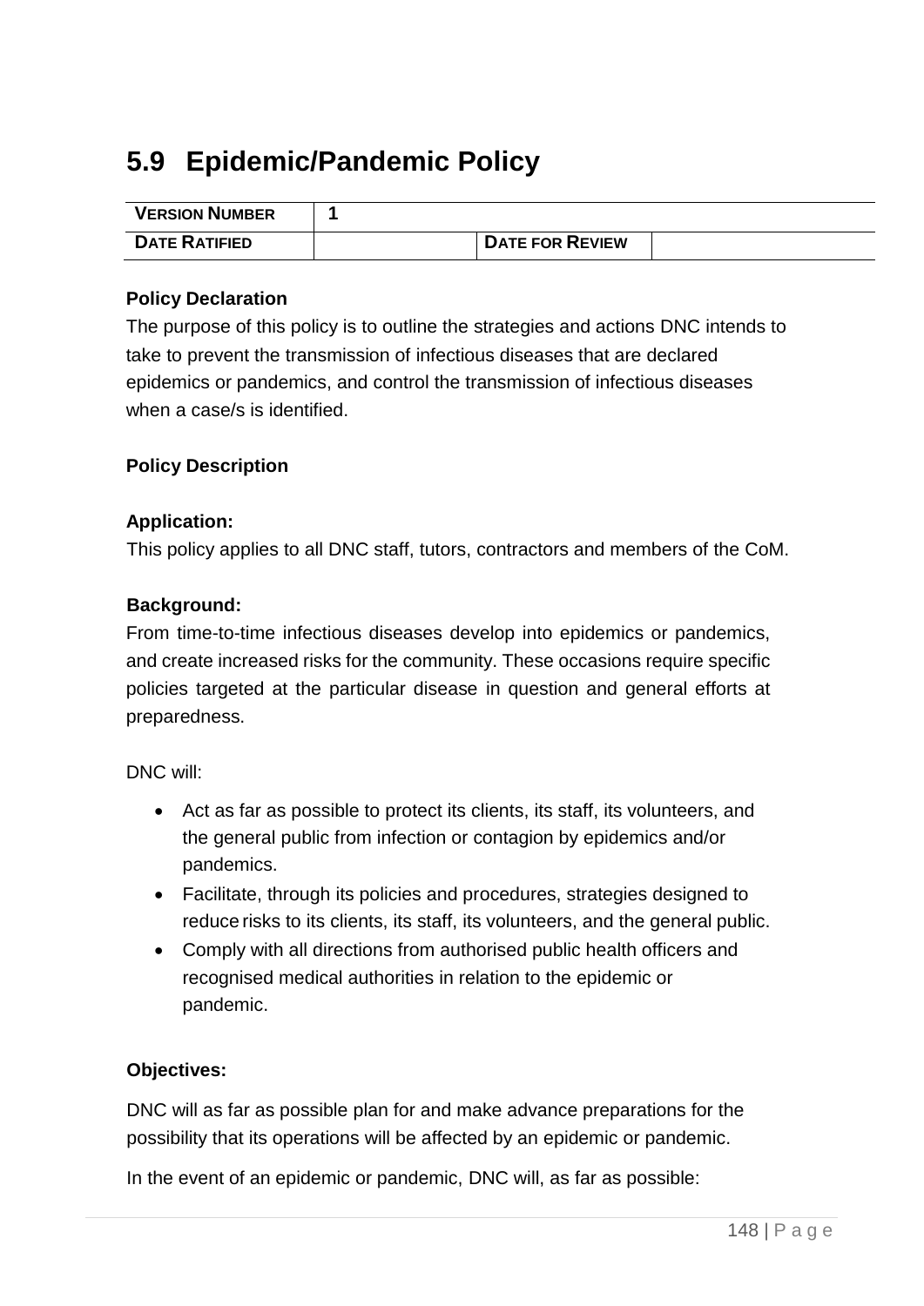## 5.9 Epidemic/Pandemic Policy

| VERSION NUMBER | 1 | | |
|---|---|---|---|
| DATE RATIFIED | | DATE FOR REVIEW | |

**Policy Declaration**

The purpose of this policy is to outline the strategies and actions DNC intends to take to prevent the transmission of infectious diseases that are declared epidemics or pandemics, and control the transmission of infectious diseases when a case/s is identified.

**Policy Description**

**Application:**

This policy applies to all DNC staff, tutors, contractors and members of the CoM.

**Background:**

From time-to-time infectious diseases develop into epidemics or pandemics, and create increased risks for the community. These occasions require specific policies targeted at the particular disease in question and general efforts at preparedness.

DNC will:

- Act as far as possible to protect its clients, its staff, its volunteers, and the general public from infection or contagion by epidemics and/or pandemics.
- Facilitate, through its policies and procedures, strategies designed to reduce risks to its clients, its staff, its volunteers, and the general public.
- Comply with all directions from authorised public health officers and recognised medical authorities in relation to the epidemic or pandemic.

**Objectives:**

DNC will as far as possible plan for and make advance preparations for the possibility that its operations will be affected by an epidemic or pandemic.

In the event of an epidemic or pandemic, DNC will, as far as possible: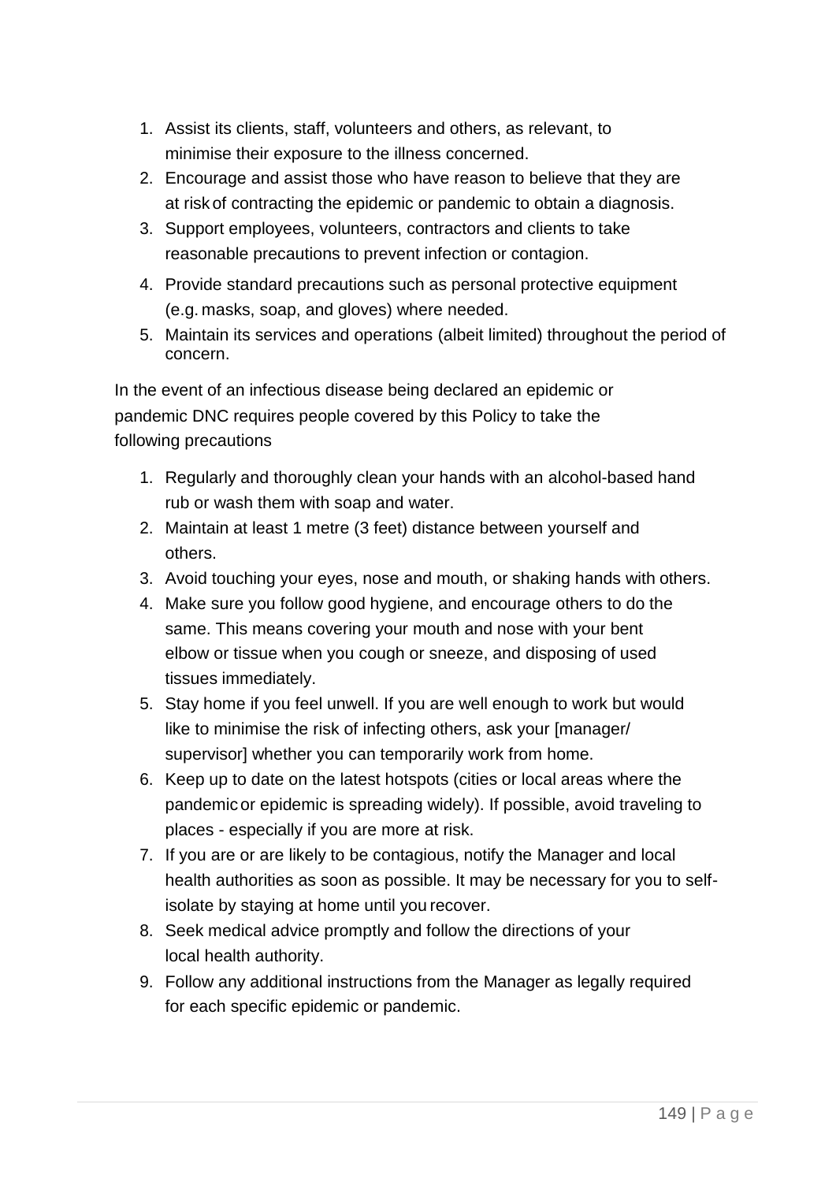1. Assist its clients, staff, volunteers and others, as relevant, to minimise their exposure to the illness concerned.
2. Encourage and assist those who have reason to believe that they are at risk of contracting the epidemic or pandemic to obtain a diagnosis.
3. Support employees, volunteers, contractors and clients to take reasonable precautions to prevent infection or contagion.
4. Provide standard precautions such as personal protective equipment (e.g. masks, soap, and gloves) where needed.
5. Maintain its services and operations (albeit limited) throughout the period of concern.

In the event of an infectious disease being declared an epidemic or pandemic DNC requires people covered by this Policy to take the following precautions

1. Regularly and thoroughly clean your hands with an alcohol-based hand rub or wash them with soap and water.
2. Maintain at least 1 metre (3 feet) distance between yourself and others.
3. Avoid touching your eyes, nose and mouth, or shaking hands with others.
4. Make sure you follow good hygiene, and encourage others to do the same. This means covering your mouth and nose with your bent elbow or tissue when you cough or sneeze, and disposing of used tissues immediately.
5. Stay home if you feel unwell. If you are well enough to work but would like to minimise the risk of infecting others, ask your [manager/ supervisor] whether you can temporarily work from home.
6. Keep up to date on the latest hotspots (cities or local areas where the pandemic or epidemic is spreading widely). If possible, avoid traveling to places - especially if you are more at risk.
7. If you are or are likely to be contagious, notify the Manager and local health authorities as soon as possible. It may be necessary for you to self-isolate by staying at home until you recover.
8. Seek medical advice promptly and follow the directions of your local health authority.
9. Follow any additional instructions from the Manager as legally required for each specific epidemic or pandemic.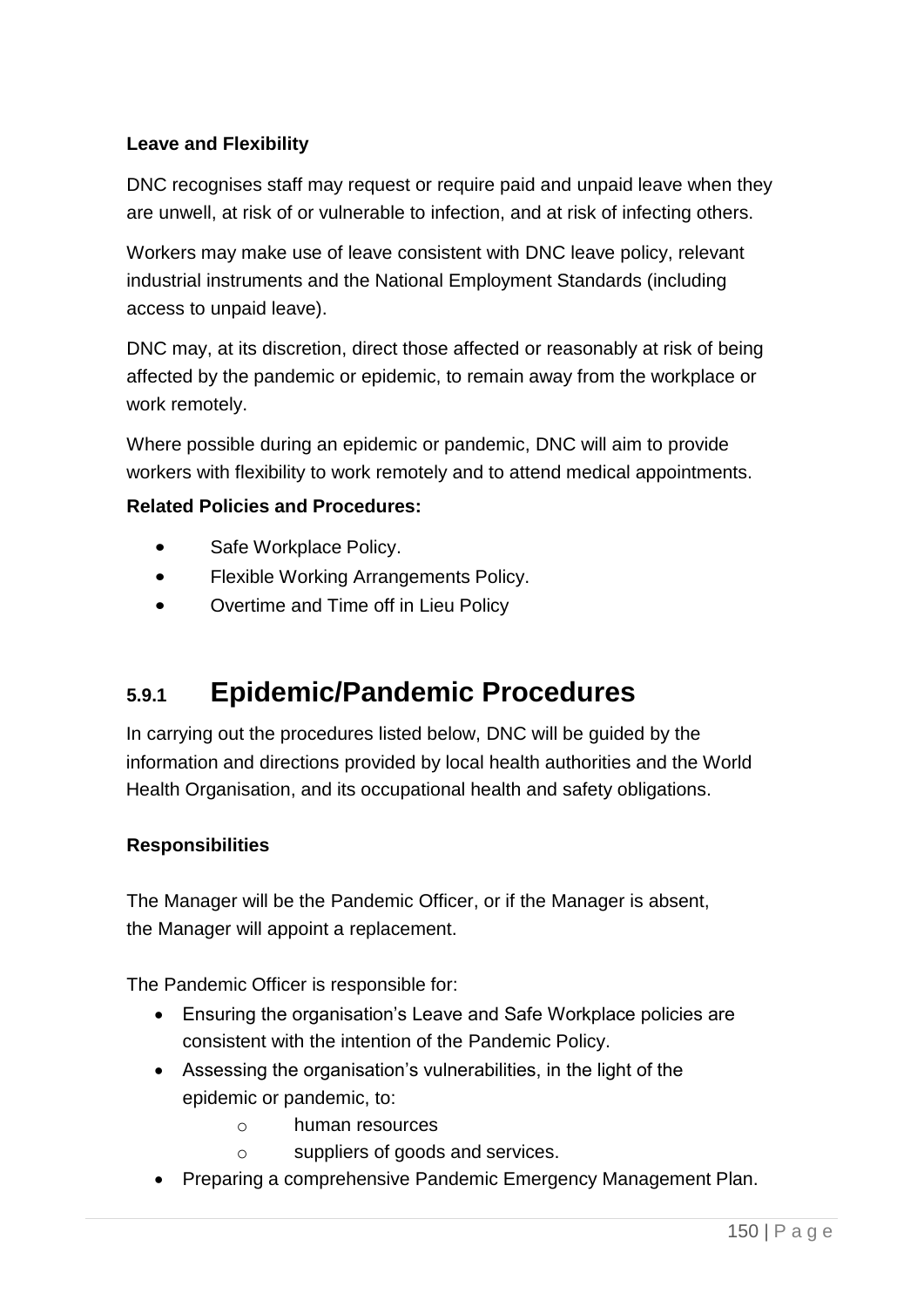**Leave and Flexibility**

DNC recognises staff may request or require paid and unpaid leave when they are unwell, at risk of or vulnerable to infection, and at risk of infecting others.

Workers may make use of leave consistent with DNC leave policy, relevant industrial instruments and the National Employment Standards (including access to unpaid leave).

DNC may, at its discretion, direct those affected or reasonably at risk of being affected by the pandemic or epidemic, to remain away from the workplace or work remotely.

Where possible during an epidemic or pandemic, DNC will aim to provide workers with flexibility to work remotely and to attend medical appointments.

**Related Policies and Procedures:**

- Safe Workplace Policy.
- Flexible Working Arrangements Policy.
- Overtime and Time off in Lieu Policy

## 5.9.1 Epidemic/Pandemic Procedures

In carrying out the procedures listed below, DNC will be guided by the information and directions provided by local health authorities and the World Health Organisation, and its occupational health and safety obligations.

**Responsibilities**

The Manager will be the Pandemic Officer, or if the Manager is absent, the Manager will appoint a replacement.

The Pandemic Officer is responsible for:

- Ensuring the organisation's Leave and Safe Workplace policies are consistent with the intention of the Pandemic Policy.
- Assessing the organisation's vulnerabilities, in the light of the epidemic or pandemic, to:
  - human resources
  - suppliers of goods and services.
- Preparing a comprehensive Pandemic Emergency Management Plan.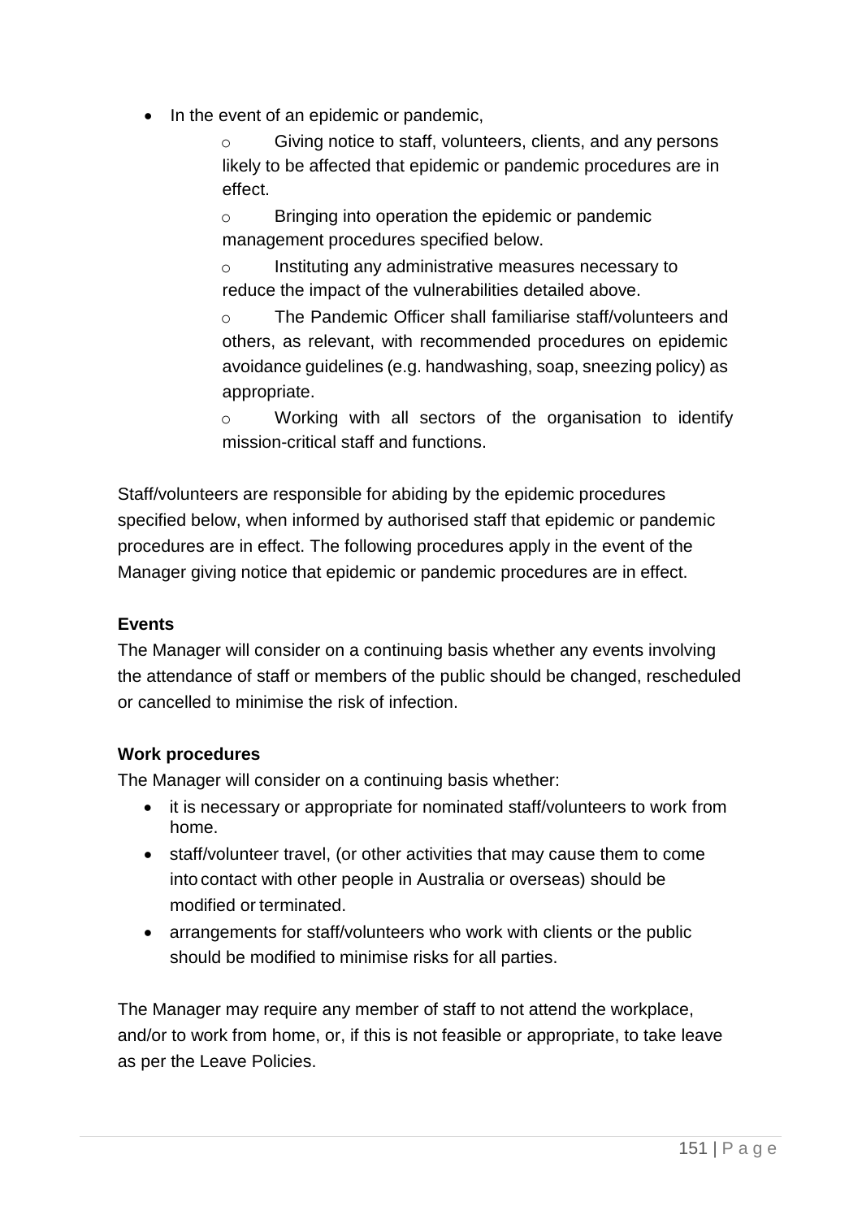- In the event of an epidemic or pandemic,
  - Giving notice to staff, volunteers, clients, and any persons likely to be affected that epidemic or pandemic procedures are in effect.
  - Bringing into operation the epidemic or pandemic management procedures specified below.
  - Instituting any administrative measures necessary to reduce the impact of the vulnerabilities detailed above.
  - The Pandemic Officer shall familiarise staff/volunteers and others, as relevant, with recommended procedures on epidemic avoidance guidelines (e.g. handwashing, soap, sneezing policy) as appropriate.
  - Working with all sectors of the organisation to identify mission-critical staff and functions.

Staff/volunteers are responsible for abiding by the epidemic procedures specified below, when informed by authorised staff that epidemic or pandemic procedures are in effect. The following procedures apply in the event of the Manager giving notice that epidemic or pandemic procedures are in effect.

**Events**

The Manager will consider on a continuing basis whether any events involving the attendance of staff or members of the public should be changed, rescheduled or cancelled to minimise the risk of infection.

**Work procedures**

The Manager will consider on a continuing basis whether:

- it is necessary or appropriate for nominated staff/volunteers to work from home.
- staff/volunteer travel, (or other activities that may cause them to come into contact with other people in Australia or overseas) should be modified or terminated.
- arrangements for staff/volunteers who work with clients or the public should be modified to minimise risks for all parties.

The Manager may require any member of staff to not attend the workplace, and/or to work from home, or, if this is not feasible or appropriate, to take leave as per the Leave Policies.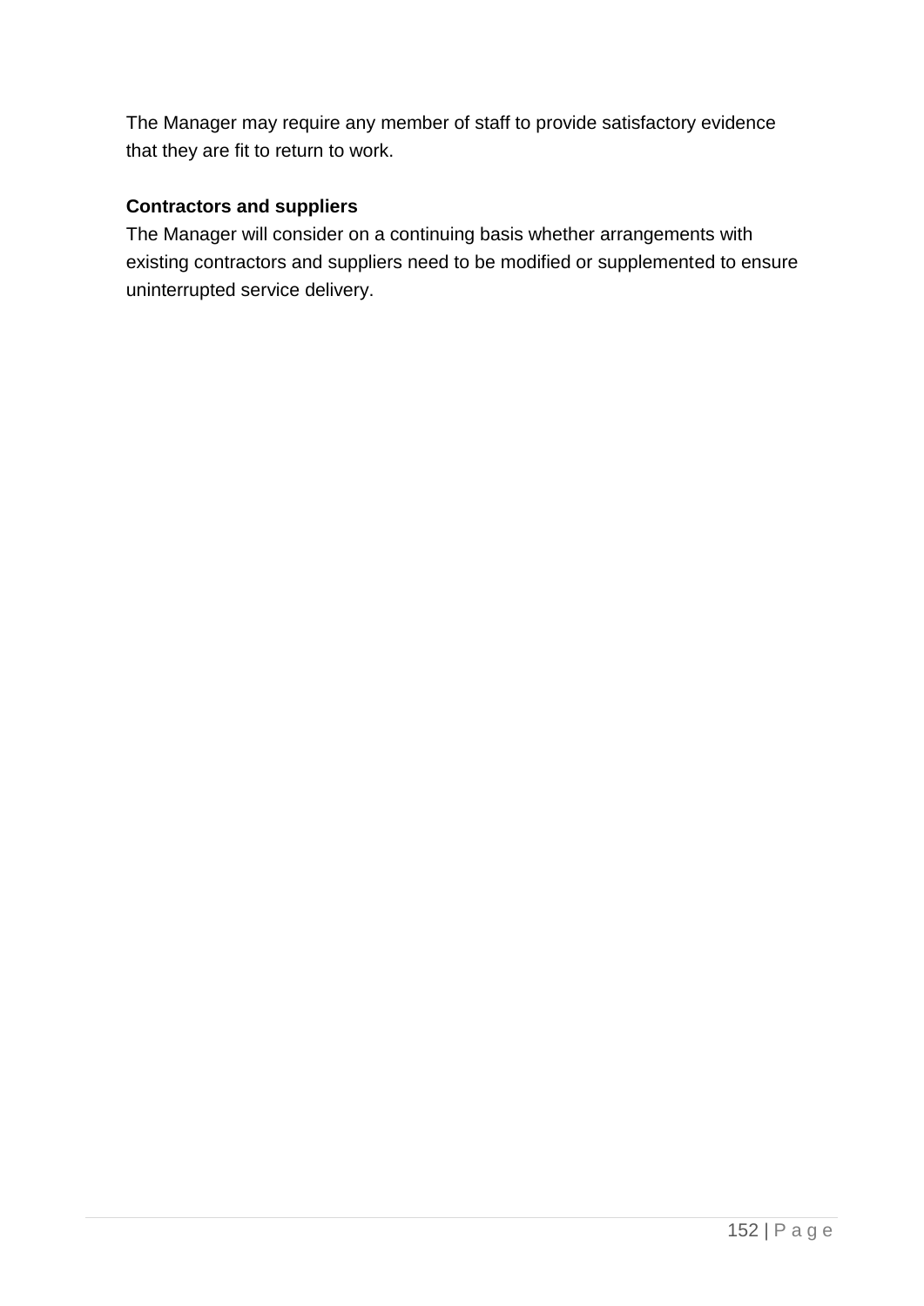The Manager may require any member of staff to provide satisfactory evidence that they are fit to return to work.

**Contractors and suppliers**

The Manager will consider on a continuing basis whether arrangements with existing contractors and suppliers need to be modified or supplemented to ensure uninterrupted service delivery.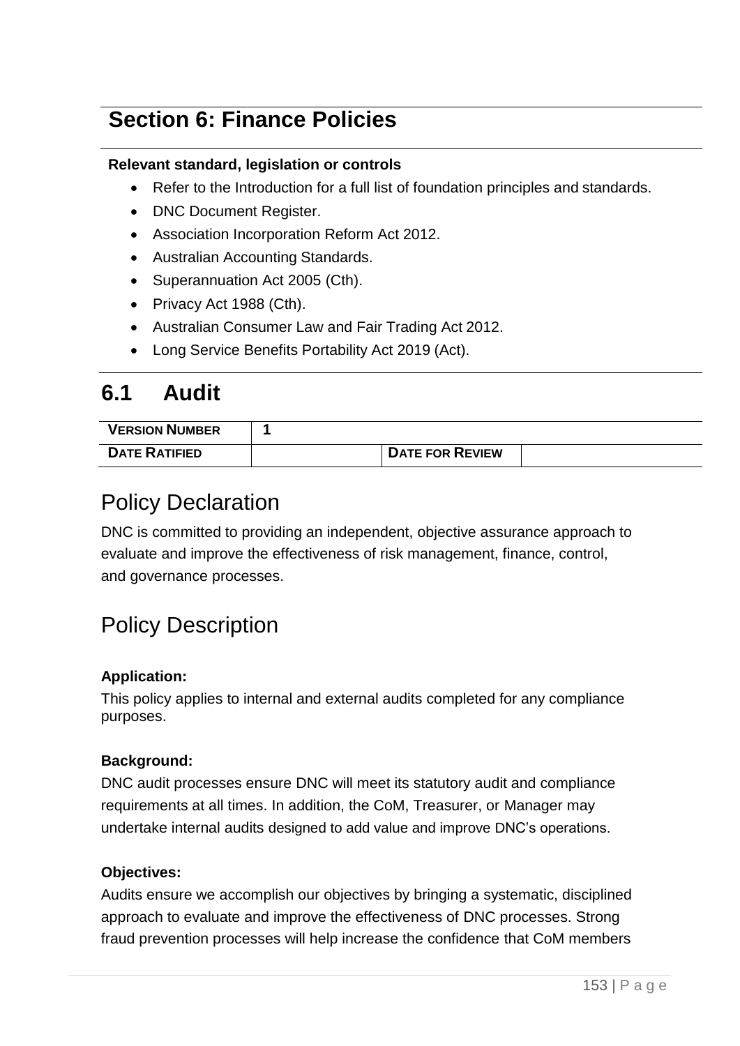# Section 6: Finance Policies

**Relevant standard, legislation or controls**

- Refer to the Introduction for a full list of foundation principles and standards.
- DNC Document Register.
- Association Incorporation Reform Act 2012.
- Australian Accounting Standards.
- Superannuation Act 2005 (Cth).
- Privacy Act 1988 (Cth).
- Australian Consumer Law and Fair Trading Act 2012.
- Long Service Benefits Portability Act 2019 (Act).

## 6.1 Audit

| VERSION NUMBER | 1 | | |
|---|---|---|---|
| DATE RATIFIED | | DATE FOR REVIEW | |

### Policy Declaration

DNC is committed to providing an independent, objective assurance approach to evaluate and improve the effectiveness of risk management, finance, control, and governance processes.

### Policy Description

**Application:**

This policy applies to internal and external audits completed for any compliance purposes.

**Background:**

DNC audit processes ensure DNC will meet its statutory audit and compliance requirements at all times. In addition, the CoM, Treasurer, or Manager may undertake internal audits designed to add value and improve DNC's operations.

**Objectives:**

Audits ensure we accomplish our objectives by bringing a systematic, disciplined approach to evaluate and improve the effectiveness of DNC processes. Strong fraud prevention processes will help increase the confidence that CoM members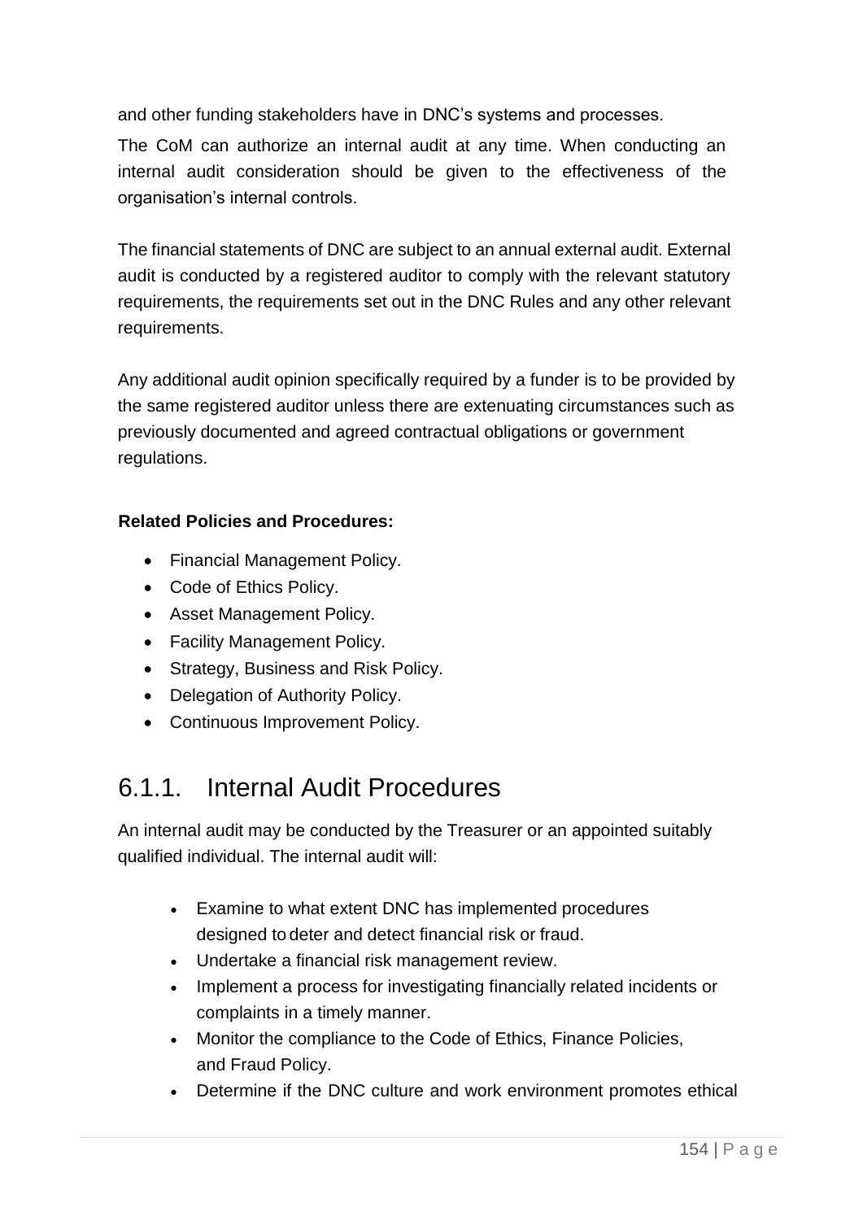and other funding stakeholders have in DNC's systems and processes.

The CoM can authorize an internal audit at any time. When conducting an internal audit consideration should be given to the effectiveness of the organisation's internal controls.

The financial statements of DNC are subject to an annual external audit. External audit is conducted by a registered auditor to comply with the relevant statutory requirements, the requirements set out in the DNC Rules and any other relevant requirements.

Any additional audit opinion specifically required by a funder is to be provided by the same registered auditor unless there are extenuating circumstances such as previously documented and agreed contractual obligations or government regulations.

**Related Policies and Procedures:**

- Financial Management Policy.
- Code of Ethics Policy.
- Asset Management Policy.
- Facility Management Policy.
- Strategy, Business and Risk Policy.
- Delegation of Authority Policy.
- Continuous Improvement Policy.

## 6.1.1. Internal Audit Procedures

An internal audit may be conducted by the Treasurer or an appointed suitably qualified individual. The internal audit will:

- Examine to what extent DNC has implemented procedures designed to deter and detect financial risk or fraud.
- Undertake a financial risk management review.
- Implement a process for investigating financially related incidents or complaints in a timely manner.
- Monitor the compliance to the Code of Ethics, Finance Policies, and Fraud Policy.
- Determine if the DNC culture and work environment promotes ethical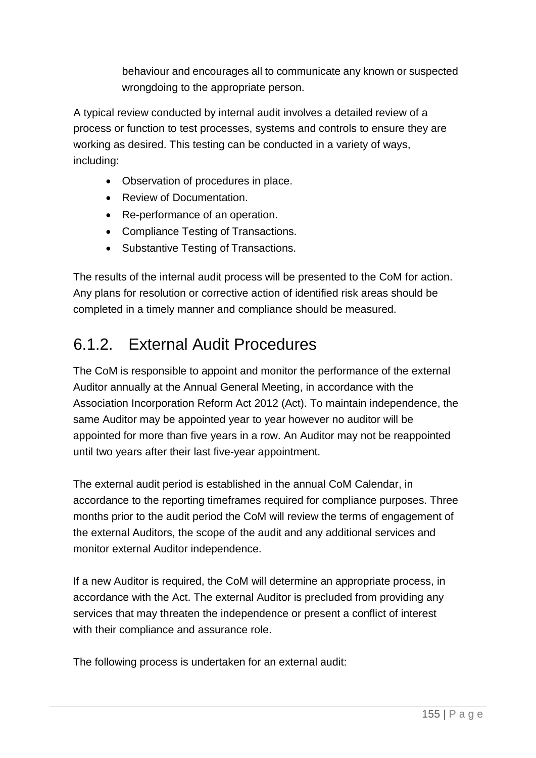behaviour and encourages all to communicate any known or suspected wrongdoing to the appropriate person.

A typical review conducted by internal audit involves a detailed review of a process or function to test processes, systems and controls to ensure they are working as desired. This testing can be conducted in a variety of ways, including:

- Observation of procedures in place.
- Review of Documentation.
- Re-performance of an operation.
- Compliance Testing of Transactions.
- Substantive Testing of Transactions.

The results of the internal audit process will be presented to the CoM for action. Any plans for resolution or corrective action of identified risk areas should be completed in a timely manner and compliance should be measured.

## 6.1.2. External Audit Procedures

The CoM is responsible to appoint and monitor the performance of the external Auditor annually at the Annual General Meeting, in accordance with the Association Incorporation Reform Act 2012 (Act). To maintain independence, the same Auditor may be appointed year to year however no auditor will be appointed for more than five years in a row. An Auditor may not be reappointed until two years after their last five-year appointment.

The external audit period is established in the annual CoM Calendar, in accordance to the reporting timeframes required for compliance purposes. Three months prior to the audit period the CoM will review the terms of engagement of the external Auditors, the scope of the audit and any additional services and monitor external Auditor independence.

If a new Auditor is required, the CoM will determine an appropriate process, in accordance with the Act. The external Auditor is precluded from providing any services that may threaten the independence or present a conflict of interest with their compliance and assurance role.

The following process is undertaken for an external audit: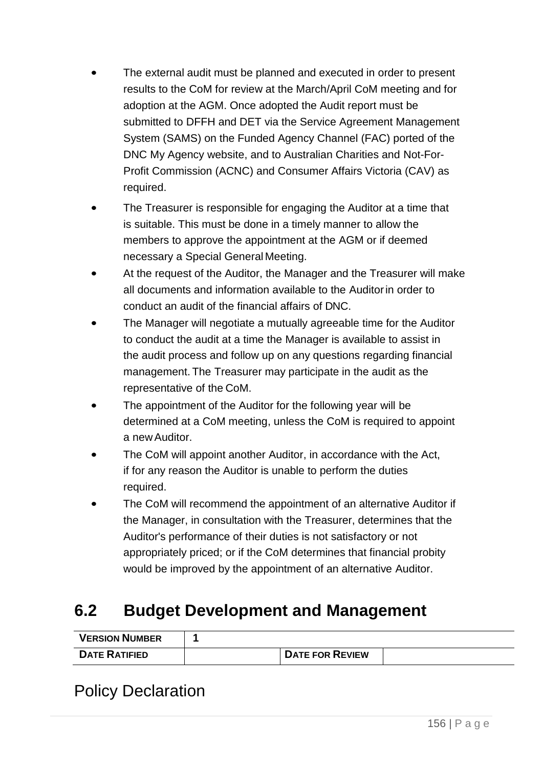- The external audit must be planned and executed in order to present results to the CoM for review at the March/April CoM meeting and for adoption at the AGM. Once adopted the Audit report must be submitted to DFFH and DET via the Service Agreement Management System (SAMS) on the Funded Agency Channel (FAC) ported of the DNC My Agency website, and to Australian Charities and Not-For-Profit Commission (ACNC) and Consumer Affairs Victoria (CAV) as required.
- The Treasurer is responsible for engaging the Auditor at a time that is suitable. This must be done in a timely manner to allow the members to approve the appointment at the AGM or if deemed necessary a Special General Meeting.
- At the request of the Auditor, the Manager and the Treasurer will make all documents and information available to the Auditor in order to conduct an audit of the financial affairs of DNC.
- The Manager will negotiate a mutually agreeable time for the Auditor to conduct the audit at a time the Manager is available to assist in the audit process and follow up on any questions regarding financial management. The Treasurer may participate in the audit as the representative of the CoM.
- The appointment of the Auditor for the following year will be determined at a CoM meeting, unless the CoM is required to appoint a new Auditor.
- The CoM will appoint another Auditor, in accordance with the Act, if for any reason the Auditor is unable to perform the duties required.
- The CoM will recommend the appointment of an alternative Auditor if the Manager, in consultation with the Treasurer, determines that the Auditor's performance of their duties is not satisfactory or not appropriately priced; or if the CoM determines that financial probity would be improved by the appointment of an alternative Auditor.

## 6.2 Budget Development and Management

| VERSION NUMBER | 1 | | |
|---|---|---|---|
| DATE RATIFIED | | DATE FOR REVIEW | |

# Policy Declaration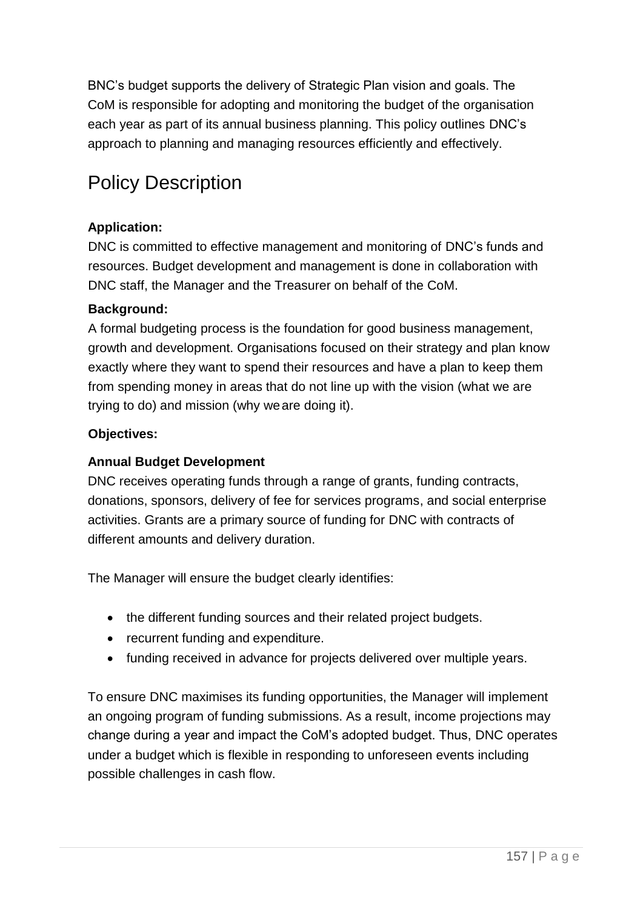BNC's budget supports the delivery of Strategic Plan vision and goals. The CoM is responsible for adopting and monitoring the budget of the organisation each year as part of its annual business planning. This policy outlines DNC's approach to planning and managing resources efficiently and effectively.

# Policy Description

**Application:**

DNC is committed to effective management and monitoring of DNC's funds and resources. Budget development and management is done in collaboration with DNC staff, the Manager and the Treasurer on behalf of the CoM.

**Background:**

A formal budgeting process is the foundation for good business management, growth and development. Organisations focused on their strategy and plan know exactly where they want to spend their resources and have a plan to keep them from spending money in areas that do not line up with the vision (what we are trying to do) and mission (why we are doing it).

**Objectives:**

**Annual Budget Development**

DNC receives operating funds through a range of grants, funding contracts, donations, sponsors, delivery of fee for services programs, and social enterprise activities. Grants are a primary source of funding for DNC with contracts of different amounts and delivery duration.

The Manager will ensure the budget clearly identifies:

- the different funding sources and their related project budgets.
- recurrent funding and expenditure.
- funding received in advance for projects delivered over multiple years.

To ensure DNC maximises its funding opportunities, the Manager will implement an ongoing program of funding submissions. As a result, income projections may change during a year and impact the CoM's adopted budget. Thus, DNC operates under a budget which is flexible in responding to unforeseen events including possible challenges in cash flow.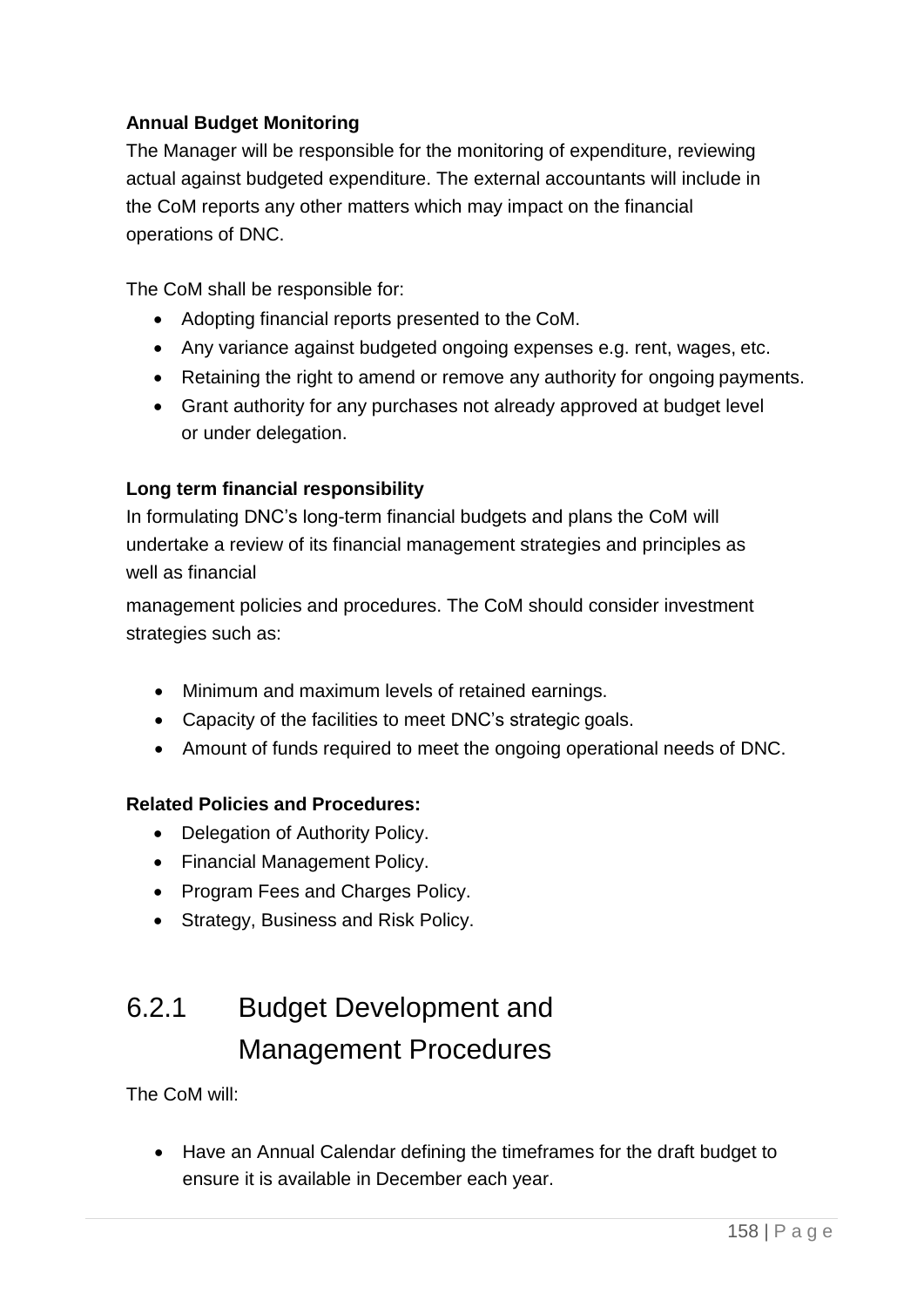**Annual Budget Monitoring**

The Manager will be responsible for the monitoring of expenditure, reviewing actual against budgeted expenditure. The external accountants will include in the CoM reports any other matters which may impact on the financial operations of DNC.

The CoM shall be responsible for:

- Adopting financial reports presented to the CoM.
- Any variance against budgeted ongoing expenses e.g. rent, wages, etc.
- Retaining the right to amend or remove any authority for ongoing payments.
- Grant authority for any purchases not already approved at budget level or under delegation.

**Long term financial responsibility**

In formulating DNC's long-term financial budgets and plans the CoM will undertake a review of its financial management strategies and principles as well as financial management policies and procedures. The CoM should consider investment strategies such as:

- Minimum and maximum levels of retained earnings.
- Capacity of the facilities to meet DNC's strategic goals.
- Amount of funds required to meet the ongoing operational needs of DNC.

**Related Policies and Procedures:**

- Delegation of Authority Policy.
- Financial Management Policy.
- Program Fees and Charges Policy.
- Strategy, Business and Risk Policy.

## 6.2.1 Budget Development and Management Procedures

The CoM will:

- Have an Annual Calendar defining the timeframes for the draft budget to ensure it is available in December each year.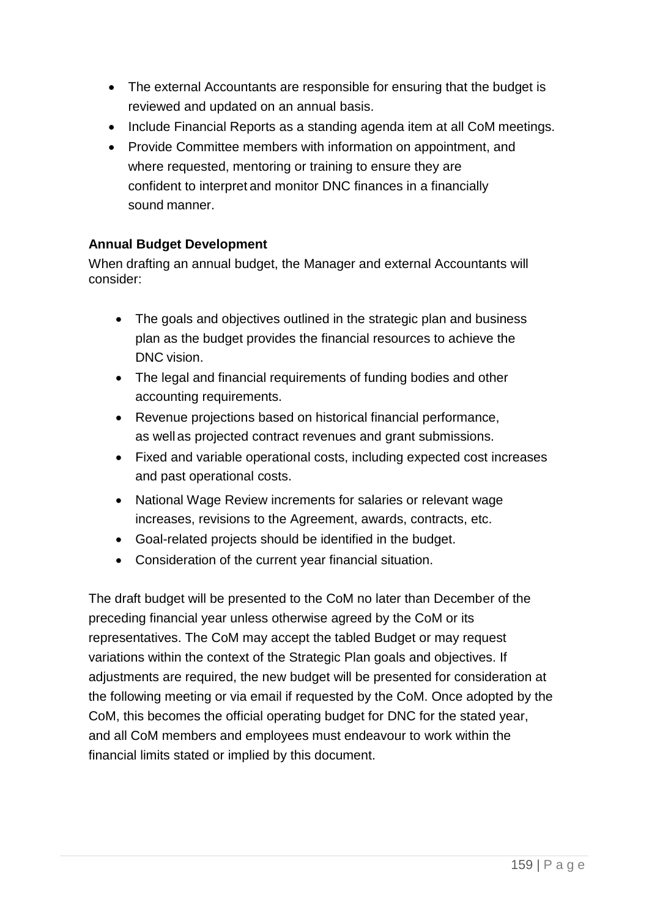- The external Accountants are responsible for ensuring that the budget is reviewed and updated on an annual basis.
- Include Financial Reports as a standing agenda item at all CoM meetings.
- Provide Committee members with information on appointment, and where requested, mentoring or training to ensure they are confident to interpret and monitor DNC finances in a financially sound manner.

**Annual Budget Development**

When drafting an annual budget, the Manager and external Accountants will consider:

- The goals and objectives outlined in the strategic plan and business plan as the budget provides the financial resources to achieve the DNC vision.
- The legal and financial requirements of funding bodies and other accounting requirements.
- Revenue projections based on historical financial performance, as well as projected contract revenues and grant submissions.
- Fixed and variable operational costs, including expected cost increases and past operational costs.
- National Wage Review increments for salaries or relevant wage increases, revisions to the Agreement, awards, contracts, etc.
- Goal-related projects should be identified in the budget.
- Consideration of the current year financial situation.

The draft budget will be presented to the CoM no later than December of the preceding financial year unless otherwise agreed by the CoM or its representatives. The CoM may accept the tabled Budget or may request variations within the context of the Strategic Plan goals and objectives. If adjustments are required, the new budget will be presented for consideration at the following meeting or via email if requested by the CoM. Once adopted by the CoM, this becomes the official operating budget for DNC for the stated year, and all CoM members and employees must endeavour to work within the financial limits stated or implied by this document.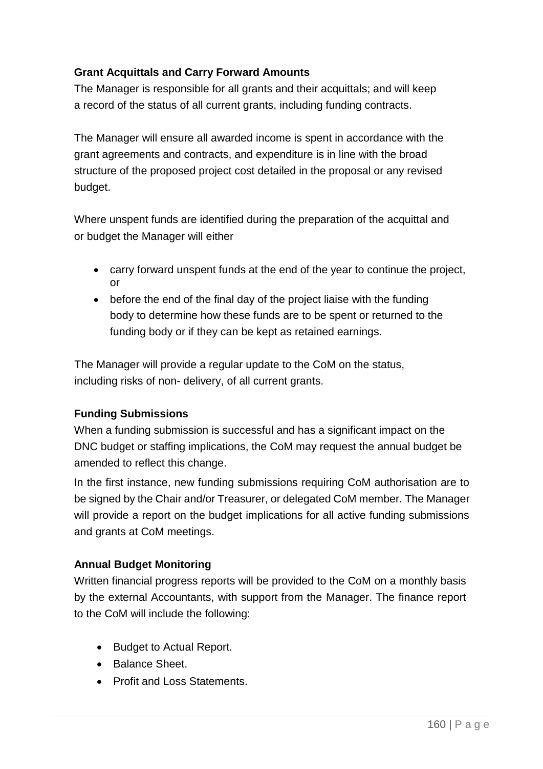**Grant Acquittals and Carry Forward Amounts**

The Manager is responsible for all grants and their acquittals; and will keep a record of the status of all current grants, including funding contracts.

The Manager will ensure all awarded income is spent in accordance with the grant agreements and contracts, and expenditure is in line with the broad structure of the proposed project cost detailed in the proposal or any revised budget.

Where unspent funds are identified during the preparation of the acquittal and or budget the Manager will either

- carry forward unspent funds at the end of the year to continue the project, or
- before the end of the final day of the project liaise with the funding body to determine how these funds are to be spent or returned to the funding body or if they can be kept as retained earnings.

The Manager will provide a regular update to the CoM on the status, including risks of non- delivery, of all current grants.

**Funding Submissions**

When a funding submission is successful and has a significant impact on the DNC budget or staffing implications, the CoM may request the annual budget be amended to reflect this change.

In the first instance, new funding submissions requiring CoM authorisation are to be signed by the Chair and/or Treasurer, or delegated CoM member. The Manager will provide a report on the budget implications for all active funding submissions and grants at CoM meetings.

**Annual Budget Monitoring**

Written financial progress reports will be provided to the CoM on a monthly basis by the external Accountants, with support from the Manager. The finance report to the CoM will include the following:

- Budget to Actual Report.
- Balance Sheet.
- Profit and Loss Statements.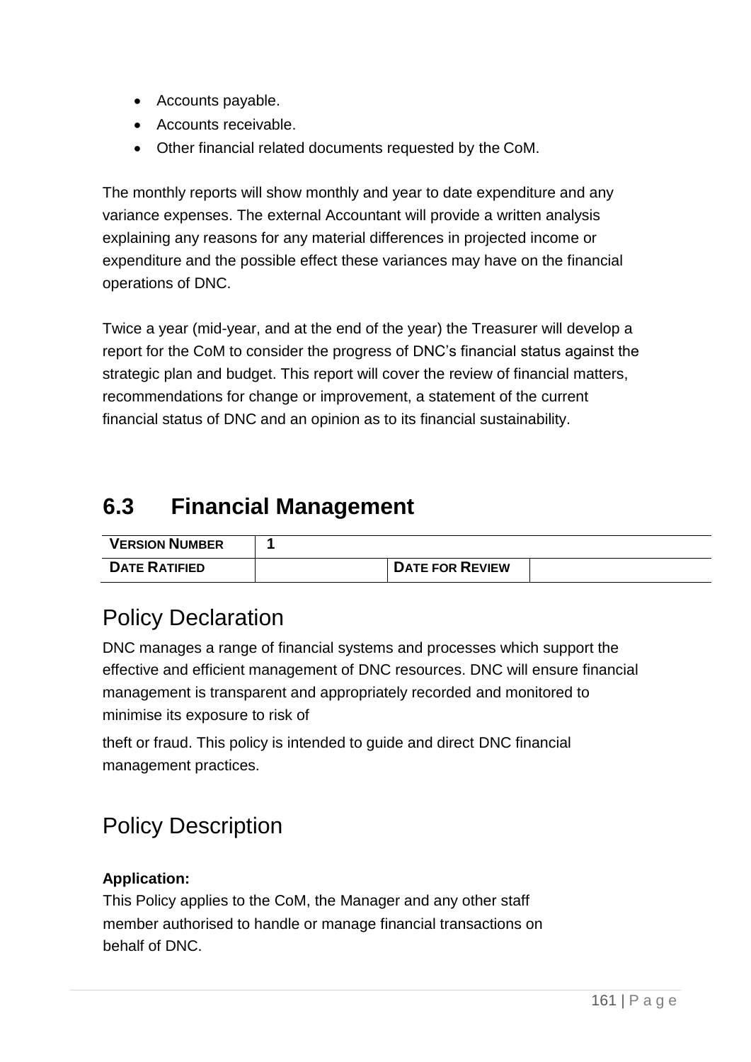- Accounts payable.
- Accounts receivable.
- Other financial related documents requested by the CoM.

The monthly reports will show monthly and year to date expenditure and any variance expenses. The external Accountant will provide a written analysis explaining any reasons for any material differences in projected income or expenditure and the possible effect these variances may have on the financial operations of DNC.

Twice a year (mid-year, and at the end of the year) the Treasurer will develop a report for the CoM to consider the progress of DNC's financial status against the strategic plan and budget. This report will cover the review of financial matters, recommendations for change or improvement, a statement of the current financial status of DNC and an opinion as to its financial sustainability.

## 6.3 Financial Management

| VERSION NUMBER | 1 | | |
|---|---|---|---|
| DATE RATIFIED | | DATE FOR REVIEW | |

## Policy Declaration

DNC manages a range of financial systems and processes which support the effective and efficient management of DNC resources. DNC will ensure financial management is transparent and appropriately recorded and monitored to minimise its exposure to risk of

theft or fraud. This policy is intended to guide and direct DNC financial management practices.

## Policy Description

**Application:**
This Policy applies to the CoM, the Manager and any other staff member authorised to handle or manage financial transactions on behalf of DNC.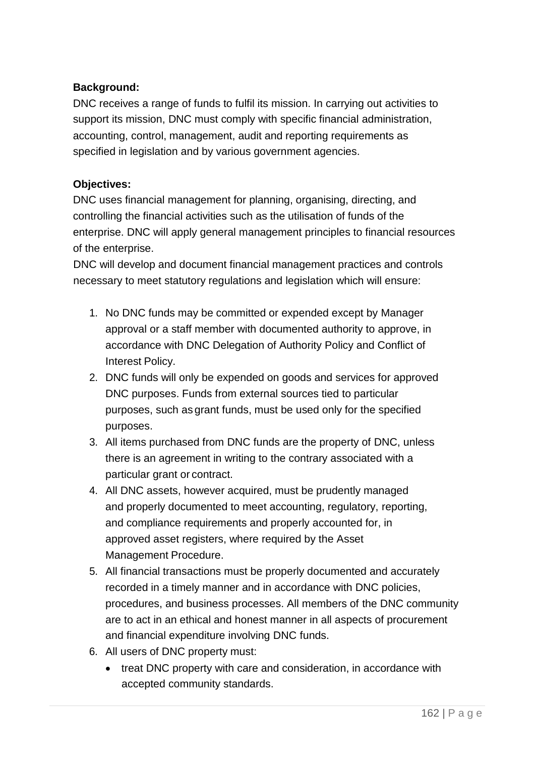**Background:**

DNC receives a range of funds to fulfil its mission. In carrying out activities to support its mission, DNC must comply with specific financial administration, accounting, control, management, audit and reporting requirements as specified in legislation and by various government agencies.

**Objectives:**

DNC uses financial management for planning, organising, directing, and controlling the financial activities such as the utilisation of funds of the enterprise. DNC will apply general management principles to financial resources of the enterprise.

DNC will develop and document financial management practices and controls necessary to meet statutory regulations and legislation which will ensure:

1. No DNC funds may be committed or expended except by Manager approval or a staff member with documented authority to approve, in accordance with DNC Delegation of Authority Policy and Conflict of Interest Policy.
2. DNC funds will only be expended on goods and services for approved DNC purposes. Funds from external sources tied to particular purposes, such as grant funds, must be used only for the specified purposes.
3. All items purchased from DNC funds are the property of DNC, unless there is an agreement in writing to the contrary associated with a particular grant or contract.
4. All DNC assets, however acquired, must be prudently managed and properly documented to meet accounting, regulatory, reporting, and compliance requirements and properly accounted for, in approved asset registers, where required by the Asset Management Procedure.
5. All financial transactions must be properly documented and accurately recorded in a timely manner and in accordance with DNC policies, procedures, and business processes. All members of the DNC community are to act in an ethical and honest manner in all aspects of procurement and financial expenditure involving DNC funds.
6. All users of DNC property must:
   - treat DNC property with care and consideration, in accordance with accepted community standards.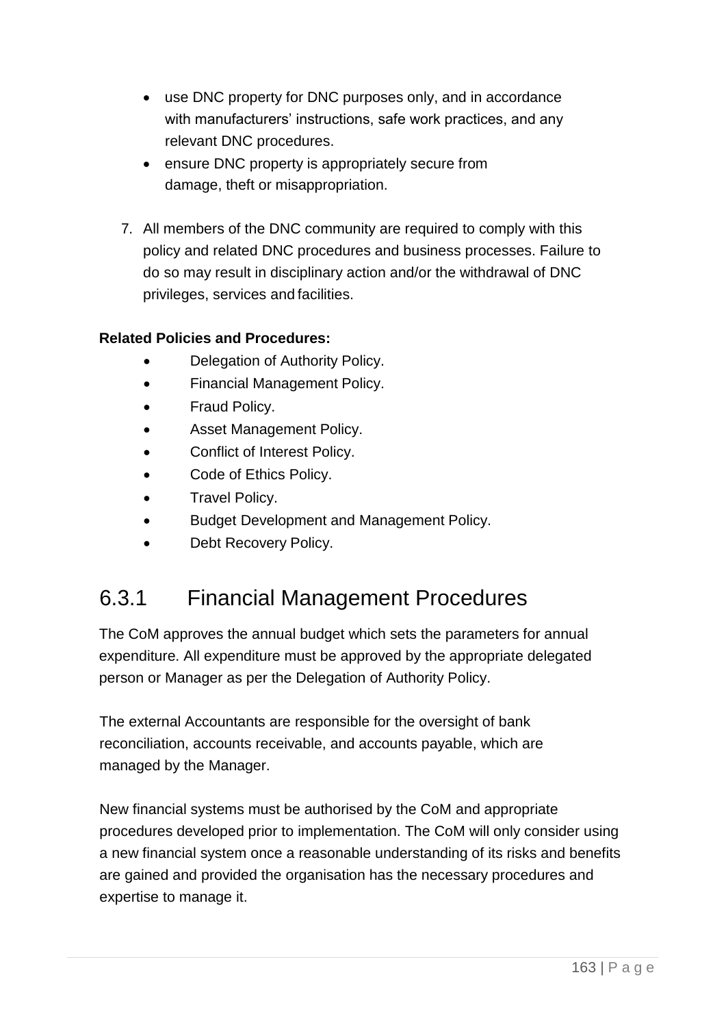- use DNC property for DNC purposes only, and in accordance with manufacturers' instructions, safe work practices, and any relevant DNC procedures.
- ensure DNC property is appropriately secure from damage, theft or misappropriation.

7. All members of the DNC community are required to comply with this policy and related DNC procedures and business processes. Failure to do so may result in disciplinary action and/or the withdrawal of DNC privileges, services and facilities.

**Related Policies and Procedures:**

- Delegation of Authority Policy.
- Financial Management Policy.
- Fraud Policy.
- Asset Management Policy.
- Conflict of Interest Policy.
- Code of Ethics Policy.
- Travel Policy.
- Budget Development and Management Policy.
- Debt Recovery Policy.

## 6.3.1 Financial Management Procedures

The CoM approves the annual budget which sets the parameters for annual expenditure. All expenditure must be approved by the appropriate delegated person or Manager as per the Delegation of Authority Policy.

The external Accountants are responsible for the oversight of bank reconciliation, accounts receivable, and accounts payable, which are managed by the Manager.

New financial systems must be authorised by the CoM and appropriate procedures developed prior to implementation. The CoM will only consider using a new financial system once a reasonable understanding of its risks and benefits are gained and provided the organisation has the necessary procedures and expertise to manage it.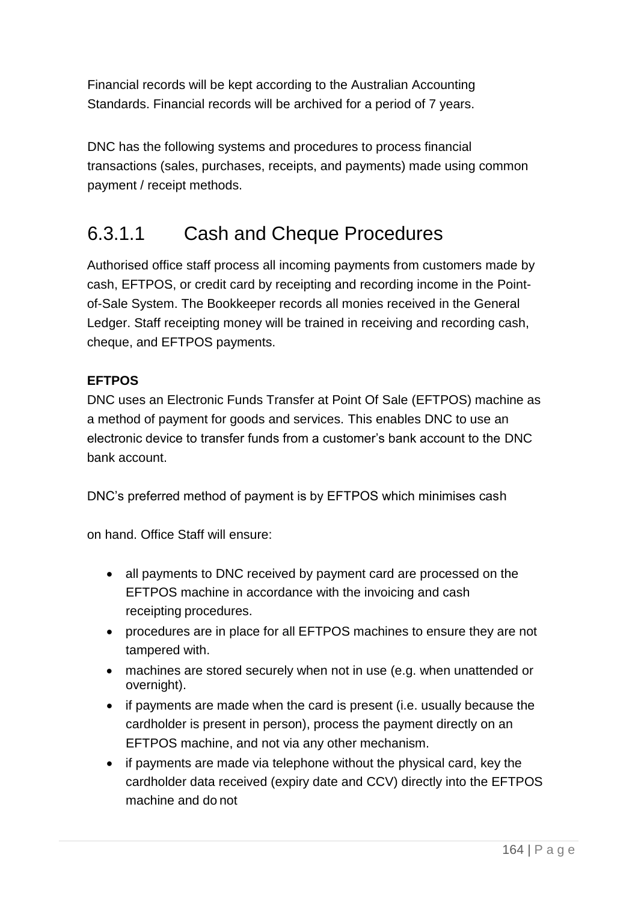Financial records will be kept according to the Australian Accounting Standards. Financial records will be archived for a period of 7 years.

DNC has the following systems and procedures to process financial transactions (sales, purchases, receipts, and payments) made using common payment / receipt methods.

## 6.3.1.1 Cash and Cheque Procedures

Authorised office staff process all incoming payments from customers made by cash, EFTPOS, or credit card by receipting and recording income in the Point-of-Sale System. The Bookkeeper records all monies received in the General Ledger. Staff receipting money will be trained in receiving and recording cash, cheque, and EFTPOS payments.

**EFTPOS**

DNC uses an Electronic Funds Transfer at Point Of Sale (EFTPOS) machine as a method of payment for goods and services. This enables DNC to use an electronic device to transfer funds from a customer's bank account to the DNC bank account.

DNC's preferred method of payment is by EFTPOS which minimises cash

on hand. Office Staff will ensure:

- all payments to DNC received by payment card are processed on the EFTPOS machine in accordance with the invoicing and cash receipting procedures.
- procedures are in place for all EFTPOS machines to ensure they are not tampered with.
- machines are stored securely when not in use (e.g. when unattended or overnight).
- if payments are made when the card is present (i.e. usually because the cardholder is present in person), process the payment directly on an EFTPOS machine, and not via any other mechanism.
- if payments are made via telephone without the physical card, key the cardholder data received (expiry date and CCV) directly into the EFTPOS machine and do not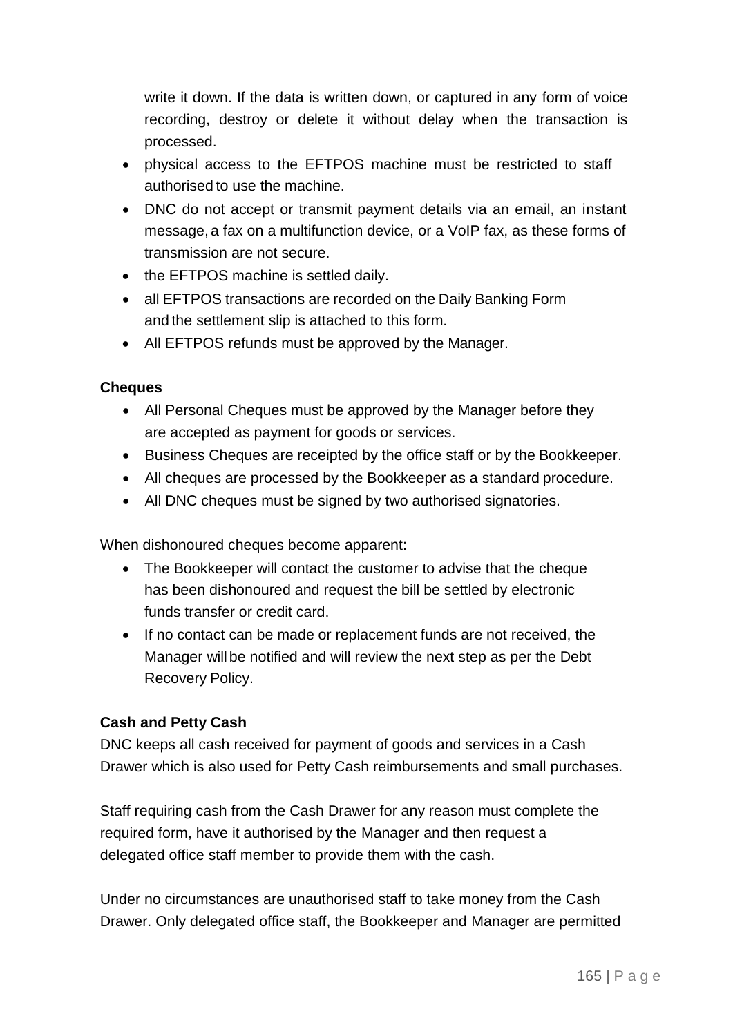write it down. If the data is written down, or captured in any form of voice recording, destroy or delete it without delay when the transaction is processed.

- physical access to the EFTPOS machine must be restricted to staff authorised to use the machine.
- DNC do not accept or transmit payment details via an email, an instant message, a fax on a multifunction device, or a VoIP fax, as these forms of transmission are not secure.
- the EFTPOS machine is settled daily.
- all EFTPOS transactions are recorded on the Daily Banking Form and the settlement slip is attached to this form.
- All EFTPOS refunds must be approved by the Manager.

**Cheques**

- All Personal Cheques must be approved by the Manager before they are accepted as payment for goods or services.
- Business Cheques are receipted by the office staff or by the Bookkeeper.
- All cheques are processed by the Bookkeeper as a standard procedure.
- All DNC cheques must be signed by two authorised signatories.

When dishonoured cheques become apparent:

- The Bookkeeper will contact the customer to advise that the cheque has been dishonoured and request the bill be settled by electronic funds transfer or credit card.
- If no contact can be made or replacement funds are not received, the Manager will be notified and will review the next step as per the Debt Recovery Policy.

**Cash and Petty Cash**

DNC keeps all cash received for payment of goods and services in a Cash Drawer which is also used for Petty Cash reimbursements and small purchases.

Staff requiring cash from the Cash Drawer for any reason must complete the required form, have it authorised by the Manager and then request a delegated office staff member to provide them with the cash.

Under no circumstances are unauthorised staff to take money from the Cash Drawer. Only delegated office staff, the Bookkeeper and Manager are permitted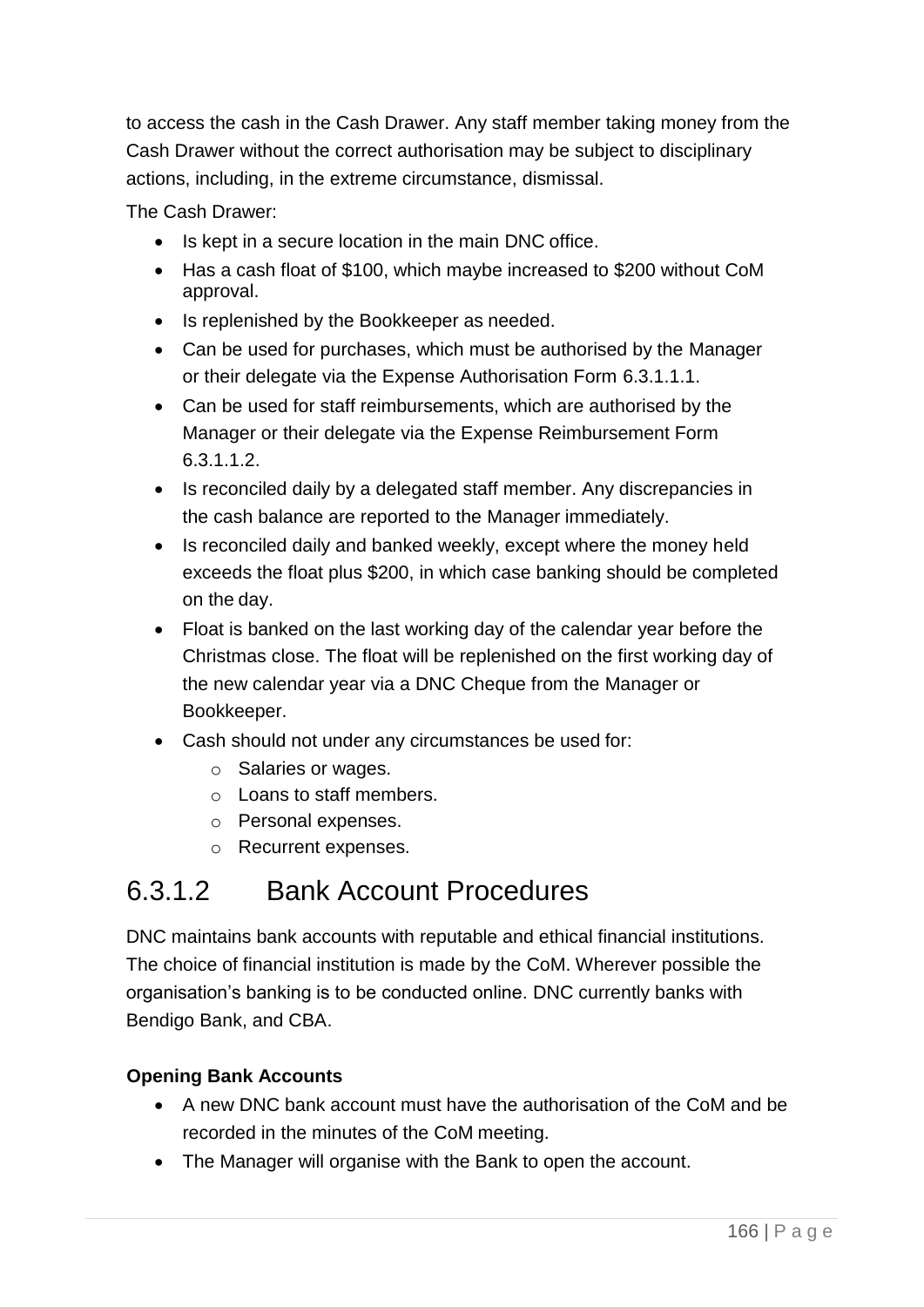to access the cash in the Cash Drawer. Any staff member taking money from the Cash Drawer without the correct authorisation may be subject to disciplinary actions, including, in the extreme circumstance, dismissal.

The Cash Drawer:

- Is kept in a secure location in the main DNC office.
- Has a cash float of $100, which maybe increased to $200 without CoM approval.
- Is replenished by the Bookkeeper as needed.
- Can be used for purchases, which must be authorised by the Manager or their delegate via the Expense Authorisation Form 6.3.1.1.1.
- Can be used for staff reimbursements, which are authorised by the Manager or their delegate via the Expense Reimbursement Form 6.3.1.1.2.
- Is reconciled daily by a delegated staff member. Any discrepancies in the cash balance are reported to the Manager immediately.
- Is reconciled daily and banked weekly, except where the money held exceeds the float plus $200, in which case banking should be completed on the day.
- Float is banked on the last working day of the calendar year before the Christmas close. The float will be replenished on the first working day of the new calendar year via a DNC Cheque from the Manager or Bookkeeper.
- Cash should not under any circumstances be used for:
    - Salaries or wages.
    - Loans to staff members.
    - Personal expenses.
    - Recurrent expenses.

## 6.3.1.2 Bank Account Procedures

DNC maintains bank accounts with reputable and ethical financial institutions. The choice of financial institution is made by the CoM. Wherever possible the organisation's banking is to be conducted online. DNC currently banks with Bendigo Bank, and CBA.

**Opening Bank Accounts**

- A new DNC bank account must have the authorisation of the CoM and be recorded in the minutes of the CoM meeting.
- The Manager will organise with the Bank to open the account.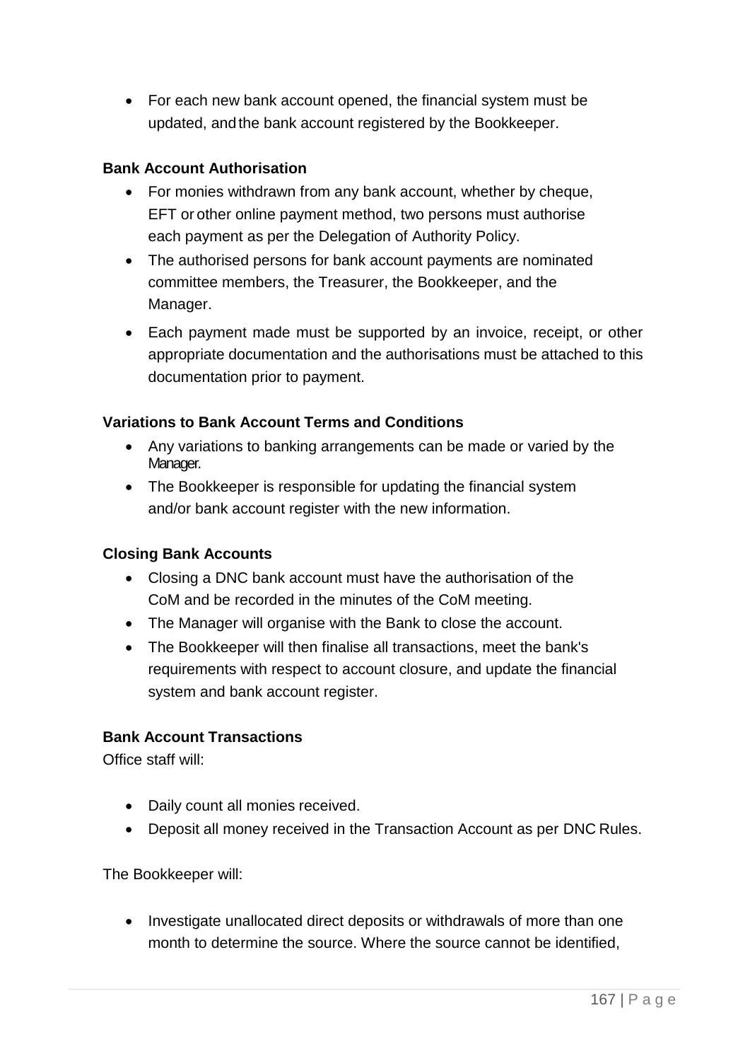- For each new bank account opened, the financial system must be updated, and the bank account registered by the Bookkeeper.

**Bank Account Authorisation**

- For monies withdrawn from any bank account, whether by cheque, EFT or other online payment method, two persons must authorise each payment as per the Delegation of Authority Policy.
- The authorised persons for bank account payments are nominated committee members, the Treasurer, the Bookkeeper, and the Manager.
- Each payment made must be supported by an invoice, receipt, or other appropriate documentation and the authorisations must be attached to this documentation prior to payment.

**Variations to Bank Account Terms and Conditions**

- Any variations to banking arrangements can be made or varied by the Manager.
- The Bookkeeper is responsible for updating the financial system and/or bank account register with the new information.

**Closing Bank Accounts**

- Closing a DNC bank account must have the authorisation of the CoM and be recorded in the minutes of the CoM meeting.
- The Manager will organise with the Bank to close the account.
- The Bookkeeper will then finalise all transactions, meet the bank's requirements with respect to account closure, and update the financial system and bank account register.

**Bank Account Transactions**

Office staff will:

- Daily count all monies received.
- Deposit all money received in the Transaction Account as per DNC Rules.

The Bookkeeper will:

- Investigate unallocated direct deposits or withdrawals of more than one month to determine the source. Where the source cannot be identified,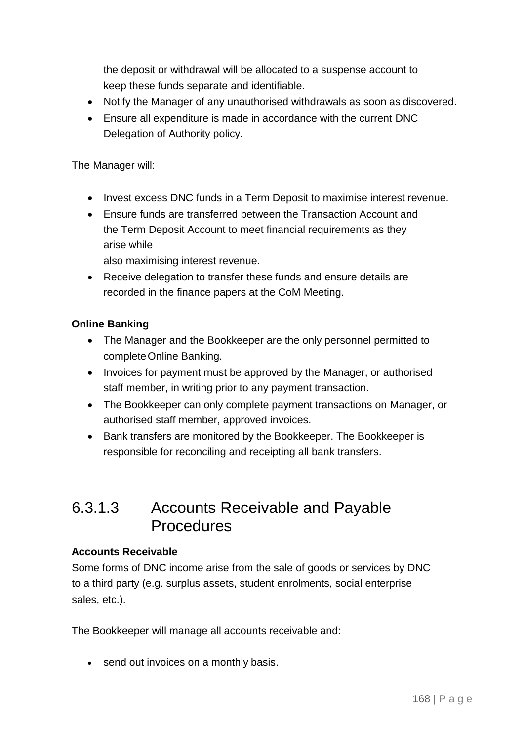the deposit or withdrawal will be allocated to a suspense account to keep these funds separate and identifiable.

- Notify the Manager of any unauthorised withdrawals as soon as discovered.
- Ensure all expenditure is made in accordance with the current DNC Delegation of Authority policy.

The Manager will:

- Invest excess DNC funds in a Term Deposit to maximise interest revenue.
- Ensure funds are transferred between the Transaction Account and the Term Deposit Account to meet financial requirements as they arise while also maximising interest revenue.
- Receive delegation to transfer these funds and ensure details are recorded in the finance papers at the CoM Meeting.

**Online Banking**

- The Manager and the Bookkeeper are the only personnel permitted to complete Online Banking.
- Invoices for payment must be approved by the Manager, or authorised staff member, in writing prior to any payment transaction.
- The Bookkeeper can only complete payment transactions on Manager, or authorised staff member, approved invoices.
- Bank transfers are monitored by the Bookkeeper. The Bookkeeper is responsible for reconciling and receipting all bank transfers.

## 6.3.1.3 Accounts Receivable and Payable Procedures

**Accounts Receivable**

Some forms of DNC income arise from the sale of goods or services by DNC to a third party (e.g. surplus assets, student enrolments, social enterprise sales, etc.).

The Bookkeeper will manage all accounts receivable and:

- send out invoices on a monthly basis.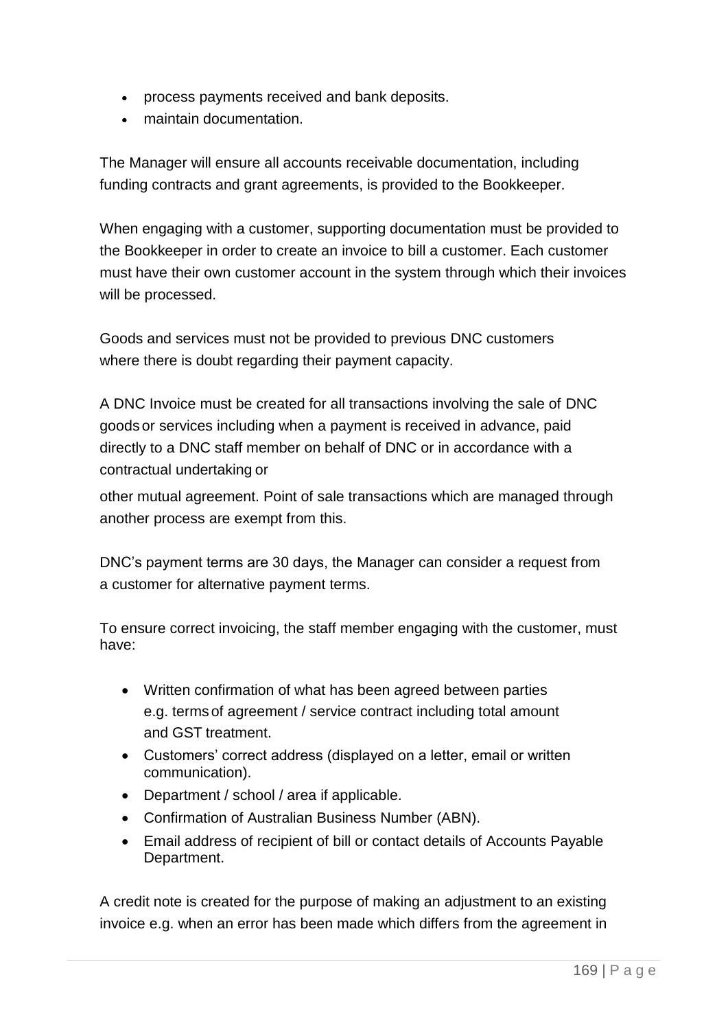- process payments received and bank deposits.
- maintain documentation.

The Manager will ensure all accounts receivable documentation, including funding contracts and grant agreements, is provided to the Bookkeeper.

When engaging with a customer, supporting documentation must be provided to the Bookkeeper in order to create an invoice to bill a customer. Each customer must have their own customer account in the system through which their invoices will be processed.

Goods and services must not be provided to previous DNC customers where there is doubt regarding their payment capacity.

A DNC Invoice must be created for all transactions involving the sale of DNC goods or services including when a payment is received in advance, paid directly to a DNC staff member on behalf of DNC or in accordance with a contractual undertaking or

other mutual agreement. Point of sale transactions which are managed through another process are exempt from this.

DNC's payment terms are 30 days, the Manager can consider a request from a customer for alternative payment terms.

To ensure correct invoicing, the staff member engaging with the customer, must have:

- Written confirmation of what has been agreed between parties e.g. terms of agreement / service contract including total amount and GST treatment.
- Customers' correct address (displayed on a letter, email or written communication).
- Department / school / area if applicable.
- Confirmation of Australian Business Number (ABN).
- Email address of recipient of bill or contact details of Accounts Payable Department.

A credit note is created for the purpose of making an adjustment to an existing invoice e.g. when an error has been made which differs from the agreement in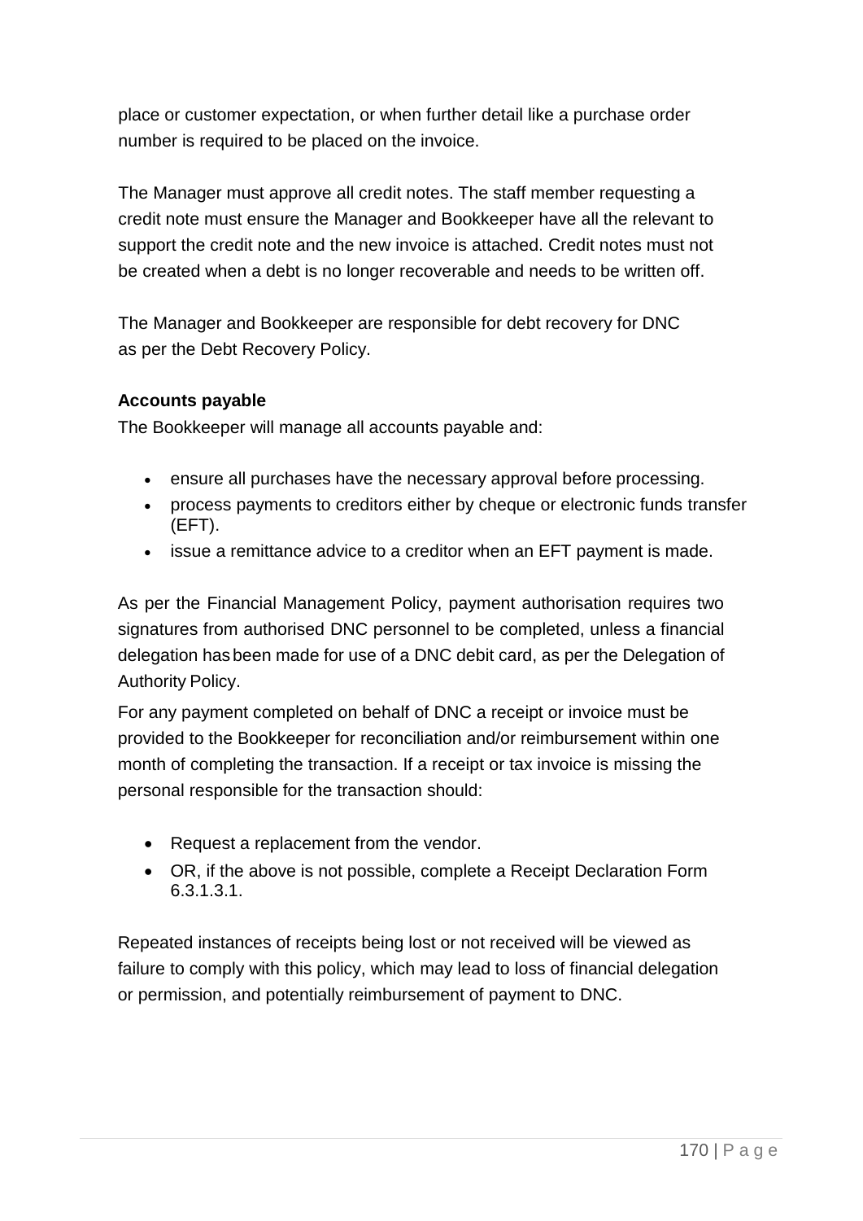place or customer expectation, or when further detail like a purchase order number is required to be placed on the invoice.

The Manager must approve all credit notes. The staff member requesting a credit note must ensure the Manager and Bookkeeper have all the relevant to support the credit note and the new invoice is attached. Credit notes must not be created when a debt is no longer recoverable and needs to be written off.

The Manager and Bookkeeper are responsible for debt recovery for DNC as per the Debt Recovery Policy.

**Accounts payable**

The Bookkeeper will manage all accounts payable and:

- ensure all purchases have the necessary approval before processing.
- process payments to creditors either by cheque or electronic funds transfer (EFT).
- issue a remittance advice to a creditor when an EFT payment is made.

As per the Financial Management Policy, payment authorisation requires two signatures from authorised DNC personnel to be completed, unless a financial delegation has been made for use of a DNC debit card, as per the Delegation of Authority Policy.

For any payment completed on behalf of DNC a receipt or invoice must be provided to the Bookkeeper for reconciliation and/or reimbursement within one month of completing the transaction. If a receipt or tax invoice is missing the personal responsible for the transaction should:

- Request a replacement from the vendor.
- OR, if the above is not possible, complete a Receipt Declaration Form 6.3.1.3.1.

Repeated instances of receipts being lost or not received will be viewed as failure to comply with this policy, which may lead to loss of financial delegation or permission, and potentially reimbursement of payment to DNC.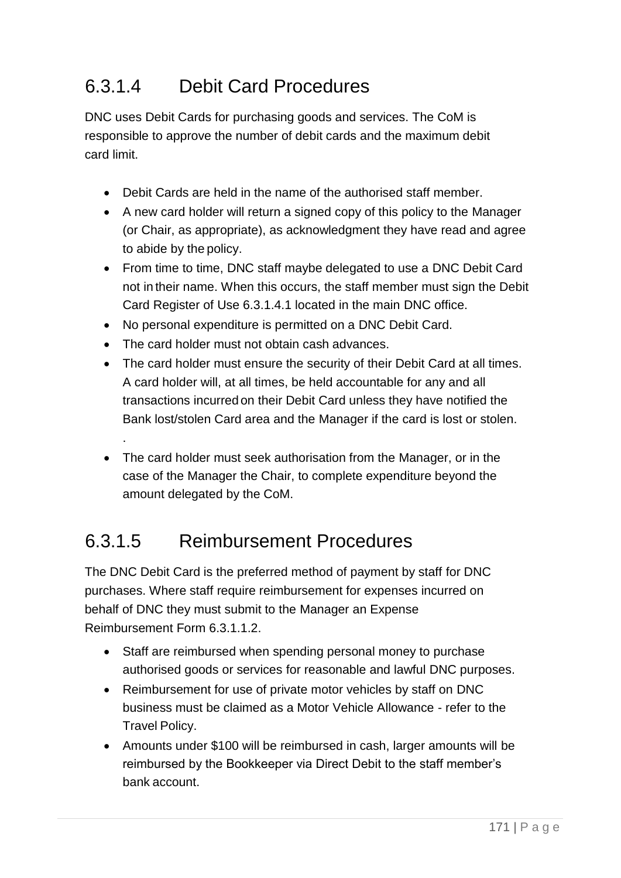## 6.3.1.4 Debit Card Procedures

DNC uses Debit Cards for purchasing goods and services. The CoM is responsible to approve the number of debit cards and the maximum debit card limit.

- Debit Cards are held in the name of the authorised staff member.
- A new card holder will return a signed copy of this policy to the Manager (or Chair, as appropriate), as acknowledgment they have read and agree to abide by the policy.
- From time to time, DNC staff maybe delegated to use a DNC Debit Card not in their name. When this occurs, the staff member must sign the Debit Card Register of Use 6.3.1.4.1 located in the main DNC office.
- No personal expenditure is permitted on a DNC Debit Card.
- The card holder must not obtain cash advances.
- The card holder must ensure the security of their Debit Card at all times. A card holder will, at all times, be held accountable for any and all transactions incurred on their Debit Card unless they have notified the Bank lost/stolen Card area and the Manager if the card is lost or stolen.
  .
- The card holder must seek authorisation from the Manager, or in the case of the Manager the Chair, to complete expenditure beyond the amount delegated by the CoM.

## 6.3.1.5 Reimbursement Procedures

The DNC Debit Card is the preferred method of payment by staff for DNC purchases. Where staff require reimbursement for expenses incurred on behalf of DNC they must submit to the Manager an Expense Reimbursement Form 6.3.1.1.2.

- Staff are reimbursed when spending personal money to purchase authorised goods or services for reasonable and lawful DNC purposes.
- Reimbursement for use of private motor vehicles by staff on DNC business must be claimed as a Motor Vehicle Allowance - refer to the Travel Policy.
- Amounts under $100 will be reimbursed in cash, larger amounts will be reimbursed by the Bookkeeper via Direct Debit to the staff member's bank account.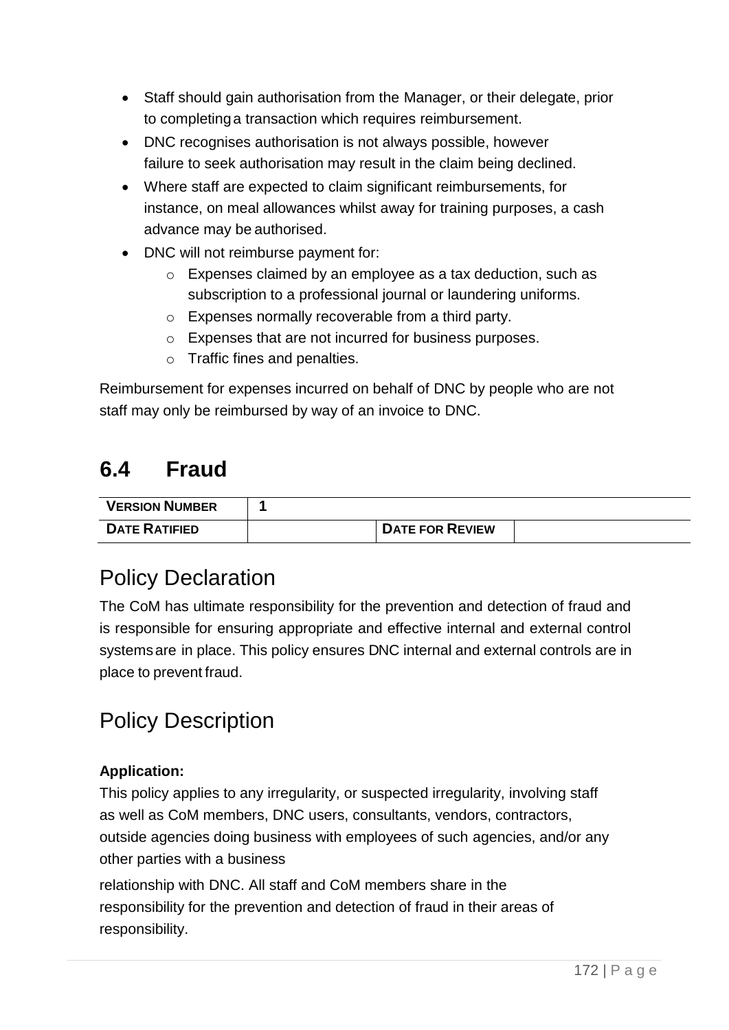- Staff should gain authorisation from the Manager, or their delegate, prior to completing a transaction which requires reimbursement.
- DNC recognises authorisation is not always possible, however failure to seek authorisation may result in the claim being declined.
- Where staff are expected to claim significant reimbursements, for instance, on meal allowances whilst away for training purposes, a cash advance may be authorised.
- DNC will not reimburse payment for:
  - Expenses claimed by an employee as a tax deduction, such as subscription to a professional journal or laundering uniforms.
  - Expenses normally recoverable from a third party.
  - Expenses that are not incurred for business purposes.
  - Traffic fines and penalties.

Reimbursement for expenses incurred on behalf of DNC by people who are not staff may only be reimbursed by way of an invoice to DNC.

## 6.4 Fraud

| **VERSION NUMBER** | **1** | | |
|---|---|---|---|
| **DATE RATIFIED** | | **DATE FOR REVIEW** | |

## Policy Declaration

The CoM has ultimate responsibility for the prevention and detection of fraud and is responsible for ensuring appropriate and effective internal and external control systems are in place. This policy ensures DNC internal and external controls are in place to prevent fraud.

## Policy Description

**Application:**

This policy applies to any irregularity, or suspected irregularity, involving staff as well as CoM members, DNC users, consultants, vendors, contractors, outside agencies doing business with employees of such agencies, and/or any other parties with a business relationship with DNC. All staff and CoM members share in the responsibility for the prevention and detection of fraud in their areas of responsibility.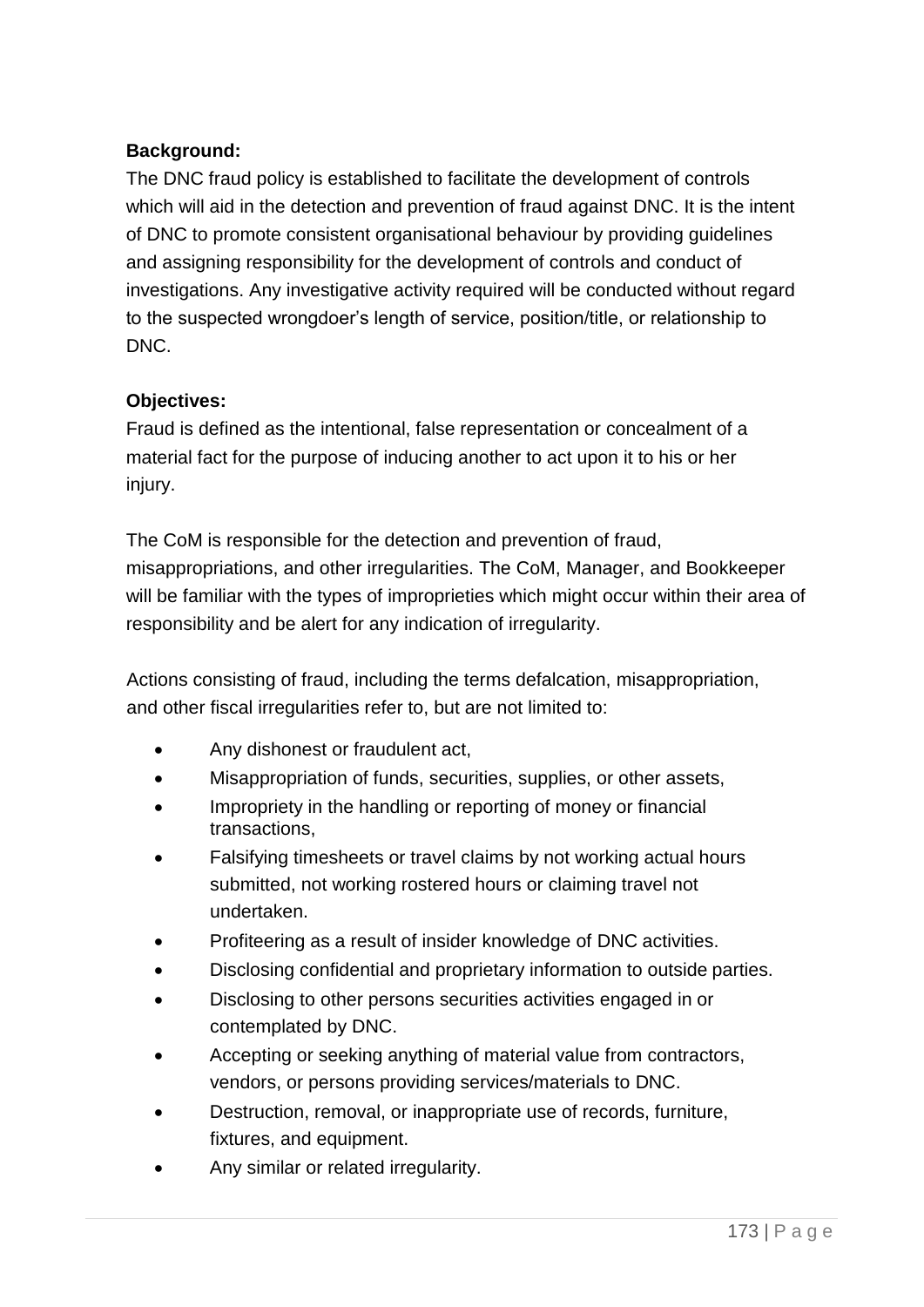**Background:**

The DNC fraud policy is established to facilitate the development of controls which will aid in the detection and prevention of fraud against DNC. It is the intent of DNC to promote consistent organisational behaviour by providing guidelines and assigning responsibility for the development of controls and conduct of investigations. Any investigative activity required will be conducted without regard to the suspected wrongdoer's length of service, position/title, or relationship to DNC.

**Objectives:**

Fraud is defined as the intentional, false representation or concealment of a material fact for the purpose of inducing another to act upon it to his or her injury.

The CoM is responsible for the detection and prevention of fraud, misappropriations, and other irregularities. The CoM, Manager, and Bookkeeper will be familiar with the types of improprieties which might occur within their area of responsibility and be alert for any indication of irregularity.

Actions consisting of fraud, including the terms defalcation, misappropriation, and other fiscal irregularities refer to, but are not limited to:

- Any dishonest or fraudulent act,
- Misappropriation of funds, securities, supplies, or other assets,
- Impropriety in the handling or reporting of money or financial transactions,
- Falsifying timesheets or travel claims by not working actual hours submitted, not working rostered hours or claiming travel not undertaken.
- Profiteering as a result of insider knowledge of DNC activities.
- Disclosing confidential and proprietary information to outside parties.
- Disclosing to other persons securities activities engaged in or contemplated by DNC.
- Accepting or seeking anything of material value from contractors, vendors, or persons providing services/materials to DNC.
- Destruction, removal, or inappropriate use of records, furniture, fixtures, and equipment.
- Any similar or related irregularity.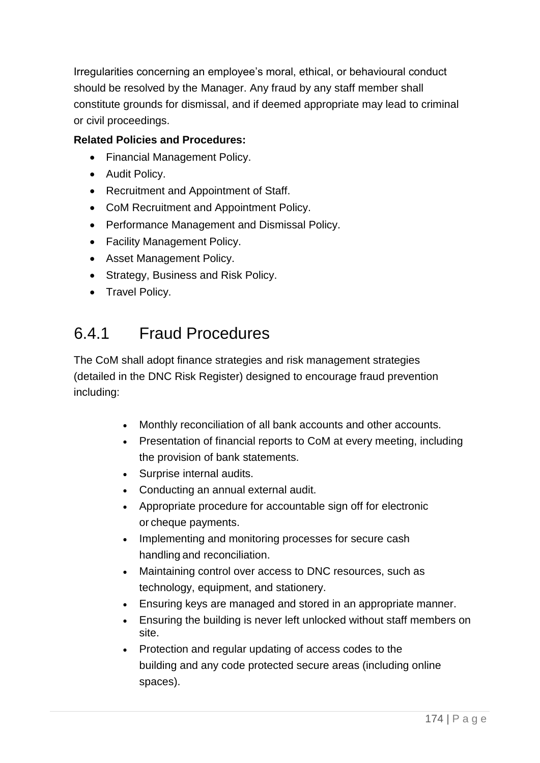Irregularities concerning an employee's moral, ethical, or behavioural conduct should be resolved by the Manager. Any fraud by any staff member shall constitute grounds for dismissal, and if deemed appropriate may lead to criminal or civil proceedings.

**Related Policies and Procedures:**

- Financial Management Policy.
- Audit Policy.
- Recruitment and Appointment of Staff.
- CoM Recruitment and Appointment Policy.
- Performance Management and Dismissal Policy.
- Facility Management Policy.
- Asset Management Policy.
- Strategy, Business and Risk Policy.
- Travel Policy.

## 6.4.1 Fraud Procedures

The CoM shall adopt finance strategies and risk management strategies (detailed in the DNC Risk Register) designed to encourage fraud prevention including:

- Monthly reconciliation of all bank accounts and other accounts.
- Presentation of financial reports to CoM at every meeting, including the provision of bank statements.
- Surprise internal audits.
- Conducting an annual external audit.
- Appropriate procedure for accountable sign off for electronic or cheque payments.
- Implementing and monitoring processes for secure cash handling and reconciliation.
- Maintaining control over access to DNC resources, such as technology, equipment, and stationery.
- Ensuring keys are managed and stored in an appropriate manner.
- Ensuring the building is never left unlocked without staff members on site.
- Protection and regular updating of access codes to the building and any code protected secure areas (including online spaces).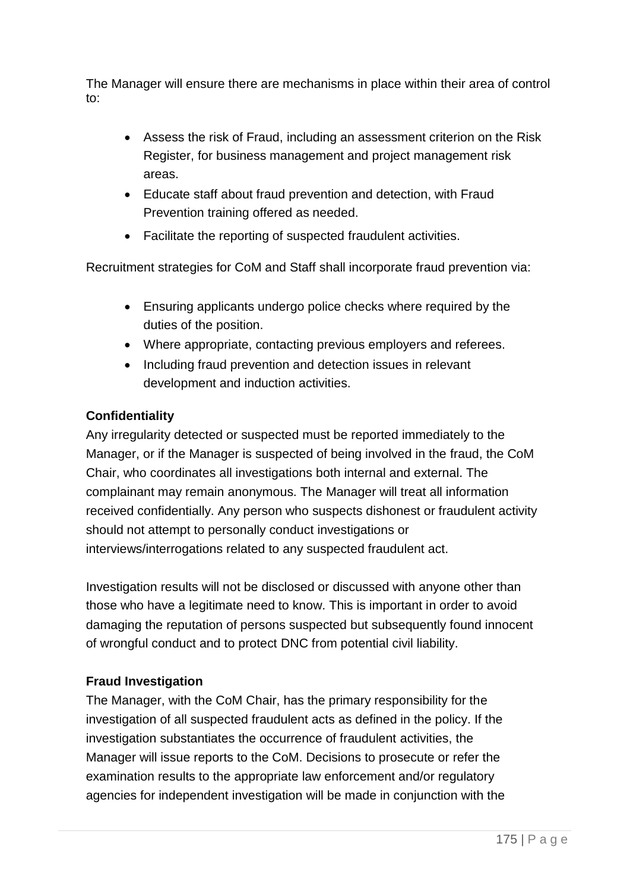The Manager will ensure there are mechanisms in place within their area of control to:

- Assess the risk of Fraud, including an assessment criterion on the Risk Register, for business management and project management risk areas.
- Educate staff about fraud prevention and detection, with Fraud Prevention training offered as needed.
- Facilitate the reporting of suspected fraudulent activities.

Recruitment strategies for CoM and Staff shall incorporate fraud prevention via:

- Ensuring applicants undergo police checks where required by the duties of the position.
- Where appropriate, contacting previous employers and referees.
- Including fraud prevention and detection issues in relevant development and induction activities.

**Confidentiality**

Any irregularity detected or suspected must be reported immediately to the Manager, or if the Manager is suspected of being involved in the fraud, the CoM Chair, who coordinates all investigations both internal and external. The complainant may remain anonymous. The Manager will treat all information received confidentially. Any person who suspects dishonest or fraudulent activity should not attempt to personally conduct investigations or interviews/interrogations related to any suspected fraudulent act.

Investigation results will not be disclosed or discussed with anyone other than those who have a legitimate need to know. This is important in order to avoid damaging the reputation of persons suspected but subsequently found innocent of wrongful conduct and to protect DNC from potential civil liability.

**Fraud Investigation**

The Manager, with the CoM Chair, has the primary responsibility for the investigation of all suspected fraudulent acts as defined in the policy. If the investigation substantiates the occurrence of fraudulent activities, the Manager will issue reports to the CoM. Decisions to prosecute or refer the examination results to the appropriate law enforcement and/or regulatory agencies for independent investigation will be made in conjunction with the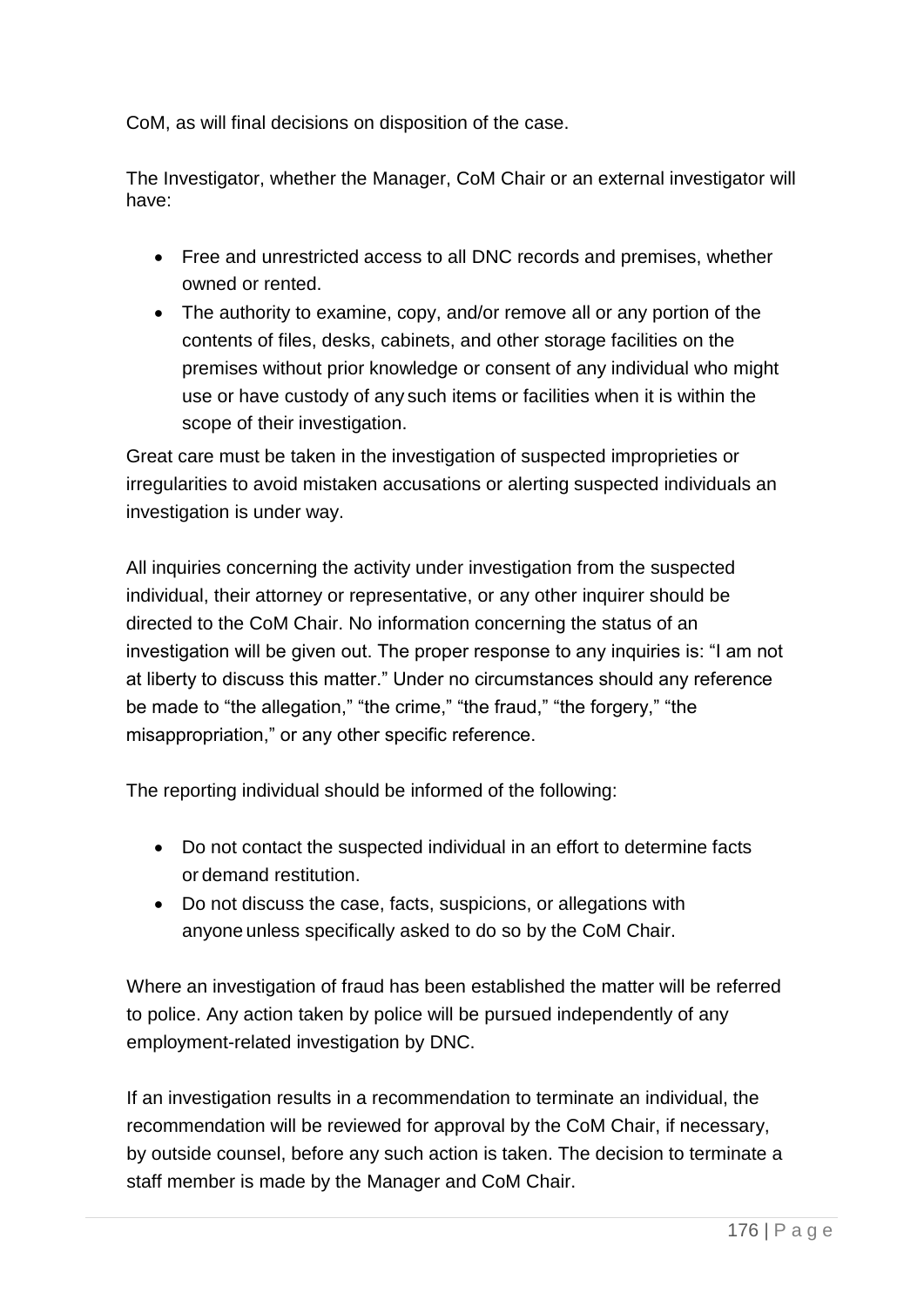CoM, as will final decisions on disposition of the case.

The Investigator, whether the Manager, CoM Chair or an external investigator will have:

- Free and unrestricted access to all DNC records and premises, whether owned or rented.
- The authority to examine, copy, and/or remove all or any portion of the contents of files, desks, cabinets, and other storage facilities on the premises without prior knowledge or consent of any individual who might use or have custody of any such items or facilities when it is within the scope of their investigation.

Great care must be taken in the investigation of suspected improprieties or irregularities to avoid mistaken accusations or alerting suspected individuals an investigation is under way.

All inquiries concerning the activity under investigation from the suspected individual, their attorney or representative, or any other inquirer should be directed to the CoM Chair. No information concerning the status of an investigation will be given out. The proper response to any inquiries is: "I am not at liberty to discuss this matter." Under no circumstances should any reference be made to "the allegation," "the crime," "the fraud," "the forgery," "the misappropriation," or any other specific reference.

The reporting individual should be informed of the following:

- Do not contact the suspected individual in an effort to determine facts or demand restitution.
- Do not discuss the case, facts, suspicions, or allegations with anyone unless specifically asked to do so by the CoM Chair.

Where an investigation of fraud has been established the matter will be referred to police. Any action taken by police will be pursued independently of any employment-related investigation by DNC.

If an investigation results in a recommendation to terminate an individual, the recommendation will be reviewed for approval by the CoM Chair, if necessary, by outside counsel, before any such action is taken. The decision to terminate a staff member is made by the Manager and CoM Chair.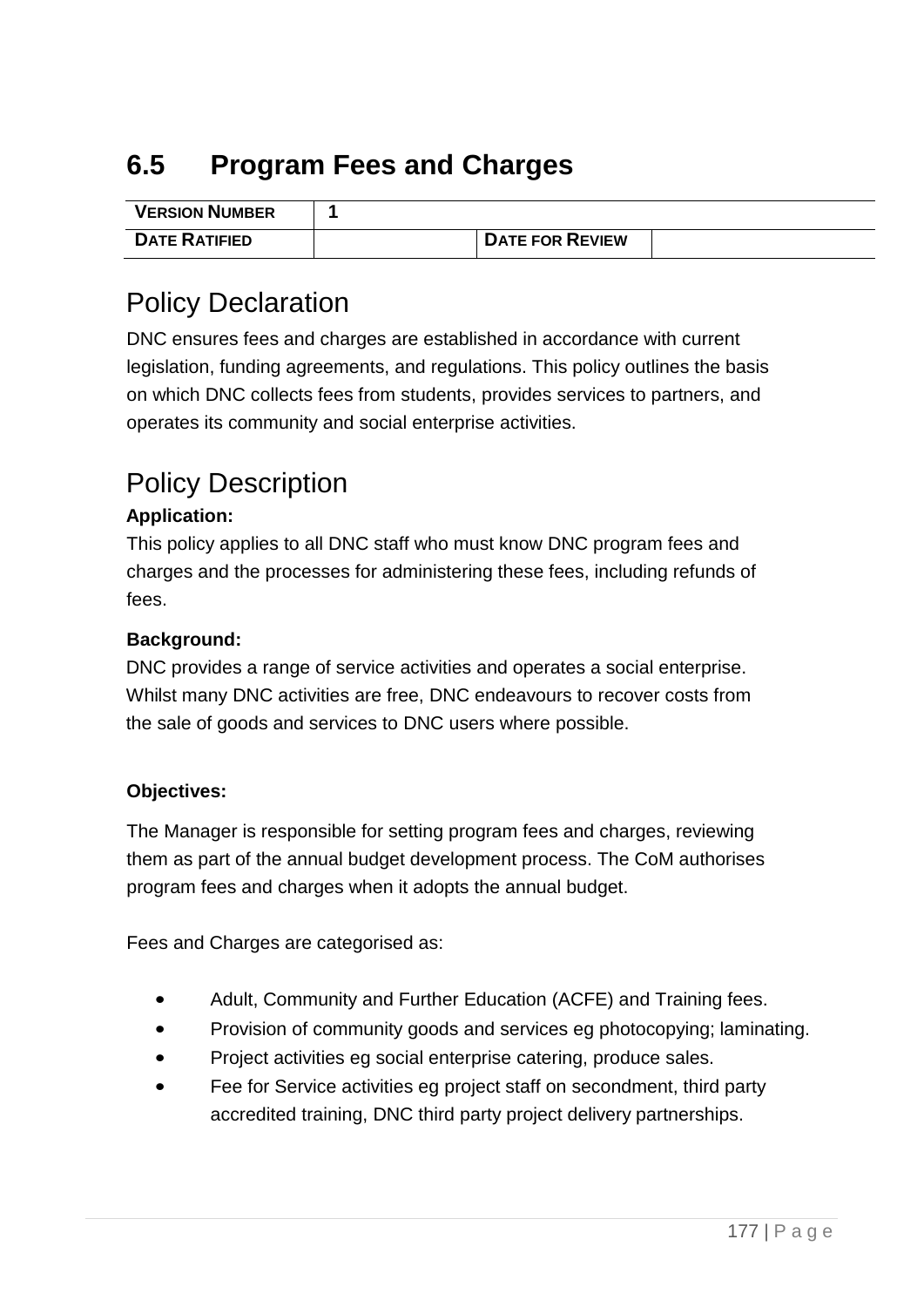## 6.5 Program Fees and Charges

| VERSION NUMBER | 1 | | |
|---|---|---|---|
| DATE RATIFIED | | DATE FOR REVIEW | |

# Policy Declaration

DNC ensures fees and charges are established in accordance with current legislation, funding agreements, and regulations. This policy outlines the basis on which DNC collects fees from students, provides services to partners, and operates its community and social enterprise activities.

# Policy Description

**Application:**

This policy applies to all DNC staff who must know DNC program fees and charges and the processes for administering these fees, including refunds of fees.

**Background:**

DNC provides a range of service activities and operates a social enterprise. Whilst many DNC activities are free, DNC endeavours to recover costs from the sale of goods and services to DNC users where possible.

**Objectives:**

The Manager is responsible for setting program fees and charges, reviewing them as part of the annual budget development process. The CoM authorises program fees and charges when it adopts the annual budget.

Fees and Charges are categorised as:

- Adult, Community and Further Education (ACFE) and Training fees.
- Provision of community goods and services eg photocopying; laminating.
- Project activities eg social enterprise catering, produce sales.
- Fee for Service activities eg project staff on secondment, third party accredited training, DNC third party project delivery partnerships.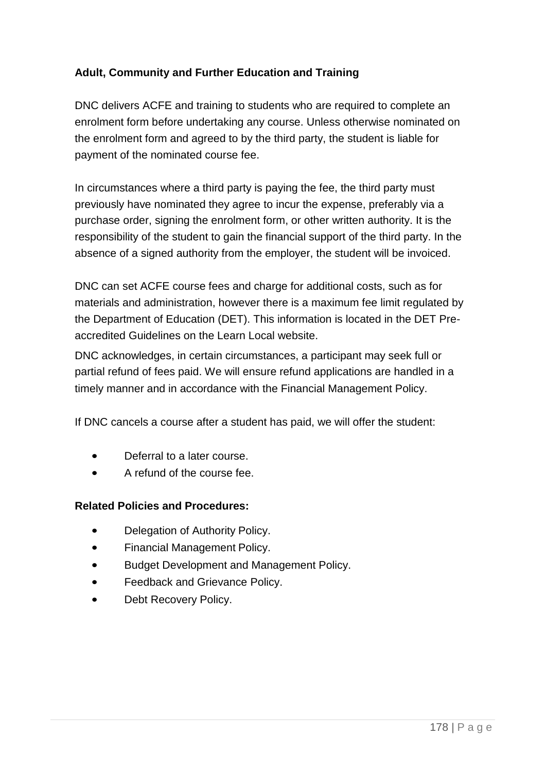**Adult, Community and Further Education and Training**

DNC delivers ACFE and training to students who are required to complete an enrolment form before undertaking any course. Unless otherwise nominated on the enrolment form and agreed to by the third party, the student is liable for payment of the nominated course fee.

In circumstances where a third party is paying the fee, the third party must previously have nominated they agree to incur the expense, preferably via a purchase order, signing the enrolment form, or other written authority. It is the responsibility of the student to gain the financial support of the third party. In the absence of a signed authority from the employer, the student will be invoiced.

DNC can set ACFE course fees and charge for additional costs, such as for materials and administration, however there is a maximum fee limit regulated by the Department of Education (DET). This information is located in the DET Pre-accredited Guidelines on the Learn Local website.

DNC acknowledges, in certain circumstances, a participant may seek full or partial refund of fees paid. We will ensure refund applications are handled in a timely manner and in accordance with the Financial Management Policy.

If DNC cancels a course after a student has paid, we will offer the student:

- Deferral to a later course.
- A refund of the course fee.

**Related Policies and Procedures:**

- Delegation of Authority Policy.
- Financial Management Policy.
- Budget Development and Management Policy.
- Feedback and Grievance Policy.
- Debt Recovery Policy.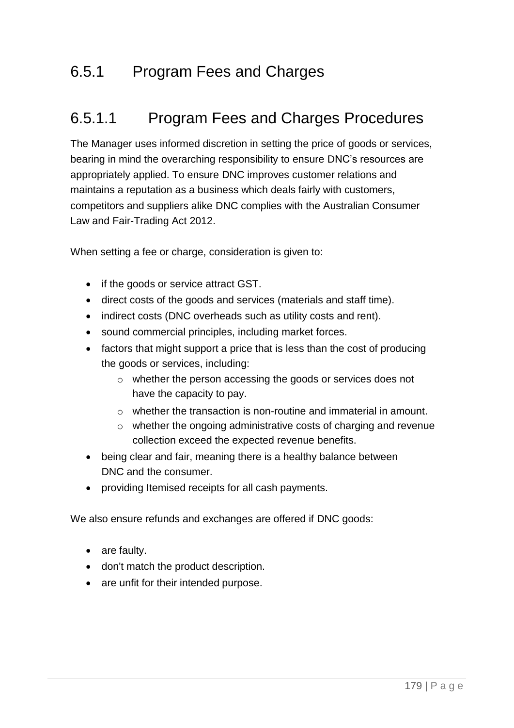## 6.5.1 Program Fees and Charges

### 6.5.1.1 Program Fees and Charges Procedures

The Manager uses informed discretion in setting the price of goods or services, bearing in mind the overarching responsibility to ensure DNC's resources are appropriately applied. To ensure DNC improves customer relations and maintains a reputation as a business which deals fairly with customers, competitors and suppliers alike DNC complies with the Australian Consumer Law and Fair-Trading Act 2012.

When setting a fee or charge, consideration is given to:

- if the goods or service attract GST.
- direct costs of the goods and services (materials and staff time).
- indirect costs (DNC overheads such as utility costs and rent).
- sound commercial principles, including market forces.
- factors that might support a price that is less than the cost of producing the goods or services, including:
  - whether the person accessing the goods or services does not have the capacity to pay.
  - whether the transaction is non-routine and immaterial in amount.
  - whether the ongoing administrative costs of charging and revenue collection exceed the expected revenue benefits.
- being clear and fair, meaning there is a healthy balance between DNC and the consumer.
- providing Itemised receipts for all cash payments.

We also ensure refunds and exchanges are offered if DNC goods:

- are faulty.
- don't match the product description.
- are unfit for their intended purpose.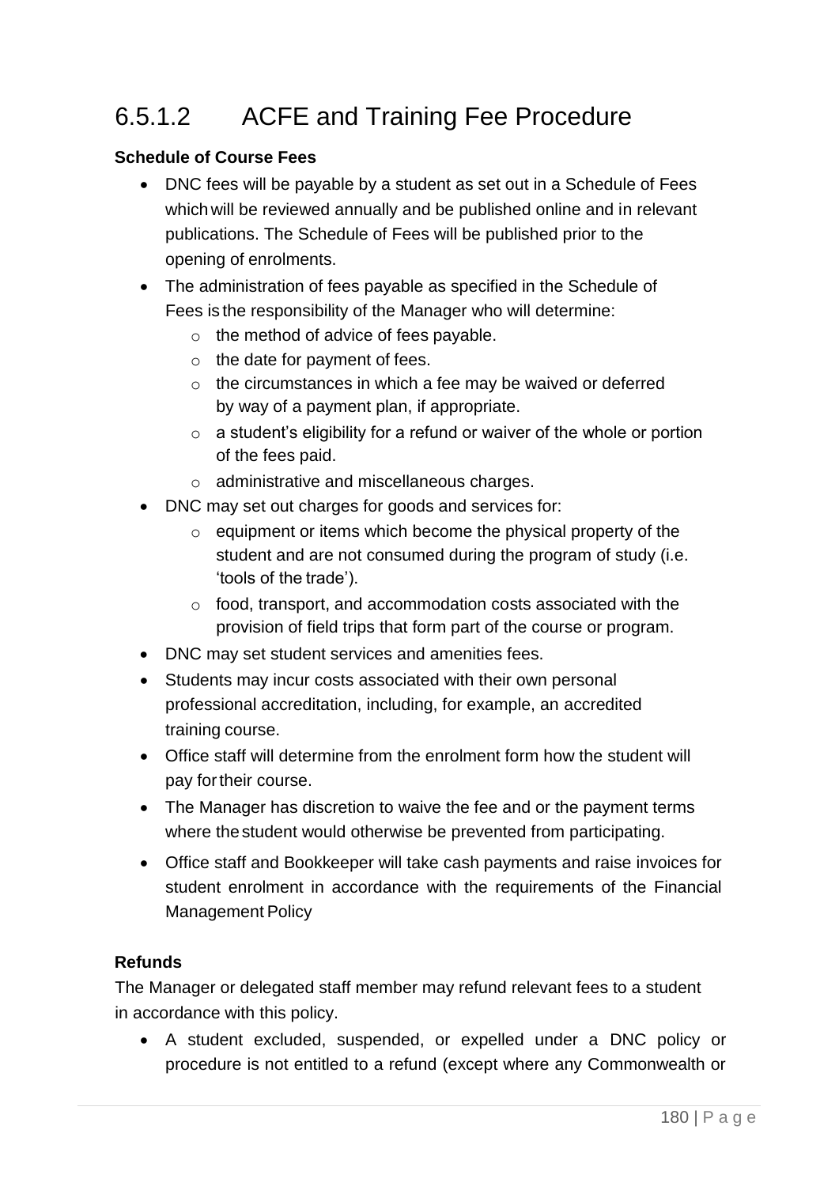## 6.5.1.2 ACFE and Training Fee Procedure

**Schedule of Course Fees**

- DNC fees will be payable by a student as set out in a Schedule of Fees which will be reviewed annually and be published online and in relevant publications. The Schedule of Fees will be published prior to the opening of enrolments.
- The administration of fees payable as specified in the Schedule of Fees is the responsibility of the Manager who will determine:
  - the method of advice of fees payable.
  - the date for payment of fees.
  - the circumstances in which a fee may be waived or deferred by way of a payment plan, if appropriate.
  - a student's eligibility for a refund or waiver of the whole or portion of the fees paid.
  - administrative and miscellaneous charges.
- DNC may set out charges for goods and services for:
  - equipment or items which become the physical property of the student and are not consumed during the program of study (i.e. 'tools of the trade').
  - food, transport, and accommodation costs associated with the provision of field trips that form part of the course or program.
- DNC may set student services and amenities fees.
- Students may incur costs associated with their own personal professional accreditation, including, for example, an accredited training course.
- Office staff will determine from the enrolment form how the student will pay for their course.
- The Manager has discretion to waive the fee and or the payment terms where the student would otherwise be prevented from participating.
- Office staff and Bookkeeper will take cash payments and raise invoices for student enrolment in accordance with the requirements of the Financial Management Policy

**Refunds**

The Manager or delegated staff member may refund relevant fees to a student in accordance with this policy.

- A student excluded, suspended, or expelled under a DNC policy or procedure is not entitled to a refund (except where any Commonwealth or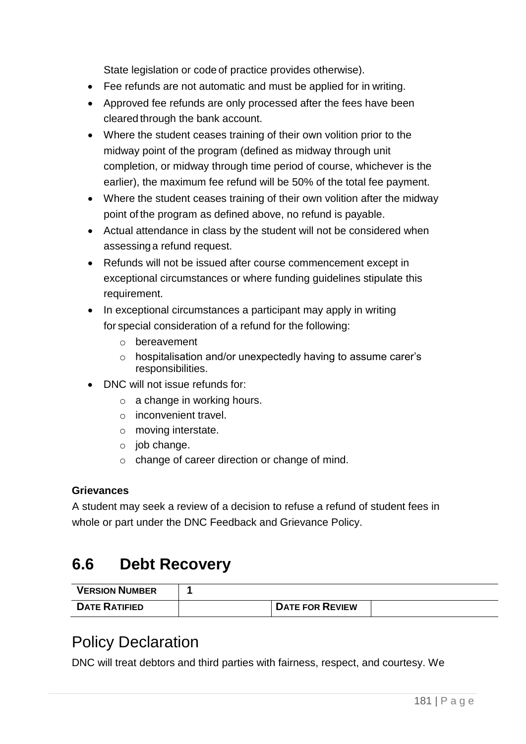State legislation or code of practice provides otherwise).

- Fee refunds are not automatic and must be applied for in writing.
- Approved fee refunds are only processed after the fees have been cleared through the bank account.
- Where the student ceases training of their own volition prior to the midway point of the program (defined as midway through unit completion, or midway through time period of course, whichever is the earlier), the maximum fee refund will be 50% of the total fee payment.
- Where the student ceases training of their own volition after the midway point of the program as defined above, no refund is payable.
- Actual attendance in class by the student will not be considered when assessing a refund request.
- Refunds will not be issued after course commencement except in exceptional circumstances or where funding guidelines stipulate this requirement.
- In exceptional circumstances a participant may apply in writing for special consideration of a refund for the following:
  - bereavement
  - hospitalisation and/or unexpectedly having to assume carer's responsibilities.
- DNC will not issue refunds for:
  - a change in working hours.
  - inconvenient travel.
  - moving interstate.
  - job change.
  - change of career direction or change of mind.

**Grievances**

A student may seek a review of a decision to refuse a refund of student fees in whole or part under the DNC Feedback and Grievance Policy.

## 6.6 Debt Recovery

| **VERSION NUMBER** | **1** | | |
|---|---|---|---|
| **DATE RATIFIED** | | **DATE FOR REVIEW** | |

# Policy Declaration

DNC will treat debtors and third parties with fairness, respect, and courtesy. We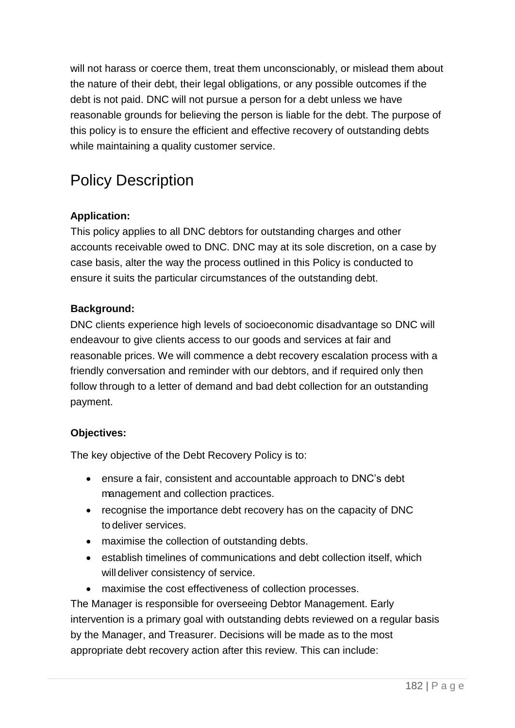will not harass or coerce them, treat them unconscionably, or mislead them about the nature of their debt, their legal obligations, or any possible outcomes if the debt is not paid. DNC will not pursue a person for a debt unless we have reasonable grounds for believing the person is liable for the debt. The purpose of this policy is to ensure the efficient and effective recovery of outstanding debts while maintaining a quality customer service.

## Policy Description

**Application:**

This policy applies to all DNC debtors for outstanding charges and other accounts receivable owed to DNC. DNC may at its sole discretion, on a case by case basis, alter the way the process outlined in this Policy is conducted to ensure it suits the particular circumstances of the outstanding debt.

**Background:**

DNC clients experience high levels of socioeconomic disadvantage so DNC will endeavour to give clients access to our goods and services at fair and reasonable prices. We will commence a debt recovery escalation process with a friendly conversation and reminder with our debtors, and if required only then follow through to a letter of demand and bad debt collection for an outstanding payment.

**Objectives:**

The key objective of the Debt Recovery Policy is to:

- ensure a fair, consistent and accountable approach to DNC's debt management and collection practices.
- recognise the importance debt recovery has on the capacity of DNC to deliver services.
- maximise the collection of outstanding debts.
- establish timelines of communications and debt collection itself, which will deliver consistency of service.
- maximise the cost effectiveness of collection processes.

The Manager is responsible for overseeing Debtor Management. Early intervention is a primary goal with outstanding debts reviewed on a regular basis by the Manager, and Treasurer. Decisions will be made as to the most appropriate debt recovery action after this review. This can include: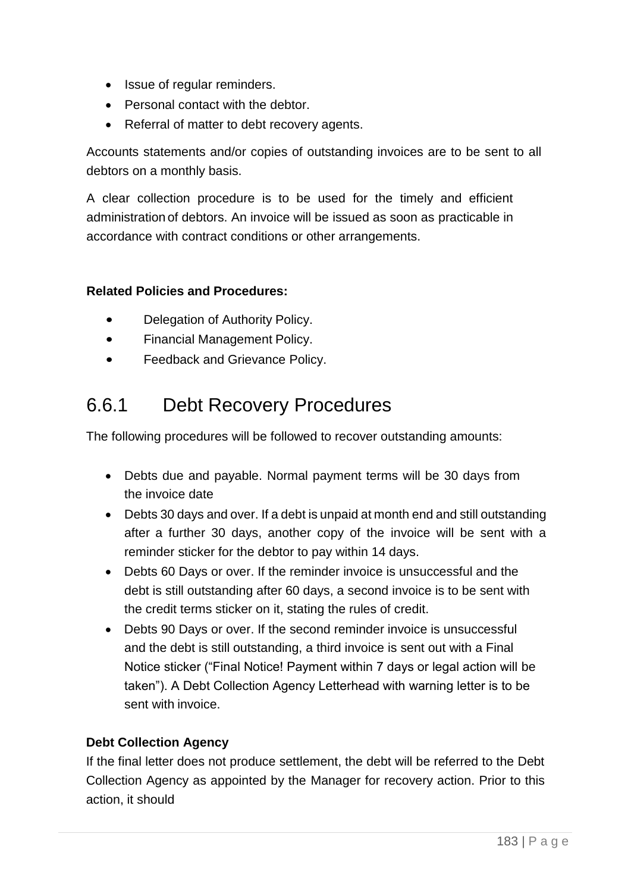- Issue of regular reminders.
- Personal contact with the debtor.
- Referral of matter to debt recovery agents.

Accounts statements and/or copies of outstanding invoices are to be sent to all debtors on a monthly basis.

A clear collection procedure is to be used for the timely and efficient administration of debtors. An invoice will be issued as soon as practicable in accordance with contract conditions or other arrangements.

**Related Policies and Procedures:**

- Delegation of Authority Policy.
- Financial Management Policy.
- Feedback and Grievance Policy.

## 6.6.1 Debt Recovery Procedures

The following procedures will be followed to recover outstanding amounts:

- Debts due and payable. Normal payment terms will be 30 days from the invoice date
- Debts 30 days and over. If a debt is unpaid at month end and still outstanding after a further 30 days, another copy of the invoice will be sent with a reminder sticker for the debtor to pay within 14 days.
- Debts 60 Days or over. If the reminder invoice is unsuccessful and the debt is still outstanding after 60 days, a second invoice is to be sent with the credit terms sticker on it, stating the rules of credit.
- Debts 90 Days or over. If the second reminder invoice is unsuccessful and the debt is still outstanding, a third invoice is sent out with a Final Notice sticker ("Final Notice! Payment within 7 days or legal action will be taken"). A Debt Collection Agency Letterhead with warning letter is to be sent with invoice.

**Debt Collection Agency**

If the final letter does not produce settlement, the debt will be referred to the Debt Collection Agency as appointed by the Manager for recovery action. Prior to this action, it should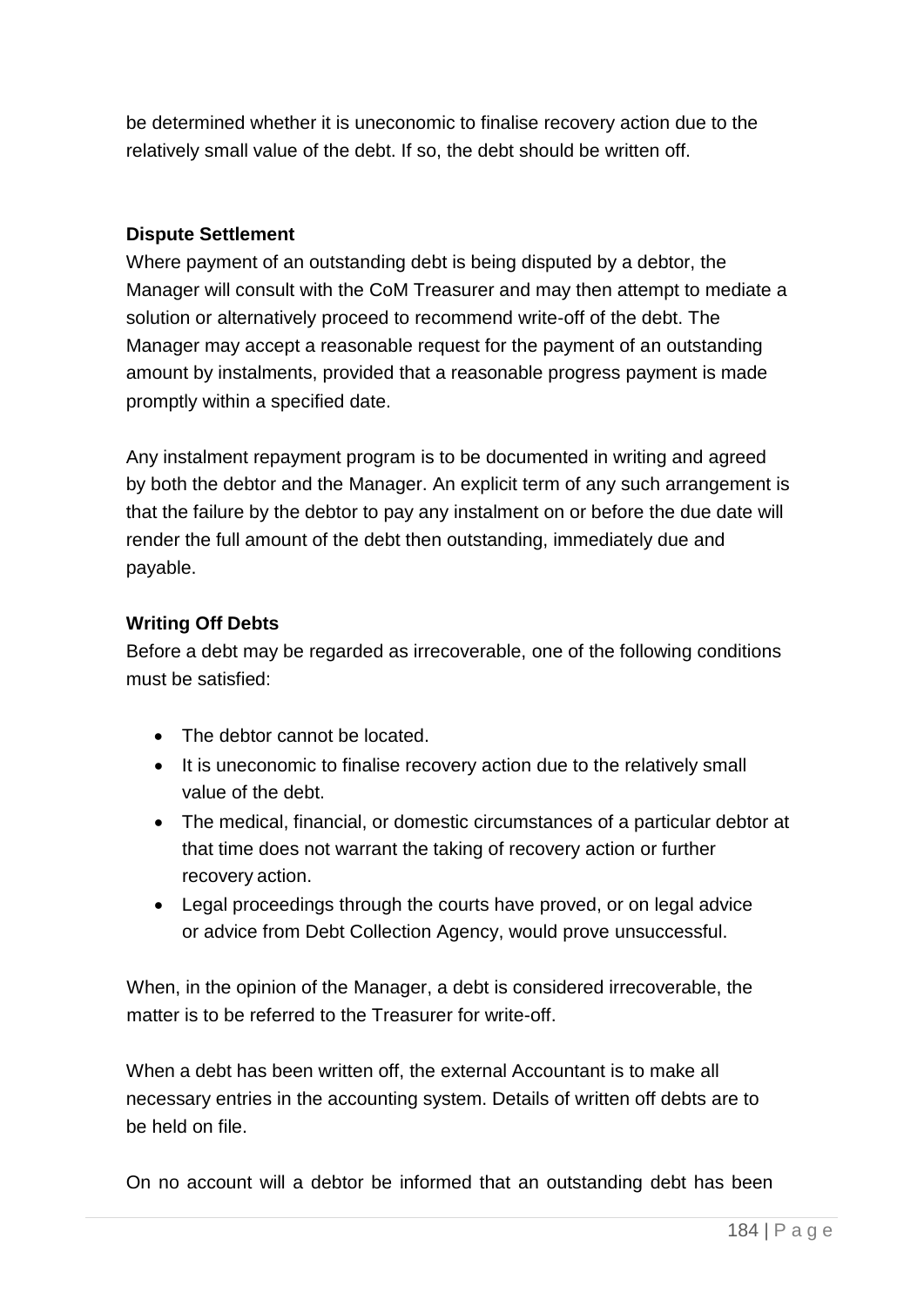be determined whether it is uneconomic to finalise recovery action due to the relatively small value of the debt. If so, the debt should be written off.

**Dispute Settlement**

Where payment of an outstanding debt is being disputed by a debtor, the Manager will consult with the CoM Treasurer and may then attempt to mediate a solution or alternatively proceed to recommend write-off of the debt. The Manager may accept a reasonable request for the payment of an outstanding amount by instalments, provided that a reasonable progress payment is made promptly within a specified date.

Any instalment repayment program is to be documented in writing and agreed by both the debtor and the Manager. An explicit term of any such arrangement is that the failure by the debtor to pay any instalment on or before the due date will render the full amount of the debt then outstanding, immediately due and payable.

**Writing Off Debts**

Before a debt may be regarded as irrecoverable, one of the following conditions must be satisfied:

- The debtor cannot be located.
- It is uneconomic to finalise recovery action due to the relatively small value of the debt.
- The medical, financial, or domestic circumstances of a particular debtor at that time does not warrant the taking of recovery action or further recovery action.
- Legal proceedings through the courts have proved, or on legal advice or advice from Debt Collection Agency, would prove unsuccessful.

When, in the opinion of the Manager, a debt is considered irrecoverable, the matter is to be referred to the Treasurer for write-off.

When a debt has been written off, the external Accountant is to make all necessary entries in the accounting system. Details of written off debts are to be held on file.

On no account will a debtor be informed that an outstanding debt has been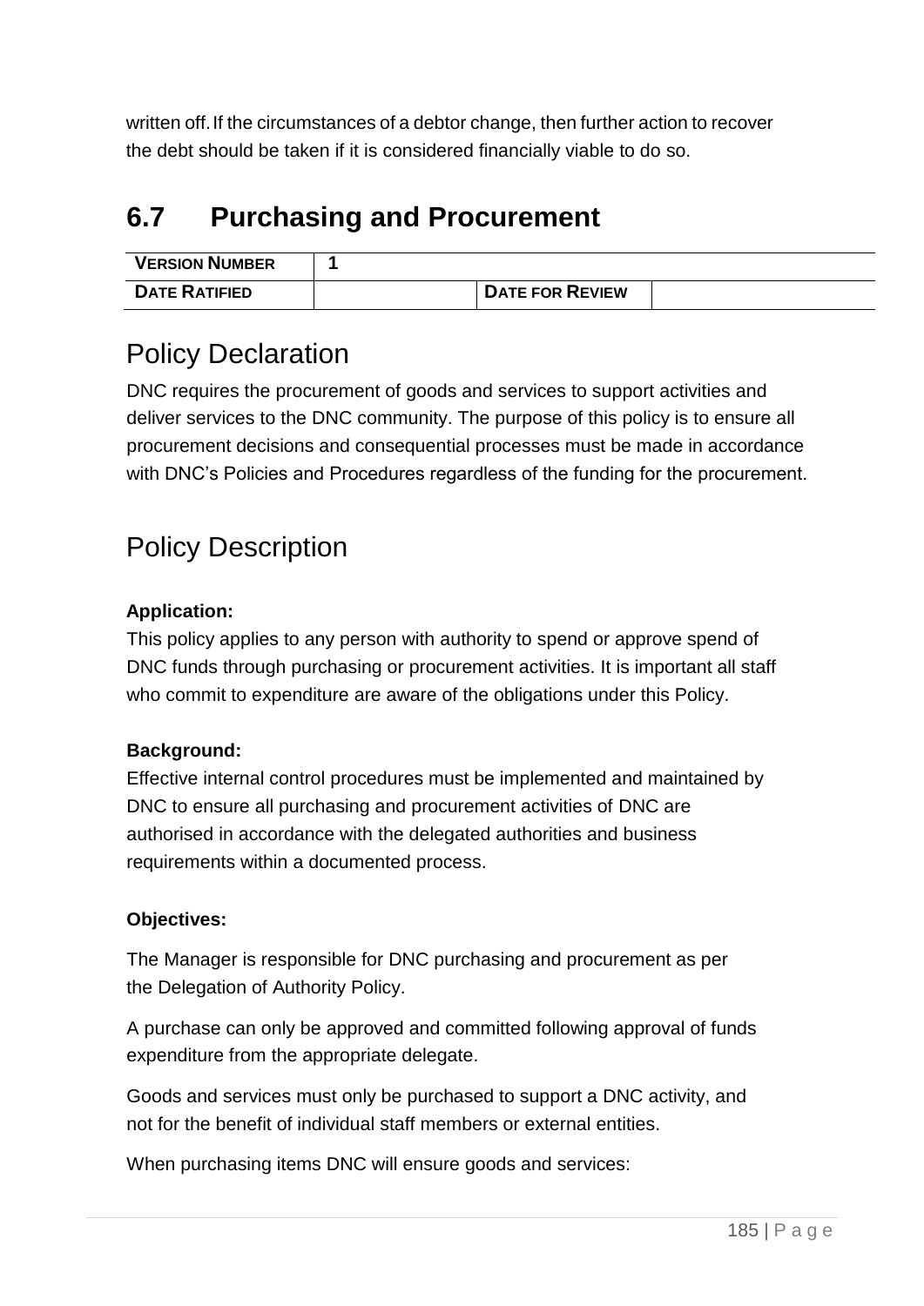written off. If the circumstances of a debtor change, then further action to recover the debt should be taken if it is considered financially viable to do so.

## 6.7 Purchasing and Procurement

| VERSION NUMBER | 1 | | |
|---|---|---|---|
| DATE RATIFIED | | DATE FOR REVIEW | |

## Policy Declaration

DNC requires the procurement of goods and services to support activities and deliver services to the DNC community. The purpose of this policy is to ensure all procurement decisions and consequential processes must be made in accordance with DNC's Policies and Procedures regardless of the funding for the procurement.

## Policy Description

**Application:**
This policy applies to any person with authority to spend or approve spend of DNC funds through purchasing or procurement activities. It is important all staff who commit to expenditure are aware of the obligations under this Policy.

**Background:**
Effective internal control procedures must be implemented and maintained by DNC to ensure all purchasing and procurement activities of DNC are authorised in accordance with the delegated authorities and business requirements within a documented process.

**Objectives:**

The Manager is responsible for DNC purchasing and procurement as per the Delegation of Authority Policy.

A purchase can only be approved and committed following approval of funds expenditure from the appropriate delegate.

Goods and services must only be purchased to support a DNC activity, and not for the benefit of individual staff members or external entities.

When purchasing items DNC will ensure goods and services: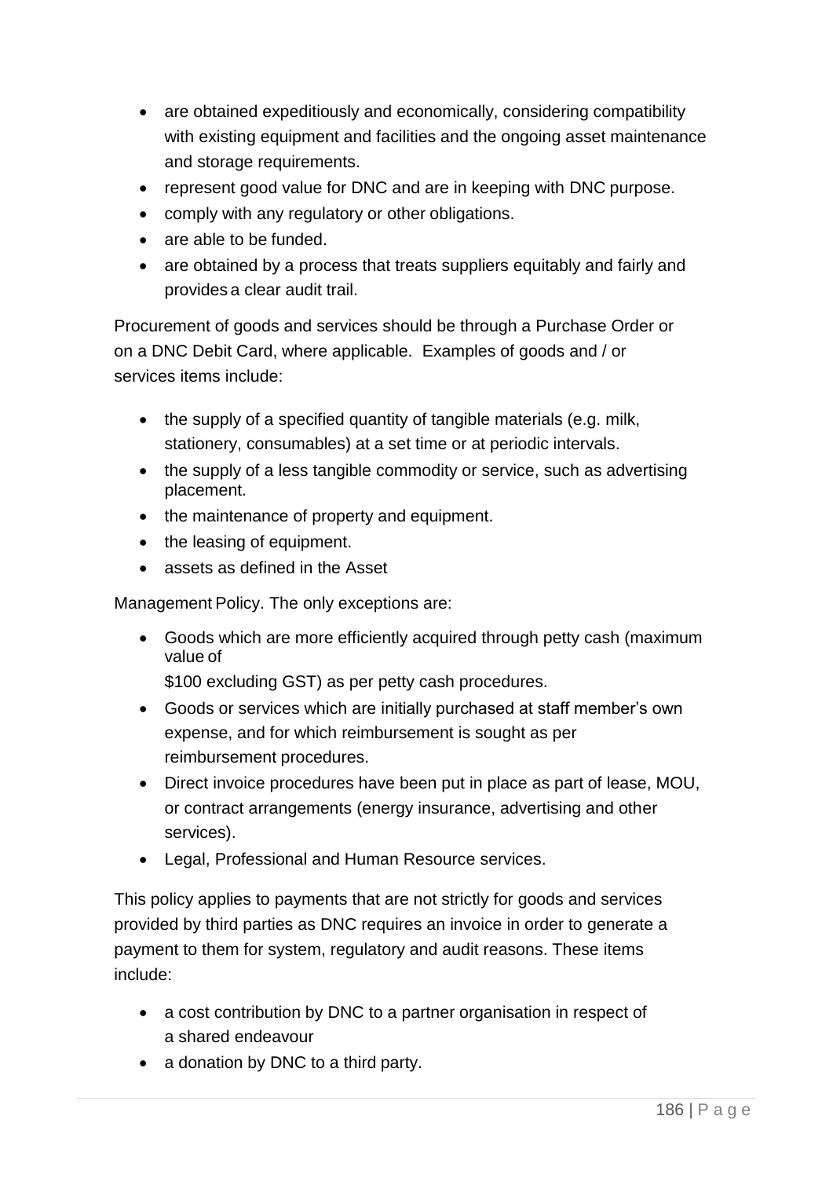- are obtained expeditiously and economically, considering compatibility with existing equipment and facilities and the ongoing asset maintenance and storage requirements.
- represent good value for DNC and are in keeping with DNC purpose.
- comply with any regulatory or other obligations.
- are able to be funded.
- are obtained by a process that treats suppliers equitably and fairly and provides a clear audit trail.

Procurement of goods and services should be through a Purchase Order or on a DNC Debit Card, where applicable. Examples of goods and / or services items include:

- the supply of a specified quantity of tangible materials (e.g. milk, stationery, consumables) at a set time or at periodic intervals.
- the supply of a less tangible commodity or service, such as advertising placement.
- the maintenance of property and equipment.
- the leasing of equipment.
- assets as defined in the Asset

Management Policy. The only exceptions are:

- Goods which are more efficiently acquired through petty cash (maximum value of $100 excluding GST) as per petty cash procedures.
- Goods or services which are initially purchased at staff member's own expense, and for which reimbursement is sought as per reimbursement procedures.
- Direct invoice procedures have been put in place as part of lease, MOU, or contract arrangements (energy insurance, advertising and other services).
- Legal, Professional and Human Resource services.

This policy applies to payments that are not strictly for goods and services provided by third parties as DNC requires an invoice in order to generate a payment to them for system, regulatory and audit reasons. These items include:

- a cost contribution by DNC to a partner organisation in respect of a shared endeavour
- a donation by DNC to a third party.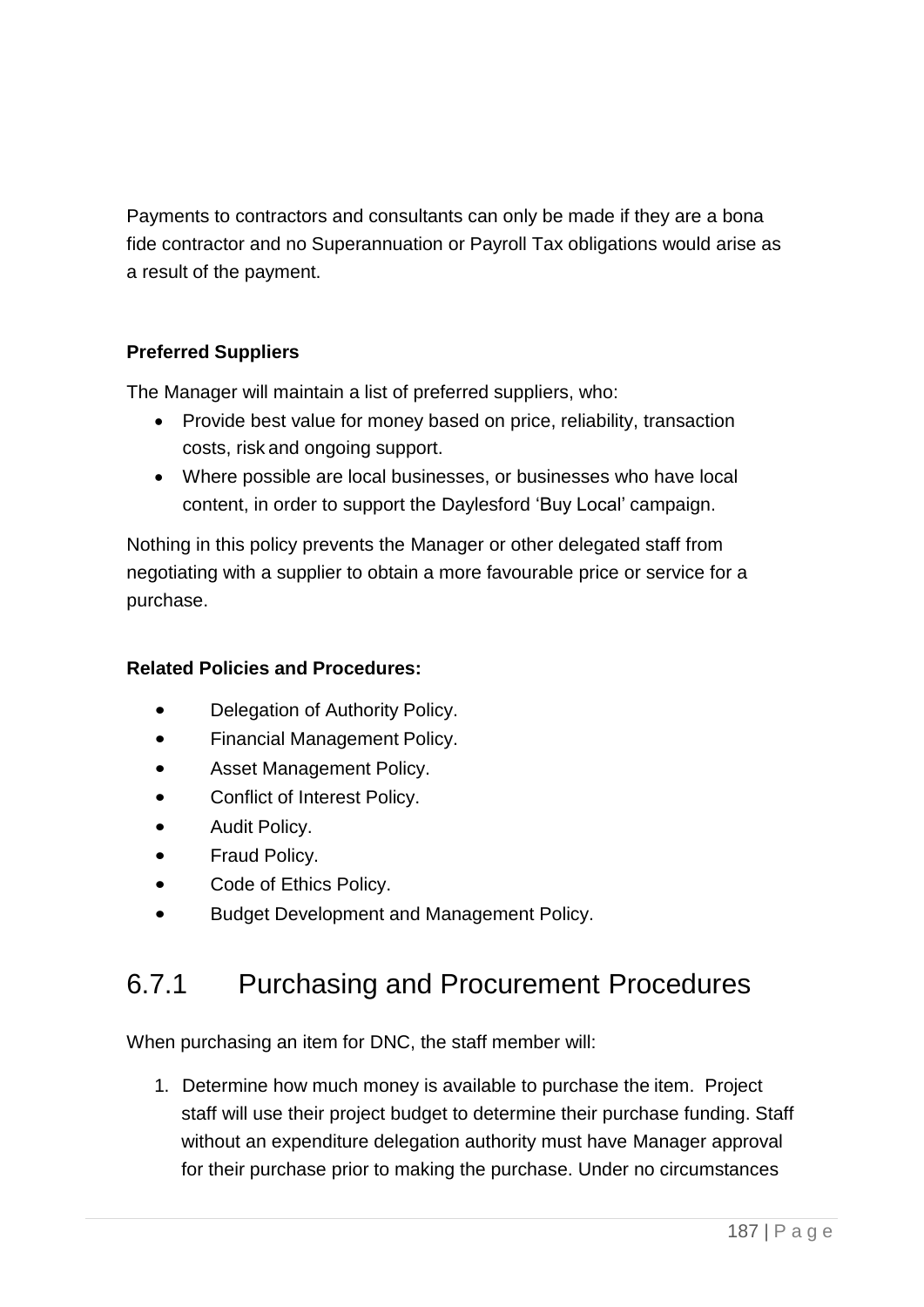Payments to contractors and consultants can only be made if they are a bona fide contractor and no Superannuation or Payroll Tax obligations would arise as a result of the payment.

**Preferred Suppliers**

The Manager will maintain a list of preferred suppliers, who:

- Provide best value for money based on price, reliability, transaction costs, risk and ongoing support.
- Where possible are local businesses, or businesses who have local content, in order to support the Daylesford 'Buy Local' campaign.

Nothing in this policy prevents the Manager or other delegated staff from negotiating with a supplier to obtain a more favourable price or service for a purchase.

**Related Policies and Procedures:**

- Delegation of Authority Policy.
- Financial Management Policy.
- Asset Management Policy.
- Conflict of Interest Policy.
- Audit Policy.
- Fraud Policy.
- Code of Ethics Policy.
- Budget Development and Management Policy.

## 6.7.1 Purchasing and Procurement Procedures

When purchasing an item for DNC, the staff member will:

1. Determine how much money is available to purchase the item. Project staff will use their project budget to determine their purchase funding. Staff without an expenditure delegation authority must have Manager approval for their purchase prior to making the purchase. Under no circumstances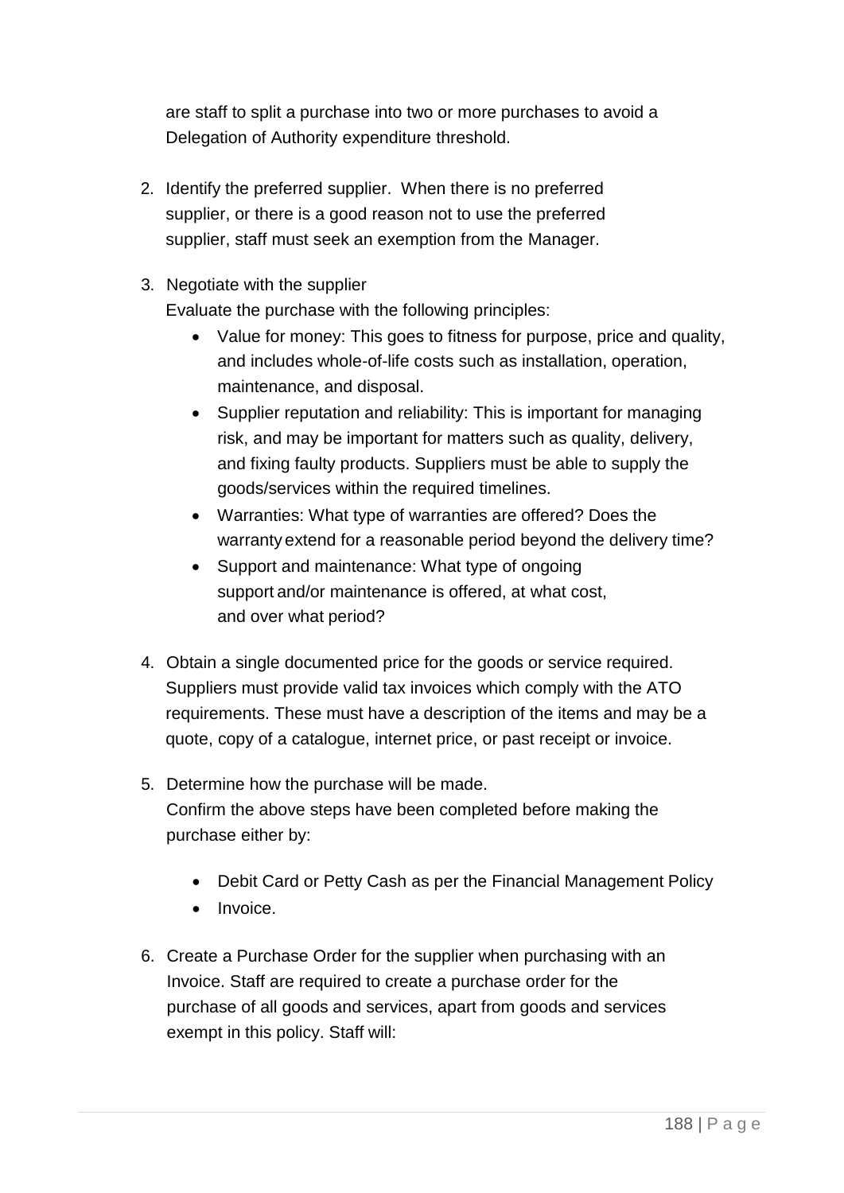are staff to split a purchase into two or more purchases to avoid a Delegation of Authority expenditure threshold.

2. Identify the preferred supplier. When there is no preferred supplier, or there is a good reason not to use the preferred supplier, staff must seek an exemption from the Manager.

3. Negotiate with the supplier
   Evaluate the purchase with the following principles:
   - Value for money: This goes to fitness for purpose, price and quality, and includes whole-of-life costs such as installation, operation, maintenance, and disposal.
   - Supplier reputation and reliability: This is important for managing risk, and may be important for matters such as quality, delivery, and fixing faulty products. Suppliers must be able to supply the goods/services within the required timelines.
   - Warranties: What type of warranties are offered? Does the warranty extend for a reasonable period beyond the delivery time?
   - Support and maintenance: What type of ongoing support and/or maintenance is offered, at what cost, and over what period?

4. Obtain a single documented price for the goods or service required. Suppliers must provide valid tax invoices which comply with the ATO requirements. These must have a description of the items and may be a quote, copy of a catalogue, internet price, or past receipt or invoice.

5. Determine how the purchase will be made.
   Confirm the above steps have been completed before making the purchase either by:
   - Debit Card or Petty Cash as per the Financial Management Policy
   - Invoice.

6. Create a Purchase Order for the supplier when purchasing with an Invoice. Staff are required to create a purchase order for the purchase of all goods and services, apart from goods and services exempt in this policy. Staff will: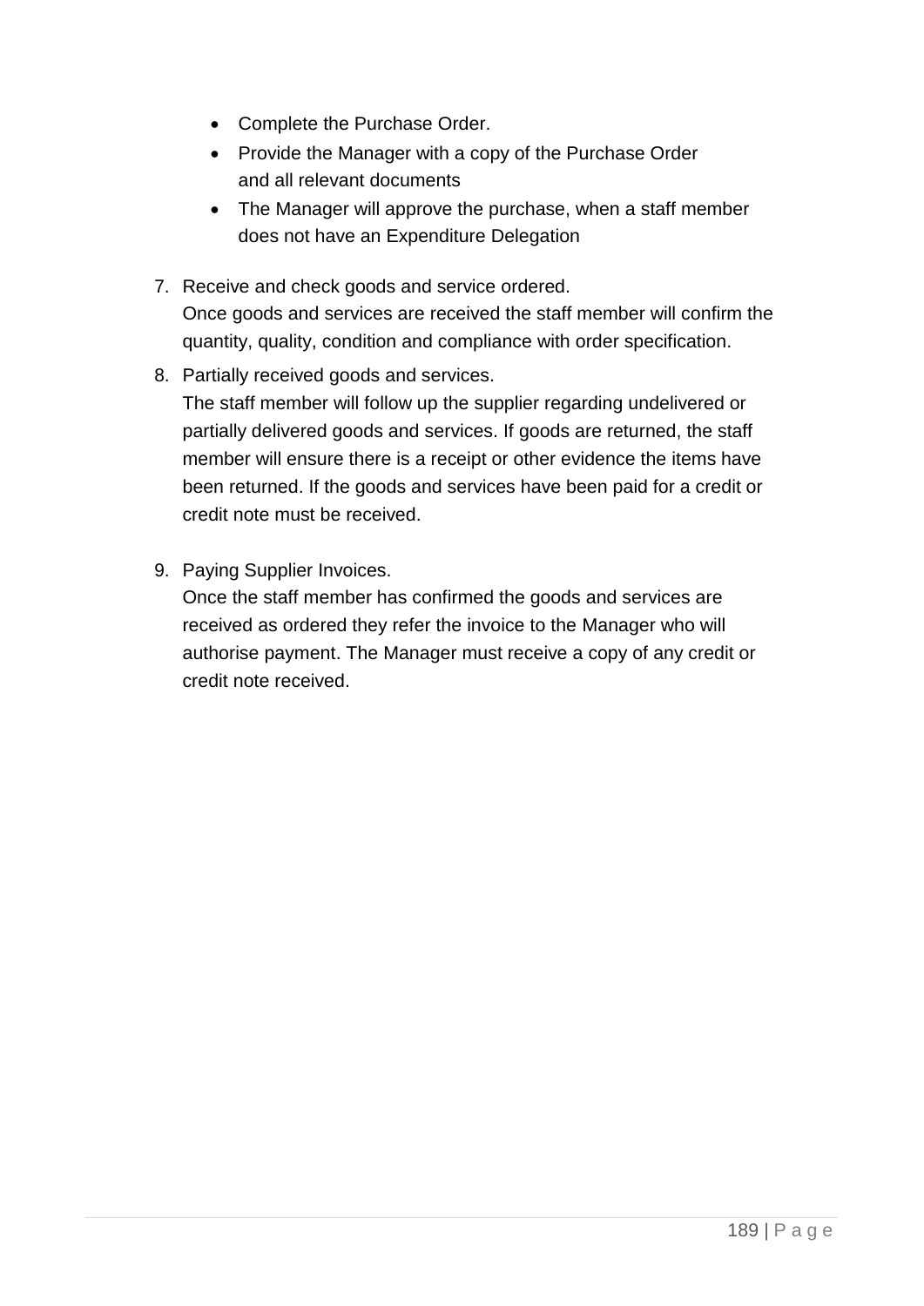- Complete the Purchase Order.
- Provide the Manager with a copy of the Purchase Order and all relevant documents
- The Manager will approve the purchase, when a staff member does not have an Expenditure Delegation

7. Receive and check goods and service ordered.
   Once goods and services are received the staff member will confirm the quantity, quality, condition and compliance with order specification.
8. Partially received goods and services.
   The staff member will follow up the supplier regarding undelivered or partially delivered goods and services. If goods are returned, the staff member will ensure there is a receipt or other evidence the items have been returned. If the goods and services have been paid for a credit or credit note must be received.
9. Paying Supplier Invoices.
   Once the staff member has confirmed the goods and services are received as ordered they refer the invoice to the Manager who will authorise payment. The Manager must receive a copy of any credit or credit note received.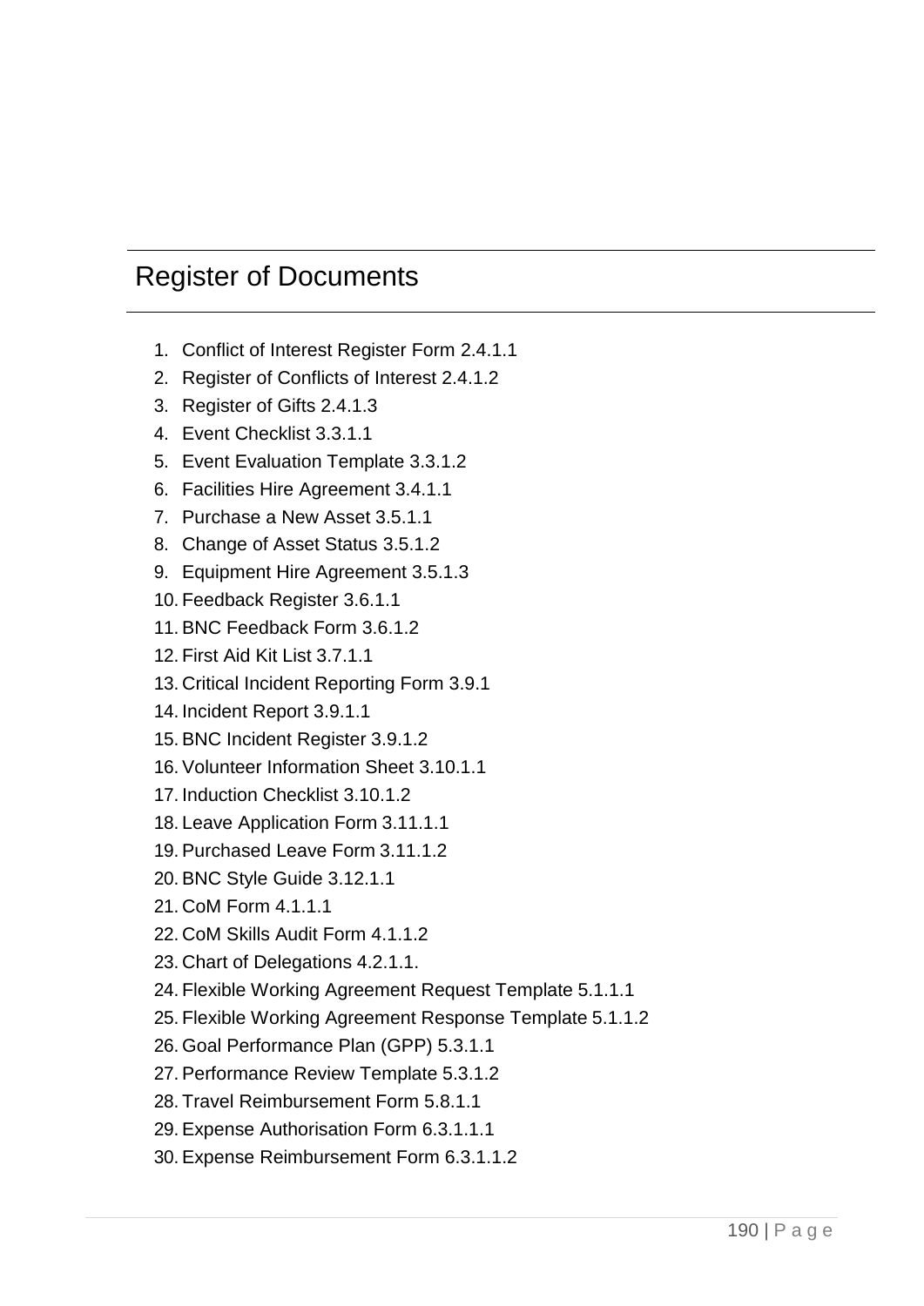# Register of Documents

1. Conflict of Interest Register Form 2.4.1.1
2. Register of Conflicts of Interest 2.4.1.2
3. Register of Gifts 2.4.1.3
4. Event Checklist 3.3.1.1
5. Event Evaluation Template 3.3.1.2
6. Facilities Hire Agreement 3.4.1.1
7. Purchase a New Asset 3.5.1.1
8. Change of Asset Status 3.5.1.2
9. Equipment Hire Agreement 3.5.1.3
10. Feedback Register 3.6.1.1
11. BNC Feedback Form 3.6.1.2
12. First Aid Kit List 3.7.1.1
13. Critical Incident Reporting Form 3.9.1
14. Incident Report 3.9.1.1
15. BNC Incident Register 3.9.1.2
16. Volunteer Information Sheet 3.10.1.1
17. Induction Checklist 3.10.1.2
18. Leave Application Form 3.11.1.1
19. Purchased Leave Form 3.11.1.2
20. BNC Style Guide 3.12.1.1
21. CoM Form 4.1.1.1
22. CoM Skills Audit Form 4.1.1.2
23. Chart of Delegations 4.2.1.1.
24. Flexible Working Agreement Request Template 5.1.1.1
25. Flexible Working Agreement Response Template 5.1.1.2
26. Goal Performance Plan (GPP) 5.3.1.1
27. Performance Review Template 5.3.1.2
28. Travel Reimbursement Form 5.8.1.1
29. Expense Authorisation Form 6.3.1.1.1
30. Expense Reimbursement Form 6.3.1.1.2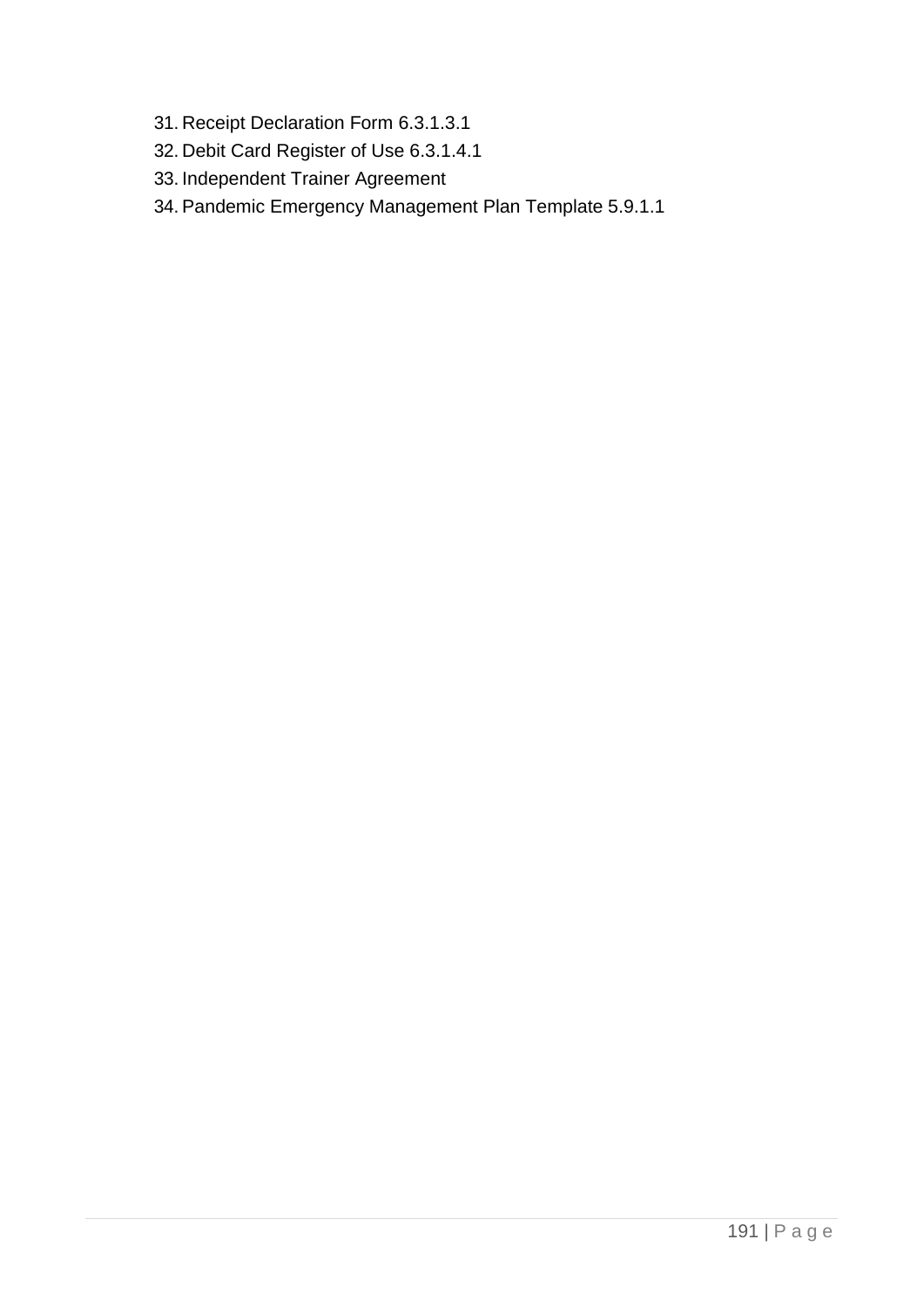31. Receipt Declaration Form 6.3.1.3.1
32. Debit Card Register of Use 6.3.1.4.1
33. Independent Trainer Agreement
34. Pandemic Emergency Management Plan Template 5.9.1.1